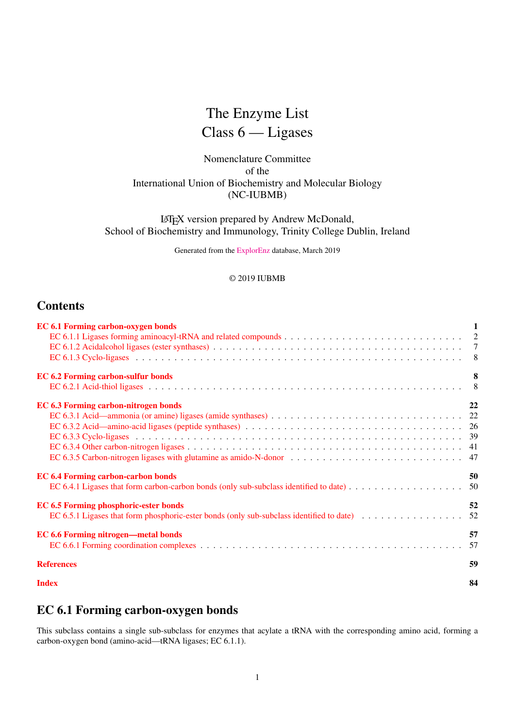# The Enzyme List
# Class 6 — Ligases

Nomenclature Committee
of the
International Union of Biochemistry and Molecular Biology
(NC-IUBMB)

LaTeX version prepared by Andrew McDonald,
School of Biochemistry and Immunology, Trinity College Dublin, Ireland

Generated from the ExplorEnz database, March 2019

© 2019 IUBMB

## Contents

**EC 6.1 Forming carbon-oxygen bonds** . . . 1
- EC 6.1.1 Ligases forming aminoacyl-tRNA and related compounds . . . 2
- EC 6.1.2 Acidalcohol ligases (ester synthases) . . . 7
- EC 6.1.3 Cyclo-ligases . . . 8

**EC 6.2 Forming carbon-sulfur bonds** . . . 8
- EC 6.2.1 Acid-thiol ligases . . . 8

**EC 6.3 Forming carbon-nitrogen bonds** . . . 22
- EC 6.3.1 Acid—ammonia (or amine) ligases (amide synthases) . . . 22
- EC 6.3.2 Acid—amino-acid ligases (peptide synthases) . . . 26
- EC 6.3.3 Cyclo-ligases . . . 39
- EC 6.3.4 Other carbon-nitrogen ligases . . . 41
- EC 6.3.5 Carbon-nitrogen ligases with glutamine as amido-N-donor . . . 47

**EC 6.4 Forming carbon-carbon bonds** . . . 50
- EC 6.4.1 Ligases that form carbon-carbon bonds (only sub-subclass identified to date) . . . 50

**EC 6.5 Forming phosphoric-ester bonds** . . . 52
- EC 6.5.1 Ligases that form phosphoric-ester bonds (only sub-subclass identified to date) . . . 52

**EC 6.6 Forming nitrogen—metal bonds** . . . 57
- EC 6.6.1 Forming coordination complexes . . . 57

**References** . . . 59

**Index** . . . 84

## EC 6.1 Forming carbon-oxygen bonds

This subclass contains a single sub-subclass for enzymes that acylate a tRNA with the corresponding amino acid, forming a carbon-oxygen bond (amino-acid—tRNA ligases; EC 6.1.1).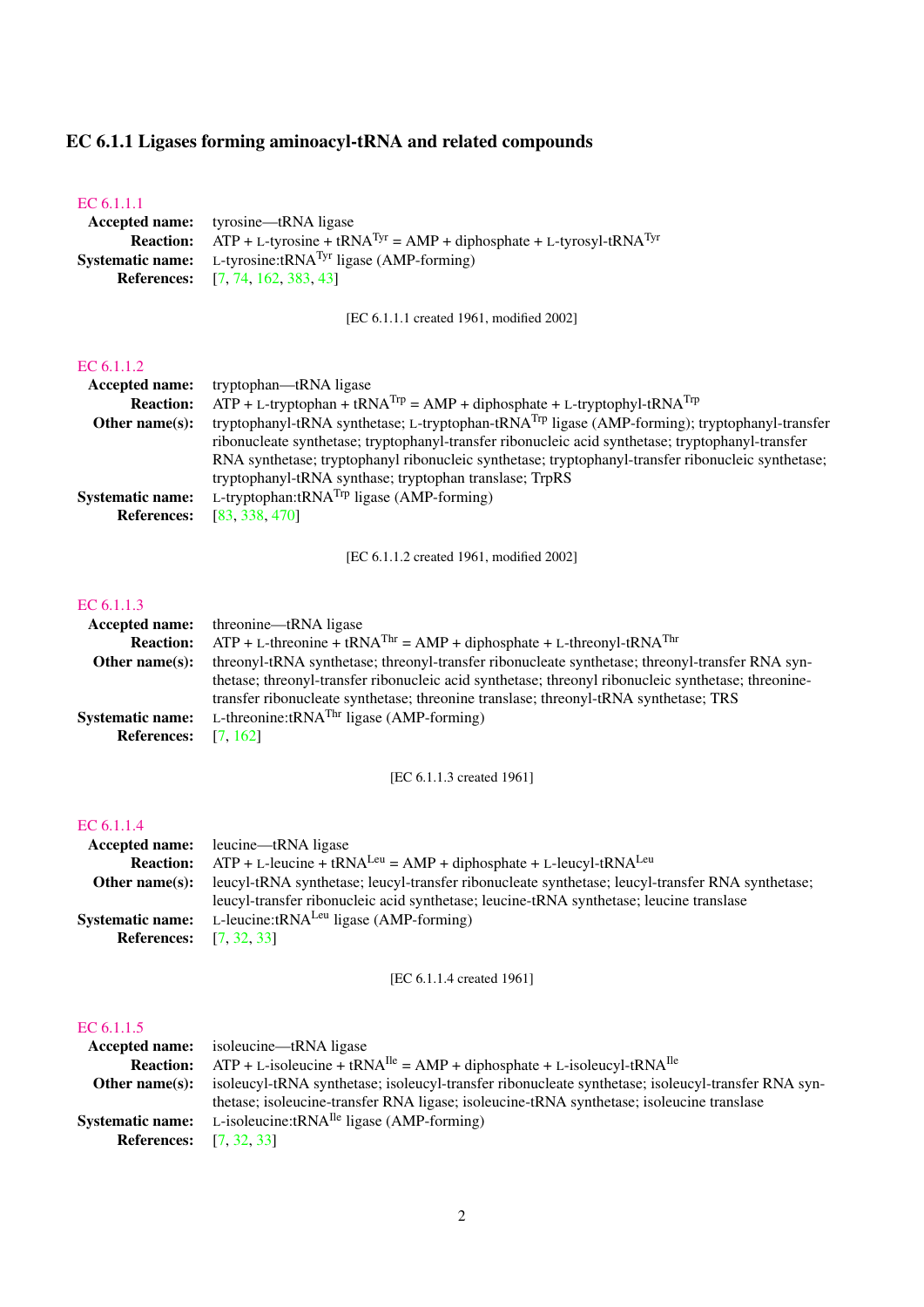## EC 6.1.1 Ligases forming aminoacyl-tRNA and related compounds

### EC 6.1.1.1

**Accepted name:** tyrosine—tRNA ligase

**Reaction:** ATP + L-tyrosine + $tRNA^{Tyr}$ = AMP + diphosphate + L-tyrosyl-$tRNA^{Tyr}$

**Systematic name:** L-tyrosine:$tRNA^{Tyr}$ ligase (AMP-forming)

**References:** [7, 74, 162, 383, 43]

[EC 6.1.1.1 created 1961, modified 2002]

### EC 6.1.1.2

**Accepted name:** tryptophan—tRNA ligase

**Reaction:** ATP + L-tryptophan + $tRNA^{Trp}$ = AMP + diphosphate + L-tryptophyl-$tRNA^{Trp}$

**Other name(s):** tryptophanyl-tRNA synthetase; L-tryptophan-$tRNA^{Trp}$ ligase (AMP-forming); tryptophanyl-transfer ribonucleate synthetase; tryptophanyl-transfer ribonucleic acid synthetase; tryptophanyl-transfer RNA synthetase; tryptophanyl ribonucleic synthetase; tryptophanyl-transfer ribonucleic synthetase; tryptophanyl-tRNA synthase; tryptophan translase; TrpRS

**Systematic name:** L-tryptophan:$tRNA^{Trp}$ ligase (AMP-forming)

**References:** [83, 338, 470]

[EC 6.1.1.2 created 1961, modified 2002]

### EC 6.1.1.3

**Accepted name:** threonine—tRNA ligase

**Reaction:** ATP + L-threonine + $tRNA^{Thr}$ = AMP + diphosphate + L-threonyl-$tRNA^{Thr}$

**Other name(s):** threonyl-tRNA synthetase; threonyl-transfer ribonucleate synthetase; threonyl-transfer RNA synthetase; threonyl-transfer ribonucleic acid synthetase; threonyl ribonucleic synthetase; threonine-transfer ribonucleate synthetase; threonine translase; threonyl-tRNA synthetase; TRS

**Systematic name:** L-threonine:$tRNA^{Thr}$ ligase (AMP-forming)

**References:** [7, 162]

[EC 6.1.1.3 created 1961]

### EC 6.1.1.4

**Accepted name:** leucine—tRNA ligase

**Reaction:** ATP + L-leucine + $tRNA^{Leu}$ = AMP + diphosphate + L-leucyl-$tRNA^{Leu}$

**Other name(s):** leucyl-tRNA synthetase; leucyl-transfer ribonucleate synthetase; leucyl-transfer RNA synthetase; leucyl-transfer ribonucleic acid synthetase; leucine-tRNA synthetase; leucine translase

**Systematic name:** L-leucine:$tRNA^{Leu}$ ligase (AMP-forming)

**References:** [7, 32, 33]

[EC 6.1.1.4 created 1961]

### EC 6.1.1.5

**Accepted name:** isoleucine—tRNA ligase

**Reaction:** ATP + L-isoleucine + $tRNA^{Ile}$ = AMP + diphosphate + L-isoleucyl-$tRNA^{Ile}$

**Other name(s):** isoleucyl-tRNA synthetase; isoleucyl-transfer ribonucleate synthetase; isoleucyl-transfer RNA synthetase; isoleucine-transfer RNA ligase; isoleucine-tRNA synthetase; isoleucine translase

**Systematic name:** L-isoleucine:$tRNA^{Ile}$ ligase (AMP-forming)

**References:** [7, 32, 33]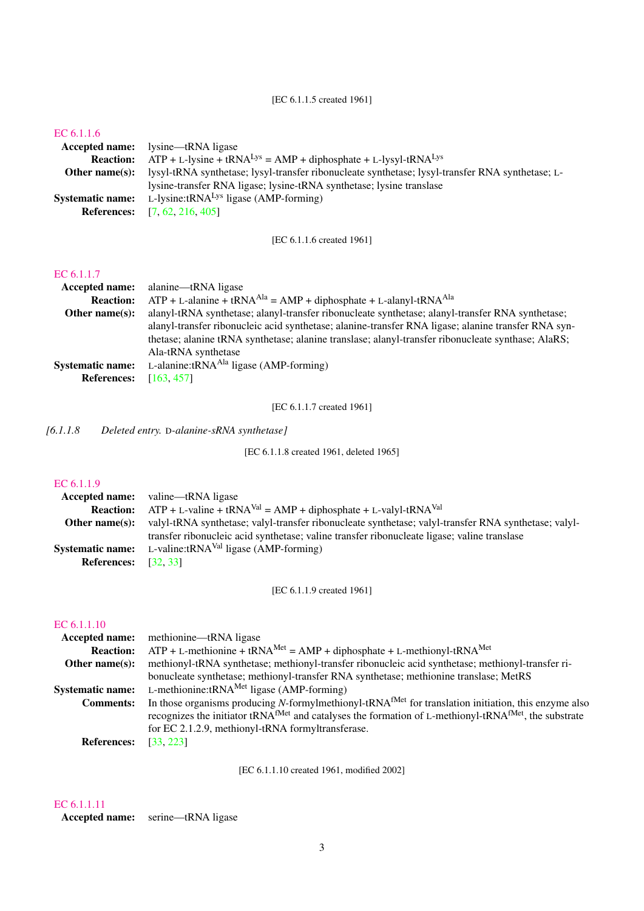[EC 6.1.1.5 created 1961]

EC 6.1.1.6

**Accepted name:** lysine—tRNA ligase

**Reaction:** ATP + L-lysine + $tRNA^{Lys}$ = AMP + diphosphate + L-lysyl-$tRNA^{Lys}$

**Other name(s):** lysyl-tRNA synthetase; lysyl-transfer ribonucleate synthetase; lysyl-transfer RNA synthetase; L-lysine-transfer RNA ligase; lysine-tRNA synthetase; lysine translase

**Systematic name:** L-lysine:$tRNA^{Lys}$ ligase (AMP-forming)

**References:** [7, 62, 216, 405]

[EC 6.1.1.6 created 1961]

EC 6.1.1.7

**Accepted name:** alanine—tRNA ligase

**Reaction:** ATP + L-alanine + $tRNA^{Ala}$ = AMP + diphosphate + L-alanyl-$tRNA^{Ala}$

**Other name(s):** alanyl-tRNA synthetase; alanyl-transfer ribonucleate synthetase; alanyl-transfer RNA synthetase; alanyl-transfer ribonucleic acid synthetase; alanine-transfer RNA ligase; alanine transfer RNA synthetase; alanine tRNA synthetase; alanine translase; alanyl-transfer ribonucleate synthase; AlaRS; Ala-tRNA synthetase

**Systematic name:** L-alanine:$tRNA^{Ala}$ ligase (AMP-forming)

**References:** [163, 457]

[EC 6.1.1.7 created 1961]

*[6.1.1.8 Deleted entry.* D-*alanine-sRNA synthetase]*

[EC 6.1.1.8 created 1961, deleted 1965]

EC 6.1.1.9

**Accepted name:** valine—tRNA ligase

**Reaction:** ATP + L-valine + $tRNA^{Val}$ = AMP + diphosphate + L-valyl-$tRNA^{Val}$

**Other name(s):** valyl-tRNA synthetase; valyl-transfer ribonucleate synthetase; valyl-transfer RNA synthetase; valyl-transfer ribonucleic acid synthetase; valine transfer ribonucleate ligase; valine translase

**Systematic name:** L-valine:$tRNA^{Val}$ ligase (AMP-forming)

**References:** [32, 33]

[EC 6.1.1.9 created 1961]

EC 6.1.1.10

**Accepted name:** methionine—tRNA ligase

**Reaction:** ATP + L-methionine + $tRNA^{Met}$ = AMP + diphosphate + L-methionyl-$tRNA^{Met}$

**Other name(s):** methionyl-tRNA synthetase; methionyl-transfer ribonucleic acid synthetase; methionyl-transfer ribonucleate synthetase; methionyl-transfer RNA synthetase; methionine translase; MetRS

**Systematic name:** L-methionine:$tRNA^{Met}$ ligase (AMP-forming)

**Comments:** In those organisms producing *N*-formylmethionyl-$tRNA^{fMet}$ for translation initiation, this enzyme also recognizes the initiator $tRNA^{fMet}$ and catalyses the formation of L-methionyl-$tRNA^{fMet}$, the substrate for EC 2.1.2.9, methionyl-tRNA formyltransferase.

**References:** [33, 223]

[EC 6.1.1.10 created 1961, modified 2002]

EC 6.1.1.11

**Accepted name:** serine—tRNA ligase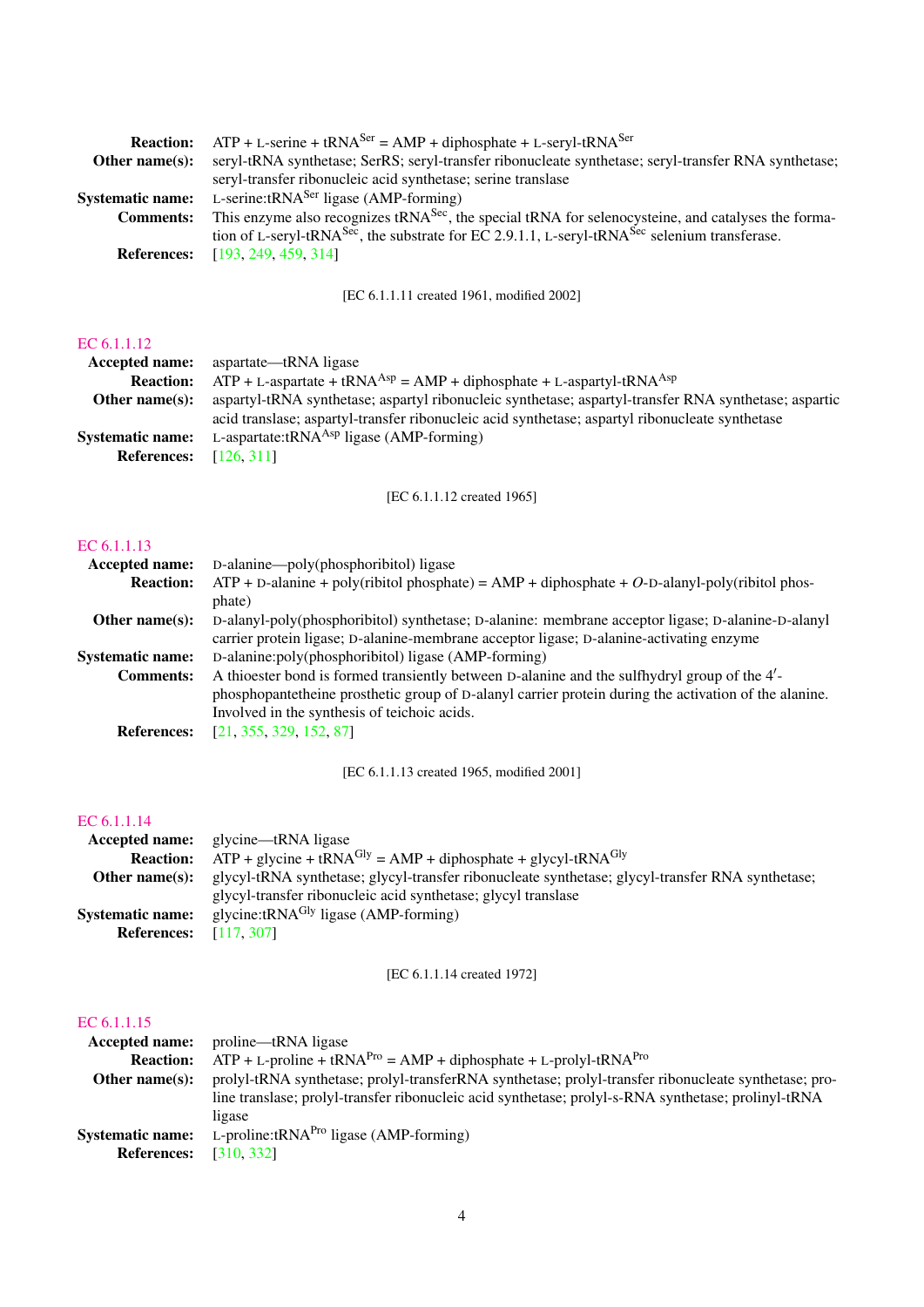**Reaction:** ATP + L-serine + $tRNA^{Ser}$ = AMP + diphosphate + L-seryl-$tRNA^{Ser}$

**Other name(s):** seryl-tRNA synthetase; SerRS; seryl-transfer ribonucleate synthetase; seryl-transfer RNA synthetase; seryl-transfer ribonucleic acid synthetase; serine translase

**Systematic name:** L-serine:$tRNA^{Ser}$ ligase (AMP-forming)

**Comments:** This enzyme also recognizes $tRNA^{Sec}$, the special tRNA for selenocysteine, and catalyses the formation of L-seryl-$tRNA^{Sec}$, the substrate for EC 2.9.1.1, L-seryl-$tRNA^{Sec}$ selenium transferase.

**References:** [193, 249, 459, 314]

[EC 6.1.1.11 created 1961, modified 2002]

## EC 6.1.1.12

**Accepted name:** aspartate—tRNA ligase

**Reaction:** ATP + L-aspartate + $tRNA^{Asp}$ = AMP + diphosphate + L-aspartyl-$tRNA^{Asp}$

**Other name(s):** aspartyl-tRNA synthetase; aspartyl ribonucleic synthetase; aspartyl-transfer RNA synthetase; aspartic acid translase; aspartyl-transfer ribonucleic acid synthetase; aspartyl ribonucleate synthetase

**Systematic name:** L-aspartate:$tRNA^{Asp}$ ligase (AMP-forming)

**References:** [126, 311]

[EC 6.1.1.12 created 1965]

## EC 6.1.1.13

**Accepted name:** D-alanine—poly(phosphoribitol) ligase

**Reaction:** ATP + D-alanine + poly(ribitol phosphate) = AMP + diphosphate + *O*-D-alanyl-poly(ribitol phosphate)

**Other name(s):** D-alanyl-poly(phosphoribitol) synthetase; D-alanine: membrane acceptor ligase; D-alanine-D-alanyl carrier protein ligase; D-alanine-membrane acceptor ligase; D-alanine-activating enzyme

**Systematic name:** D-alanine:poly(phosphoribitol) ligase (AMP-forming)

**Comments:** A thioester bond is formed transiently between D-alanine and the sulfhydryl group of the 4′-phosphopantetheine prosthetic group of D-alanyl carrier protein during the activation of the alanine. Involved in the synthesis of teichoic acids.

**References:** [21, 355, 329, 152, 87]

[EC 6.1.1.13 created 1965, modified 2001]

## EC 6.1.1.14

**Accepted name:** glycine—tRNA ligase

**Reaction:** ATP + glycine + $tRNA^{Gly}$ = AMP + diphosphate + glycyl-$tRNA^{Gly}$

**Other name(s):** glycyl-tRNA synthetase; glycyl-transfer ribonucleate synthetase; glycyl-transfer RNA synthetase; glycyl-transfer ribonucleic acid synthetase; glycyl translase

**Systematic name:** glycine:$tRNA^{Gly}$ ligase (AMP-forming)

**References:** [117, 307]

[EC 6.1.1.14 created 1972]

## EC 6.1.1.15

**Accepted name:** proline—tRNA ligase

**Reaction:** ATP + L-proline + $tRNA^{Pro}$ = AMP + diphosphate + L-prolyl-$tRNA^{Pro}$

**Other name(s):** prolyl-tRNA synthetase; prolyl-transferRNA synthetase; prolyl-transfer ribonucleate synthetase; proline translase; prolyl-transfer ribonucleic acid synthetase; prolyl-s-RNA synthetase; prolinyl-tRNA ligase

**Systematic name:** L-proline:$tRNA^{Pro}$ ligase (AMP-forming)

**References:** [310, 332]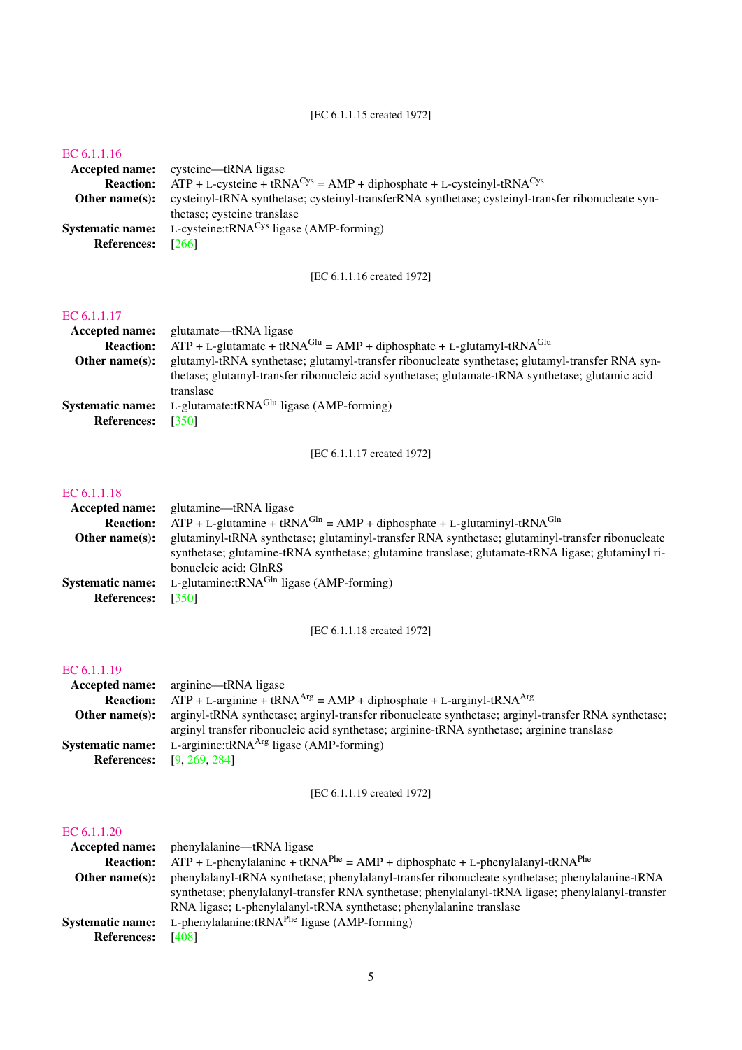[EC 6.1.1.15 created 1972]

EC 6.1.1.16

**Accepted name:** cysteine—tRNA ligase

**Reaction:** ATP + L-cysteine + $tRNA^{Cys}$ = AMP + diphosphate + L-cysteinyl-$tRNA^{Cys}$

**Other name(s):** cysteinyl-tRNA synthetase; cysteinyl-transferRNA synthetase; cysteinyl-transfer ribonucleate synthetase; cysteine translase

**Systematic name:** L-cysteine:$tRNA^{Cys}$ ligase (AMP-forming)

**References:** [266]

[EC 6.1.1.16 created 1972]

EC 6.1.1.17

**Accepted name:** glutamate—tRNA ligase

**Reaction:** ATP + L-glutamate + $tRNA^{Glu}$ = AMP + diphosphate + L-glutamyl-$tRNA^{Glu}$

**Other name(s):** glutamyl-tRNA synthetase; glutamyl-transfer ribonucleate synthetase; glutamyl-transfer RNA synthetase; glutamyl-transfer ribonucleic acid synthetase; glutamate-tRNA synthetase; glutamic acid translase

**Systematic name:** L-glutamate:$tRNA^{Glu}$ ligase (AMP-forming)

**References:** [350]

[EC 6.1.1.17 created 1972]

EC 6.1.1.18

**Accepted name:** glutamine—tRNA ligase

**Reaction:** ATP + L-glutamine + $tRNA^{Gln}$ = AMP + diphosphate + L-glutaminyl-$tRNA^{Gln}$

**Other name(s):** glutaminyl-tRNA synthetase; glutaminyl-transfer RNA synthetase; glutaminyl-transfer ribonucleate synthetase; glutamine-tRNA synthetase; glutamine translase; glutamate-tRNA ligase; glutaminyl ribonucleic acid; GlnRS

**Systematic name:** L-glutamine:$tRNA^{Gln}$ ligase (AMP-forming)

**References:** [350]

[EC 6.1.1.18 created 1972]

EC 6.1.1.19

**Accepted name:** arginine—tRNA ligase

**Reaction:** ATP + L-arginine + $tRNA^{Arg}$ = AMP + diphosphate + L-arginyl-$tRNA^{Arg}$

**Other name(s):** arginyl-tRNA synthetase; arginyl-transfer ribonucleate synthetase; arginyl-transfer RNA synthetase; arginyl transfer ribonucleic acid synthetase; arginine-tRNA synthetase; arginine translase

**Systematic name:** L-arginine:$tRNA^{Arg}$ ligase (AMP-forming)

**References:** [9, 269, 284]

[EC 6.1.1.19 created 1972]

EC 6.1.1.20

**Accepted name:** phenylalanine—tRNA ligase

**Reaction:** ATP + L-phenylalanine + $tRNA^{Phe}$ = AMP + diphosphate + L-phenylalanyl-$tRNA^{Phe}$

**Other name(s):** phenylalanyl-tRNA synthetase; phenylalanyl-transfer ribonucleate synthetase; phenylalanine-tRNA synthetase; phenylalanyl-transfer RNA synthetase; phenylalanyl-tRNA ligase; phenylalanyl-transfer RNA ligase; L-phenylalanyl-tRNA synthetase; phenylalanine translase

**Systematic name:** L-phenylalanine:$tRNA^{Phe}$ ligase (AMP-forming)

**References:** [408]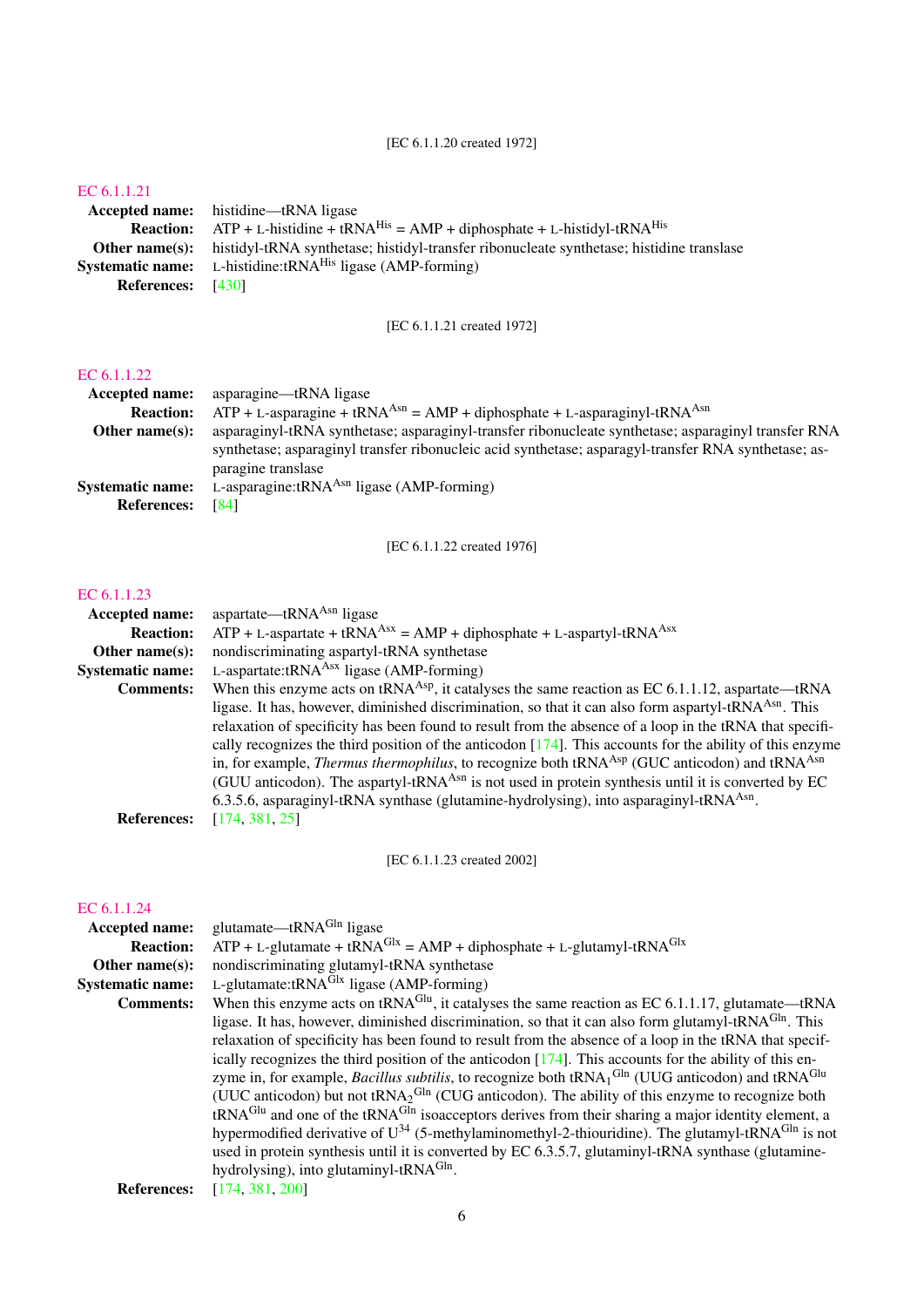[EC 6.1.1.20 created 1972]

## EC 6.1.1.21

**Accepted name:** histidine—tRNA ligase

**Reaction:** ATP + L-histidine + $tRNA^{His}$ = AMP + diphosphate + L-histidyl-$tRNA^{His}$

**Other name(s):** histidyl-tRNA synthetase; histidyl-transfer ribonucleate synthetase; histidine translase

**Systematic name:** L-histidine:$tRNA^{His}$ ligase (AMP-forming)

**References:** [430]

[EC 6.1.1.21 created 1972]

## EC 6.1.1.22

**Accepted name:** asparagine—tRNA ligase

**Reaction:** ATP + L-asparagine + $tRNA^{Asn}$ = AMP + diphosphate + L-asparaginyl-$tRNA^{Asn}$

**Other name(s):** asparaginyl-tRNA synthetase; asparaginyl-transfer ribonucleate synthetase; asparaginyl transfer RNA synthetase; asparaginyl transfer ribonucleic acid synthetase; asparagyl-transfer RNA synthetase; asparagine translase

**Systematic name:** L-asparagine:$tRNA^{Asn}$ ligase (AMP-forming)

**References:** [84]

[EC 6.1.1.22 created 1976]

## EC 6.1.1.23

**Accepted name:** aspartate—$tRNA^{Asn}$ ligase

**Reaction:** ATP + L-aspartate + $tRNA^{Asx}$ = AMP + diphosphate + L-aspartyl-$tRNA^{Asx}$

**Other name(s):** nondiscriminating aspartyl-tRNA synthetase

**Systematic name:** L-aspartate:$tRNA^{Asx}$ ligase (AMP-forming)

**Comments:** When this enzyme acts on $tRNA^{Asp}$, it catalyses the same reaction as EC 6.1.1.12, aspartate—tRNA ligase. It has, however, diminished discrimination, so that it can also form aspartyl-$tRNA^{Asn}$. This relaxation of specificity has been found to result from the absence of a loop in the tRNA that specifically recognizes the third position of the anticodon [174]. This accounts for the ability of this enzyme in, for example, *Thermus thermophilus*, to recognize both $tRNA^{Asp}$ (GUC anticodon) and $tRNA^{Asn}$ (GUU anticodon). The aspartyl-$tRNA^{Asn}$ is not used in protein synthesis until it is converted by EC 6.3.5.6, asparaginyl-tRNA synthase (glutamine-hydrolysing), into asparaginyl-$tRNA^{Asn}$.

**References:** [174, 381, 25]

[EC 6.1.1.23 created 2002]

## EC 6.1.1.24

**Accepted name:** glutamate—$tRNA^{Gln}$ ligase

**Reaction:** ATP + L-glutamate + $tRNA^{Glx}$ = AMP + diphosphate + L-glutamyl-$tRNA^{Glx}$

**Other name(s):** nondiscriminating glutamyl-tRNA synthetase

**Systematic name:** L-glutamate:$tRNA^{Glx}$ ligase (AMP-forming)

**Comments:** When this enzyme acts on $tRNA^{Glu}$, it catalyses the same reaction as EC 6.1.1.17, glutamate—tRNA ligase. It has, however, diminished discrimination, so that it can also form glutamyl-$tRNA^{Gln}$. This relaxation of specificity has been found to result from the absence of a loop in the tRNA that specifically recognizes the third position of the anticodon [174]. This accounts for the ability of this enzyme in, for example, *Bacillus subtilis*, to recognize both ${tRNA_1}^{Gln}$ (UUG anticodon) and $tRNA^{Glu}$ (UUC anticodon) but not ${tRNA_2}^{Gln}$ (CUG anticodon). The ability of this enzyme to recognize both $tRNA^{Glu}$ and one of the $tRNA^{Gln}$ isoacceptors derives from their sharing a major identity element, a hypermodified derivative of $U^{34}$ (5-methylaminomethyl-2-thiouridine). The glutamyl-$tRNA^{Gln}$ is not used in protein synthesis until it is converted by EC 6.3.5.7, glutaminyl-tRNA synthase (glutamine-hydrolysing), into glutaminyl-$tRNA^{Gln}$.

**References:** [174, 381, 200]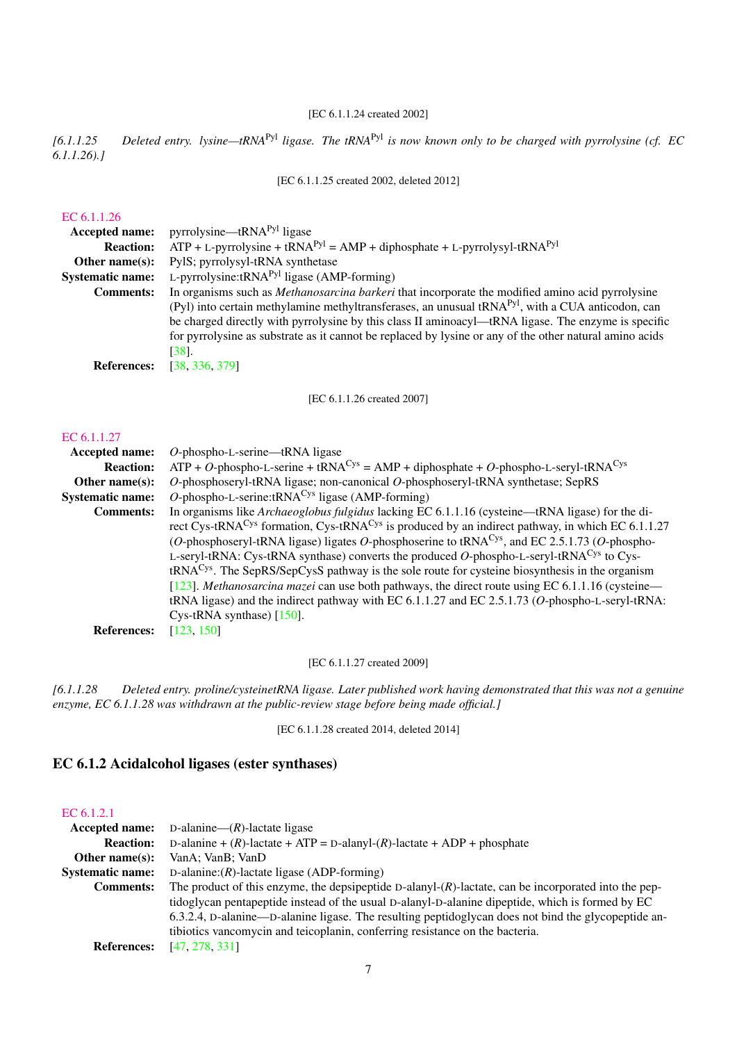[EC 6.1.1.24 created 2002]

*[6.1.1.25 Deleted entry. lysine—tRNA$^{Pyl}$ ligase. The tRNA$^{Pyl}$ is now known only to be charged with pyrrolysine (cf. EC 6.1.1.26).]*

[EC 6.1.1.25 created 2002, deleted 2012]

EC 6.1.1.26

**Accepted name:** pyrrolysine—tRNA$^{Pyl}$ ligase

**Reaction:** ATP + L-pyrrolysine + tRNA$^{Pyl}$ = AMP + diphosphate + L-pyrrolysyl-tRNA$^{Pyl}$

**Other name(s):** PylS; pyrrolysyl-tRNA synthetase

**Systematic name:** L-pyrrolysine:tRNA$^{Pyl}$ ligase (AMP-forming)

**Comments:** In organisms such as *Methanosarcina barkeri* that incorporate the modified amino acid pyrrolysine (Pyl) into certain methylamine methyltransferases, an unusual tRNA$^{Pyl}$, with a CUA anticodon, can be charged directly with pyrrolysine by this class II aminoacyl—tRNA ligase. The enzyme is specific for pyrrolysine as substrate as it cannot be replaced by lysine or any of the other natural amino acids [38].

**References:** [38, 336, 379]

[EC 6.1.1.26 created 2007]

EC 6.1.1.27

**Accepted name:** *O*-phospho-L-serine—tRNA ligase

**Reaction:** ATP + *O*-phospho-L-serine + tRNA$^{Cys}$ = AMP + diphosphate + *O*-phospho-L-seryl-tRNA$^{Cys}$

**Other name(s):** *O*-phosphoseryl-tRNA ligase; non-canonical *O*-phosphoseryl-tRNA synthetase; SepRS

**Systematic name:** *O*-phospho-L-serine:tRNA$^{Cys}$ ligase (AMP-forming)

**Comments:** In organisms like *Archaeoglobus fulgidus* lacking EC 6.1.1.16 (cysteine—tRNA ligase) for the direct Cys-tRNA$^{Cys}$ formation, Cys-tRNA$^{Cys}$ is produced by an indirect pathway, in which EC 6.1.1.27 (*O*-phosphoseryl-tRNA ligase) ligates *O*-phosphoserine to tRNA$^{Cys}$, and EC 2.5.1.73 (*O*-phospho-L-seryl-tRNA: Cys-tRNA synthase) converts the produced *O*-phospho-L-seryl-tRNA$^{Cys}$ to Cys-tRNA$^{Cys}$. The SepRS/SepCysS pathway is the sole route for cysteine biosynthesis in the organism [123]. *Methanosarcina mazei* can use both pathways, the direct route using EC 6.1.1.16 (cysteine—tRNA ligase) and the indirect pathway with EC 6.1.1.27 and EC 2.5.1.73 (*O*-phospho-L-seryl-tRNA: Cys-tRNA synthase) [150].

**References:** [123, 150]

[EC 6.1.1.27 created 2009]

*[6.1.1.28 Deleted entry. proline/cysteinetRNA ligase. Later published work having demonstrated that this was not a genuine enzyme, EC 6.1.1.28 was withdrawn at the public-review stage before being made official.]*

[EC 6.1.1.28 created 2014, deleted 2014]

## EC 6.1.2 Acidalcohol ligases (ester synthases)

EC 6.1.2.1

**Accepted name:** D-alanine—(*R*)-lactate ligase

**Reaction:** D-alanine + (*R*)-lactate + ATP = D-alanyl-(*R*)-lactate + ADP + phosphate

**Other name(s):** VanA; VanB; VanD

**Systematic name:** D-alanine:(*R*)-lactate ligase (ADP-forming)

**Comments:** The product of this enzyme, the depsipeptide D-alanyl-(*R*)-lactate, can be incorporated into the peptidoglycan pentapeptide instead of the usual D-alanyl-D-alanine dipeptide, which is formed by EC 6.3.2.4, D-alanine—D-alanine ligase. The resulting peptidoglycan does not bind the glycopeptide antibiotics vancomycin and teicoplanin, conferring resistance on the bacteria.

**References:** [47, 278, 331]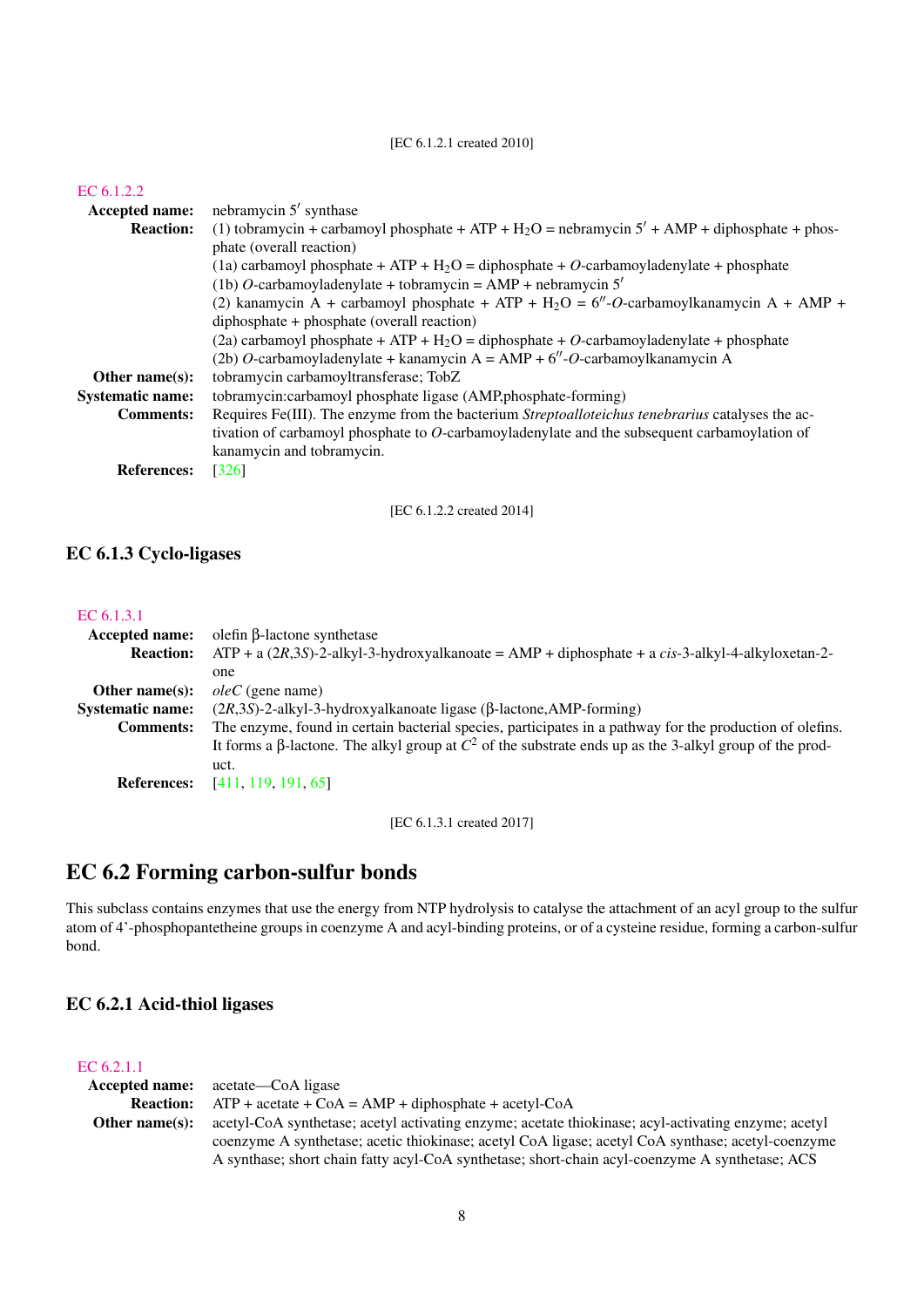[EC 6.1.2.1 created 2010]

EC 6.1.2.2

**Accepted name:** nebramycin 5′ synthase

**Reaction:** (1) tobramycin + carbamoyl phosphate + ATP + $H_2O$ = nebramycin 5′ + AMP + diphosphate + phosphate (overall reaction)
(1a) carbamoyl phosphate + ATP + $H_2O$ = diphosphate + *O*-carbamoyladenylate + phosphate
(1b) *O*-carbamoyladenylate + tobramycin = AMP + nebramycin 5′
(2) kanamycin A + carbamoyl phosphate + ATP + $H_2O$ = 6′′-*O*-carbamoylkanamycin A + AMP + diphosphate + phosphate (overall reaction)
(2a) carbamoyl phosphate + ATP + $H_2O$ = diphosphate + *O*-carbamoyladenylate + phosphate
(2b) *O*-carbamoyladenylate + kanamycin A = AMP + 6′′-*O*-carbamoylkanamycin A

**Other name(s):** tobramycin carbamoyltransferase; TobZ

**Systematic name:** tobramycin:carbamoyl phosphate ligase (AMP,phosphate-forming)

**Comments:** Requires Fe(III). The enzyme from the bacterium *Streptoalloteichus tenebrarius* catalyses the activation of carbamoyl phosphate to *O*-carbamoyladenylate and the subsequent carbamoylation of kanamycin and tobramycin.

**References:** [326]

[EC 6.1.2.2 created 2014]

### EC 6.1.3 Cyclo-ligases

EC 6.1.3.1

**Accepted name:** olefin β-lactone synthetase

**Reaction:** ATP + a (2*R*,3*S*)-2-alkyl-3-hydroxyalkanoate = AMP + diphosphate + a *cis*-3-alkyl-4-alkyloxetan-2-one

**Other name(s):** *oleC* (gene name)

**Systematic name:** (2*R*,3*S*)-2-alkyl-3-hydroxyalkanoate ligase (β-lactone,AMP-forming)

**Comments:** The enzyme, found in certain bacterial species, participates in a pathway for the production of olefins. It forms a β-lactone. The alkyl group at $C^2$ of the substrate ends up as the 3-alkyl group of the product.

**References:** [411, 119, 191, 65]

[EC 6.1.3.1 created 2017]

## EC 6.2 Forming carbon-sulfur bonds

This subclass contains enzymes that use the energy from NTP hydrolysis to catalyse the attachment of an acyl group to the sulfur atom of 4'-phosphopantetheine groups in coenzyme A and acyl-binding proteins, or of a cysteine residue, forming a carbon-sulfur bond.

### EC 6.2.1 Acid-thiol ligases

EC 6.2.1.1

**Accepted name:** acetate—CoA ligase

**Reaction:** ATP + acetate + CoA = AMP + diphosphate + acetyl-CoA

**Other name(s):** acetyl-CoA synthetase; acetyl activating enzyme; acetate thiokinase; acyl-activating enzyme; acetyl coenzyme A synthetase; acetic thiokinase; acetyl CoA ligase; acetyl CoA synthase; acetyl-coenzyme A synthase; short chain fatty acyl-CoA synthetase; short-chain acyl-coenzyme A synthetase; ACS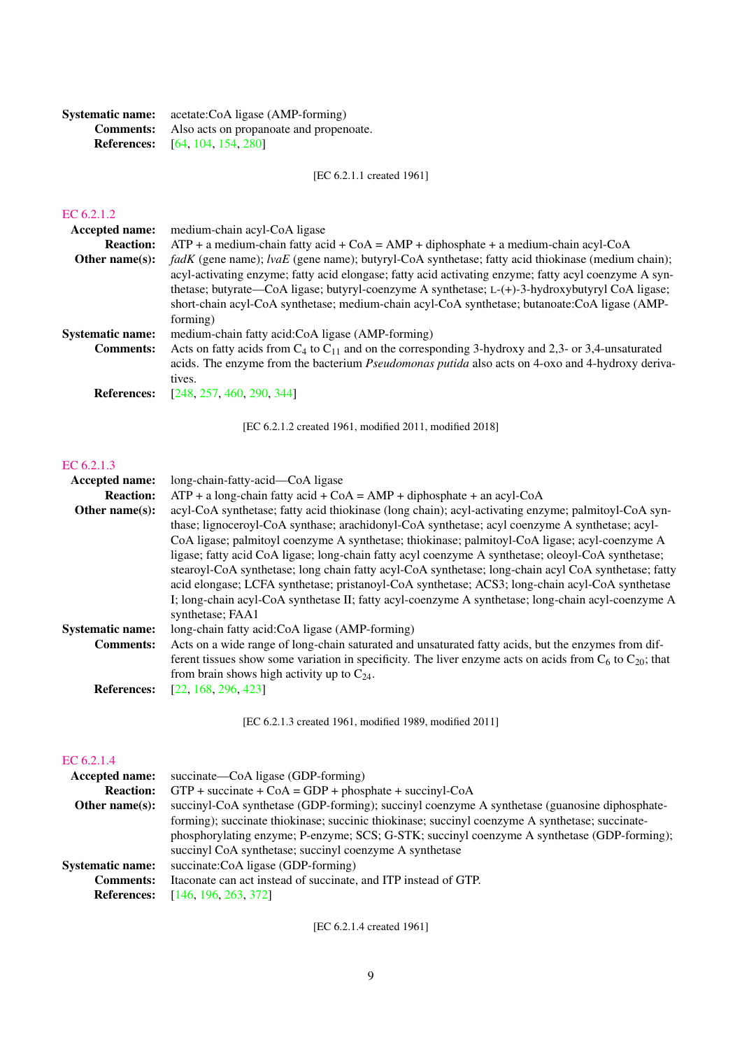**Systematic name:** acetate:CoA ligase (AMP-forming)
**Comments:** Also acts on propanoate and propenoate.
**References:** [64, 104, 154, 280]

[EC 6.2.1.1 created 1961]

## EC 6.2.1.2

**Accepted name:** medium-chain acyl-CoA ligase
**Reaction:** ATP + a medium-chain fatty acid + CoA = AMP + diphosphate + a medium-chain acyl-CoA
**Other name(s):** *fadK* (gene name); *lvaE* (gene name); butyryl-CoA synthetase; fatty acid thiokinase (medium chain); acyl-activating enzyme; fatty acid elongase; fatty acid activating enzyme; fatty acyl coenzyme A synthetase; butyrate—CoA ligase; butyryl-coenzyme A synthetase; L-(+)-3-hydroxybutyryl CoA ligase; short-chain acyl-CoA synthetase; medium-chain acyl-CoA synthetase; butanoate:CoA ligase (AMP-forming)
**Systematic name:** medium-chain fatty acid:CoA ligase (AMP-forming)
**Comments:** Acts on fatty acids from $C_4$ to $C_{11}$ and on the corresponding 3-hydroxy and 2,3- or 3,4-unsaturated acids. The enzyme from the bacterium *Pseudomonas putida* also acts on 4-oxo and 4-hydroxy derivatives.
**References:** [248, 257, 460, 290, 344]

[EC 6.2.1.2 created 1961, modified 2011, modified 2018]

## EC 6.2.1.3

**Accepted name:** long-chain-fatty-acid—CoA ligase
**Reaction:** ATP + a long-chain fatty acid + CoA = AMP + diphosphate + an acyl-CoA
**Other name(s):** acyl-CoA synthetase; fatty acid thiokinase (long chain); acyl-activating enzyme; palmitoyl-CoA synthase; lignoceroyl-CoA synthase; arachidonyl-CoA synthetase; acyl coenzyme A synthetase; acyl-CoA ligase; palmitoyl coenzyme A synthetase; thiokinase; palmitoyl-CoA ligase; acyl-coenzyme A ligase; fatty acid CoA ligase; long-chain fatty acyl coenzyme A synthetase; oleoyl-CoA synthetase; stearoyl-CoA synthetase; long chain fatty acyl-CoA synthetase; long-chain acyl CoA synthetase; fatty acid elongase; LCFA synthetase; pristanoyl-CoA synthetase; ACS3; long-chain acyl-CoA synthetase I; long-chain acyl-CoA synthetase II; fatty acyl-coenzyme A synthetase; long-chain acyl-coenzyme A synthetase; FAA1
**Systematic name:** long-chain fatty acid:CoA ligase (AMP-forming)
**Comments:** Acts on a wide range of long-chain saturated and unsaturated fatty acids, but the enzymes from different tissues show some variation in specificity. The liver enzyme acts on acids from $C_6$ to $C_{20}$; that from brain shows high activity up to $C_{24}$.
**References:** [22, 168, 296, 423]

[EC 6.2.1.3 created 1961, modified 1989, modified 2011]

## EC 6.2.1.4

**Accepted name:** succinate—CoA ligase (GDP-forming)
**Reaction:** GTP + succinate + CoA = GDP + phosphate + succinyl-CoA
**Other name(s):** succinyl-CoA synthetase (GDP-forming); succinyl coenzyme A synthetase (guanosine diphosphate-forming); succinate thiokinase; succinic thiokinase; succinyl coenzyme A synthetase; succinate-phosphorylating enzyme; P-enzyme; SCS; G-STK; succinyl coenzyme A synthetase (GDP-forming); succinyl CoA synthetase; succinyl coenzyme A synthetase
**Systematic name:** succinate:CoA ligase (GDP-forming)
**Comments:** Itaconate can act instead of succinate, and ITP instead of GTP.
**References:** [146, 196, 263, 372]

[EC 6.2.1.4 created 1961]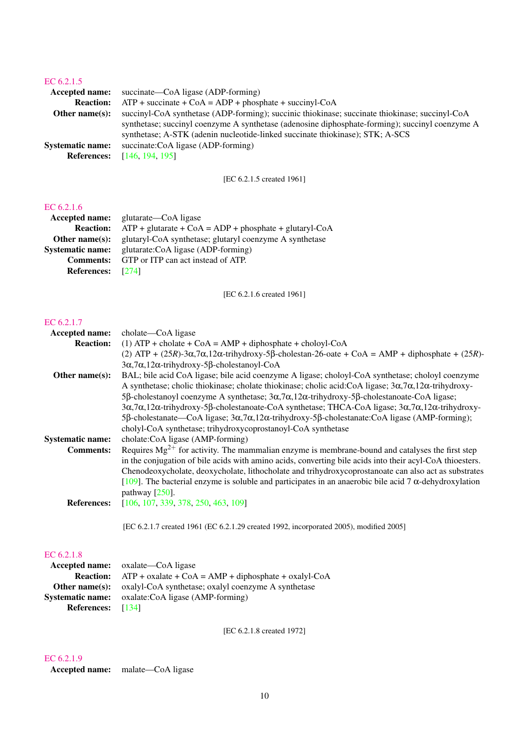## EC 6.2.1.5

**Accepted name:** succinate—CoA ligase (ADP-forming)

**Reaction:** ATP + succinate + CoA = ADP + phosphate + succinyl-CoA

**Other name(s):** succinyl-CoA synthetase (ADP-forming); succinic thiokinase; succinate thiokinase; succinyl-CoA synthetase; succinyl coenzyme A synthetase (adenosine diphosphate-forming); succinyl coenzyme A synthetase; A-STK (adenin nucleotide-linked succinate thiokinase); STK; A-SCS

**Systematic name:** succinate:CoA ligase (ADP-forming)

**References:** [146, 194, 195]

[EC 6.2.1.5 created 1961]

## EC 6.2.1.6

**Accepted name:** glutarate—CoA ligase

**Reaction:** ATP + glutarate + CoA = ADP + phosphate + glutaryl-CoA

**Other name(s):** glutaryl-CoA synthetase; glutaryl coenzyme A synthetase

**Systematic name:** glutarate:CoA ligase (ADP-forming)

**Comments:** GTP or ITP can act instead of ATP.

**References:** [274]

[EC 6.2.1.6 created 1961]

## EC 6.2.1.7

**Accepted name:** cholate—CoA ligase

**Reaction:** (1) ATP + cholate + CoA = AMP + diphosphate + choloyl-CoA
(2) ATP + (25*R*)-3α,7α,12α-trihydroxy-5β-cholestan-26-oate + CoA = AMP + diphosphate + (25*R*)-3α,7α,12α-trihydroxy-5β-cholestanoyl-CoA

**Other name(s):** BAL; bile acid CoA ligase; bile acid coenzyme A ligase; choloyl-CoA synthetase; choloyl coenzyme A synthetase; cholic thiokinase; cholate thiokinase; cholic acid:CoA ligase; 3α,7α,12α-trihydroxy-5β-cholestanoyl coenzyme A synthetase; 3α,7α,12α-trihydroxy-5β-cholestanoate-CoA ligase; 3α,7α,12α-trihydroxy-5β-cholestanoate-CoA synthetase; THCA-CoA ligase; 3α,7α,12α-trihydroxy-5β-cholestanate—CoA ligase; 3α,7α,12α-trihydroxy-5β-cholestanate:CoA ligase (AMP-forming); cholyl-CoA synthetase; trihydroxycoprostanoyl-CoA synthetase

**Systematic name:** cholate:CoA ligase (AMP-forming)

**Comments:** Requires $Mg^{2+}$ for activity. The mammalian enzyme is membrane-bound and catalyses the first step in the conjugation of bile acids with amino acids, converting bile acids into their acyl-CoA thioesters. Chenodeoxycholate, deoxycholate, lithocholate and trihydroxycoprostanoate can also act as substrates [109]. The bacterial enzyme is soluble and participates in an anaerobic bile acid 7 α-dehydroxylation pathway [250].

**References:** [106, 107, 339, 378, 250, 463, 109]

[EC 6.2.1.7 created 1961 (EC 6.2.1.29 created 1992, incorporated 2005), modified 2005]

## EC 6.2.1.8

**Accepted name:** oxalate—CoA ligase

**Reaction:** ATP + oxalate + CoA = AMP + diphosphate + oxalyl-CoA

**Other name(s):** oxalyl-CoA synthetase; oxalyl coenzyme A synthetase

**Systematic name:** oxalate:CoA ligase (AMP-forming)

**References:** [134]

[EC 6.2.1.8 created 1972]

## EC 6.2.1.9

**Accepted name:** malate—CoA ligase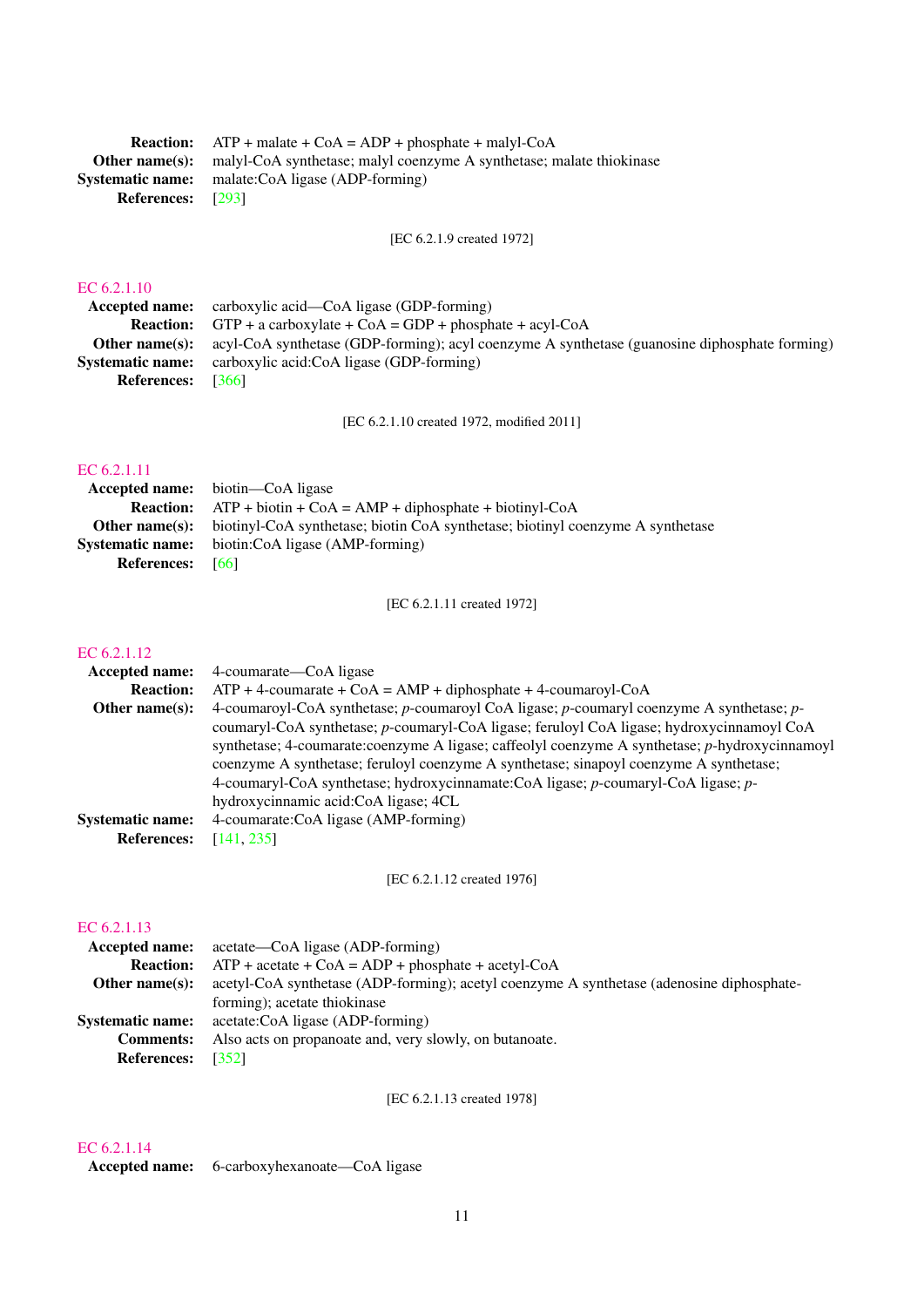**Reaction:** ATP + malate + CoA = ADP + phosphate + malyl-CoA
**Other name(s):** malyl-CoA synthetase; malyl coenzyme A synthetase; malate thiokinase
**Systematic name:** malate:CoA ligase (ADP-forming)
**References:** [293]

[EC 6.2.1.9 created 1972]

### EC 6.2.1.10

**Accepted name:** carboxylic acid—CoA ligase (GDP-forming)
**Reaction:** GTP + a carboxylate + CoA = GDP + phosphate + acyl-CoA
**Other name(s):** acyl-CoA synthetase (GDP-forming); acyl coenzyme A synthetase (guanosine diphosphate forming)
**Systematic name:** carboxylic acid:CoA ligase (GDP-forming)
**References:** [366]

[EC 6.2.1.10 created 1972, modified 2011]

### EC 6.2.1.11

**Accepted name:** biotin—CoA ligase
**Reaction:** ATP + biotin + CoA = AMP + diphosphate + biotinyl-CoA
**Other name(s):** biotinyl-CoA synthetase; biotin CoA synthetase; biotinyl coenzyme A synthetase
**Systematic name:** biotin:CoA ligase (AMP-forming)
**References:** [66]

[EC 6.2.1.11 created 1972]

### EC 6.2.1.12

**Accepted name:** 4-coumarate—CoA ligase
**Reaction:** ATP + 4-coumarate + CoA = AMP + diphosphate + 4-coumaroyl-CoA
**Other name(s):** 4-coumaroyl-CoA synthetase; *p*-coumaroyl CoA ligase; *p*-coumaryl coenzyme A synthetase; *p*-coumaryl-CoA synthetase; *p*-coumaryl-CoA ligase; feruloyl CoA ligase; hydroxycinnamoyl CoA synthetase; 4-coumarate:coenzyme A ligase; caffeolyl coenzyme A synthetase; *p*-hydroxycinnamoyl coenzyme A synthetase; feruloyl coenzyme A synthetase; sinapoyl coenzyme A synthetase; 4-coumaryl-CoA synthetase; hydroxycinnamate:CoA ligase; *p*-coumaryl-CoA ligase; *p*-hydroxycinnamic acid:CoA ligase; 4CL
**Systematic name:** 4-coumarate:CoA ligase (AMP-forming)
**References:** [141, 235]

[EC 6.2.1.12 created 1976]

### EC 6.2.1.13

**Accepted name:** acetate—CoA ligase (ADP-forming)
**Reaction:** ATP + acetate + CoA = ADP + phosphate + acetyl-CoA
**Other name(s):** acetyl-CoA synthetase (ADP-forming); acetyl coenzyme A synthetase (adenosine diphosphate-forming); acetate thiokinase
**Systematic name:** acetate:CoA ligase (ADP-forming)
**Comments:** Also acts on propanoate and, very slowly, on butanoate.
**References:** [352]

[EC 6.2.1.13 created 1978]

### EC 6.2.1.14

**Accepted name:** 6-carboxyhexanoate—CoA ligase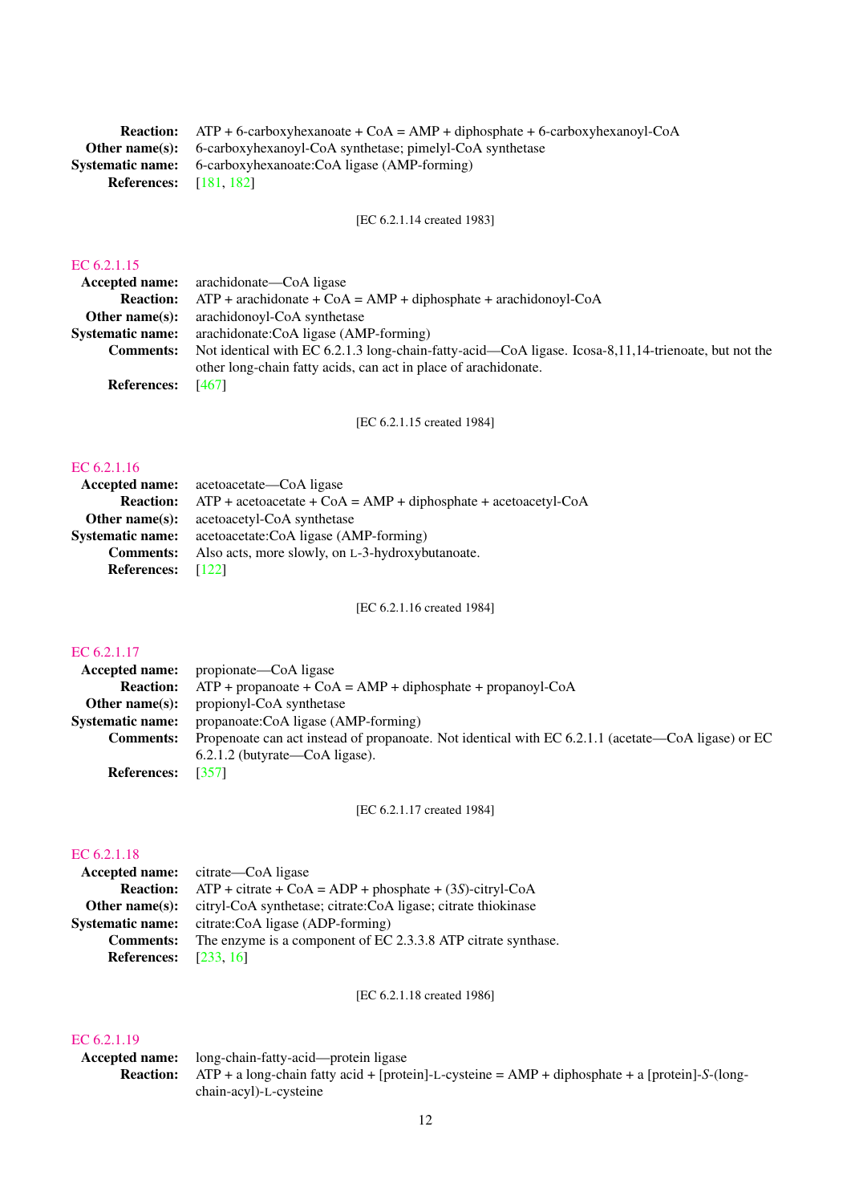**Reaction:** ATP + 6-carboxyhexanoate + CoA = AMP + diphosphate + 6-carboxyhexanoyl-CoA
**Other name(s):** 6-carboxyhexanoyl-CoA synthetase; pimelyl-CoA synthetase
**Systematic name:** 6-carboxyhexanoate:CoA ligase (AMP-forming)
**References:** [181, 182]

[EC 6.2.1.14 created 1983]

### EC 6.2.1.15

**Accepted name:** arachidonate—CoA ligase
**Reaction:** ATP + arachidonate + CoA = AMP + diphosphate + arachidonoyl-CoA
**Other name(s):** arachidonoyl-CoA synthetase
**Systematic name:** arachidonate:CoA ligase (AMP-forming)
**Comments:** Not identical with EC 6.2.1.3 long-chain-fatty-acid—CoA ligase. Icosa-8,11,14-trienoate, but not the other long-chain fatty acids, can act in place of arachidonate.
**References:** [467]

[EC 6.2.1.15 created 1984]

### EC 6.2.1.16

**Accepted name:** acetoacetate—CoA ligase
**Reaction:** ATP + acetoacetate + CoA = AMP + diphosphate + acetoacetyl-CoA
**Other name(s):** acetoacetyl-CoA synthetase
**Systematic name:** acetoacetate:CoA ligase (AMP-forming)
**Comments:** Also acts, more slowly, on L-3-hydroxybutanoate.
**References:** [122]

[EC 6.2.1.16 created 1984]

### EC 6.2.1.17

**Accepted name:** propionate—CoA ligase
**Reaction:** ATP + propanoate + CoA = AMP + diphosphate + propanoyl-CoA
**Other name(s):** propionyl-CoA synthetase
**Systematic name:** propanoate:CoA ligase (AMP-forming)
**Comments:** Propenoate can act instead of propanoate. Not identical with EC 6.2.1.1 (acetate—CoA ligase) or EC 6.2.1.2 (butyrate—CoA ligase).
**References:** [357]

[EC 6.2.1.17 created 1984]

### EC 6.2.1.18

**Accepted name:** citrate—CoA ligase
**Reaction:** ATP + citrate + CoA = ADP + phosphate + (3*S*)-citryl-CoA
**Other name(s):** citryl-CoA synthetase; citrate:CoA ligase; citrate thiokinase
**Systematic name:** citrate:CoA ligase (ADP-forming)
**Comments:** The enzyme is a component of EC 2.3.3.8 ATP citrate synthase.
**References:** [233, 16]

[EC 6.2.1.18 created 1986]

### EC 6.2.1.19

**Accepted name:** long-chain-fatty-acid—protein ligase
**Reaction:** ATP + a long-chain fatty acid + [protein]-L-cysteine = AMP + diphosphate + a [protein]-*S*-(long-chain-acyl)-L-cysteine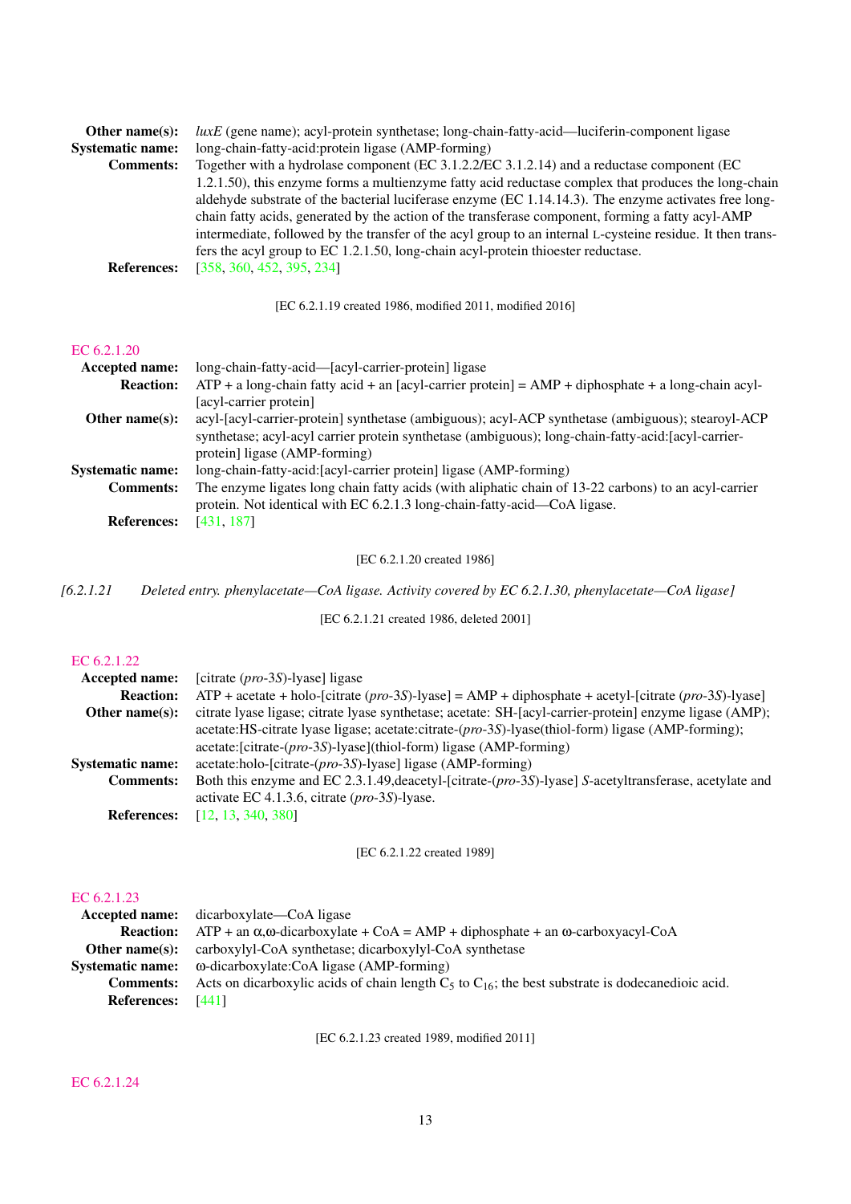**Other name(s):** *luxE* (gene name); acyl-protein synthetase; long-chain-fatty-acid—luciferin-component ligase
**Systematic name:** long-chain-fatty-acid:protein ligase (AMP-forming)
**Comments:** Together with a hydrolase component (EC 3.1.2.2/EC 3.1.2.14) and a reductase component (EC 1.2.1.50), this enzyme forms a multienzyme fatty acid reductase complex that produces the long-chain aldehyde substrate of the bacterial luciferase enzyme (EC 1.14.14.3). The enzyme activates free long-chain fatty acids, generated by the action of the transferase component, forming a fatty acyl-AMP intermediate, followed by the transfer of the acyl group to an internal L-cysteine residue. It then transfers the acyl group to EC 1.2.1.50, long-chain acyl-protein thioester reductase.
**References:** [358, 360, 452, 395, 234]

[EC 6.2.1.19 created 1986, modified 2011, modified 2016]

## EC 6.2.1.20

**Accepted name:** long-chain-fatty-acid—[acyl-carrier-protein] ligase
**Reaction:** ATP + a long-chain fatty acid + an [acyl-carrier protein] = AMP + diphosphate + a long-chain acyl-[acyl-carrier protein]
**Other name(s):** acyl-[acyl-carrier-protein] synthetase (ambiguous); acyl-ACP synthetase (ambiguous); stearoyl-ACP synthetase; acyl-acyl carrier protein synthetase (ambiguous); long-chain-fatty-acid:[acyl-carrier-protein] ligase (AMP-forming)
**Systematic name:** long-chain-fatty-acid:[acyl-carrier protein] ligase (AMP-forming)
**Comments:** The enzyme ligates long chain fatty acids (with aliphatic chain of 13-22 carbons) to an acyl-carrier protein. Not identical with EC 6.2.1.3 long-chain-fatty-acid—CoA ligase.
**References:** [431, 187]

[EC 6.2.1.20 created 1986]

*[6.2.1.21 Deleted entry. phenylacetate—CoA ligase. Activity covered by EC 6.2.1.30, phenylacetate—CoA ligase]*

[EC 6.2.1.21 created 1986, deleted 2001]

## EC 6.2.1.22

**Accepted name:** [citrate (*pro*-3*S*)-lyase] ligase
**Reaction:** ATP + acetate + holo-[citrate (*pro*-3*S*)-lyase] = AMP + diphosphate + acetyl-[citrate (*pro*-3*S*)-lyase]
**Other name(s):** citrate lyase ligase; citrate lyase synthetase; acetate: SH-[acyl-carrier-protein] enzyme ligase (AMP); acetate:HS-citrate lyase ligase; acetate:citrate-(*pro*-3*S*)-lyase(thiol-form) ligase (AMP-forming); acetate:[citrate-(*pro*-3*S*)-lyase](thiol-form) ligase (AMP-forming)
**Systematic name:** acetate:holo-[citrate-(*pro*-3*S*)-lyase] ligase (AMP-forming)
**Comments:** Both this enzyme and EC 2.3.1.49,deacetyl-[citrate-(*pro*-3*S*)-lyase] *S*-acetyltransferase, acetylate and activate EC 4.1.3.6, citrate (*pro*-3*S*)-lyase.
**References:** [12, 13, 340, 380]

[EC 6.2.1.22 created 1989]

## EC 6.2.1.23

**Accepted name:** dicarboxylate—CoA ligase
**Reaction:** ATP + an α,ω-dicarboxylate + CoA = AMP + diphosphate + an ω-carboxyacyl-CoA
**Other name(s):** carboxylyl-CoA synthetase; dicarboxylyl-CoA synthetase
**Systematic name:** ω-dicarboxylate:CoA ligase (AMP-forming)
**Comments:** Acts on dicarboxylic acids of chain length $C_5$ to $C_{16}$; the best substrate is dodecanedioic acid.
**References:** [441]

[EC 6.2.1.23 created 1989, modified 2011]

## EC 6.2.1.24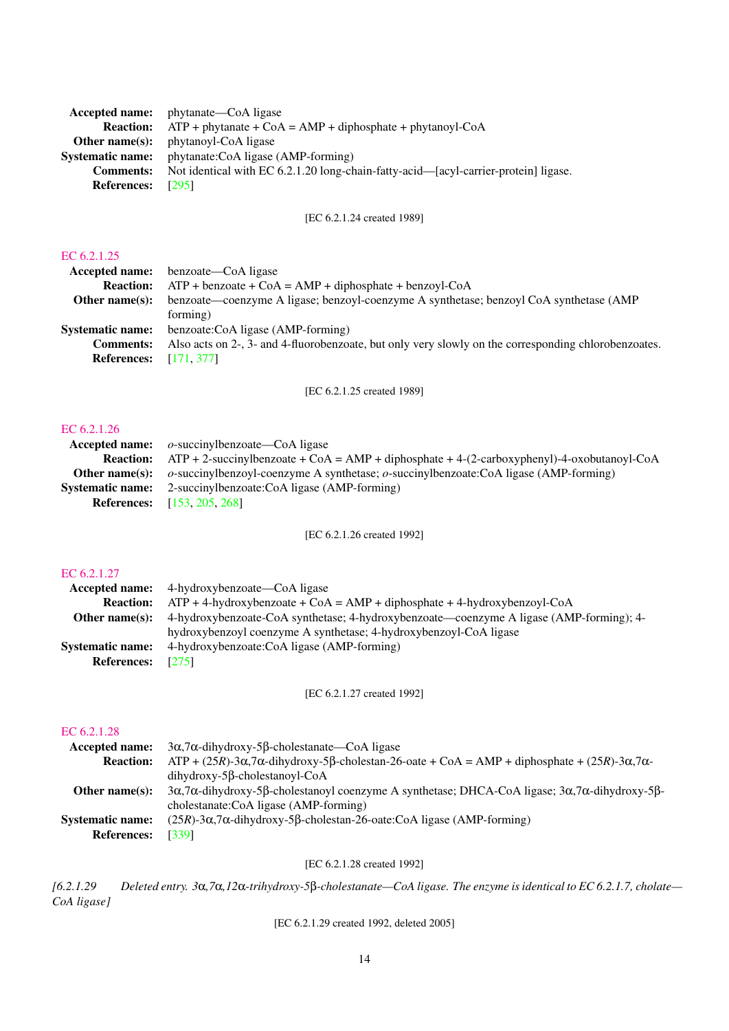**Accepted name:** phytanate—CoA ligase
**Reaction:** ATP + phytanate + CoA = AMP + diphosphate + phytanoyl-CoA
**Other name(s):** phytanoyl-CoA ligase
**Systematic name:** phytanate:CoA ligase (AMP-forming)
**Comments:** Not identical with EC 6.2.1.20 long-chain-fatty-acid—[acyl-carrier-protein] ligase.
**References:** [295]

[EC 6.2.1.24 created 1989]

### EC 6.2.1.25

**Accepted name:** benzoate—CoA ligase
**Reaction:** ATP + benzoate + CoA = AMP + diphosphate + benzoyl-CoA
**Other name(s):** benzoate—coenzyme A ligase; benzoyl-coenzyme A synthetase; benzoyl CoA synthetase (AMP forming)
**Systematic name:** benzoate:CoA ligase (AMP-forming)
**Comments:** Also acts on 2-, 3- and 4-fluorobenzoate, but only very slowly on the corresponding chlorobenzoates.
**References:** [171, 377]

[EC 6.2.1.25 created 1989]

### EC 6.2.1.26

**Accepted name:** *o*-succinylbenzoate—CoA ligase
**Reaction:** ATP + 2-succinylbenzoate + CoA = AMP + diphosphate + 4-(2-carboxyphenyl)-4-oxobutanoyl-CoA
**Other name(s):** *o*-succinylbenzoyl-coenzyme A synthetase; *o*-succinylbenzoate:CoA ligase (AMP-forming)
**Systematic name:** 2-succinylbenzoate:CoA ligase (AMP-forming)
**References:** [153, 205, 268]

[EC 6.2.1.26 created 1992]

### EC 6.2.1.27

**Accepted name:** 4-hydroxybenzoate—CoA ligase
**Reaction:** ATP + 4-hydroxybenzoate + CoA = AMP + diphosphate + 4-hydroxybenzoyl-CoA
**Other name(s):** 4-hydroxybenzoate-CoA synthetase; 4-hydroxybenzoate—coenzyme A ligase (AMP-forming); 4-hydroxybenzoyl coenzyme A synthetase; 4-hydroxybenzoyl-CoA ligase
**Systematic name:** 4-hydroxybenzoate:CoA ligase (AMP-forming)
**References:** [275]

[EC 6.2.1.27 created 1992]

### EC 6.2.1.28

**Accepted name:** 3α,7α-dihydroxy-5β-cholestanate—CoA ligase
**Reaction:** ATP + (25*R*)-3α,7α-dihydroxy-5β-cholestan-26-oate + CoA = AMP + diphosphate + (25*R*)-3α,7α-dihydroxy-5β-cholestanoyl-CoA
**Other name(s):** 3α,7α-dihydroxy-5β-cholestanoyl coenzyme A synthetase; DHCA-CoA ligase; 3α,7α-dihydroxy-5β-cholestanate:CoA ligase (AMP-forming)
**Systematic name:** (25*R*)-3α,7α-dihydroxy-5β-cholestan-26-oate:CoA ligase (AMP-forming)
**References:** [339]

[EC 6.2.1.28 created 1992]

*[6.2.1.29 Deleted entry. 3α,7α,12α-trihydroxy-5β-cholestanate—CoA ligase. The enzyme is identical to EC 6.2.1.7, cholate—CoA ligase]*

[EC 6.2.1.29 created 1992, deleted 2005]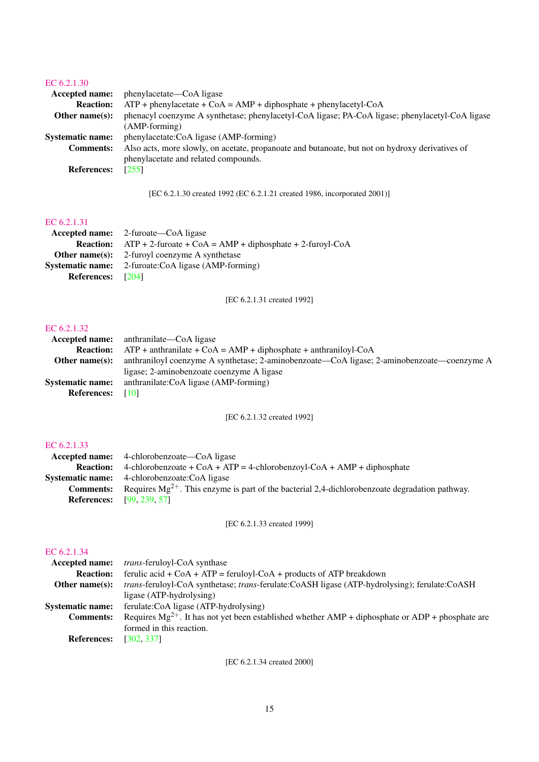EC 6.2.1.30

**Accepted name:** phenylacetate—CoA ligase

**Reaction:** ATP + phenylacetate + CoA = AMP + diphosphate + phenylacetyl-CoA

**Other name(s):** phenacyl coenzyme A synthetase; phenylacetyl-CoA ligase; PA-CoA ligase; phenylacetyl-CoA ligase (AMP-forming)

**Systematic name:** phenylacetate:CoA ligase (AMP-forming)

**Comments:** Also acts, more slowly, on acetate, propanoate and butanoate, but not on hydroxy derivatives of phenylacetate and related compounds.

**References:** [255]

[EC 6.2.1.30 created 1992 (EC 6.2.1.21 created 1986, incorporated 2001)]

EC 6.2.1.31

**Accepted name:** 2-furoate—CoA ligase

**Reaction:** ATP + 2-furoate + CoA = AMP + diphosphate + 2-furoyl-CoA

**Other name(s):** 2-furoyl coenzyme A synthetase

**Systematic name:** 2-furoate:CoA ligase (AMP-forming)

**References:** [204]

[EC 6.2.1.31 created 1992]

EC 6.2.1.32

**Accepted name:** anthranilate—CoA ligase

**Reaction:** ATP + anthranilate + CoA = AMP + diphosphate + anthraniloyl-CoA

**Other name(s):** anthraniloyl coenzyme A synthetase; 2-aminobenzoate—CoA ligase; 2-aminobenzoate—coenzyme A ligase; 2-aminobenzoate coenzyme A ligase

**Systematic name:** anthranilate:CoA ligase (AMP-forming)

**References:** [10]

[EC 6.2.1.32 created 1992]

EC 6.2.1.33

**Accepted name:** 4-chlorobenzoate—CoA ligase

**Reaction:** 4-chlorobenzoate + CoA + ATP = 4-chlorobenzoyl-CoA + AMP + diphosphate

**Systematic name:** 4-chlorobenzoate:CoA ligase

**Comments:** Requires $Mg^{2+}$. This enzyme is part of the bacterial 2,4-dichlorobenzoate degradation pathway.

**References:** [99, 239, 57]

[EC 6.2.1.33 created 1999]

EC 6.2.1.34

**Accepted name:** *trans*-feruloyl-CoA synthase

**Reaction:** ferulic acid + CoA + ATP = feruloyl-CoA + products of ATP breakdown

**Other name(s):** *trans*-feruloyl-CoA synthetase; *trans*-ferulate:CoASH ligase (ATP-hydrolysing); ferulate:CoASH ligase (ATP-hydrolysing)

**Systematic name:** ferulate:CoA ligase (ATP-hydrolysing)

**Comments:** Requires $Mg^{2+}$. It has not yet been established whether AMP + diphosphate or ADP + phosphate are formed in this reaction.

**References:** [302, 337]

[EC 6.2.1.34 created 2000]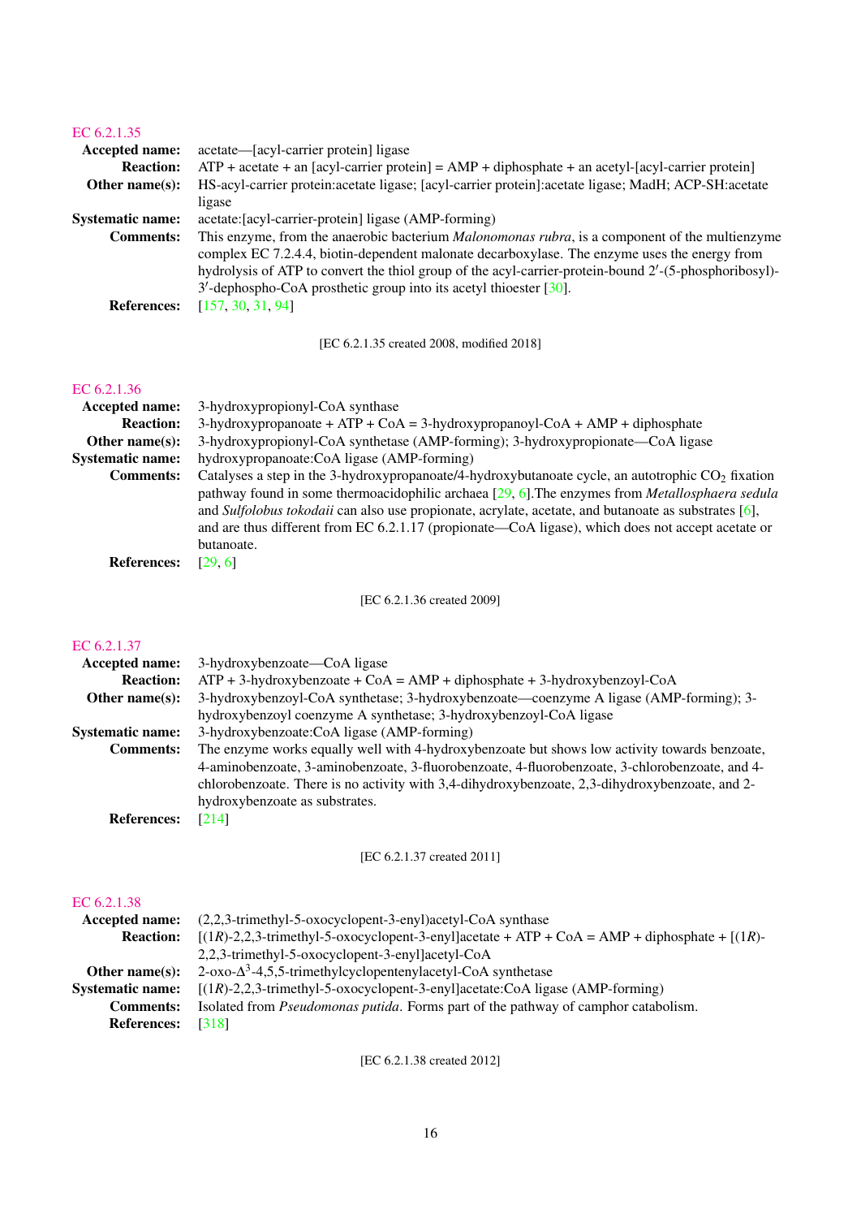## EC 6.2.1.35

**Accepted name:** acetate—[acyl-carrier protein] ligase

**Reaction:** ATP + acetate + an [acyl-carrier protein] = AMP + diphosphate + an acetyl-[acyl-carrier protein]

**Other name(s):** HS-acyl-carrier protein:acetate ligase; [acyl-carrier protein]:acetate ligase; MadH; ACP-SH:acetate ligase

**Systematic name:** acetate:[acyl-carrier-protein] ligase (AMP-forming)

**Comments:** This enzyme, from the anaerobic bacterium *Malonomonas rubra*, is a component of the multienzyme complex EC 7.2.4.4, biotin-dependent malonate decarboxylase. The enzyme uses the energy from hydrolysis of ATP to convert the thiol group of the acyl-carrier-protein-bound 2′-(5-phosphoribosyl)-3′-dephospho-CoA prosthetic group into its acetyl thioester [30].

**References:** [157, 30, 31, 94]

[EC 6.2.1.35 created 2008, modified 2018]

## EC 6.2.1.36

**Accepted name:** 3-hydroxypropionyl-CoA synthase

**Reaction:** 3-hydroxypropanoate + ATP + CoA = 3-hydroxypropanoyl-CoA + AMP + diphosphate

**Other name(s):** 3-hydroxypropionyl-CoA synthetase (AMP-forming); 3-hydroxypropionate—CoA ligase

**Systematic name:** hydroxypropanoate:CoA ligase (AMP-forming)

**Comments:** Catalyses a step in the 3-hydroxypropanoate/4-hydroxybutanoate cycle, an autotrophic $CO_2$ fixation pathway found in some thermoacidophilic archaea [29, 6].The enzymes from *Metallosphaera sedula* and *Sulfolobus tokodaii* can also use propionate, acrylate, acetate, and butanoate as substrates [6], and are thus different from EC 6.2.1.17 (propionate—CoA ligase), which does not accept acetate or butanoate.

**References:** [29, 6]

[EC 6.2.1.36 created 2009]

## EC 6.2.1.37

**Accepted name:** 3-hydroxybenzoate—CoA ligase

**Reaction:** ATP + 3-hydroxybenzoate + CoA = AMP + diphosphate + 3-hydroxybenzoyl-CoA

**Other name(s):** 3-hydroxybenzoyl-CoA synthetase; 3-hydroxybenzoate—coenzyme A ligase (AMP-forming); 3-hydroxybenzoyl coenzyme A synthetase; 3-hydroxybenzoyl-CoA ligase

**Systematic name:** 3-hydroxybenzoate:CoA ligase (AMP-forming)

**Comments:** The enzyme works equally well with 4-hydroxybenzoate but shows low activity towards benzoate, 4-aminobenzoate, 3-aminobenzoate, 3-fluorobenzoate, 4-fluorobenzoate, 3-chlorobenzoate, and 4-chlorobenzoate. There is no activity with 3,4-dihydroxybenzoate, 2,3-dihydroxybenzoate, and 2-hydroxybenzoate as substrates.

**References:** [214]

[EC 6.2.1.37 created 2011]

## EC 6.2.1.38

**Accepted name:** (2,2,3-trimethyl-5-oxocyclopent-3-enyl)acetyl-CoA synthase

**Reaction:** [(1*R*)-2,2,3-trimethyl-5-oxocyclopent-3-enyl]acetate + ATP + CoA = AMP + diphosphate + [(1*R*)-2,2,3-trimethyl-5-oxocyclopent-3-enyl]acetyl-CoA

**Other name(s):** 2-oxo-$\Delta^3$-4,5,5-trimethylcyclopentenylacetyl-CoA synthetase

**Systematic name:** [(1*R*)-2,2,3-trimethyl-5-oxocyclopent-3-enyl]acetate:CoA ligase (AMP-forming)

**Comments:** Isolated from *Pseudomonas putida*. Forms part of the pathway of camphor catabolism.

**References:** [318]

[EC 6.2.1.38 created 2012]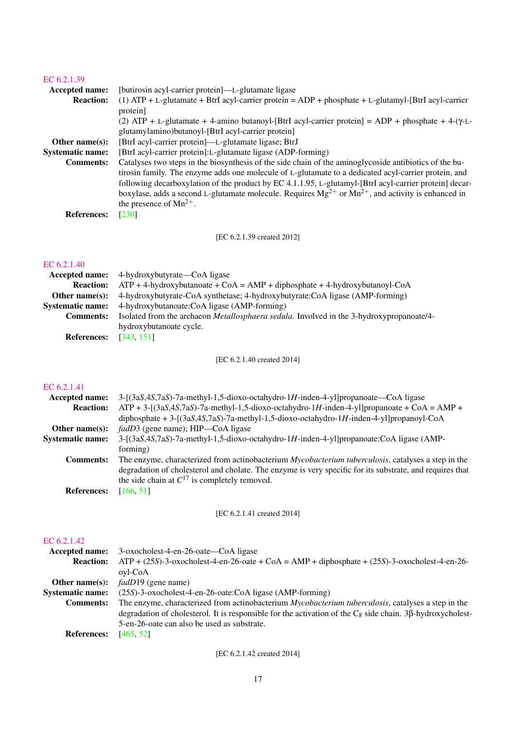### EC 6.2.1.39

**Accepted name:** [butirosin acyl-carrier protein]—L-glutamate ligase

**Reaction:** (1) ATP + L-glutamate + BtrI acyl-carrier protein = ADP + phosphate + L-glutamyl-[BtrI acyl-carrier protein]
(2) ATP + L-glutamate + 4-amino butanoyl-[BtrI acyl-carrier protein] = ADP + phosphate + 4-(γ-L-glutamylamino)butanoyl-[BtrI acyl-carrier protein]

**Other name(s):** [BtrI acyl-carrier protein]—L-glutamate ligase; BtrJ

**Systematic name:** [BtrI acyl-carrier protein]:L-glutamate ligase (ADP-forming)

**Comments:** Catalyses two steps in the biosynthesis of the side chain of the aminoglycoside antibiotics of the butirosin family. The enzyme adds one molecule of L-glutamate to a dedicated acyl-carrier protein, and following decarboxylation of the product by EC 4.1.1.95, L-glutamyl-[BtrI acyl-carrier protein] decarboxylase, adds a second L-glutamate molecule. Requires $Mg^{2+}$ or $Mn^{2+}$, and activity is enhanced in the presence of $Mn^{2+}$.

**References:** [230]

[EC 6.2.1.39 created 2012]

### EC 6.2.1.40

**Accepted name:** 4-hydroxybutyrate—CoA ligase

**Reaction:** ATP + 4-hydroxybutanoate + CoA = AMP + diphosphate + 4-hydroxybutanoyl-CoA

**Other name(s):** 4-hydroxybutyrate-CoA synthetase; 4-hydroxybutyrate:CoA ligase (AMP-forming)

**Systematic name:** 4-hydroxybutanoate:CoA ligase (AMP-forming)

**Comments:** Isolated from the archaeon *Metallosphaera sedula*. Involved in the 3-hydroxypropanoate/4-hydroxybutanoate cycle.

**References:** [343, 151]

[EC 6.2.1.40 created 2014]

### EC 6.2.1.41

**Accepted name:** 3-[(3a*S*,4*S*,7a*S*)-7a-methyl-1,5-dioxo-octahydro-1*H*-inden-4-yl]propanoate—CoA ligase

**Reaction:** ATP + 3-[(3a*S*,4*S*,7a*S*)-7a-methyl-1,5-dioxo-octahydro-1*H*-inden-4-yl]propanoate + CoA = AMP + diphosphate + 3-[(3a*S*,4*S*,7a*S*)-7a-methyl-1,5-dioxo-octahydro-1*H*-inden-4-yl]propanoyl-CoA

**Other name(s):** *fadD3* (gene name); HIP—CoA ligase

**Systematic name:** 3-[(3a*S*,4*S*,7a*S*)-7a-methyl-1,5-dioxo-octahydro-1*H*-inden-4-yl]propanoate:CoA ligase (AMP-forming)

**Comments:** The enzyme, characterized from actinobacterium *Mycobacterium tuberculosis*, catalyses a step in the degradation of cholesterol and cholate. The enzyme is very specific for its substrate, and requires that the side chain at $C^{17}$ is completely removed.

**References:** [166, 51]

[EC 6.2.1.41 created 2014]

### EC 6.2.1.42

**Accepted name:** 3-oxocholest-4-en-26-oate—CoA ligase

**Reaction:** ATP + (25*S*)-3-oxocholest-4-en-26-oate + CoA = AMP + diphosphate + (25*S*)-3-oxocholest-4-en-26-oyl-CoA

**Other name(s):** *fadD19* (gene name)

**Systematic name:** (25*S*)-3-oxocholest-4-en-26-oate:CoA ligase (AMP-forming)

**Comments:** The enzyme, characterized from actinobacterium *Mycobacterium tuberculosis*, catalyses a step in the degradation of cholesterol. It is responsible for the activation of the $C_8$ side chain. 3β-hydroxycholest-5-en-26-oate can also be used as substrate.

**References:** [465, 52]

[EC 6.2.1.42 created 2014]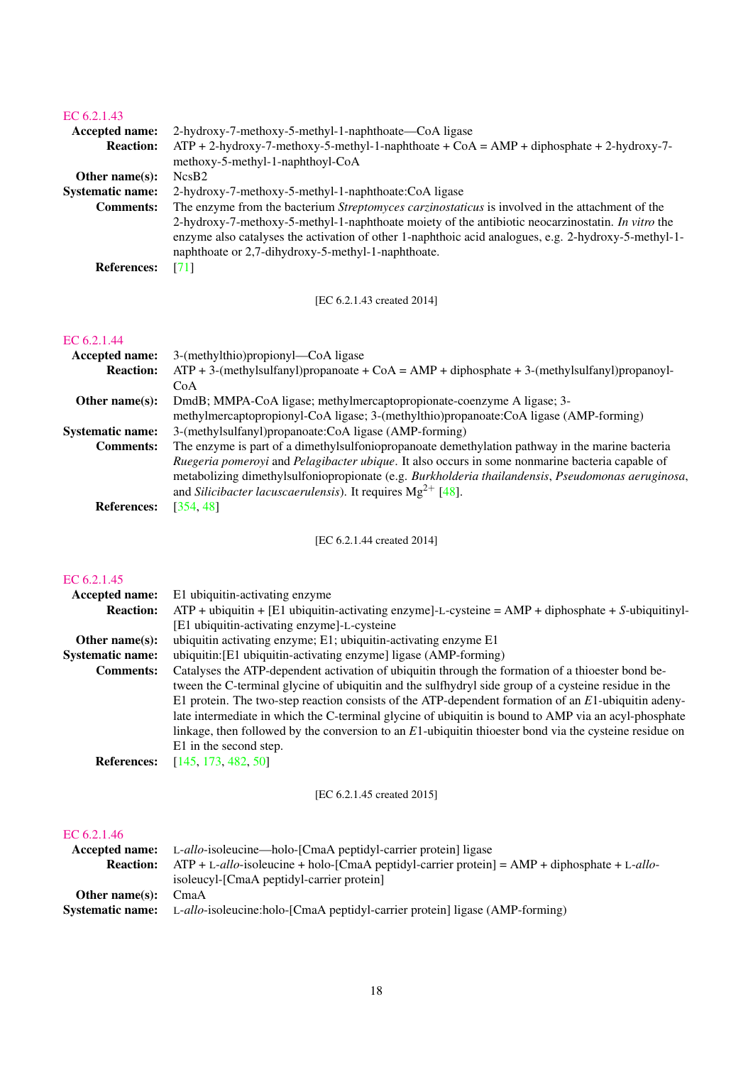## EC 6.2.1.43

**Accepted name:** 2-hydroxy-7-methoxy-5-methyl-1-naphthoate—CoA ligase

**Reaction:** ATP + 2-hydroxy-7-methoxy-5-methyl-1-naphthoate + CoA = AMP + diphosphate + 2-hydroxy-7-methoxy-5-methyl-1-naphthoyl-CoA

**Other name(s):** NcsB2

**Systematic name:** 2-hydroxy-7-methoxy-5-methyl-1-naphthoate:CoA ligase

**Comments:** The enzyme from the bacterium *Streptomyces carzinostaticus* is involved in the attachment of the 2-hydroxy-7-methoxy-5-methyl-1-naphthoate moiety of the antibiotic neocarzinostatin. *In vitro* the enzyme also catalyses the activation of other 1-naphthoic acid analogues, e.g. 2-hydroxy-5-methyl-1-naphthoate or 2,7-dihydroxy-5-methyl-1-naphthoate.

**References:** [71]

[EC 6.2.1.43 created 2014]

## EC 6.2.1.44

**Accepted name:** 3-(methylthio)propionyl—CoA ligase

**Reaction:** ATP + 3-(methylsulfanyl)propanoate + CoA = AMP + diphosphate + 3-(methylsulfanyl)propanoyl-CoA

**Other name(s):** DmdB; MMPA-CoA ligase; methylmercaptopropionate-coenzyme A ligase; 3-methylmercaptopropionyl-CoA ligase; 3-(methylthio)propanoate:CoA ligase (AMP-forming)

**Systematic name:** 3-(methylsulfanyl)propanoate:CoA ligase (AMP-forming)

**Comments:** The enzyme is part of a dimethylsulfoniopropanoate demethylation pathway in the marine bacteria *Ruegeria pomeroyi* and *Pelagibacter ubique*. It also occurs in some nonmarine bacteria capable of metabolizing dimethylsulfoniopropionate (e.g. *Burkholderia thailandensis*, *Pseudomonas aeruginosa*, and *Silicibacter lacuscaerulensis*). It requires $Mg^{2+}$ [48].

**References:** [354, 48]

[EC 6.2.1.44 created 2014]

## EC 6.2.1.45

**Accepted name:** E1 ubiquitin-activating enzyme

**Reaction:** ATP + ubiquitin + [E1 ubiquitin-activating enzyme]-L-cysteine = AMP + diphosphate + *S*-ubiquitinyl-[E1 ubiquitin-activating enzyme]-L-cysteine

**Other name(s):** ubiquitin activating enzyme; E1; ubiquitin-activating enzyme E1

**Systematic name:** ubiquitin:[E1 ubiquitin-activating enzyme] ligase (AMP-forming)

**Comments:** Catalyses the ATP-dependent activation of ubiquitin through the formation of a thioester bond between the C-terminal glycine of ubiquitin and the sulfhydryl side group of a cysteine residue in the E1 protein. The two-step reaction consists of the ATP-dependent formation of an *E*1-ubiquitin adenylate intermediate in which the C-terminal glycine of ubiquitin is bound to AMP via an acyl-phosphate linkage, then followed by the conversion to an *E*1-ubiquitin thioester bond via the cysteine residue on E1 in the second step.

**References:** [145, 173, 482, 50]

[EC 6.2.1.45 created 2015]

## EC 6.2.1.46

**Accepted name:** L-*allo*-isoleucine—holo-[CmaA peptidyl-carrier protein] ligase

**Reaction:** ATP + L-*allo*-isoleucine + holo-[CmaA peptidyl-carrier protein] = AMP + diphosphate + L-*allo*-isoleucyl-[CmaA peptidyl-carrier protein]

**Other name(s):** CmaA

**Systematic name:** L-*allo*-isoleucine:holo-[CmaA peptidyl-carrier protein] ligase (AMP-forming)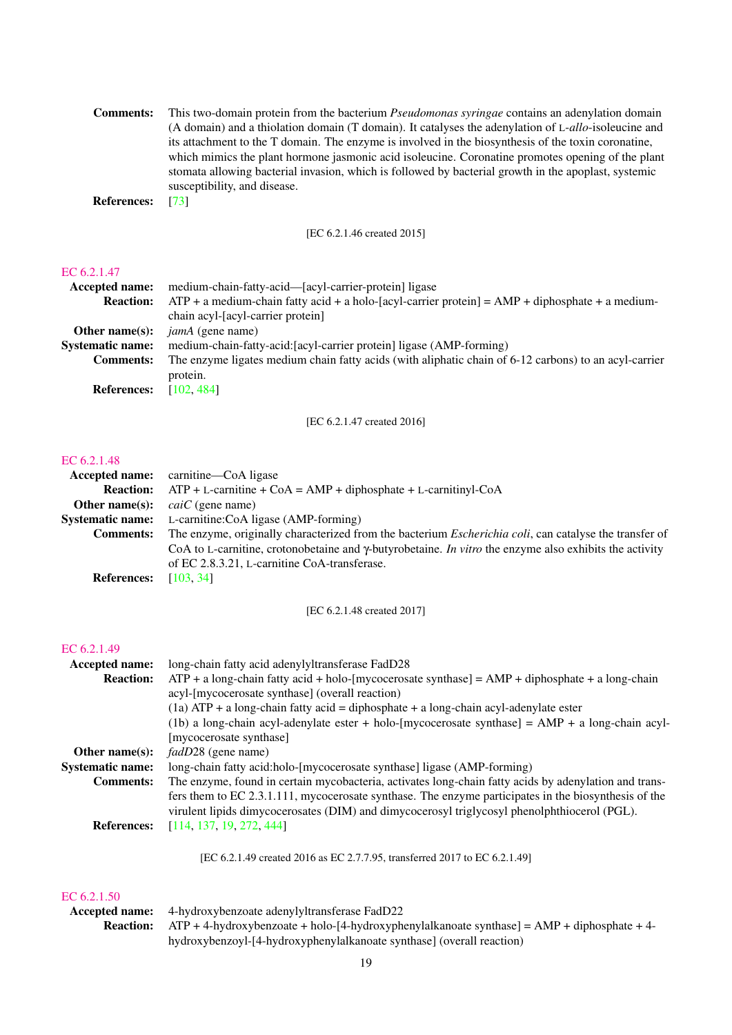**Comments:** This two-domain protein from the bacterium *Pseudomonas syringae* contains an adenylation domain (A domain) and a thiolation domain (T domain). It catalyses the adenylation of L-*allo*-isoleucine and its attachment to the T domain. The enzyme is involved in the biosynthesis of the toxin coronatine, which mimics the plant hormone jasmonic acid isoleucine. Coronatine promotes opening of the plant stomata allowing bacterial invasion, which is followed by bacterial growth in the apoplast, systemic susceptibility, and disease.

**References:** [73]

[EC 6.2.1.46 created 2015]

## EC 6.2.1.47

**Accepted name:** medium-chain-fatty-acid—[acyl-carrier-protein] ligase

**Reaction:** ATP + a medium-chain fatty acid + a holo-[acyl-carrier protein] = AMP + diphosphate + a medium-chain acyl-[acyl-carrier protein]

**Other name(s):** *jamA* (gene name)

**Systematic name:** medium-chain-fatty-acid:[acyl-carrier protein] ligase (AMP-forming)

**Comments:** The enzyme ligates medium chain fatty acids (with aliphatic chain of 6-12 carbons) to an acyl-carrier protein.

**References:** [102, 484]

[EC 6.2.1.47 created 2016]

## EC 6.2.1.48

**Accepted name:** carnitine—CoA ligase

**Reaction:** ATP + L-carnitine + CoA = AMP + diphosphate + L-carnitinyl-CoA

**Other name(s):** *caiC* (gene name)

**Systematic name:** L-carnitine:CoA ligase (AMP-forming)

**Comments:** The enzyme, originally characterized from the bacterium *Escherichia coli*, can catalyse the transfer of CoA to L-carnitine, crotonobetaine and γ-butyrobetaine. *In vitro* the enzyme also exhibits the activity of EC 2.8.3.21, L-carnitine CoA-transferase.

**References:** [103, 34]

[EC 6.2.1.48 created 2017]

## EC 6.2.1.49

**Accepted name:** long-chain fatty acid adenylyltransferase FadD28

**Reaction:** ATP + a long-chain fatty acid + holo-[mycocerosate synthase] = AMP + diphosphate + a long-chain acyl-[mycocerosate synthase] (overall reaction)
(1a) ATP + a long-chain fatty acid = diphosphate + a long-chain acyl-adenylate ester
(1b) a long-chain acyl-adenylate ester + holo-[mycocerosate synthase] = AMP + a long-chain acyl-[mycocerosate synthase]

**Other name(s):** *fadD*28 (gene name)

**Systematic name:** long-chain fatty acid:holo-[mycocerosate synthase] ligase (AMP-forming)

**Comments:** The enzyme, found in certain mycobacteria, activates long-chain fatty acids by adenylation and transfers them to EC 2.3.1.111, mycocerosate synthase. The enzyme participates in the biosynthesis of the virulent lipids dimycocerosates (DIM) and dimycocerosyl triglycosyl phenolphthiocerol (PGL).

**References:** [114, 137, 19, 272, 444]

[EC 6.2.1.49 created 2016 as EC 2.7.7.95, transferred 2017 to EC 6.2.1.49]

## EC 6.2.1.50

**Accepted name:** 4-hydroxybenzoate adenylyltransferase FadD22

**Reaction:** ATP + 4-hydroxybenzoate + holo-[4-hydroxyphenylalkanoate synthase] = AMP + diphosphate + 4-hydroxybenzoyl-[4-hydroxyphenylalkanoate synthase] (overall reaction)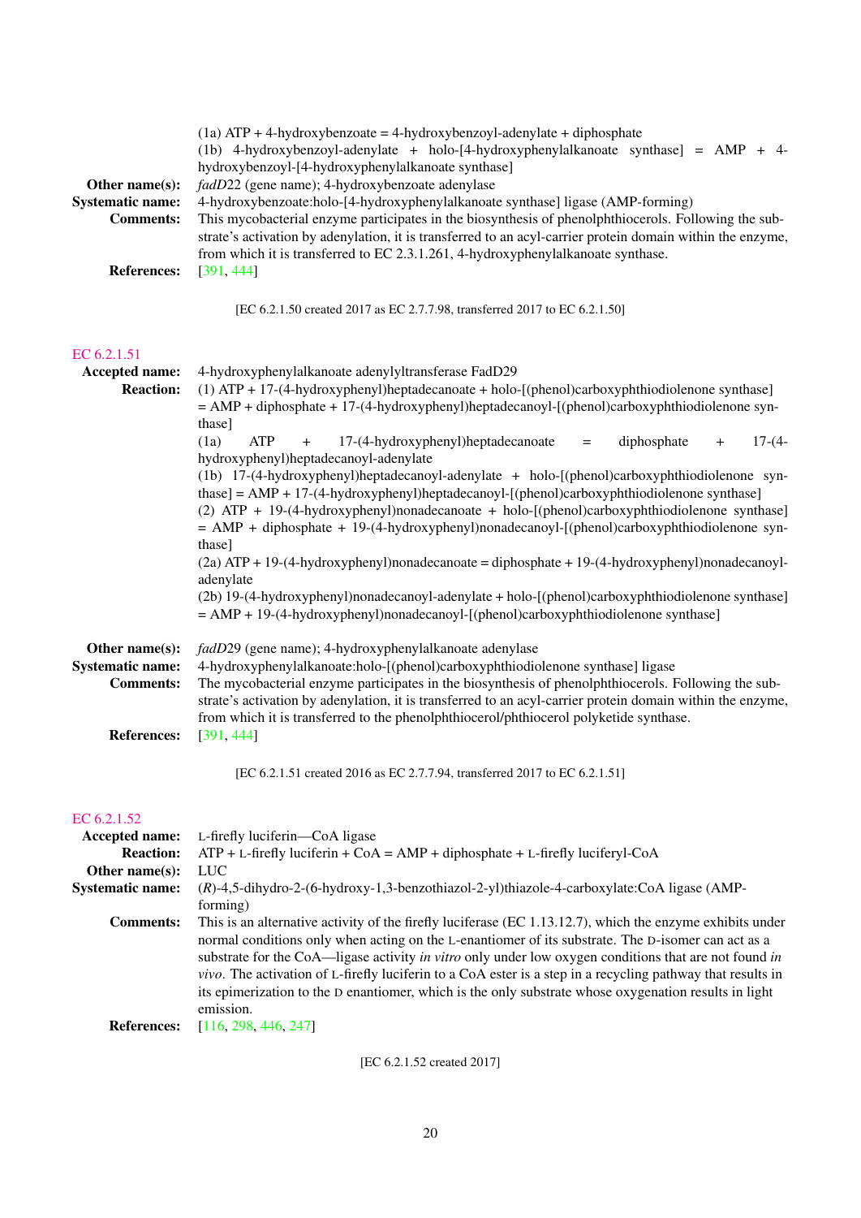(1a) ATP + 4-hydroxybenzoate = 4-hydroxybenzoyl-adenylate + diphosphate
(1b) 4-hydroxybenzoyl-adenylate + holo-[4-hydroxyphenylalkanoate synthase] = AMP + 4-hydroxybenzoyl-[4-hydroxyphenylalkanoate synthase]

**Other name(s):** *fadD*22 (gene name); 4-hydroxybenzoate adenylase

**Systematic name:** 4-hydroxybenzoate:holo-[4-hydroxyphenylalkanoate synthase] ligase (AMP-forming)

**Comments:** This mycobacterial enzyme participates in the biosynthesis of phenolphthiocerols. Following the substrate's activation by adenylation, it is transferred to an acyl-carrier protein domain within the enzyme, from which it is transferred to EC 2.3.1.261, 4-hydroxyphenylalkanoate synthase.

**References:** [391, 444]

[EC 6.2.1.50 created 2017 as EC 2.7.7.98, transferred 2017 to EC 6.2.1.50]

## EC 6.2.1.51

**Accepted name:** 4-hydroxyphenylalkanoate adenylyltransferase FadD29

**Reaction:** (1) ATP + 17-(4-hydroxyphenyl)heptadecanoate + holo-[(phenol)carboxyphthiodiolenone synthase] = AMP + diphosphate + 17-(4-hydroxyphenyl)heptadecanoyl-[(phenol)carboxyphthiodiolenone synthase]
(1a) ATP + 17-(4-hydroxyphenyl)heptadecanoate = diphosphate + 17-(4-hydroxyphenyl)heptadecanoyl-adenylate
(1b) 17-(4-hydroxyphenyl)heptadecanoyl-adenylate + holo-[(phenol)carboxyphthiodiolenone synthase] = AMP + 17-(4-hydroxyphenyl)heptadecanoyl-[(phenol)carboxyphthiodiolenone synthase]
(2) ATP + 19-(4-hydroxyphenyl)nonadecanoate + holo-[(phenol)carboxyphthiodiolenone synthase] = AMP + diphosphate + 19-(4-hydroxyphenyl)nonadecanoyl-[(phenol)carboxyphthiodiolenone synthase]
(2a) ATP + 19-(4-hydroxyphenyl)nonadecanoate = diphosphate + 19-(4-hydroxyphenyl)nonadecanoyl-adenylate
(2b) 19-(4-hydroxyphenyl)nonadecanoyl-adenylate + holo-[(phenol)carboxyphthiodiolenone synthase] = AMP + 19-(4-hydroxyphenyl)nonadecanoyl-[(phenol)carboxyphthiodiolenone synthase]

**Other name(s):** *fadD*29 (gene name); 4-hydroxyphenylalkanoate adenylase

**Systematic name:** 4-hydroxyphenylalkanoate:holo-[(phenol)carboxyphthiodiolenone synthase] ligase

**Comments:** The mycobacterial enzyme participates in the biosynthesis of phenolphthiocerols. Following the substrate's activation by adenylation, it is transferred to an acyl-carrier protein domain within the enzyme, from which it is transferred to the phenolphthiocerol/phthiocerol polyketide synthase.

**References:** [391, 444]

[EC 6.2.1.51 created 2016 as EC 2.7.7.94, transferred 2017 to EC 6.2.1.51]

## EC 6.2.1.52

**Accepted name:** L-firefly luciferin—CoA ligase

**Reaction:** ATP + L-firefly luciferin + CoA = AMP + diphosphate + L-firefly luciferyl-CoA

**Other name(s):** LUC

**Systematic name:** (*R*)-4,5-dihydro-2-(6-hydroxy-1,3-benzothiazol-2-yl)thiazole-4-carboxylate:CoA ligase (AMP-forming)

**Comments:** This is an alternative activity of the firefly luciferase (EC 1.13.12.7), which the enzyme exhibits under normal conditions only when acting on the L-enantiomer of its substrate. The D-isomer can act as a substrate for the CoA—ligase activity *in vitro* only under low oxygen conditions that are not found *in vivo*. The activation of L-firefly luciferin to a CoA ester is a step in a recycling pathway that results in its epimerization to the D enantiomer, which is the only substrate whose oxygenation results in light emission.

**References:** [116, 298, 446, 247]

[EC 6.2.1.52 created 2017]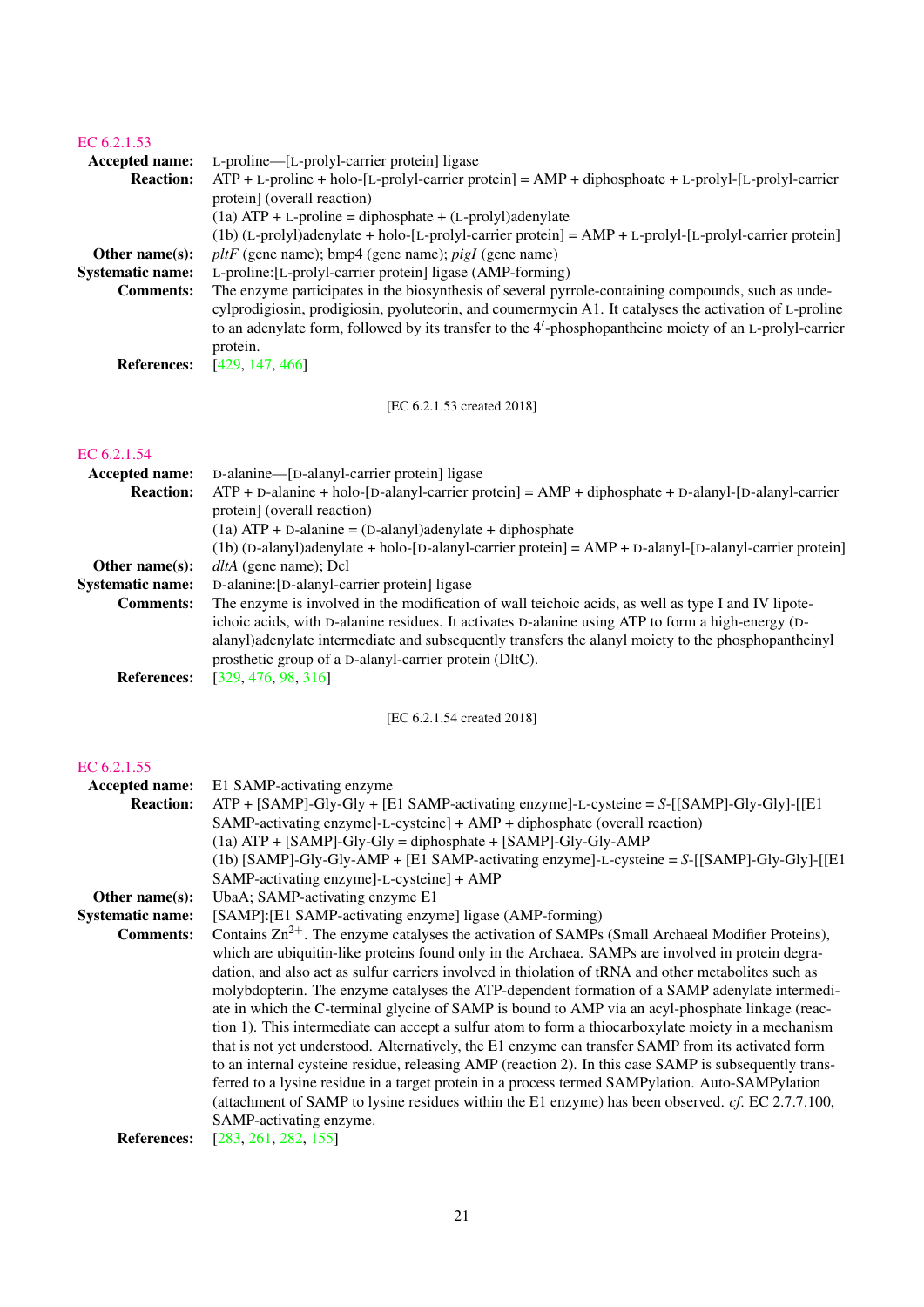## EC 6.2.1.53

**Accepted name:** L-proline—[L-prolyl-carrier protein] ligase

**Reaction:** ATP + L-proline + holo-[L-prolyl-carrier protein] = AMP + diphosphoate + L-prolyl-[L-prolyl-carrier protein] (overall reaction)
(1a) ATP + L-proline = diphosphate + (L-prolyl)adenylate
(1b) (L-prolyl)adenylate + holo-[L-prolyl-carrier protein] = AMP + L-prolyl-[L-prolyl-carrier protein]

**Other name(s):** *pltF* (gene name); bmp4 (gene name); *pigI* (gene name)

**Systematic name:** L-proline:[L-prolyl-carrier protein] ligase (AMP-forming)

**Comments:** The enzyme participates in the biosynthesis of several pyrrole-containing compounds, such as undecylprodigiosin, prodigiosin, pyoluteorin, and coumermycin A1. It catalyses the activation of L-proline to an adenylate form, followed by its transfer to the 4′-phosphopantheine moiety of an L-prolyl-carrier protein.

**References:** [429, 147, 466]

[EC 6.2.1.53 created 2018]

## EC 6.2.1.54

**Accepted name:** D-alanine—[D-alanyl-carrier protein] ligase

**Reaction:** ATP + D-alanine + holo-[D-alanyl-carrier protein] = AMP + diphosphate + D-alanyl-[D-alanyl-carrier protein] (overall reaction)
(1a) ATP + D-alanine = (D-alanyl)adenylate + diphosphate
(1b) (D-alanyl)adenylate + holo-[D-alanyl-carrier protein] = AMP + D-alanyl-[D-alanyl-carrier protein]

**Other name(s):** *dltA* (gene name); Dcl

**Systematic name:** D-alanine:[D-alanyl-carrier protein] ligase

**Comments:** The enzyme is involved in the modification of wall teichoic acids, as well as type I and IV lipoteichoic acids, with D-alanine residues. It activates D-alanine using ATP to form a high-energy (D-alanyl)adenylate intermediate and subsequently transfers the alanyl moiety to the phosphopantheinyl prosthetic group of a D-alanyl-carrier protein (DltC).

**References:** [329, 476, 98, 316]

[EC 6.2.1.54 created 2018]

## EC 6.2.1.55

**Accepted name:** E1 SAMP-activating enzyme

**Reaction:** ATP + [SAMP]-Gly-Gly + [E1 SAMP-activating enzyme]-L-cysteine = *S*-[[SAMP]-Gly-Gly]-[[E1 SAMP-activating enzyme]-L-cysteine] + AMP + diphosphate (overall reaction)
(1a) ATP + [SAMP]-Gly-Gly = diphosphate + [SAMP]-Gly-Gly-AMP
(1b) [SAMP]-Gly-Gly-AMP + [E1 SAMP-activating enzyme]-L-cysteine = *S*-[[SAMP]-Gly-Gly]-[[E1 SAMP-activating enzyme]-L-cysteine] + AMP

**Other name(s):** UbaA; SAMP-activating enzyme E1

**Systematic name:** [SAMP]:[E1 SAMP-activating enzyme] ligase (AMP-forming)

**Comments:** Contains $Zn^{2+}$. The enzyme catalyses the activation of SAMPs (Small Archaeal Modifier Proteins), which are ubiquitin-like proteins found only in the Archaea. SAMPs are involved in protein degradation, and also act as sulfur carriers involved in thiolation of tRNA and other metabolites such as molybdopterin. The enzyme catalyses the ATP-dependent formation of a SAMP adenylate intermediate in which the C-terminal glycine of SAMP is bound to AMP via an acyl-phosphate linkage (reaction 1). This intermediate can accept a sulfur atom to form a thiocarboxylate moiety in a mechanism that is not yet understood. Alternatively, the E1 enzyme can transfer SAMP from its activated form to an internal cysteine residue, releasing AMP (reaction 2). In this case SAMP is subsequently transferred to a lysine residue in a target protein in a process termed SAMPylation. Auto-SAMPylation (attachment of SAMP to lysine residues within the E1 enzyme) has been observed. *cf.* EC 2.7.7.100, SAMP-activating enzyme.

**References:** [283, 261, 282, 155]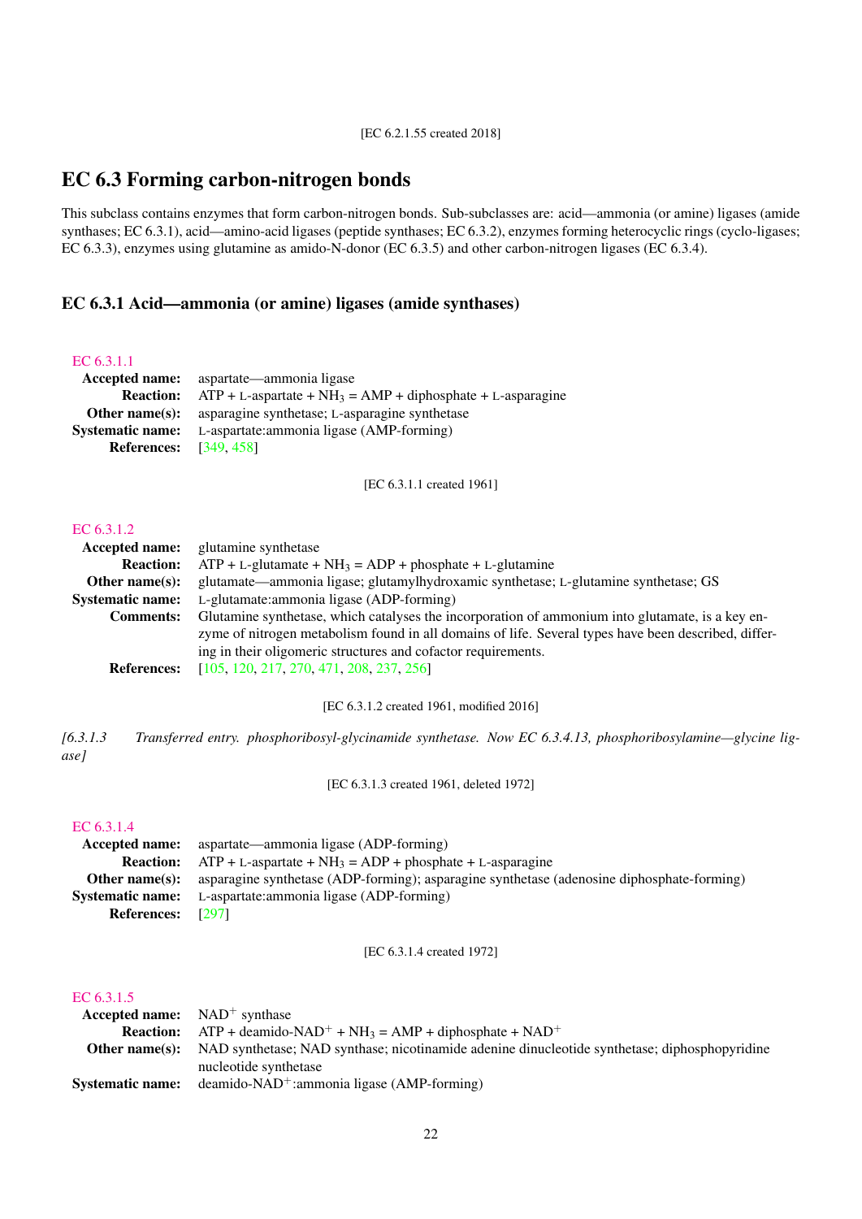[EC 6.2.1.55 created 2018]

## EC 6.3 Forming carbon-nitrogen bonds

This subclass contains enzymes that form carbon-nitrogen bonds. Sub-subclasses are: acid—ammonia (or amine) ligases (amide synthases; EC 6.3.1), acid—amino-acid ligases (peptide synthases; EC 6.3.2), enzymes forming heterocyclic rings (cyclo-ligases; EC 6.3.3), enzymes using glutamine as amido-N-donor (EC 6.3.5) and other carbon-nitrogen ligases (EC 6.3.4).

### EC 6.3.1 Acid—ammonia (or amine) ligases (amide synthases)

EC 6.3.1.1

**Accepted name:** aspartate—ammonia ligase
**Reaction:** ATP + L-aspartate + $NH_3$ = AMP + diphosphate + L-asparagine
**Other name(s):** asparagine synthetase; L-asparagine synthetase
**Systematic name:** L-aspartate:ammonia ligase (AMP-forming)
**References:** [349, 458]

[EC 6.3.1.1 created 1961]

EC 6.3.1.2

**Accepted name:** glutamine synthetase
**Reaction:** ATP + L-glutamate + $NH_3$ = ADP + phosphate + L-glutamine
**Other name(s):** glutamate—ammonia ligase; glutamylhydroxamic synthetase; L-glutamine synthetase; GS
**Systematic name:** L-glutamate:ammonia ligase (ADP-forming)
**Comments:** Glutamine synthetase, which catalyses the incorporation of ammonium into glutamate, is a key enzyme of nitrogen metabolism found in all domains of life. Several types have been described, differing in their oligomeric structures and cofactor requirements.
**References:** [105, 120, 217, 270, 471, 208, 237, 256]

[EC 6.3.1.2 created 1961, modified 2016]

*[6.3.1.3 Transferred entry. phosphoribosyl-glycinamide synthetase. Now EC 6.3.4.13, phosphoribosylamine—glycine ligase]*

[EC 6.3.1.3 created 1961, deleted 1972]

EC 6.3.1.4

**Accepted name:** aspartate—ammonia ligase (ADP-forming)
**Reaction:** ATP + L-aspartate + $NH_3$ = ADP + phosphate + L-asparagine
**Other name(s):** asparagine synthetase (ADP-forming); asparagine synthetase (adenosine diphosphate-forming)
**Systematic name:** L-aspartate:ammonia ligase (ADP-forming)
**References:** [297]

[EC 6.3.1.4 created 1972]

EC 6.3.1.5

**Accepted name:** $NAD^+$ synthase
**Reaction:** ATP + deamido-$NAD^+$ + $NH_3$ = AMP + diphosphate + $NAD^+$
**Other name(s):** NAD synthetase; NAD synthase; nicotinamide adenine dinucleotide synthetase; diphosphopyridine nucleotide synthetase
**Systematic name:** deamido-$NAD^+$:ammonia ligase (AMP-forming)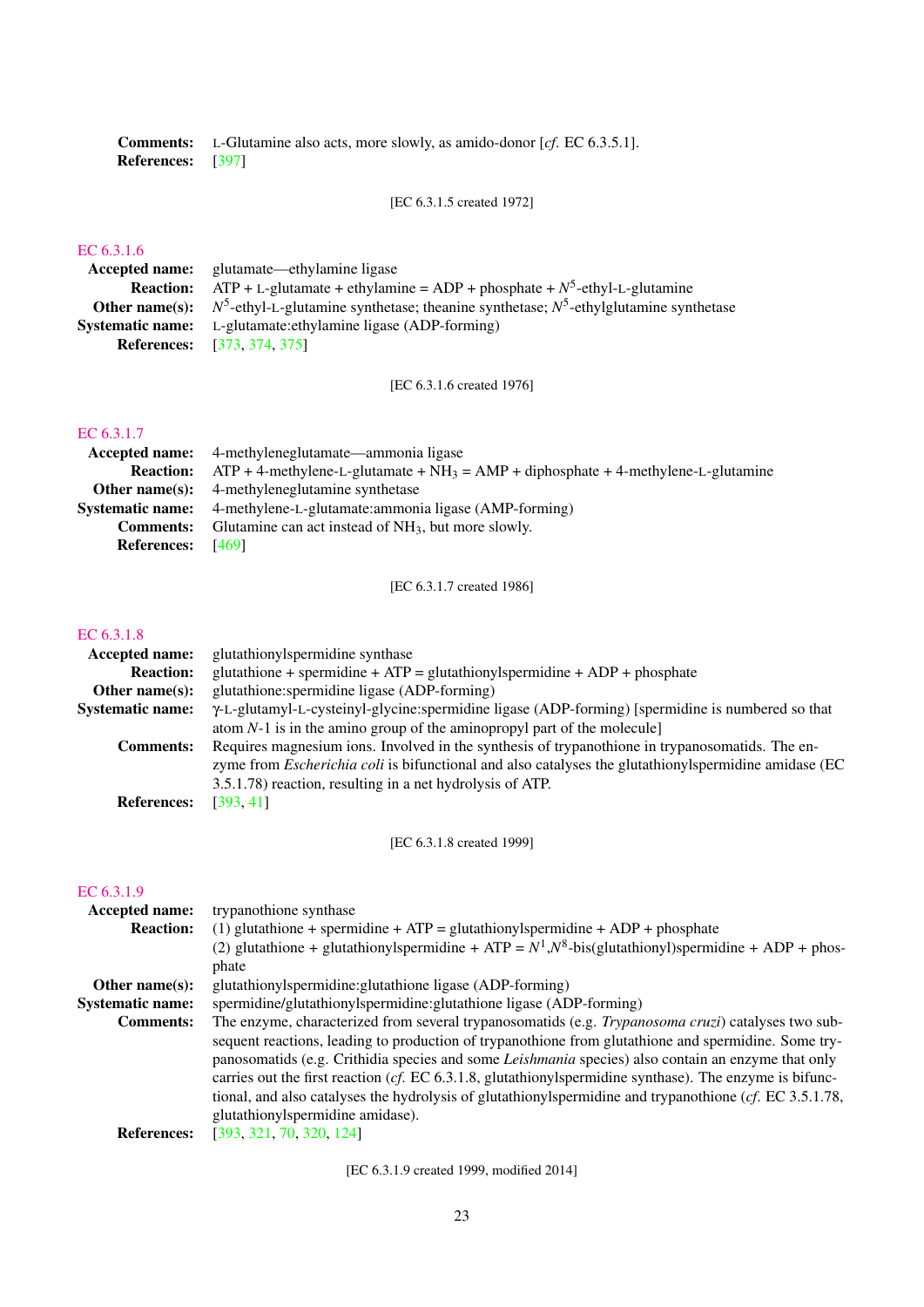**Comments:** L-Glutamine also acts, more slowly, as amido-donor [*cf.* EC 6.3.5.1].
**References:** [397]

[EC 6.3.1.5 created 1972]

### EC 6.3.1.6

**Accepted name:** glutamate—ethylamine ligase
**Reaction:** ATP + L-glutamate + ethylamine = ADP + phosphate + $N^5$-ethyl-L-glutamine
**Other name(s):** $N^5$-ethyl-L-glutamine synthetase; theanine synthetase; $N^5$-ethylglutamine synthetase
**Systematic name:** L-glutamate:ethylamine ligase (ADP-forming)
**References:** [373, 374, 375]

[EC 6.3.1.6 created 1976]

### EC 6.3.1.7

**Accepted name:** 4-methyleneglutamate—ammonia ligase
**Reaction:** ATP + 4-methylene-L-glutamate + $NH_3$ = AMP + diphosphate + 4-methylene-L-glutamine
**Other name(s):** 4-methyleneglutamine synthetase
**Systematic name:** 4-methylene-L-glutamate:ammonia ligase (AMP-forming)
**Comments:** Glutamine can act instead of $NH_3$, but more slowly.
**References:** [469]

[EC 6.3.1.7 created 1986]

### EC 6.3.1.8

**Accepted name:** glutathionylspermidine synthase
**Reaction:** glutathione + spermidine + ATP = glutathionylspermidine + ADP + phosphate
**Other name(s):** glutathione:spermidine ligase (ADP-forming)
**Systematic name:** γ-L-glutamyl-L-cysteinyl-glycine:spermidine ligase (ADP-forming) [spermidine is numbered so that atom *N*-1 is in the amino group of the aminopropyl part of the molecule]
**Comments:** Requires magnesium ions. Involved in the synthesis of trypanothione in trypanosomatids. The enzyme from *Escherichia coli* is bifunctional and also catalyses the glutathionylspermidine amidase (EC 3.5.1.78) reaction, resulting in a net hydrolysis of ATP.
**References:** [393, 41]

[EC 6.3.1.8 created 1999]

### EC 6.3.1.9

**Accepted name:** trypanothione synthase
**Reaction:** (1) glutathione + spermidine + ATP = glutathionylspermidine + ADP + phosphate
(2) glutathione + glutathionylspermidine + ATP = $N^1$,$N^8$-bis(glutathionyl)spermidine + ADP + phosphate
**Other name(s):** glutathionylspermidine:glutathione ligase (ADP-forming)
**Systematic name:** spermidine/glutathionylspermidine:glutathione ligase (ADP-forming)
**Comments:** The enzyme, characterized from several trypanosomatids (e.g. *Trypanosoma cruzi*) catalyses two subsequent reactions, leading to production of trypanothione from glutathione and spermidine. Some trypanosomatids (e.g. Crithidia species and some *Leishmania* species) also contain an enzyme that only carries out the first reaction (*cf.* EC 6.3.1.8, glutathionylspermidine synthase). The enzyme is bifunctional, and also catalyses the hydrolysis of glutathionylspermidine and trypanothione (*cf.* EC 3.5.1.78, glutathionylspermidine amidase).
**References:** [393, 321, 70, 320, 124]

[EC 6.3.1.9 created 1999, modified 2014]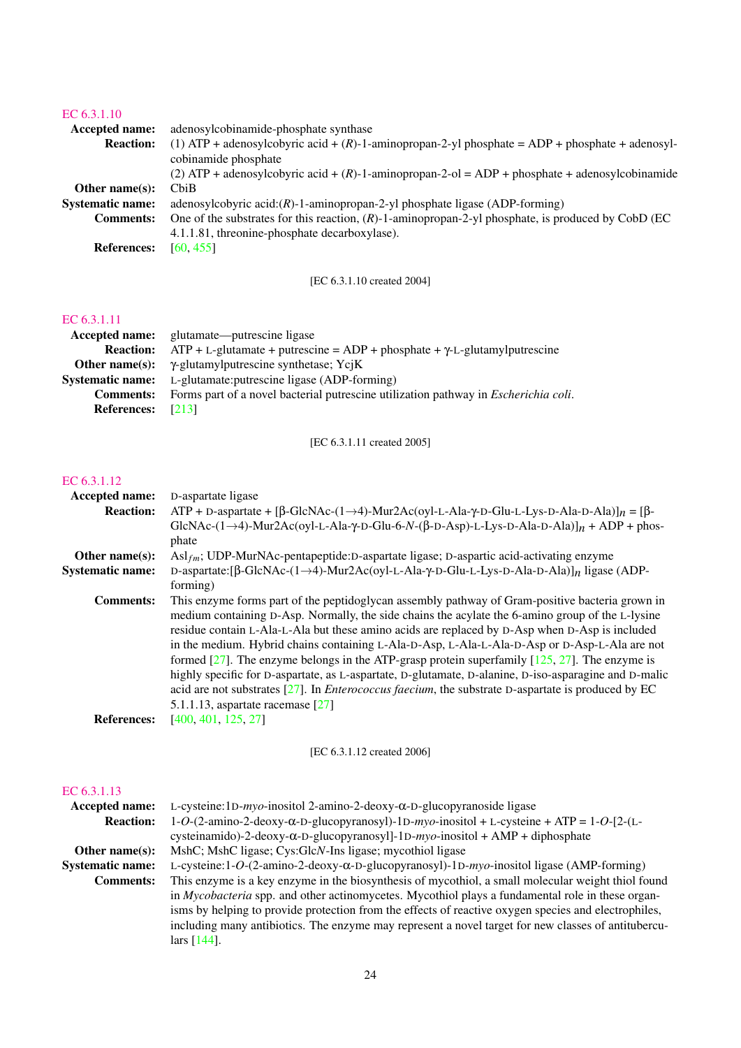## EC 6.3.1.10

**Accepted name:** adenosylcobinamide-phosphate synthase

**Reaction:** (1) ATP + adenosylcobyric acid + (*R*)-1-aminopropan-2-yl phosphate = ADP + phosphate + adenosylcobinamide phosphate
(2) ATP + adenosylcobyric acid + (*R*)-1-aminopropan-2-ol = ADP + phosphate + adenosylcobinamide

**Other name(s):** CbiB

**Systematic name:** adenosylcobyric acid:(*R*)-1-aminopropan-2-yl phosphate ligase (ADP-forming)

**Comments:** One of the substrates for this reaction, (*R*)-1-aminopropan-2-yl phosphate, is produced by CobD (EC 4.1.1.81, threonine-phosphate decarboxylase).

**References:** [60, 455]

[EC 6.3.1.10 created 2004]

## EC 6.3.1.11

**Accepted name:** glutamate—putrescine ligase

**Reaction:** ATP + L-glutamate + putrescine = ADP + phosphate + γ-L-glutamylputrescine

**Other name(s):** γ-glutamylputrescine synthetase; YcjK

**Systematic name:** L-glutamate:putrescine ligase (ADP-forming)

**Comments:** Forms part of a novel bacterial putrescine utilization pathway in *Escherichia coli*.

**References:** [213]

[EC 6.3.1.11 created 2005]

## EC 6.3.1.12

**Accepted name:** D-aspartate ligase

**Reaction:** ATP + D-aspartate + [β-GlcNAc-(1→4)-Mur2Ac(oyl-L-Ala-γ-D-Glu-L-Lys-D-Ala-D-Ala)]$_n$ = [β-GlcNAc-(1→4)-Mur2Ac(oyl-L-Ala-γ-D-Glu-6-*N*-(β-D-Asp)-L-Lys-D-Ala-D-Ala)]$_n$ + ADP + phosphate

**Other name(s):** Asl$_{fm}$; UDP-MurNAc-pentapeptide:D-aspartate ligase; D-aspartic acid-activating enzyme

**Systematic name:** D-aspartate:[β-GlcNAc-(1→4)-Mur2Ac(oyl-L-Ala-γ-D-Glu-L-Lys-D-Ala-D-Ala)]$_n$ ligase (ADP-forming)

**Comments:** This enzyme forms part of the peptidoglycan assembly pathway of Gram-positive bacteria grown in medium containing D-Asp. Normally, the side chains the acylate the 6-amino group of the L-lysine residue contain L-Ala-L-Ala but these amino acids are replaced by D-Asp when D-Asp is included in the medium. Hybrid chains containing L-Ala-D-Asp, L-Ala-L-Ala-D-Asp or D-Asp-L-Ala are not formed [27]. The enzyme belongs in the ATP-grasp protein superfamily [125, 27]. The enzyme is highly specific for D-aspartate, as L-aspartate, D-glutamate, D-alanine, D-iso-asparagine and D-malic acid are not substrates [27]. In *Enterococcus faecium*, the substrate D-aspartate is produced by EC 5.1.1.13, aspartate racemase [27]

**References:** [400, 401, 125, 27]

[EC 6.3.1.12 created 2006]

## EC 6.3.1.13

**Accepted name:** L-cysteine:1D-*myo*-inositol 2-amino-2-deoxy-α-D-glucopyranoside ligase

**Reaction:** 1-*O*-(2-amino-2-deoxy-α-D-glucopyranosyl)-1D-*myo*-inositol + L-cysteine + ATP = 1-*O*-[2-(L-cysteinamido)-2-deoxy-α-D-glucopyranosyl]-1D-*myo*-inositol + AMP + diphosphate

**Other name(s):** MshC; MshC ligase; Cys:Glc*N*-Ins ligase; mycothiol ligase

**Systematic name:** L-cysteine:1-*O*-(2-amino-2-deoxy-α-D-glucopyranosyl)-1D-*myo*-inositol ligase (AMP-forming)

**Comments:** This enzyme is a key enzyme in the biosynthesis of mycothiol, a small molecular weight thiol found in *Mycobacteria* spp. and other actinomycetes. Mycothiol plays a fundamental role in these organisms by helping to provide protection from the effects of reactive oxygen species and electrophiles, including many antibiotics. The enzyme may represent a novel target for new classes of antituberculars [144].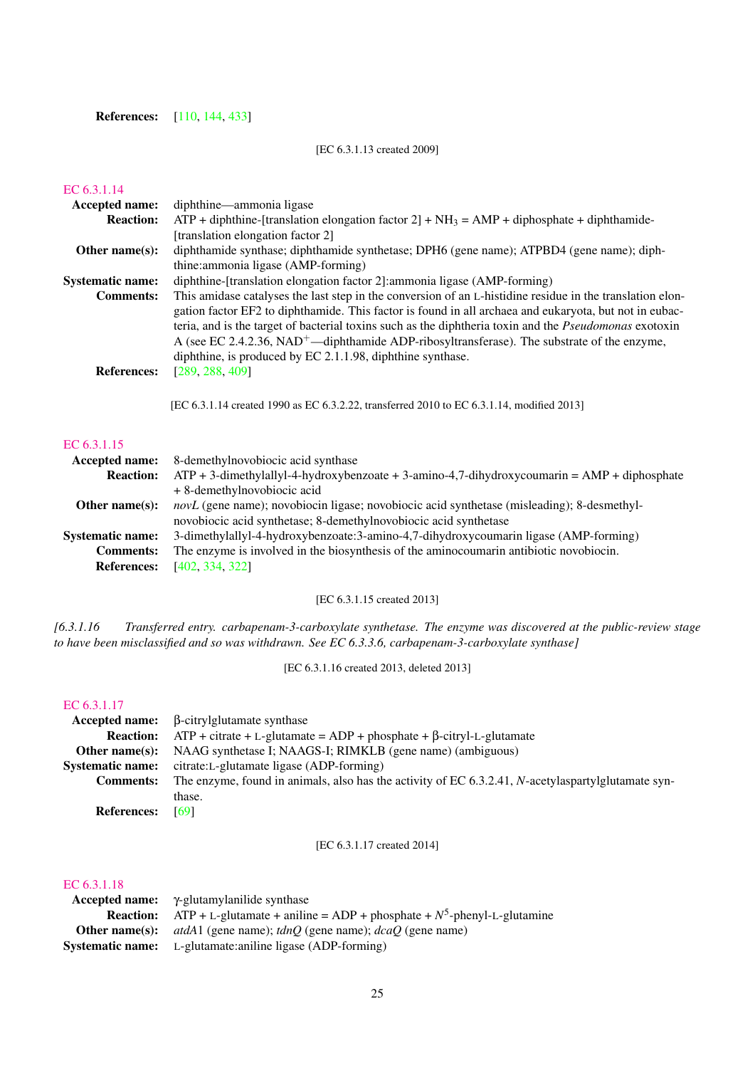**References:** [110, 144, 433]

[EC 6.3.1.13 created 2009]

EC 6.3.1.14

**Accepted name:** diphthine—ammonia ligase

**Reaction:** ATP + diphthine-[translation elongation factor 2] + $NH_3$ = AMP + diphosphate + diphthamide-[translation elongation factor 2]

**Other name(s):** diphthamide synthase; diphthamide synthetase; DPH6 (gene name); ATPBD4 (gene name); diphthine:ammonia ligase (AMP-forming)

**Systematic name:** diphthine-[translation elongation factor 2]:ammonia ligase (AMP-forming)

**Comments:** This amidase catalyses the last step in the conversion of an L-histidine residue in the translation elongation factor EF2 to diphthamide. This factor is found in all archaea and eukaryota, but not in eubacteria, and is the target of bacterial toxins such as the diphtheria toxin and the *Pseudomonas* exotoxin A (see EC 2.4.2.36, $NAD^+$—diphthamide ADP-ribosyltransferase). The substrate of the enzyme, diphthine, is produced by EC 2.1.1.98, diphthine synthase.

**References:** [289, 288, 409]

[EC 6.3.1.14 created 1990 as EC 6.3.2.22, transferred 2010 to EC 6.3.1.14, modified 2013]

EC 6.3.1.15

**Accepted name:** 8-demethylnovobiocic acid synthase

**Reaction:** ATP + 3-dimethylallyl-4-hydroxybenzoate + 3-amino-4,7-dihydroxycoumarin = AMP + diphosphate + 8-demethylnovobiocic acid

**Other name(s):** *novL* (gene name); novobiocin ligase; novobiocic acid synthetase (misleading); 8-desmethylnovobiocic acid synthetase; 8-demethylnovobiocic acid synthetase

**Systematic name:** 3-dimethylallyl-4-hydroxybenzoate:3-amino-4,7-dihydroxycoumarin ligase (AMP-forming)

**Comments:** The enzyme is involved in the biosynthesis of the aminocoumarin antibiotic novobiocin.

**References:** [402, 334, 322]

[EC 6.3.1.15 created 2013]

*[6.3.1.16 Transferred entry. carbapenam-3-carboxylate synthetase. The enzyme was discovered at the public-review stage to have been misclassified and so was withdrawn. See EC 6.3.3.6, carbapenam-3-carboxylate synthase]*

[EC 6.3.1.16 created 2013, deleted 2013]

EC 6.3.1.17

**Accepted name:** β-citrylglutamate synthase

**Reaction:** ATP + citrate + L-glutamate = ADP + phosphate + β-citryl-L-glutamate

**Other name(s):** NAAG synthetase I; NAAGS-I; RIMKLB (gene name) (ambiguous)

**Systematic name:** citrate:L-glutamate ligase (ADP-forming)

**Comments:** The enzyme, found in animals, also has the activity of EC 6.3.2.41, *N*-acetylaspartylglutamate synthase.

**References:** [69]

[EC 6.3.1.17 created 2014]

EC 6.3.1.18

**Accepted name:** γ-glutamylanilide synthase

**Reaction:** ATP + L-glutamate + aniline = ADP + phosphate + $N^5$-phenyl-L-glutamine

**Other name(s):** *atdA*1 (gene name); *tdnQ* (gene name); *dcaQ* (gene name)

**Systematic name:** L-glutamate:aniline ligase (ADP-forming)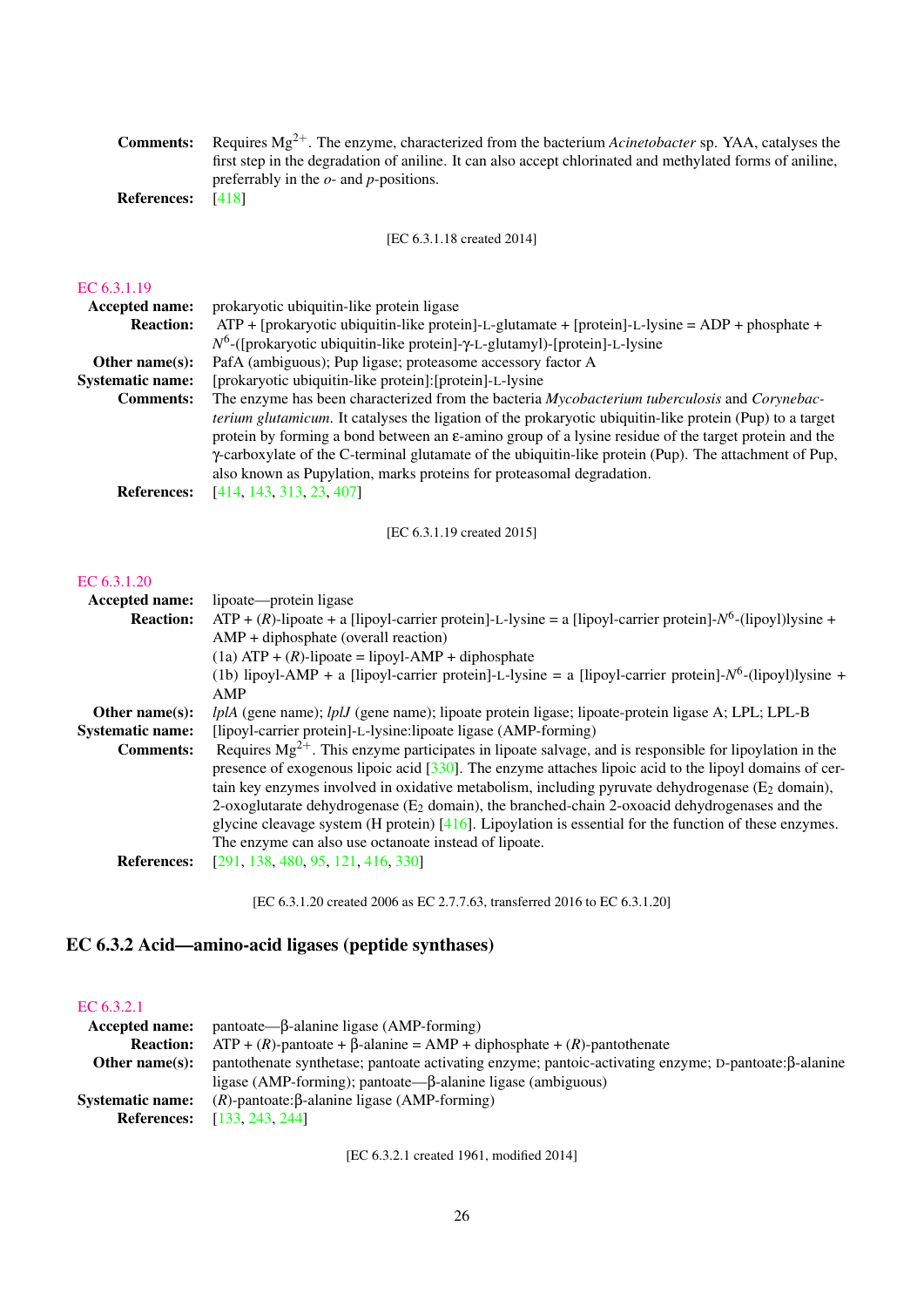**Comments:** Requires $Mg^{2+}$. The enzyme, characterized from the bacterium *Acinetobacter* sp. YAA, catalyses the first step in the degradation of aniline. It can also accept chlorinated and methylated forms of aniline, preferrably in the *o*- and *p*-positions.

**References:** [418]

[EC 6.3.1.18 created 2014]

EC 6.3.1.19

**Accepted name:** prokaryotic ubiquitin-like protein ligase

**Reaction:** ATP + [prokaryotic ubiquitin-like protein]-L-glutamate + [protein]-L-lysine = ADP + phosphate + $N^6$-([prokaryotic ubiquitin-like protein]-γ-L-glutamyl)-[protein]-L-lysine

**Other name(s):** PafA (ambiguous); Pup ligase; proteasome accessory factor A

**Systematic name:** [prokaryotic ubiquitin-like protein]:[protein]-L-lysine

**Comments:** The enzyme has been characterized from the bacteria *Mycobacterium tuberculosis* and *Corynebacterium glutamicum*. It catalyses the ligation of the prokaryotic ubiquitin-like protein (Pup) to a target protein by forming a bond between an ε-amino group of a lysine residue of the target protein and the γ-carboxylate of the C-terminal glutamate of the ubiquitin-like protein (Pup). The attachment of Pup, also known as Pupylation, marks proteins for proteasomal degradation.

**References:** [414, 143, 313, 23, 407]

[EC 6.3.1.19 created 2015]

EC 6.3.1.20

**Accepted name:** lipoate—protein ligase

**Reaction:** ATP + (*R*)-lipoate + a [lipoyl-carrier protein]-L-lysine = a [lipoyl-carrier protein]-$N^6$-(lipoyl)lysine + AMP + diphosphate (overall reaction)
(1a) ATP + (*R*)-lipoate = lipoyl-AMP + diphosphate
(1b) lipoyl-AMP + a [lipoyl-carrier protein]-L-lysine = a [lipoyl-carrier protein]-$N^6$-(lipoyl)lysine + AMP

**Other name(s):** *lplA* (gene name); *lplJ* (gene name); lipoate protein ligase; lipoate-protein ligase A; LPL; LPL-B

**Systematic name:** [lipoyl-carrier protein]-L-lysine:lipoate ligase (AMP-forming)

**Comments:** Requires $Mg^{2+}$. This enzyme participates in lipoate salvage, and is responsible for lipoylation in the presence of exogenous lipoic acid [330]. The enzyme attaches lipoic acid to the lipoyl domains of certain key enzymes involved in oxidative metabolism, including pyruvate dehydrogenase ($E_2$ domain), 2-oxoglutarate dehydrogenase ($E_2$ domain), the branched-chain 2-oxoacid dehydrogenases and the glycine cleavage system (H protein) [416]. Lipoylation is essential for the function of these enzymes. The enzyme can also use octanoate instead of lipoate.

**References:** [291, 138, 480, 95, 121, 416, 330]

[EC 6.3.1.20 created 2006 as EC 2.7.7.63, transferred 2016 to EC 6.3.1.20]

## EC 6.3.2 Acid—amino-acid ligases (peptide synthases)

EC 6.3.2.1

**Accepted name:** pantoate—β-alanine ligase (AMP-forming)

**Reaction:** ATP + (*R*)-pantoate + β-alanine = AMP + diphosphate + (*R*)-pantothenate

**Other name(s):** pantothenate synthetase; pantoate activating enzyme; pantoic-activating enzyme; D-pantoate:β-alanine ligase (AMP-forming); pantoate—β-alanine ligase (ambiguous)

**Systematic name:** (*R*)-pantoate:β-alanine ligase (AMP-forming)

**References:** [133, 243, 244]

[EC 6.3.2.1 created 1961, modified 2014]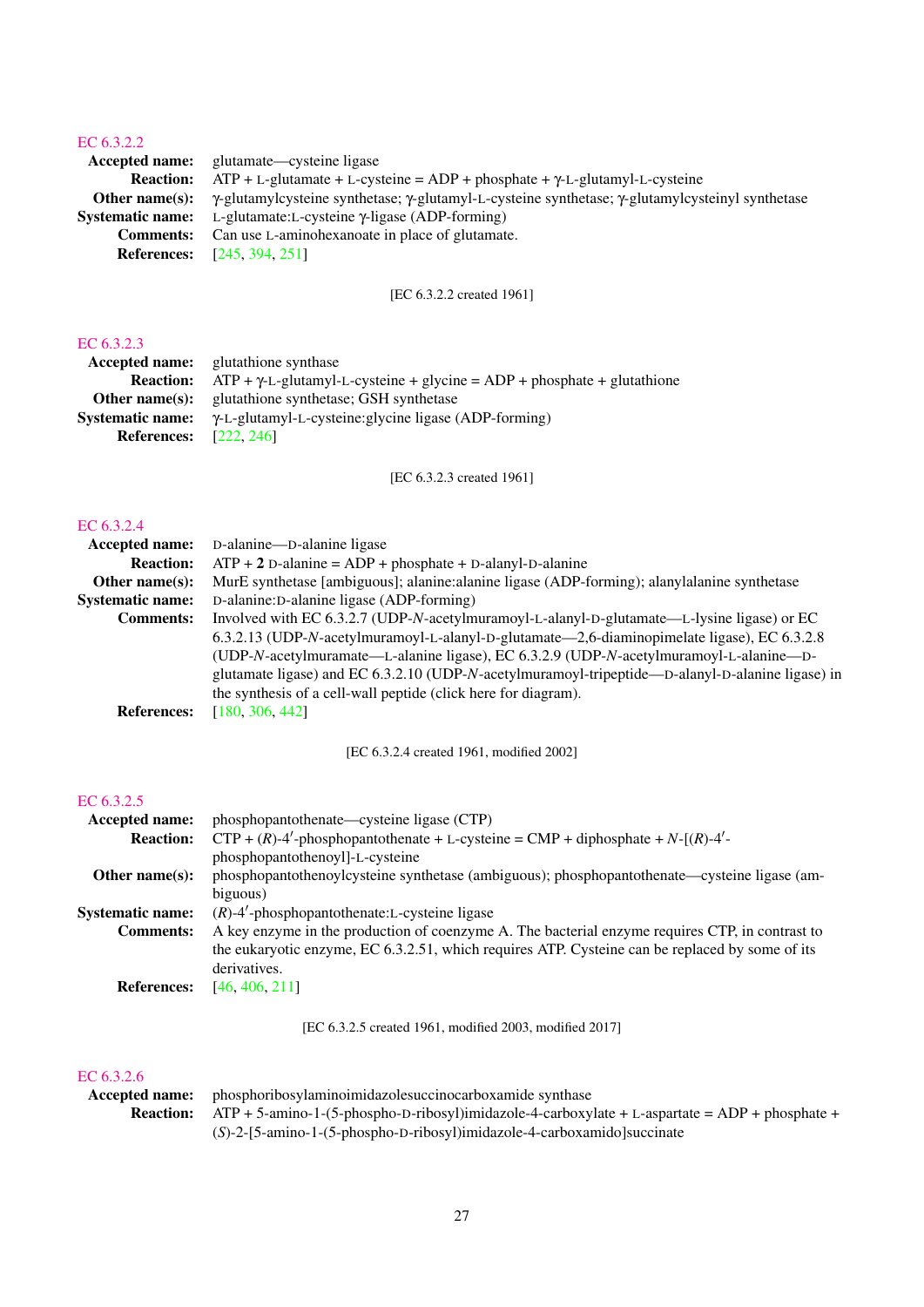## EC 6.3.2.2

**Accepted name:** glutamate—cysteine ligase

**Reaction:** ATP + L-glutamate + L-cysteine = ADP + phosphate + γ-L-glutamyl-L-cysteine

**Other name(s):** γ-glutamylcysteine synthetase; γ-glutamyl-L-cysteine synthetase; γ-glutamylcysteinyl synthetase

**Systematic name:** L-glutamate:L-cysteine γ-ligase (ADP-forming)

**Comments:** Can use L-aminohexanoate in place of glutamate.

**References:** [245, 394, 251]

[EC 6.3.2.2 created 1961]

## EC 6.3.2.3

**Accepted name:** glutathione synthase

**Reaction:** ATP + γ-L-glutamyl-L-cysteine + glycine = ADP + phosphate + glutathione

**Other name(s):** glutathione synthetase; GSH synthetase

**Systematic name:** γ-L-glutamyl-L-cysteine:glycine ligase (ADP-forming)

**References:** [222, 246]

[EC 6.3.2.3 created 1961]

## EC 6.3.2.4

**Accepted name:** D-alanine—D-alanine ligase

**Reaction:** ATP + **2** D-alanine = ADP + phosphate + D-alanyl-D-alanine

**Other name(s):** MurE synthetase [ambiguous]; alanine:alanine ligase (ADP-forming); alanylalanine synthetase

**Systematic name:** D-alanine:D-alanine ligase (ADP-forming)

**Comments:** Involved with EC 6.3.2.7 (UDP-*N*-acetylmuramoyl-L-alanyl-D-glutamate—L-lysine ligase) or EC 6.3.2.13 (UDP-*N*-acetylmuramoyl-L-alanyl-D-glutamate—2,6-diaminopimelate ligase), EC 6.3.2.8 (UDP-*N*-acetylmuramate—L-alanine ligase), EC 6.3.2.9 (UDP-*N*-acetylmuramoyl-L-alanine—D-glutamate ligase) and EC 6.3.2.10 (UDP-*N*-acetylmuramoyl-tripeptide—D-alanyl-D-alanine ligase) in the synthesis of a cell-wall peptide (click here for diagram).

**References:** [180, 306, 442]

[EC 6.3.2.4 created 1961, modified 2002]

## EC 6.3.2.5

**Accepted name:** phosphopantothenate—cysteine ligase (CTP)

**Reaction:** CTP + (*R*)-4′-phosphopantothenate + L-cysteine = CMP + diphosphate + *N*-[(*R*)-4′-phosphopantothenoyl]-L-cysteine

**Other name(s):** phosphopantothenoylcysteine synthetase (ambiguous); phosphopantothenate—cysteine ligase (ambiguous)

**Systematic name:** (*R*)-4′-phosphopantothenate:L-cysteine ligase

**Comments:** A key enzyme in the production of coenzyme A. The bacterial enzyme requires CTP, in contrast to the eukaryotic enzyme, EC 6.3.2.51, which requires ATP. Cysteine can be replaced by some of its derivatives.

**References:** [46, 406, 211]

[EC 6.3.2.5 created 1961, modified 2003, modified 2017]

## EC 6.3.2.6

**Accepted name:** phosphoribosylaminoimidazolesuccinocarboxamide synthase

**Reaction:** ATP + 5-amino-1-(5-phospho-D-ribosyl)imidazole-4-carboxylate + L-aspartate = ADP + phosphate + (*S*)-2-[5-amino-1-(5-phospho-D-ribosyl)imidazole-4-carboxamido]succinate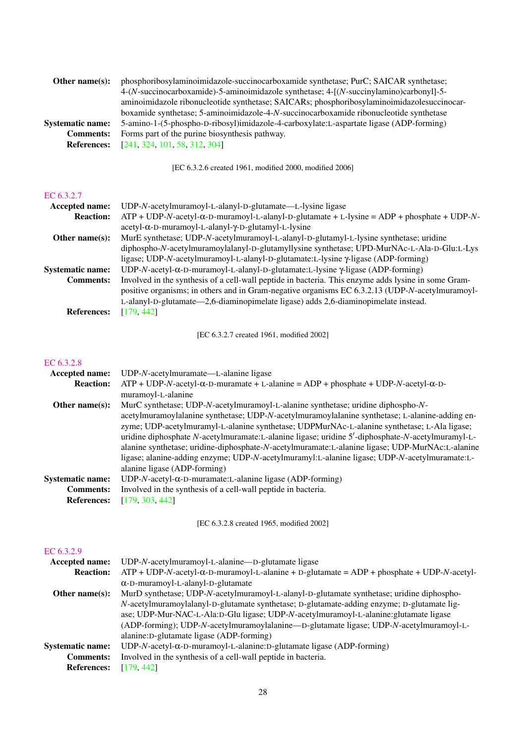**Other name(s):** phosphoribosylaminoimidazole-succinocarboxamide synthetase; PurC; SAICAR synthetase; 4-(*N*-succinocarboxamide)-5-aminoimidazole synthetase; 4-[(*N*-succinylamino)carbonyl]-5-aminoimidazole ribonucleotide synthetase; SAICARs; phosphoribosylaminoimidazolesuccinocarboxamide synthetase; 5-aminoimidazole-4-*N*-succinocarboxamide ribonucleotide synthetase

**Systematic name:** 5-amino-1-(5-phospho-D-ribosyl)imidazole-4-carboxylate:L-aspartate ligase (ADP-forming)

**Comments:** Forms part of the purine biosynthesis pathway.

**References:** [241, 324, 101, 58, 312, 304]

[EC 6.3.2.6 created 1961, modified 2000, modified 2006]

## EC 6.3.2.7

**Accepted name:** UDP-*N*-acetylmuramoyl-L-alanyl-D-glutamate—L-lysine ligase

**Reaction:** ATP + UDP-*N*-acetyl-α-D-muramoyl-L-alanyl-D-glutamate + L-lysine = ADP + phosphate + UDP-*N*-acetyl-α-D-muramoyl-L-alanyl-γ-D-glutamyl-L-lysine

**Other name(s):** MurE synthetase; UDP-*N*-acetylmuramoyl-L-alanyl-D-glutamyl-L-lysine synthetase; uridine diphospho-*N*-acetylmuramoylalanyl-D-glutamyllysine synthetase; UPD-MurNAc-L-Ala-D-Glu:L-Lys ligase; UDP-*N*-acetylmuramoyl-L-alanyl-D-glutamate:L-lysine γ-ligase (ADP-forming)

**Systematic name:** UDP-*N*-acetyl-α-D-muramoyl-L-alanyl-D-glutamate:L-lysine γ-ligase (ADP-forming)

**Comments:** Involved in the synthesis of a cell-wall peptide in bacteria. This enzyme adds lysine in some Gram-positive organisms; in others and in Gram-negative organisms EC 6.3.2.13 (UDP-*N*-acetylmuramoyl-L-alanyl-D-glutamate—2,6-diaminopimelate ligase) adds 2,6-diaminopimelate instead.

**References:** [179, 442]

[EC 6.3.2.7 created 1961, modified 2002]

## EC 6.3.2.8

**Accepted name:** UDP-*N*-acetylmuramate—L-alanine ligase

**Reaction:** ATP + UDP-*N*-acetyl-α-D-muramate + L-alanine = ADP + phosphate + UDP-*N*-acetyl-α-D-muramoyl-L-alanine

**Other name(s):** MurC synthetase; UDP-*N*-acetylmuramoyl-L-alanine synthetase; uridine diphospho-*N*-acetylmuramoylalanine synthetase; UDP-*N*-acetylmuramoylalanine synthetase; L-alanine-adding enzyme; UDP-acetylmuramyl-L-alanine synthetase; UDPMurNAc-L-alanine synthetase; L-Ala ligase; uridine diphosphate *N*-acetylmuramate:L-alanine ligase; uridine 5′-diphosphate-*N*-acetylmuramyl-L-alanine synthetase; uridine-diphosphate-*N*-acetylmuramate:L-alanine ligase; UDP-MurNAc:L-alanine ligase; alanine-adding enzyme; UDP-*N*-acetylmuramyl:L-alanine ligase; UDP-*N*-acetylmuramate:L-alanine ligase (ADP-forming)

**Systematic name:** UDP-*N*-acetyl-α-D-muramate:L-alanine ligase (ADP-forming)

**Comments:** Involved in the synthesis of a cell-wall peptide in bacteria.

**References:** [179, 303, 442]

[EC 6.3.2.8 created 1965, modified 2002]

## EC 6.3.2.9

**Accepted name:** UDP-*N*-acetylmuramoyl-L-alanine—D-glutamate ligase

**Reaction:** ATP + UDP-*N*-acetyl-α-D-muramoyl-L-alanine + D-glutamate = ADP + phosphate + UDP-*N*-acetyl-α-D-muramoyl-L-alanyl-D-glutamate

**Other name(s):** MurD synthetase; UDP-*N*-acetylmuramoyl-L-alanyl-D-glutamate synthetase; uridine diphospho-*N*-acetylmuramoylalanyl-D-glutamate synthetase; D-glutamate-adding enzyme; D-glutamate ligase; UDP-Mur-NAC-L-Ala:D-Glu ligase; UDP-*N*-acetylmuramoyl-L-alanine:glutamate ligase (ADP-forming); UDP-*N*-acetylmuramoylalanine—D-glutamate ligase; UDP-*N*-acetylmuramoyl-L-alanine:D-glutamate ligase (ADP-forming)

**Systematic name:** UDP-*N*-acetyl-α-D-muramoyl-L-alanine:D-glutamate ligase (ADP-forming)

**Comments:** Involved in the synthesis of a cell-wall peptide in bacteria.

**References:** [179, 442]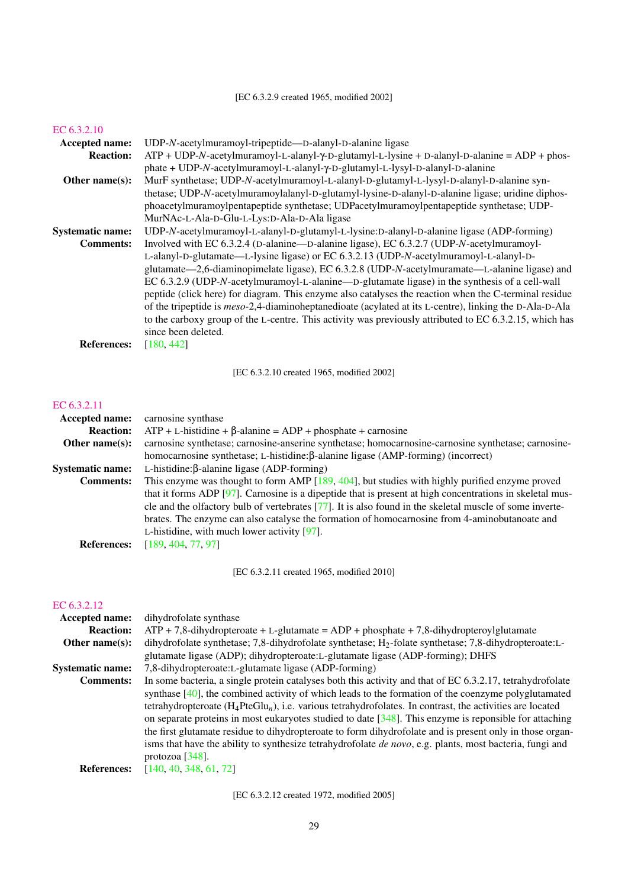[EC 6.3.2.9 created 1965, modified 2002]

### EC 6.3.2.10

**Accepted name:** UDP-*N*-acetylmuramoyl-tripeptide—D-alanyl-D-alanine ligase

**Reaction:** ATP + UDP-*N*-acetylmuramoyl-L-alanyl-γ-D-glutamyl-L-lysine + D-alanyl-D-alanine = ADP + phosphate + UDP-*N*-acetylmuramoyl-L-alanyl-γ-D-glutamyl-L-lysyl-D-alanyl-D-alanine

**Other name(s):** MurF synthetase; UDP-*N*-acetylmuramoyl-L-alanyl-D-glutamyl-L-lysyl-D-alanyl-D-alanine synthetase; UDP-*N*-acetylmuramoylalanyl-D-glutamyl-lysine-D-alanyl-D-alanine ligase; uridine diphosphoacetylmuramoylpentapeptide synthetase; UDPacetylmuramoylpentapeptide synthetase; UDP-MurNAc-L-Ala-D-Glu-L-Lys:D-Ala-D-Ala ligase

**Systematic name:** UDP-*N*-acetylmuramoyl-L-alanyl-D-glutamyl-L-lysine:D-alanyl-D-alanine ligase (ADP-forming)

**Comments:** Involved with EC 6.3.2.4 (D-alanine—D-alanine ligase), EC 6.3.2.7 (UDP-*N*-acetylmuramoyl-L-alanyl-D-glutamate—L-lysine ligase) or EC 6.3.2.13 (UDP-*N*-acetylmuramoyl-L-alanyl-D-glutamate—2,6-diaminopimelate ligase), EC 6.3.2.8 (UDP-*N*-acetylmuramate—L-alanine ligase) and EC 6.3.2.9 (UDP-*N*-acetylmuramoyl-L-alanine—D-glutamate ligase) in the synthesis of a cell-wall peptide (click here) for diagram. This enzyme also catalyses the reaction when the C-terminal residue of the tripeptide is *meso*-2,4-diaminoheptanedioate (acylated at its L-centre), linking the D-Ala-D-Ala to the carboxy group of the L-centre. This activity was previously attributed to EC 6.3.2.15, which has since been deleted.

**References:** [180, 442]

[EC 6.3.2.10 created 1965, modified 2002]

### EC 6.3.2.11

**Accepted name:** carnosine synthase

**Reaction:** ATP + L-histidine + β-alanine = ADP + phosphate + carnosine

**Other name(s):** carnosine synthetase; carnosine-anserine synthetase; homocarnosine-carnosine synthetase; carnosine-homocarnosine synthetase; L-histidine:β-alanine ligase (AMP-forming) (incorrect)

**Systematic name:** L-histidine:β-alanine ligase (ADP-forming)

**Comments:** This enzyme was thought to form AMP [189, 404], but studies with highly purified enzyme proved that it forms ADP [97]. Carnosine is a dipeptide that is present at high concentrations in skeletal muscle and the olfactory bulb of vertebrates [77]. It is also found in the skeletal muscle of some invertebrates. The enzyme can also catalyse the formation of homocarnosine from 4-aminobutanoate and L-histidine, with much lower activity [97].

**References:** [189, 404, 77, 97]

[EC 6.3.2.11 created 1965, modified 2010]

### EC 6.3.2.12

**Accepted name:** dihydrofolate synthase

**Reaction:** ATP + 7,8-dihydropteroate + L-glutamate = ADP + phosphate + 7,8-dihydropteroylglutamate

**Other name(s):** dihydrofolate synthetase; 7,8-dihydrofolate synthetase; $H_2$-folate synthetase; 7,8-dihydropteroate:L-glutamate ligase (ADP); dihydropteroate:L-glutamate ligase (ADP-forming); DHFS

**Systematic name:** 7,8-dihydropteroate:L-glutamate ligase (ADP-forming)

**Comments:** In some bacteria, a single protein catalyses both this activity and that of EC 6.3.2.17, tetrahydrofolate synthase [40], the combined activity of which leads to the formation of the coenzyme polyglutamated tetrahydropteroate ($H_4PteGlu_n$), i.e. various tetrahydrofolates. In contrast, the activities are located on separate proteins in most eukaryotes studied to date [348]. This enzyme is reponsible for attaching the first glutamate residue to dihydropteroate to form dihydrofolate and is present only in those organisms that have the ability to synthesize tetrahydrofolate *de novo*, e.g. plants, most bacteria, fungi and protozoa [348].

**References:** [140, 40, 348, 61, 72]

[EC 6.3.2.12 created 1972, modified 2005]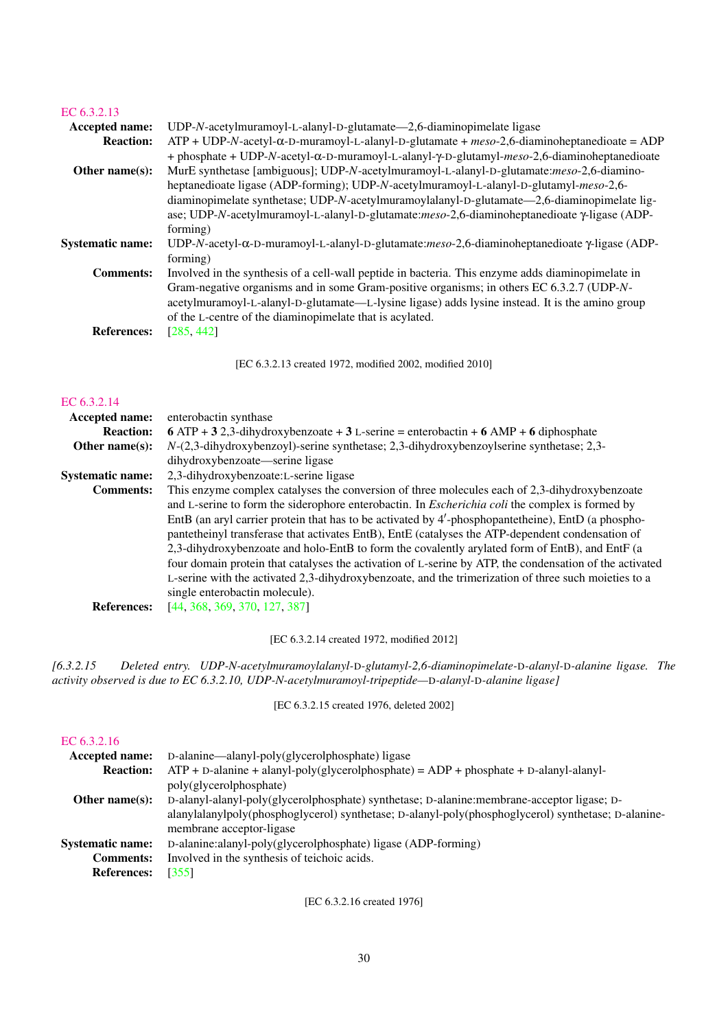## EC 6.3.2.13

**Accepted name:** UDP-*N*-acetylmuramoyl-L-alanyl-D-glutamate—2,6-diaminopimelate ligase

**Reaction:** ATP + UDP-*N*-acetyl-α-D-muramoyl-L-alanyl-D-glutamate + *meso*-2,6-diaminoheptanedioate = ADP + phosphate + UDP-*N*-acetyl-α-D-muramoyl-L-alanyl-γ-D-glutamyl-*meso*-2,6-diaminoheptanedioate

**Other name(s):** MurE synthetase [ambiguous]; UDP-*N*-acetylmuramoyl-L-alanyl-D-glutamate:*meso*-2,6-diaminoheptanedioate ligase (ADP-forming); UDP-*N*-acetylmuramoyl-L-alanyl-D-glutamyl-*meso*-2,6-diaminopimelate synthetase; UDP-*N*-acetylmuramoylalanyl-D-glutamate—2,6-diaminopimelate ligase; UDP-*N*-acetylmuramoyl-L-alanyl-D-glutamate:*meso*-2,6-diaminoheptanedioate γ-ligase (ADP-forming)

**Systematic name:** UDP-*N*-acetyl-α-D-muramoyl-L-alanyl-D-glutamate:*meso*-2,6-diaminoheptanedioate γ-ligase (ADP-forming)

**Comments:** Involved in the synthesis of a cell-wall peptide in bacteria. This enzyme adds diaminopimelate in Gram-negative organisms and in some Gram-positive organisms; in others EC 6.3.2.7 (UDP-*N*-acetylmuramoyl-L-alanyl-D-glutamate—L-lysine ligase) adds lysine instead. It is the amino group of the L-centre of the diaminopimelate that is acylated.

**References:** [285, 442]

[EC 6.3.2.13 created 1972, modified 2002, modified 2010]

## EC 6.3.2.14

**Accepted name:** enterobactin synthase

**Reaction:** **6** ATP + **3** 2,3-dihydroxybenzoate + **3** L-serine = enterobactin + **6** AMP + **6** diphosphate

**Other name(s):** *N*-(2,3-dihydroxybenzoyl)-serine synthetase; 2,3-dihydroxybenzoylserine synthetase; 2,3-dihydroxybenzoate—serine ligase

**Systematic name:** 2,3-dihydroxybenzoate:L-serine ligase

**Comments:** This enzyme complex catalyses the conversion of three molecules each of 2,3-dihydroxybenzoate and L-serine to form the siderophore enterobactin. In *Escherichia coli* the complex is formed by EntB (an aryl carrier protein that has to be activated by 4′-phosphopantetheine), EntD (a phosphopantetheinyl transferase that activates EntB), EntE (catalyses the ATP-dependent condensation of 2,3-dihydroxybenzoate and holo-EntB to form the covalently arylated form of EntB), and EntF (a four domain protein that catalyses the activation of L-serine by ATP, the condensation of the activated L-serine with the activated 2,3-dihydroxybenzoate, and the trimerization of three such moieties to a single enterobactin molecule).

**References:** [44, 368, 369, 370, 127, 387]

[EC 6.3.2.14 created 1972, modified 2012]

*[6.3.2.15 Deleted entry. UDP-N-acetylmuramoylalanyl-D-glutamyl-2,6-diaminopimelate-D-alanyl-D-alanine ligase. The activity observed is due to EC 6.3.2.10, UDP-N-acetylmuramoyl-tripeptide—D-alanyl-D-alanine ligase]*

[EC 6.3.2.15 created 1976, deleted 2002]

## EC 6.3.2.16

**Accepted name:** D-alanine—alanyl-poly(glycerolphosphate) ligase

**Reaction:** ATP + D-alanine + alanyl-poly(glycerolphosphate) = ADP + phosphate + D-alanyl-alanyl-poly(glycerolphosphate)

**Other name(s):** D-alanyl-alanyl-poly(glycerolphosphate) synthetase; D-alanine:membrane-acceptor ligase; D-alanylalanylpoly(phosphoglycerol) synthetase; D-alanyl-poly(phosphoglycerol) synthetase; D-alanine-membrane acceptor-ligase

**Systematic name:** D-alanine:alanyl-poly(glycerolphosphate) ligase (ADP-forming)

**Comments:** Involved in the synthesis of teichoic acids.

**References:** [355]

[EC 6.3.2.16 created 1976]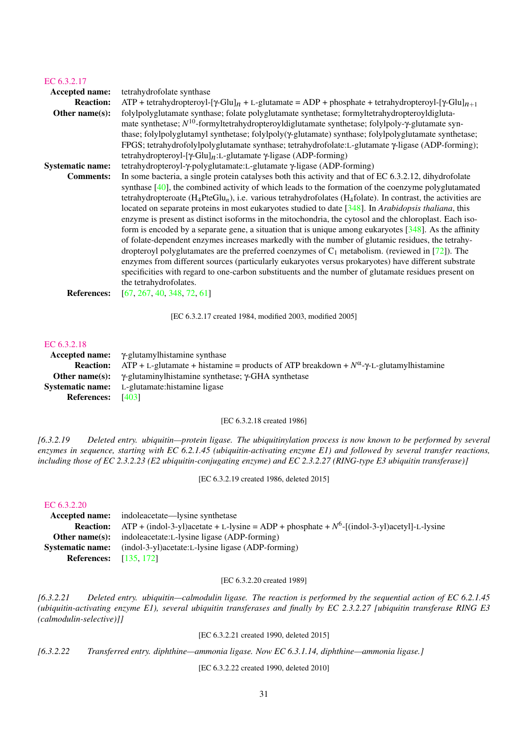## EC 6.3.2.17

**Accepted name:** tetrahydrofolate synthase

**Reaction:** ATP + tetrahydropteroyl-[γ-Glu]$_n$ + L-glutamate = ADP + phosphate + tetrahydropteroyl-[γ-Glu]$_{n+1}$

**Other name(s):** folylpolyglutamate synthase; folate polyglutamate synthetase; formyltetrahydropteroyldiglutamate synthetase; $N^{10}$-formyltetrahydropteroyldiglutamate synthetase; folylpoly-γ-glutamate synthase; folylpolyglutamyl synthetase; folylpoly(γ-glutamate) synthase; folylpolyglutamate synthetase; FPGS; tetrahydrofolylpolyglutamate synthase; tetrahydrofolate:L-glutamate γ-ligase (ADP-forming); tetrahydropteroyl-[γ-Glu]$_n$:L-glutamate γ-ligase (ADP-forming)

**Systematic name:** tetrahydropteroyl-γ-polyglutamate:L-glutamate γ-ligase (ADP-forming)

**Comments:** In some bacteria, a single protein catalyses both this activity and that of EC 6.3.2.12, dihydrofolate synthase [40], the combined activity of which leads to the formation of the coenzyme polyglutamated tetrahydropteroate ($H_4PteGlu_n$), i.e. various tetrahydrofolates ($H_4$folate). In contrast, the activities are located on separate proteins in most eukaryotes studied to date [348]. In *Arabidopsis thaliana*, this enzyme is present as distinct isoforms in the mitochondria, the cytosol and the chloroplast. Each isoform is encoded by a separate gene, a situation that is unique among eukaryotes [348]. As the affinity of folate-dependent enzymes increases markedly with the number of glutamic residues, the tetrahydropteroyl polyglutamates are the preferred coenzymes of $C_1$ metabolism. (reviewed in [72]). The enzymes from different sources (particularly eukaryotes versus prokaryotes) have different substrate specificities with regard to one-carbon substituents and the number of glutamate residues present on the tetrahydrofolates.

**References:** [67, 267, 40, 348, 72, 61]

[EC 6.3.2.17 created 1984, modified 2003, modified 2005]

## EC 6.3.2.18

**Accepted name:** γ-glutamylhistamine synthase

**Reaction:** ATP + L-glutamate + histamine = products of ATP breakdown + $N^{\alpha}$-γ-L-glutamylhistamine

**Other name(s):** γ-glutaminylhistamine synthetase; γ-GHA synthetase

**Systematic name:** L-glutamate:histamine ligase

**References:** [403]

[EC 6.3.2.18 created 1986]

*[6.3.2.19 Deleted entry. ubiquitin—protein ligase. The ubiquitinylation process is now known to be performed by several enzymes in sequence, starting with EC 6.2.1.45 (ubiquitin-activating enzyme E1) and followed by several transfer reactions, including those of EC 2.3.2.23 (E2 ubiquitin-conjugating enzyme) and EC 2.3.2.27 (RING-type E3 ubiquitin transferase)]*

[EC 6.3.2.19 created 1986, deleted 2015]

## EC 6.3.2.20

**Accepted name:** indoleacetate—lysine synthetase

**Reaction:** ATP + (indol-3-yl)acetate + L-lysine = ADP + phosphate + $N^6$-[(indol-3-yl)acetyl]-L-lysine

**Other name(s):** indoleacetate:L-lysine ligase (ADP-forming)

**Systematic name:** (indol-3-yl)acetate:L-lysine ligase (ADP-forming)

**References:** [135, 172]

[EC 6.3.2.20 created 1989]

*[6.3.2.21 Deleted entry. ubiquitin—calmodulin ligase. The reaction is performed by the sequential action of EC 6.2.1.45 (ubiquitin-activating enzyme E1), several ubiquitin transferases and finally by EC 2.3.2.27 [ubiquitin transferase RING E3 (calmodulin-selective)]]*

[EC 6.3.2.21 created 1990, deleted 2015]

*[6.3.2.22 Transferred entry. diphthine—ammonia ligase. Now EC 6.3.1.14, diphthine—ammonia ligase.]*

[EC 6.3.2.22 created 1990, deleted 2010]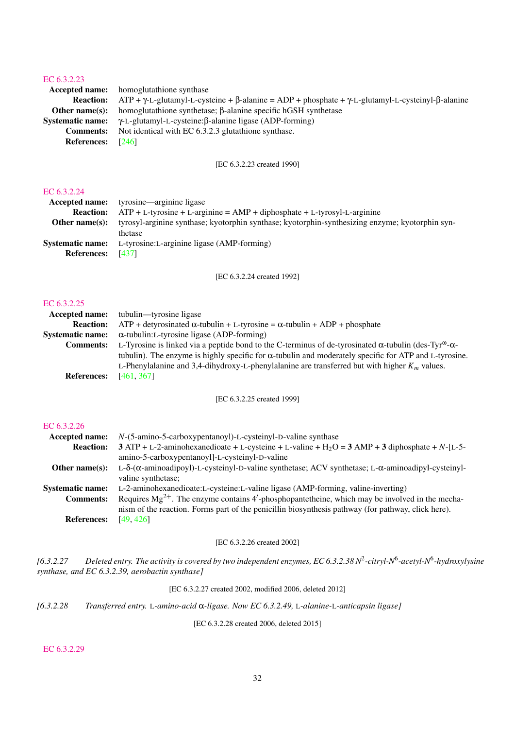EC 6.3.2.23

**Accepted name:** homoglutathione synthase

**Reaction:** ATP + γ-L-glutamyl-L-cysteine + β-alanine = ADP + phosphate + γ-L-glutamyl-L-cysteinyl-β-alanine

**Other name(s):** homoglutathione synthetase; β-alanine specific hGSH synthetase

**Systematic name:** γ-L-glutamyl-L-cysteine:β-alanine ligase (ADP-forming)

**Comments:** Not identical with EC 6.3.2.3 glutathione synthase.

**References:** [246]

[EC 6.3.2.23 created 1990]

EC 6.3.2.24

**Accepted name:** tyrosine—arginine ligase

**Reaction:** ATP + L-tyrosine + L-arginine = AMP + diphosphate + L-tyrosyl-L-arginine

**Other name(s):** tyrosyl-arginine synthase; kyotorphin synthase; kyotorphin-synthesizing enzyme; kyotorphin synthetase

**Systematic name:** L-tyrosine:L-arginine ligase (AMP-forming)

**References:** [437]

[EC 6.3.2.24 created 1992]

EC 6.3.2.25

**Accepted name:** tubulin—tyrosine ligase

**Reaction:** ATP + detyrosinated α-tubulin + L-tyrosine = α-tubulin + ADP + phosphate

**Systematic name:** α-tubulin:L-tyrosine ligase (ADP-forming)

**Comments:** L-Tyrosine is linked via a peptide bond to the C-terminus of de-tyrosinated α-tubulin (des-Tyr$^{\omega}$-α-tubulin). The enzyme is highly specific for α-tubulin and moderately specific for ATP and L-tyrosine. L-Phenylalanine and 3,4-dihydroxy-L-phenylalanine are transferred but with higher $K_m$ values.

**References:** [461, 367]

[EC 6.3.2.25 created 1999]

EC 6.3.2.26

**Accepted name:** *N*-(5-amino-5-carboxypentanoyl)-L-cysteinyl-D-valine synthase

**Reaction:** **3** ATP + L-2-aminohexanedioate + L-cysteine + L-valine + $H_2O$ = **3** AMP + **3** diphosphate + *N*-[L-5-amino-5-carboxypentanoyl]-L-cysteinyl-D-valine

**Other name(s):** L-δ-(α-aminoadipoyl)-L-cysteinyl-D-valine synthetase; ACV synthetase; L-α-aminoadipyl-cysteinyl-valine synthetase;

**Systematic name:** L-2-aminohexanedioate:L-cysteine:L-valine ligase (AMP-forming, valine-inverting)

**Comments:** Requires $Mg^{2+}$. The enzyme contains 4′-phosphopantetheine, which may be involved in the mechanism of the reaction. Forms part of the penicillin biosynthesis pathway (for pathway, click here).

**References:** [49, 426]

[EC 6.3.2.26 created 2002]

*[6.3.2.27 Deleted entry. The activity is covered by two independent enzymes, EC 6.3.2.38 $N^2$-citryl-$N^6$-acetyl-$N^6$-hydroxylysine synthase, and EC 6.3.2.39, aerobactin synthase]*

[EC 6.3.2.27 created 2002, modified 2006, deleted 2012]

*[6.3.2.28 Transferred entry. L-amino-acid α-ligase. Now EC 6.3.2.49, L-alanine-L-anticapsin ligase]*

[EC 6.3.2.28 created 2006, deleted 2015]

EC 6.3.2.29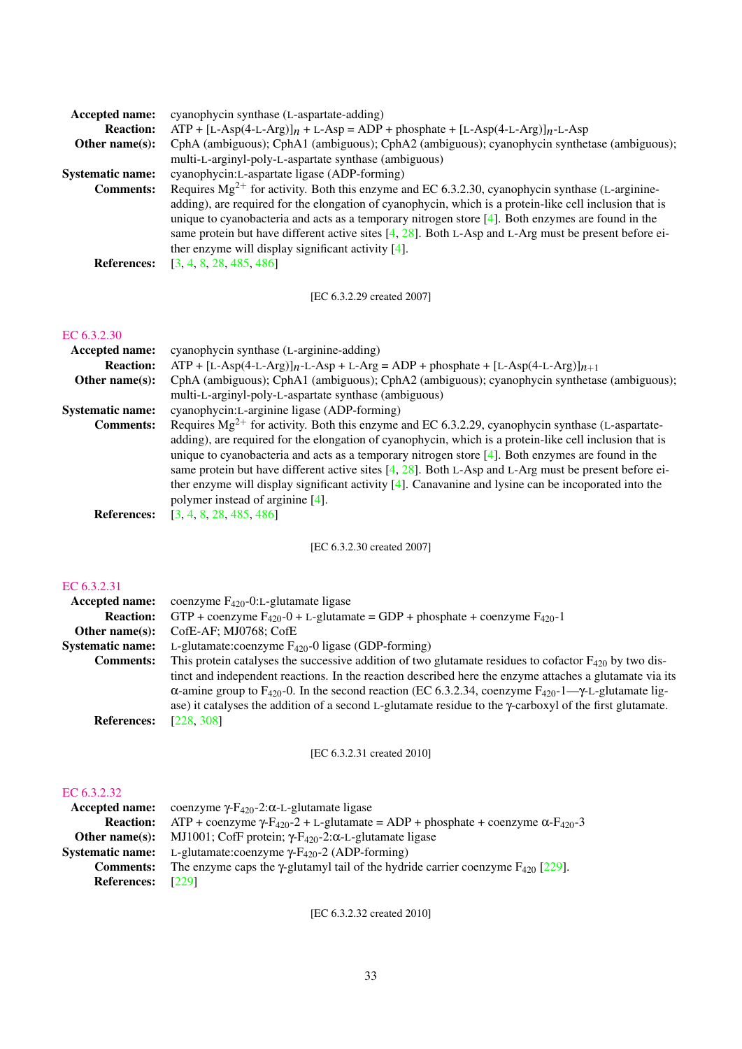**Accepted name:** cyanophycin synthase (L-aspartate-adding)

**Reaction:** ATP + [L-Asp(4-L-Arg)]$_n$ + L-Asp = ADP + phosphate + [L-Asp(4-L-Arg)]$_n$-L-Asp

**Other name(s):** CphA (ambiguous); CphA1 (ambiguous); CphA2 (ambiguous); cyanophycin synthetase (ambiguous); multi-L-arginyl-poly-L-aspartate synthase (ambiguous)

**Systematic name:** cyanophycin:L-aspartate ligase (ADP-forming)

**Comments:** Requires $Mg^{2+}$ for activity. Both this enzyme and EC 6.3.2.30, cyanophycin synthase (L-arginine-adding), are required for the elongation of cyanophycin, which is a protein-like cell inclusion that is unique to cyanobacteria and acts as a temporary nitrogen store [4]. Both enzymes are found in the same protein but have different active sites [4, 28]. Both L-Asp and L-Arg must be present before either enzyme will display significant activity [4].

**References:** [3, 4, 8, 28, 485, 486]

[EC 6.3.2.29 created 2007]

## EC 6.3.2.30

**Accepted name:** cyanophycin synthase (L-arginine-adding)

**Reaction:** ATP + [L-Asp(4-L-Arg)]$_n$-L-Asp + L-Arg = ADP + phosphate + [L-Asp(4-L-Arg)]$_{n+1}$

**Other name(s):** CphA (ambiguous); CphA1 (ambiguous); CphA2 (ambiguous); cyanophycin synthetase (ambiguous); multi-L-arginyl-poly-L-aspartate synthase (ambiguous)

**Systematic name:** cyanophycin:L-arginine ligase (ADP-forming)

**Comments:** Requires $Mg^{2+}$ for activity. Both this enzyme and EC 6.3.2.29, cyanophycin synthase (L-aspartate-adding), are required for the elongation of cyanophycin, which is a protein-like cell inclusion that is unique to cyanobacteria and acts as a temporary nitrogen store [4]. Both enzymes are found in the same protein but have different active sites [4, 28]. Both L-Asp and L-Arg must be present before either enzyme will display significant activity [4]. Canavanine and lysine can be incoporated into the polymer instead of arginine [4].

**References:** [3, 4, 8, 28, 485, 486]

[EC 6.3.2.30 created 2007]

## EC 6.3.2.31

**Accepted name:** coenzyme $F_{420}$-0:L-glutamate ligase

**Reaction:** GTP + coenzyme $F_{420}$-0 + L-glutamate = GDP + phosphate + coenzyme $F_{420}$-1

**Other name(s):** CofE-AF; MJ0768; CofE

**Systematic name:** L-glutamate:coenzyme $F_{420}$-0 ligase (GDP-forming)

**Comments:** This protein catalyses the successive addition of two glutamate residues to cofactor $F_{420}$ by two distinct and independent reactions. In the reaction described here the enzyme attaches a glutamate via its α-amine group to $F_{420}$-0. In the second reaction (EC 6.3.2.34, coenzyme $F_{420}$-1—γ-L-glutamate ligase) it catalyses the addition of a second L-glutamate residue to the γ-carboxyl of the first glutamate.

**References:** [228, 308]

[EC 6.3.2.31 created 2010]

## EC 6.3.2.32

**Accepted name:** coenzyme γ-$F_{420}$-2:α-L-glutamate ligase

**Reaction:** ATP + coenzyme γ-$F_{420}$-2 + L-glutamate = ADP + phosphate + coenzyme α-$F_{420}$-3

**Other name(s):** MJ1001; CofF protein; γ-$F_{420}$-2:α-L-glutamate ligase

**Systematic name:** L-glutamate:coenzyme γ-$F_{420}$-2 (ADP-forming)

**Comments:** The enzyme caps the γ-glutamyl tail of the hydride carrier coenzyme $F_{420}$ [229].

**References:** [229]

[EC 6.3.2.32 created 2010]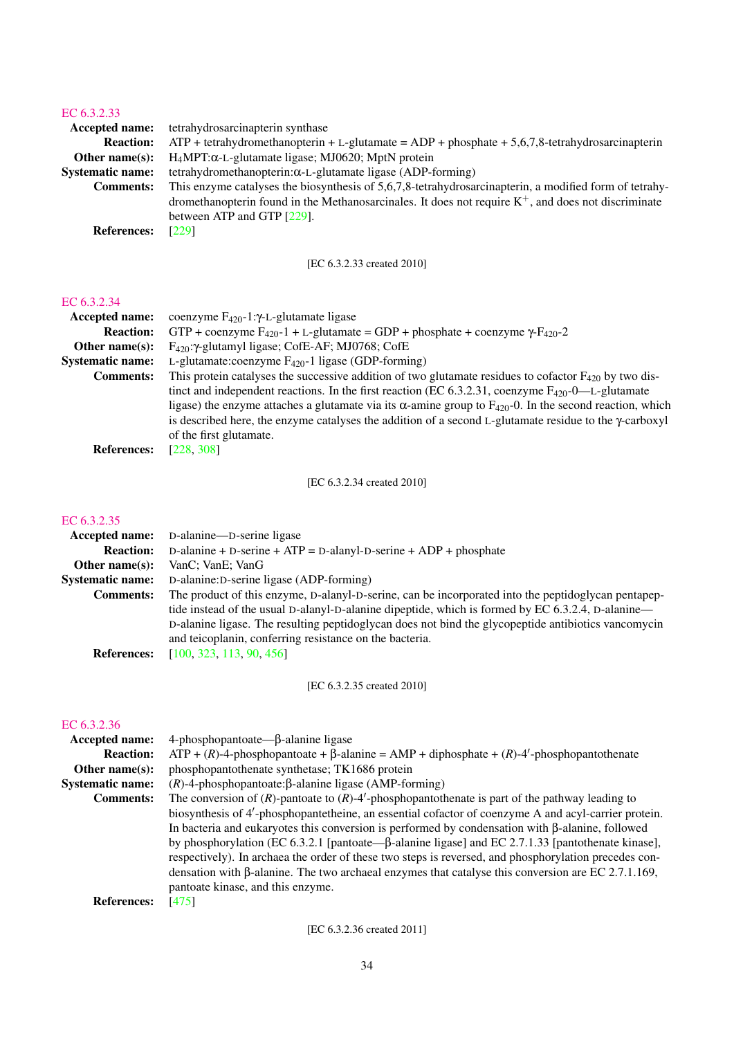EC 6.3.2.33

**Accepted name:** tetrahydrosarcinapterin synthase

**Reaction:** ATP + tetrahydromethanopterin + L-glutamate = ADP + phosphate + 5,6,7,8-tetrahydrosarcinapterin

**Other name(s):** $H_4$MPT:α-L-glutamate ligase; MJ0620; MptN protein

**Systematic name:** tetrahydromethanopterin:α-L-glutamate ligase (ADP-forming)

**Comments:** This enzyme catalyses the biosynthesis of 5,6,7,8-tetrahydrosarcinapterin, a modified form of tetrahydromethanopterin found in the Methanosarcinales. It does not require $K^+$, and does not discriminate between ATP and GTP [229].

**References:** [229]

[EC 6.3.2.33 created 2010]

EC 6.3.2.34

**Accepted name:** coenzyme $F_{420}$-1:γ-L-glutamate ligase

**Reaction:** GTP + coenzyme $F_{420}$-1 + L-glutamate = GDP + phosphate + coenzyme γ-$F_{420}$-2

**Other name(s):** $F_{420}$:γ-glutamyl ligase; CofE-AF; MJ0768; CofE

**Systematic name:** L-glutamate:coenzyme $F_{420}$-1 ligase (GDP-forming)

**Comments:** This protein catalyses the successive addition of two glutamate residues to cofactor $F_{420}$ by two distinct and independent reactions. In the first reaction (EC 6.3.2.31, coenzyme $F_{420}$-0—L-glutamate ligase) the enzyme attaches a glutamate via its α-amine group to $F_{420}$-0. In the second reaction, which is described here, the enzyme catalyses the addition of a second L-glutamate residue to the γ-carboxyl of the first glutamate.

**References:** [228, 308]

[EC 6.3.2.34 created 2010]

EC 6.3.2.35

**Accepted name:** D-alanine—D-serine ligase

**Reaction:** D-alanine + D-serine + ATP = D-alanyl-D-serine + ADP + phosphate

**Other name(s):** VanC; VanE; VanG

**Systematic name:** D-alanine:D-serine ligase (ADP-forming)

**Comments:** The product of this enzyme, D-alanyl-D-serine, can be incorporated into the peptidoglycan pentapeptide instead of the usual D-alanyl-D-alanine dipeptide, which is formed by EC 6.3.2.4, D-alanine—D-alanine ligase. The resulting peptidoglycan does not bind the glycopeptide antibiotics vancomycin and teicoplanin, conferring resistance on the bacteria.

**References:** [100, 323, 113, 90, 456]

[EC 6.3.2.35 created 2010]

EC 6.3.2.36

**Accepted name:** 4-phosphopantoate—β-alanine ligase

**Reaction:** ATP + (*R*)-4-phosphopantoate + β-alanine = AMP + diphosphate + (*R*)-4′-phosphopantothenate

**Other name(s):** phosphopantothenate synthetase; TK1686 protein

**Systematic name:** (*R*)-4-phosphopantoate:β-alanine ligase (AMP-forming)

**Comments:** The conversion of (*R*)-pantoate to (*R*)-4′-phosphopantothenate is part of the pathway leading to biosynthesis of 4′-phosphopantetheine, an essential cofactor of coenzyme A and acyl-carrier protein. In bacteria and eukaryotes this conversion is performed by condensation with β-alanine, followed by phosphorylation (EC 6.3.2.1 [pantoate—β-alanine ligase] and EC 2.7.1.33 [pantothenate kinase], respectively). In archaea the order of these two steps is reversed, and phosphorylation precedes condensation with β-alanine. The two archaeal enzymes that catalyse this conversion are EC 2.7.1.169, pantoate kinase, and this enzyme.

**References:** [475]

[EC 6.3.2.36 created 2011]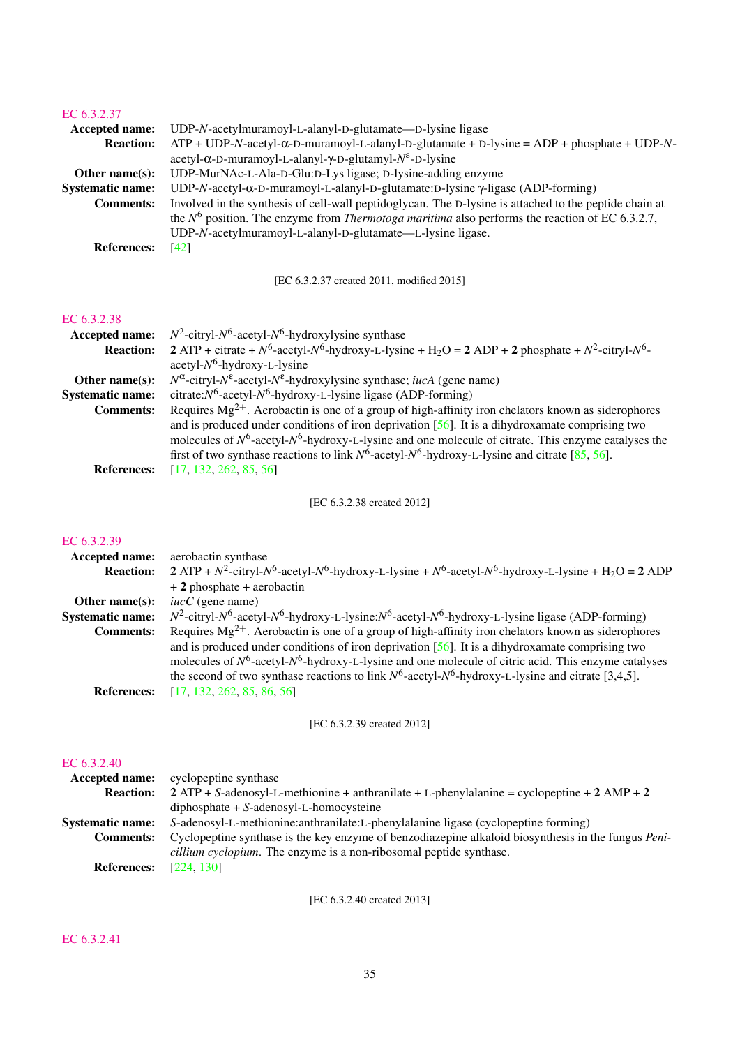## EC 6.3.2.37

**Accepted name:** UDP-*N*-acetylmuramoyl-L-alanyl-D-glutamate—D-lysine ligase

**Reaction:** ATP + UDP-*N*-acetyl-α-D-muramoyl-L-alanyl-D-glutamate + D-lysine = ADP + phosphate + UDP-*N*-acetyl-α-D-muramoyl-L-alanyl-γ-D-glutamyl-$N^{\varepsilon}$-D-lysine

**Other name(s):** UDP-MurNAc-L-Ala-D-Glu:D-Lys ligase; D-lysine-adding enzyme

**Systematic name:** UDP-*N*-acetyl-α-D-muramoyl-L-alanyl-D-glutamate:D-lysine γ-ligase (ADP-forming)

**Comments:** Involved in the synthesis of cell-wall peptidoglycan. The D-lysine is attached to the peptide chain at the $N^6$ position. The enzyme from *Thermotoga maritima* also performs the reaction of EC 6.3.2.7, UDP-*N*-acetylmuramoyl-L-alanyl-D-glutamate—L-lysine ligase.

**References:** [42]

[EC 6.3.2.37 created 2011, modified 2015]

## EC 6.3.2.38

**Accepted name:** $N^2$-citryl-$N^6$-acetyl-$N^6$-hydroxylysine synthase

**Reaction:** **2** ATP + citrate + $N^6$-acetyl-$N^6$-hydroxy-L-lysine + $H_2O$ = **2** ADP + **2** phosphate + $N^2$-citryl-$N^6$-acetyl-$N^6$-hydroxy-L-lysine

**Other name(s):** $N^{\alpha}$-citryl-$N^{\varepsilon}$-acetyl-$N^{\varepsilon}$-hydroxylysine synthase; *iucA* (gene name)

**Systematic name:** citrate:$N^6$-acetyl-$N^6$-hydroxy-L-lysine ligase (ADP-forming)

**Comments:** Requires $Mg^{2+}$. Aerobactin is one of a group of high-affinity iron chelators known as siderophores and is produced under conditions of iron deprivation [56]. It is a dihydroxamate comprising two molecules of $N^6$-acetyl-$N^6$-hydroxy-L-lysine and one molecule of citrate. This enzyme catalyses the first of two synthase reactions to link $N^6$-acetyl-$N^6$-hydroxy-L-lysine and citrate [85, 56].

**References:** [17, 132, 262, 85, 56]

[EC 6.3.2.38 created 2012]

## EC 6.3.2.39

**Accepted name:** aerobactin synthase

**Reaction:** **2** ATP + $N^2$-citryl-$N^6$-acetyl-$N^6$-hydroxy-L-lysine + $N^6$-acetyl-$N^6$-hydroxy-L-lysine + $H_2O$ = **2** ADP + **2** phosphate + aerobactin

**Other name(s):** *iucC* (gene name)

**Systematic name:** $N^2$-citryl-$N^6$-acetyl-$N^6$-hydroxy-L-lysine:$N^6$-acetyl-$N^6$-hydroxy-L-lysine ligase (ADP-forming)

**Comments:** Requires $Mg^{2+}$. Aerobactin is one of a group of high-affinity iron chelators known as siderophores and is produced under conditions of iron deprivation [56]. It is a dihydroxamate comprising two molecules of $N^6$-acetyl-$N^6$-hydroxy-L-lysine and one molecule of citric acid. This enzyme catalyses the second of two synthase reactions to link $N^6$-acetyl-$N^6$-hydroxy-L-lysine and citrate [3,4,5].

**References:** [17, 132, 262, 85, 86, 56]

[EC 6.3.2.39 created 2012]

## EC 6.3.2.40

**Accepted name:** cyclopeptine synthase

**Reaction:** **2** ATP + *S*-adenosyl-L-methionine + anthranilate + L-phenylalanine = cyclopeptine + **2** AMP + **2** diphosphate + *S*-adenosyl-L-homocysteine

**Systematic name:** *S*-adenosyl-L-methionine:anthranilate:L-phenylalanine ligase (cyclopeptine forming)

**Comments:** Cyclopeptine synthase is the key enzyme of benzodiazepine alkaloid biosynthesis in the fungus *Penicillium cyclopium*. The enzyme is a non-ribosomal peptide synthase.

**References:** [224, 130]

[EC 6.3.2.40 created 2013]

## EC 6.3.2.41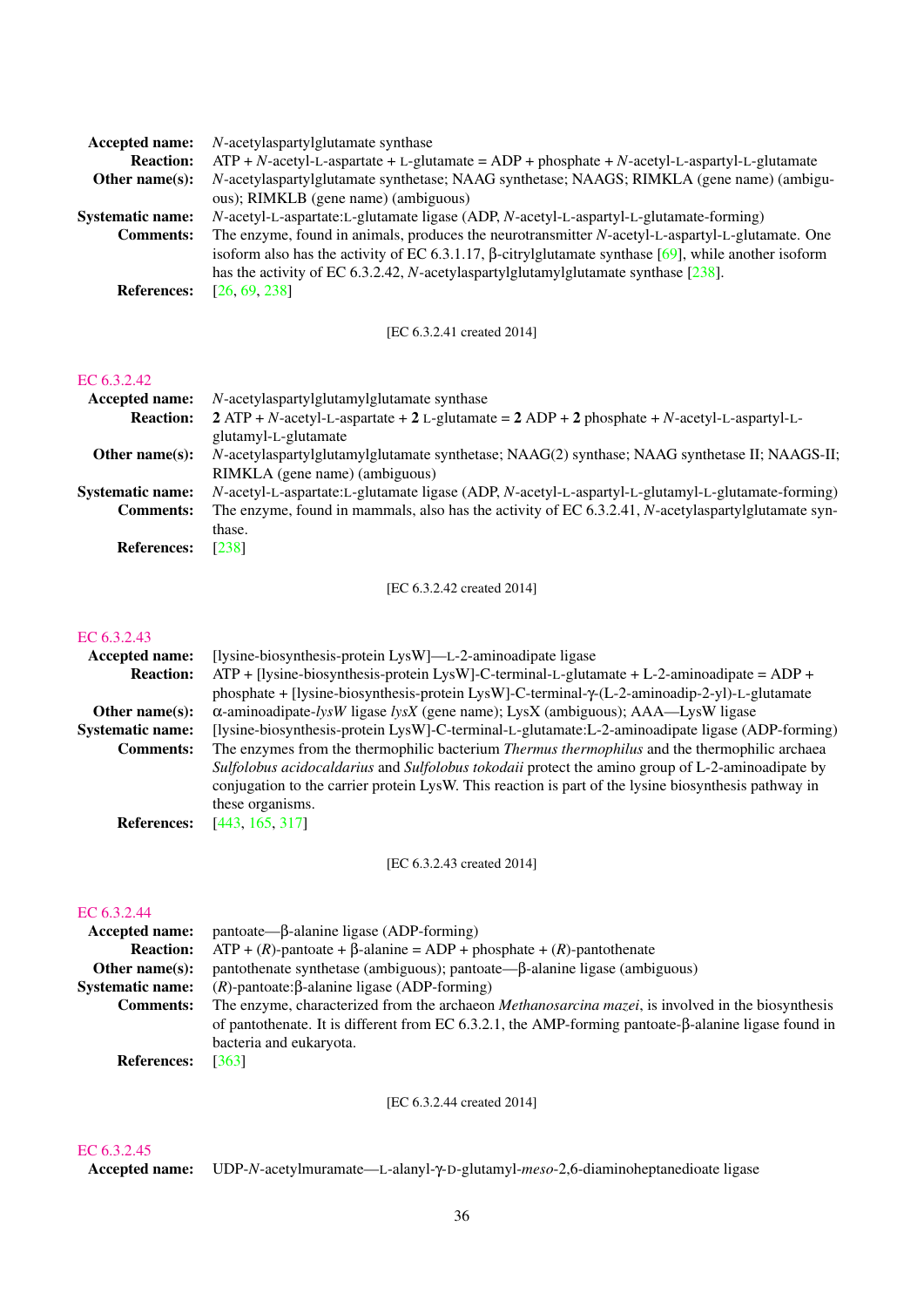**Accepted name:** *N*-acetylaspartylglutamate synthase

**Reaction:** ATP + *N*-acetyl-L-aspartate + L-glutamate = ADP + phosphate + *N*-acetyl-L-aspartyl-L-glutamate

**Other name(s):** *N*-acetylaspartylglutamate synthetase; NAAG synthetase; NAAGS; RIMKLA (gene name) (ambiguous); RIMKLB (gene name) (ambiguous)

**Systematic name:** *N*-acetyl-L-aspartate:L-glutamate ligase (ADP, *N*-acetyl-L-aspartyl-L-glutamate-forming)

**Comments:** The enzyme, found in animals, produces the neurotransmitter *N*-acetyl-L-aspartyl-L-glutamate. One isoform also has the activity of EC 6.3.1.17, β-citrylglutamate synthase [69], while another isoform has the activity of EC 6.3.2.42, *N*-acetylaspartylglutamylglutamate synthase [238].

**References:** [26, 69, 238]

[EC 6.3.2.41 created 2014]

## EC 6.3.2.42

**Accepted name:** *N*-acetylaspartylglutamylglutamate synthase

**Reaction:** **2** ATP + *N*-acetyl-L-aspartate + **2** L-glutamate = **2** ADP + **2** phosphate + *N*-acetyl-L-aspartyl-L-glutamyl-L-glutamate

**Other name(s):** *N*-acetylaspartylglutamylglutamate synthetase; NAAG(2) synthase; NAAG synthetase II; NAAGS-II; RIMKLA (gene name) (ambiguous)

**Systematic name:** *N*-acetyl-L-aspartate:L-glutamate ligase (ADP, *N*-acetyl-L-aspartyl-L-glutamyl-L-glutamate-forming)

**Comments:** The enzyme, found in mammals, also has the activity of EC 6.3.2.41, *N*-acetylaspartylglutamate synthase.

**References:** [238]

[EC 6.3.2.42 created 2014]

## EC 6.3.2.43

**Accepted name:** [lysine-biosynthesis-protein LysW]—L-2-aminoadipate ligase

**Reaction:** ATP + [lysine-biosynthesis-protein LysW]-C-terminal-L-glutamate + L-2-aminoadipate = ADP + phosphate + [lysine-biosynthesis-protein LysW]-C-terminal-γ-(L-2-aminoadip-2-yl)-L-glutamate

**Other name(s):** α-aminoadipate-*lysW* ligase *lysX* (gene name); LysX (ambiguous); AAA—LysW ligase

**Systematic name:** [lysine-biosynthesis-protein LysW]-C-terminal-L-glutamate:L-2-aminoadipate ligase (ADP-forming)

**Comments:** The enzymes from the thermophilic bacterium *Thermus thermophilus* and the thermophilic archaea *Sulfolobus acidocaldarius* and *Sulfolobus tokodaii* protect the amino group of L-2-aminoadipate by conjugation to the carrier protein LysW. This reaction is part of the lysine biosynthesis pathway in these organisms.

**References:** [443, 165, 317]

[EC 6.3.2.43 created 2014]

## EC 6.3.2.44

**Accepted name:** pantoate—β-alanine ligase (ADP-forming)

**Reaction:** ATP + (*R*)-pantoate + β-alanine = ADP + phosphate + (*R*)-pantothenate

**Other name(s):** pantothenate synthetase (ambiguous); pantoate—β-alanine ligase (ambiguous)

**Systematic name:** (*R*)-pantoate:β-alanine ligase (ADP-forming)

**Comments:** The enzyme, characterized from the archaeon *Methanosarcina mazei*, is involved in the biosynthesis of pantothenate. It is different from EC 6.3.2.1, the AMP-forming pantoate-β-alanine ligase found in bacteria and eukaryota.

**References:** [363]

[EC 6.3.2.44 created 2014]

## EC 6.3.2.45

**Accepted name:** UDP-*N*-acetylmuramate—L-alanyl-γ-D-glutamyl-*meso*-2,6-diaminoheptanedioate ligase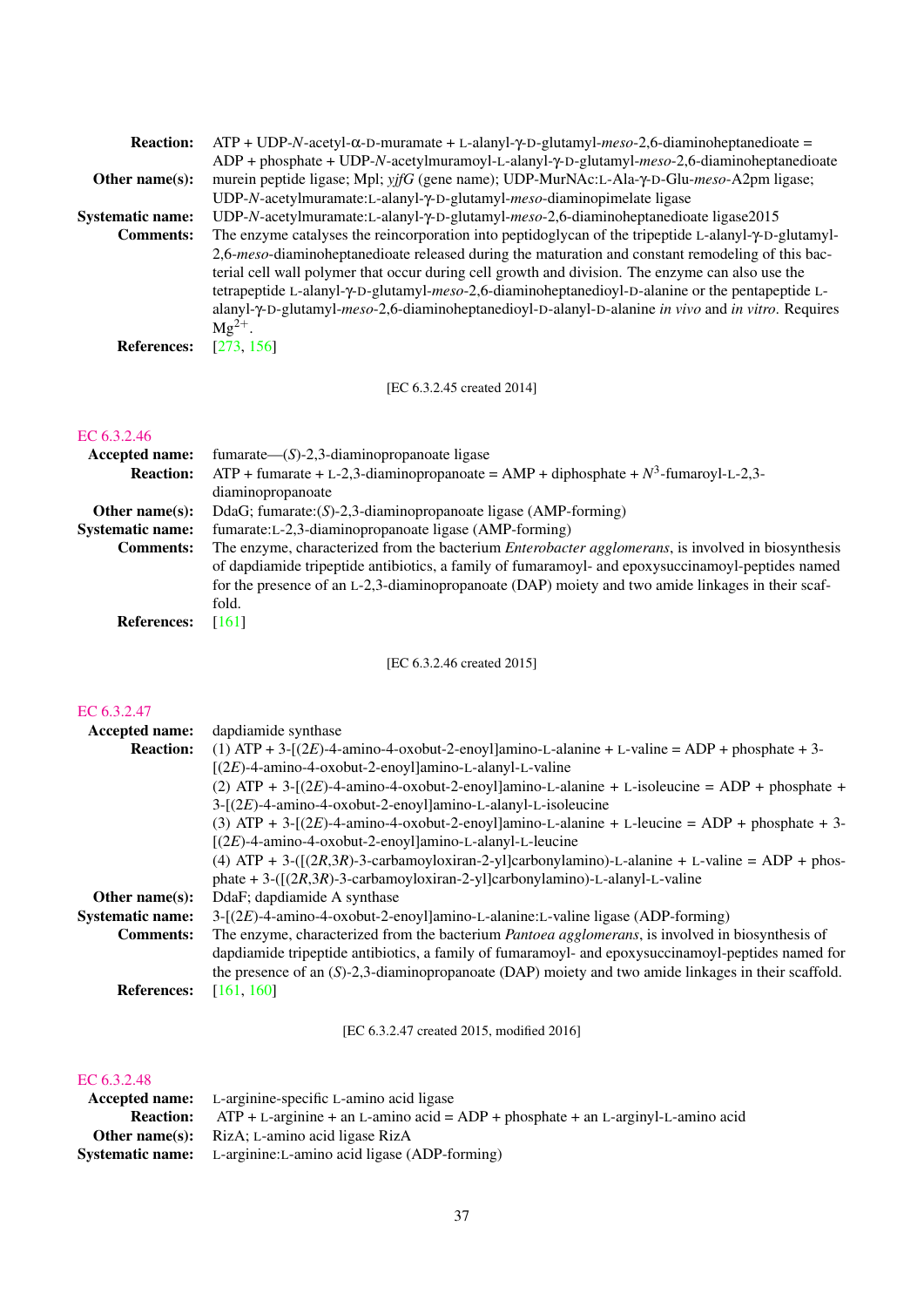**Reaction:** ATP + UDP-*N*-acetyl-α-D-muramate + L-alanyl-γ-D-glutamyl-*meso*-2,6-diaminoheptanedioate = ADP + phosphate + UDP-*N*-acetylmuramoyl-L-alanyl-γ-D-glutamyl-*meso*-2,6-diaminoheptanedioate

**Other name(s):** murein peptide ligase; Mpl; *yjfG* (gene name); UDP-MurNAc:L-Ala-γ-D-Glu-*meso*-A2pm ligase; UDP-*N*-acetylmuramate:L-alanyl-γ-D-glutamyl-*meso*-diaminopimelate ligase

**Systematic name:** UDP-*N*-acetylmuramate:L-alanyl-γ-D-glutamyl-*meso*-2,6-diaminoheptanedioate ligase2015

**Comments:** The enzyme catalyses the reincorporation into peptidoglycan of the tripeptide L-alanyl-γ-D-glutamyl-2,6-*meso*-diaminoheptanedioate released during the maturation and constant remodeling of this bacterial cell wall polymer that occur during cell growth and division. The enzyme can also use the tetrapeptide L-alanyl-γ-D-glutamyl-*meso*-2,6-diaminoheptanedioyl-D-alanine or the pentapeptide L-alanyl-γ-D-glutamyl-*meso*-2,6-diaminoheptanedioyl-D-alanyl-D-alanine *in vivo* and *in vitro*. Requires $Mg^{2+}$.

**References:** [273, 156]

[EC 6.3.2.45 created 2014]

## EC 6.3.2.46

**Accepted name:** fumarate—(*S*)-2,3-diaminopropanoate ligase

**Reaction:** ATP + fumarate + L-2,3-diaminopropanoate = AMP + diphosphate + $N^3$-fumaroyl-L-2,3-diaminopropanoate

**Other name(s):** DdaG; fumarate:(*S*)-2,3-diaminopropanoate ligase (AMP-forming)

**Systematic name:** fumarate:L-2,3-diaminopropanoate ligase (AMP-forming)

**Comments:** The enzyme, characterized from the bacterium *Enterobacter agglomerans*, is involved in biosynthesis of dapdiamide tripeptide antibiotics, a family of fumaramoyl- and epoxysuccinamoyl-peptides named for the presence of an L-2,3-diaminopropanoate (DAP) moiety and two amide linkages in their scaffold.

**References:** [161]

[EC 6.3.2.46 created 2015]

## EC 6.3.2.47

**Accepted name:** dapdiamide synthase

**Reaction:** (1) ATP + 3-[(2*E*)-4-amino-4-oxobut-2-enoyl]amino-L-alanine + L-valine = ADP + phosphate + 3-[(2*E*)-4-amino-4-oxobut-2-enoyl]amino-L-alanyl-L-valine

(2) ATP + 3-[(2*E*)-4-amino-4-oxobut-2-enoyl]amino-L-alanine + L-isoleucine = ADP + phosphate + 3-[(2*E*)-4-amino-4-oxobut-2-enoyl]amino-L-alanyl-L-isoleucine

(3) ATP + 3-[(2*E*)-4-amino-4-oxobut-2-enoyl]amino-L-alanine + L-leucine = ADP + phosphate + 3-[(2*E*)-4-amino-4-oxobut-2-enoyl]amino-L-alanyl-L-leucine

(4) ATP + 3-([(2*R*,3*R*)-3-carbamoyloxiran-2-yl]carbonylamino)-L-alanine + L-valine = ADP + phosphate + 3-([(2*R*,3*R*)-3-carbamoyloxiran-2-yl]carbonylamino)-L-alanyl-L-valine

**Other name(s):** DdaF; dapdiamide A synthase

**Systematic name:** 3-[(2*E*)-4-amino-4-oxobut-2-enoyl]amino-L-alanine:L-valine ligase (ADP-forming)

**Comments:** The enzyme, characterized from the bacterium *Pantoea agglomerans*, is involved in biosynthesis of dapdiamide tripeptide antibiotics, a family of fumaramoyl- and epoxysuccinamoyl-peptides named for the presence of an (*S*)-2,3-diaminopropanoate (DAP) moiety and two amide linkages in their scaffold.

**References:** [161, 160]

[EC 6.3.2.47 created 2015, modified 2016]

## EC 6.3.2.48

**Accepted name:** L-arginine-specific L-amino acid ligase

**Reaction:** ATP + L-arginine + an L-amino acid = ADP + phosphate + an L-arginyl-L-amino acid

**Other name(s):** RizA; L-amino acid ligase RizA

**Systematic name:** L-arginine:L-amino acid ligase (ADP-forming)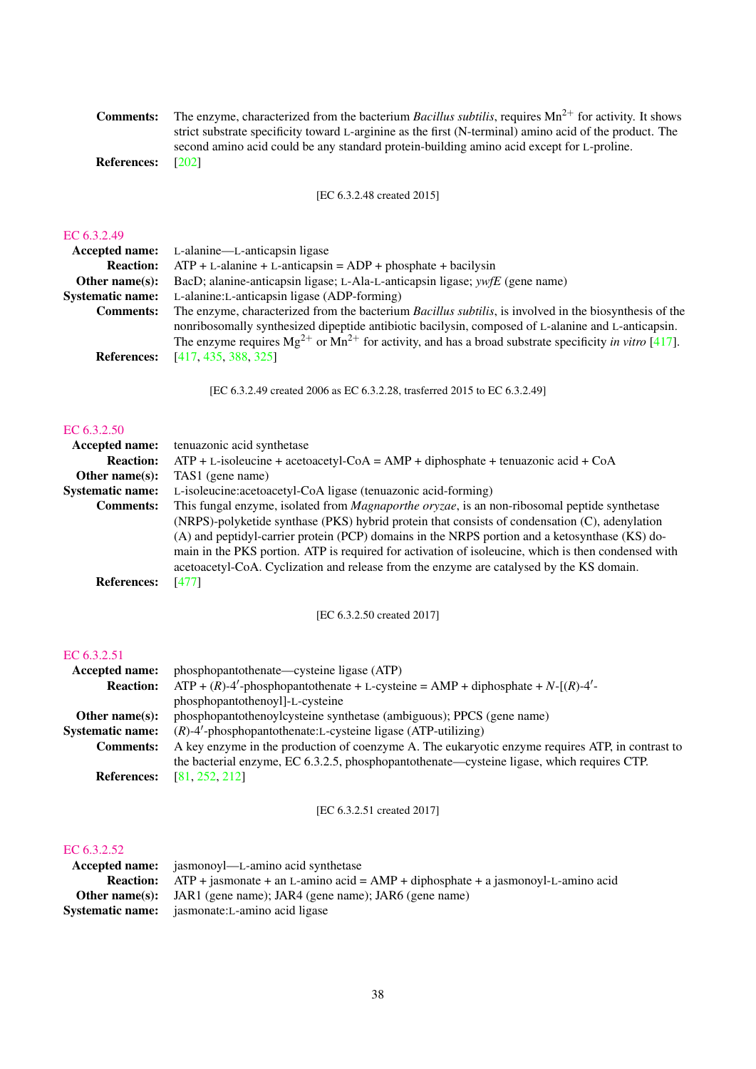**Comments:** The enzyme, characterized from the bacterium *Bacillus subtilis*, requires $Mn^{2+}$ for activity. It shows strict substrate specificity toward L-arginine as the first (N-terminal) amino acid of the product. The second amino acid could be any standard protein-building amino acid except for L-proline.

**References:** [202]

[EC 6.3.2.48 created 2015]

## EC 6.3.2.49

**Accepted name:** L-alanine—L-anticapsin ligase

**Reaction:** ATP + L-alanine + L-anticapsin = ADP + phosphate + bacilysin

**Other name(s):** BacD; alanine-anticapsin ligase; L-Ala-L-anticapsin ligase; *ywfE* (gene name)

**Systematic name:** L-alanine:L-anticapsin ligase (ADP-forming)

**Comments:** The enzyme, characterized from the bacterium *Bacillus subtilis*, is involved in the biosynthesis of the nonribosomally synthesized dipeptide antibiotic bacilysin, composed of L-alanine and L-anticapsin. The enzyme requires $Mg^{2+}$ or $Mn^{2+}$ for activity, and has a broad substrate specificity *in vitro* [417].

**References:** [417, 435, 388, 325]

[EC 6.3.2.49 created 2006 as EC 6.3.2.28, trasferred 2015 to EC 6.3.2.49]

## EC 6.3.2.50

**Accepted name:** tenuazonic acid synthetase

**Reaction:** ATP + L-isoleucine + acetoacetyl-CoA = AMP + diphosphate + tenuazonic acid + CoA

**Other name(s):** TAS1 (gene name)

**Systematic name:** L-isoleucine:acetoacetyl-CoA ligase (tenuazonic acid-forming)

**Comments:** This fungal enzyme, isolated from *Magnaporthe oryzae*, is an non-ribosomal peptide synthetase (NRPS)-polyketide synthase (PKS) hybrid protein that consists of condensation (C), adenylation (A) and peptidyl-carrier protein (PCP) domains in the NRPS portion and a ketosynthase (KS) domain in the PKS portion. ATP is required for activation of isoleucine, which is then condensed with acetoacetyl-CoA. Cyclization and release from the enzyme are catalysed by the KS domain.

**References:** [477]

[EC 6.3.2.50 created 2017]

## EC 6.3.2.51

**Accepted name:** phosphopantothenate—cysteine ligase (ATP)

**Reaction:** ATP + (*R*)-4′-phosphopantothenate + L-cysteine = AMP + diphosphate + *N*-[(*R*)-4′-phosphopantothenoyl]-L-cysteine

**Other name(s):** phosphopantothenoylcysteine synthetase (ambiguous); PPCS (gene name)

**Systematic name:** (*R*)-4′-phosphopantothenate:L-cysteine ligase (ATP-utilizing)

**Comments:** A key enzyme in the production of coenzyme A. The eukaryotic enzyme requires ATP, in contrast to the bacterial enzyme, EC 6.3.2.5, phosphopantothenate—cysteine ligase, which requires CTP.

**References:** [81, 252, 212]

[EC 6.3.2.51 created 2017]

## EC 6.3.2.52

**Accepted name:** jasmonoyl—L-amino acid synthetase

**Reaction:** ATP + jasmonate + an L-amino acid = AMP + diphosphate + a jasmonoyl-L-amino acid

**Other name(s):** JAR1 (gene name); JAR4 (gene name); JAR6 (gene name)

**Systematic name:** jasmonate:L-amino acid ligase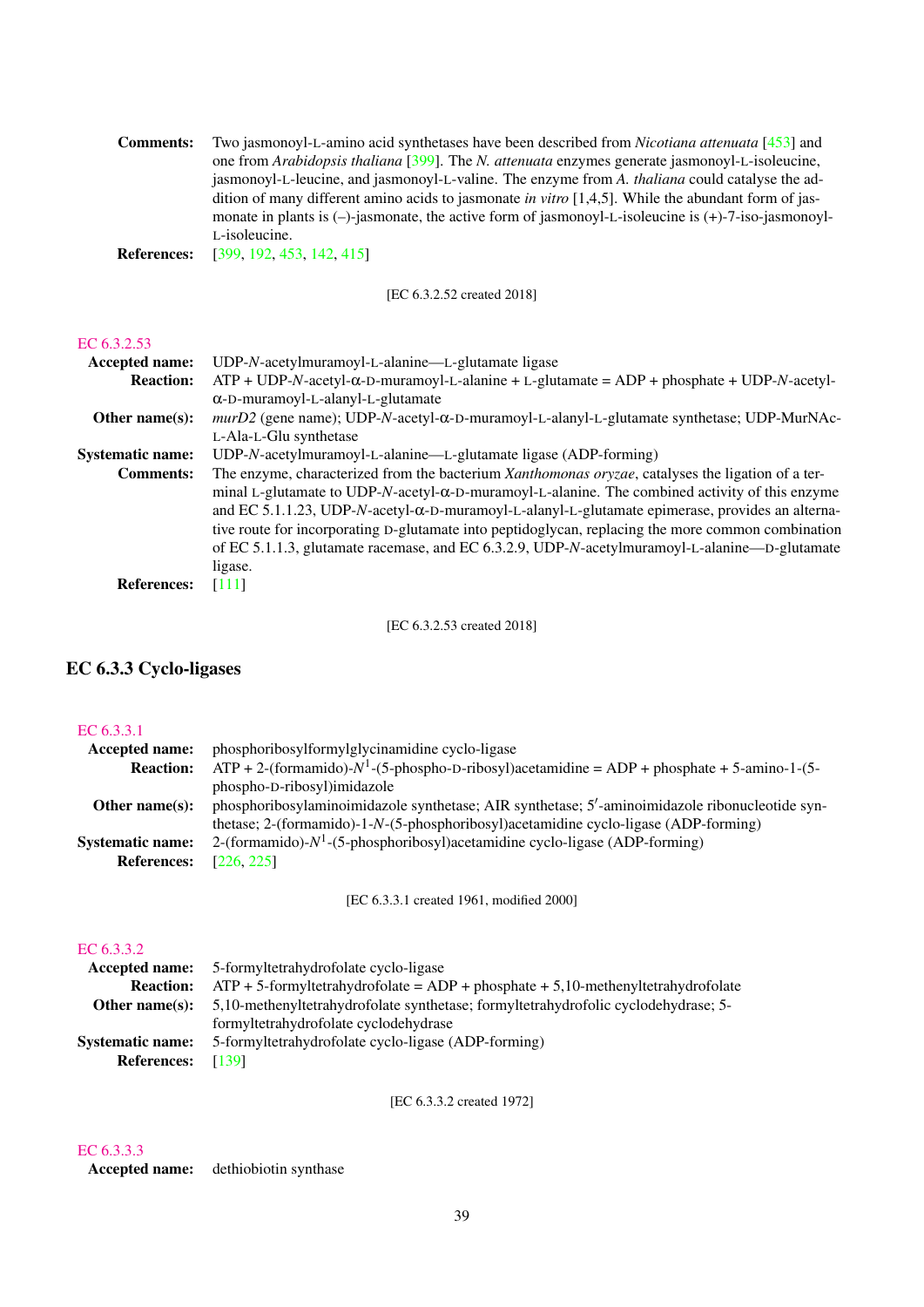**Comments:** Two jasmonoyl-L-amino acid synthetases have been described from *Nicotiana attenuata* [453] and one from *Arabidopsis thaliana* [399]. The *N. attenuata* enzymes generate jasmonoyl-L-isoleucine, jasmonoyl-L-leucine, and jasmonoyl-L-valine. The enzyme from *A. thaliana* could catalyse the addition of many different amino acids to jasmonate *in vitro* [1,4,5]. While the abundant form of jasmonate in plants is (–)-jasmonate, the active form of jasmonoyl-L-isoleucine is (+)-7-iso-jasmonoyl-L-isoleucine.

**References:** [399, 192, 453, 142, 415]

[EC 6.3.2.52 created 2018]

EC 6.3.2.53

**Accepted name:** UDP-*N*-acetylmuramoyl-L-alanine—L-glutamate ligase

**Reaction:** ATP + UDP-*N*-acetyl-α-D-muramoyl-L-alanine + L-glutamate = ADP + phosphate + UDP-*N*-acetyl-α-D-muramoyl-L-alanyl-L-glutamate

**Other name(s):** *murD2* (gene name); UDP-*N*-acetyl-α-D-muramoyl-L-alanyl-L-glutamate synthetase; UDP-MurNAc-L-Ala-L-Glu synthetase

**Systematic name:** UDP-*N*-acetylmuramoyl-L-alanine—L-glutamate ligase (ADP-forming)

**Comments:** The enzyme, characterized from the bacterium *Xanthomonas oryzae*, catalyses the ligation of a terminal L-glutamate to UDP-*N*-acetyl-α-D-muramoyl-L-alanine. The combined activity of this enzyme and EC 5.1.1.23, UDP-*N*-acetyl-α-D-muramoyl-L-alanyl-L-glutamate epimerase, provides an alternative route for incorporating D-glutamate into peptidoglycan, replacing the more common combination of EC 5.1.1.3, glutamate racemase, and EC 6.3.2.9, UDP-*N*-acetylmuramoyl-L-alanine—D-glutamate ligase.

**References:** [111]

[EC 6.3.2.53 created 2018]

## EC 6.3.3 Cyclo-ligases

EC 6.3.3.1

**Accepted name:** phosphoribosylformylglycinamidine cyclo-ligase

**Reaction:** ATP + 2-(formamido)-$N^1$-(5-phospho-D-ribosyl)acetamidine = ADP + phosphate + 5-amino-1-(5-phospho-D-ribosyl)imidazole

**Other name(s):** phosphoribosylaminoimidazole synthetase; AIR synthetase; 5′-aminoimidazole ribonucleotide synthetase; 2-(formamido)-1-*N*-(5-phosphoribosyl)acetamidine cyclo-ligase (ADP-forming)

**Systematic name:** 2-(formamido)-$N^1$-(5-phosphoribosyl)acetamidine cyclo-ligase (ADP-forming)

**References:** [226, 225]

[EC 6.3.3.1 created 1961, modified 2000]

EC 6.3.3.2

**Accepted name:** 5-formyltetrahydrofolate cyclo-ligase

**Reaction:** ATP + 5-formyltetrahydrofolate = ADP + phosphate + 5,10-methenyltetrahydrofolate

**Other name(s):** 5,10-methenyltetrahydrofolate synthetase; formyltetrahydrofolic cyclodehydrase; 5-formyltetrahydrofolate cyclodehydrase

**Systematic name:** 5-formyltetrahydrofolate cyclo-ligase (ADP-forming)

**References:** [139]

[EC 6.3.3.2 created 1972]

EC 6.3.3.3

**Accepted name:** dethiobiotin synthase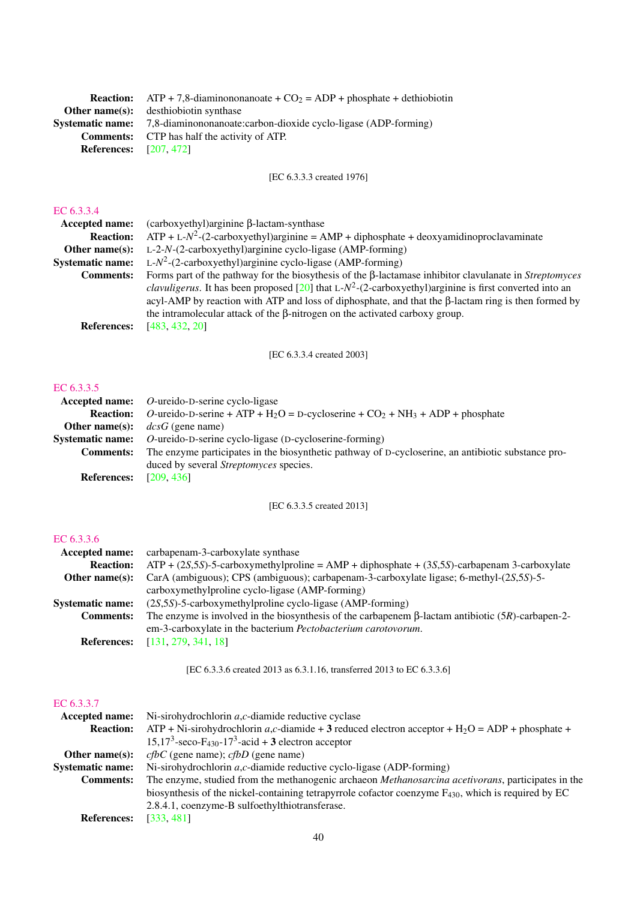**Reaction:** ATP + 7,8-diaminononanoate + $CO_2$ = ADP + phosphate + dethiobiotin
**Other name(s):** desthiobiotin synthase
**Systematic name:** 7,8-diaminononanoate:carbon-dioxide cyclo-ligase (ADP-forming)
**Comments:** CTP has half the activity of ATP.
**References:** [207, 472]

[EC 6.3.3.3 created 1976]

## EC 6.3.3.4

**Accepted name:** (carboxyethyl)arginine β-lactam-synthase
**Reaction:** ATP + L-$N^2$-(2-carboxyethyl)arginine = AMP + diphosphate + deoxyamidinoproclavaminate
**Other name(s):** L-2-*N*-(2-carboxyethyl)arginine cyclo-ligase (AMP-forming)
**Systematic name:** L-$N^2$-(2-carboxyethyl)arginine cyclo-ligase (AMP-forming)
**Comments:** Forms part of the pathway for the biosynthesis of the β-lactamase inhibitor clavulanate in *Streptomyces clavuligerus*. It has been proposed [20] that L-$N^2$-(2-carboxyethyl)arginine is first converted into an acyl-AMP by reaction with ATP and loss of diphosphate, and that the β-lactam ring is then formed by the intramolecular attack of the β-nitrogen on the activated carboxy group.
**References:** [483, 432, 20]

[EC 6.3.3.4 created 2003]

## EC 6.3.3.5

**Accepted name:** *O*-ureido-D-serine cyclo-ligase
**Reaction:** *O*-ureido-D-serine + ATP + $H_2O$ = D-cycloserine + $CO_2$ + $NH_3$ + ADP + phosphate
**Other name(s):** *dcsG* (gene name)
**Systematic name:** *O*-ureido-D-serine cyclo-ligase (D-cycloserine-forming)
**Comments:** The enzyme participates in the biosynthetic pathway of D-cycloserine, an antibiotic substance produced by several *Streptomyces* species.
**References:** [209, 436]

[EC 6.3.3.5 created 2013]

## EC 6.3.3.6

**Accepted name:** carbapenam-3-carboxylate synthase
**Reaction:** ATP + (2*S*,5*S*)-5-carboxymethylproline = AMP + diphosphate + (3*S*,5*S*)-carbapenam 3-carboxylate
**Other name(s):** CarA (ambiguous); CPS (ambiguous); carbapenam-3-carboxylate ligase; 6-methyl-(2*S*,5*S*)-5-carboxymethylproline cyclo-ligase (AMP-forming)
**Systematic name:** (2*S*,5*S*)-5-carboxymethylproline cyclo-ligase (AMP-forming)
**Comments:** The enzyme is involved in the biosynthesis of the carbapenem β-lactam antibiotic (5*R*)-carbapen-2-em-3-carboxylate in the bacterium *Pectobacterium carotovorum*.
**References:** [131, 279, 341, 18]

[EC 6.3.3.6 created 2013 as 6.3.1.16, transferred 2013 to EC 6.3.3.6]

## EC 6.3.3.7

**Accepted name:** Ni-sirohydrochlorin *a*,*c*-diamide reductive cyclase
**Reaction:** ATP + Ni-sirohydrochlorin *a*,*c*-diamide + **3** reduced electron acceptor + $H_2O$ = ADP + phosphate + $15,17^3$-seco-$F_{430}$-$17^3$-acid + **3** electron acceptor
**Other name(s):** *cfbC* (gene name); *cfbD* (gene name)
**Systematic name:** Ni-sirohydrochlorin *a*,*c*-diamide reductive cyclo-ligase (ADP-forming)
**Comments:** The enzyme, studied from the methanogenic archaeon *Methanosarcina acetivorans*, participates in the biosynthesis of the nickel-containing tetrapyrrole cofactor coenzyme $F_{430}$, which is required by EC 2.8.4.1, coenzyme-B sulfoethylthiotransferase.
**References:** [333, 481]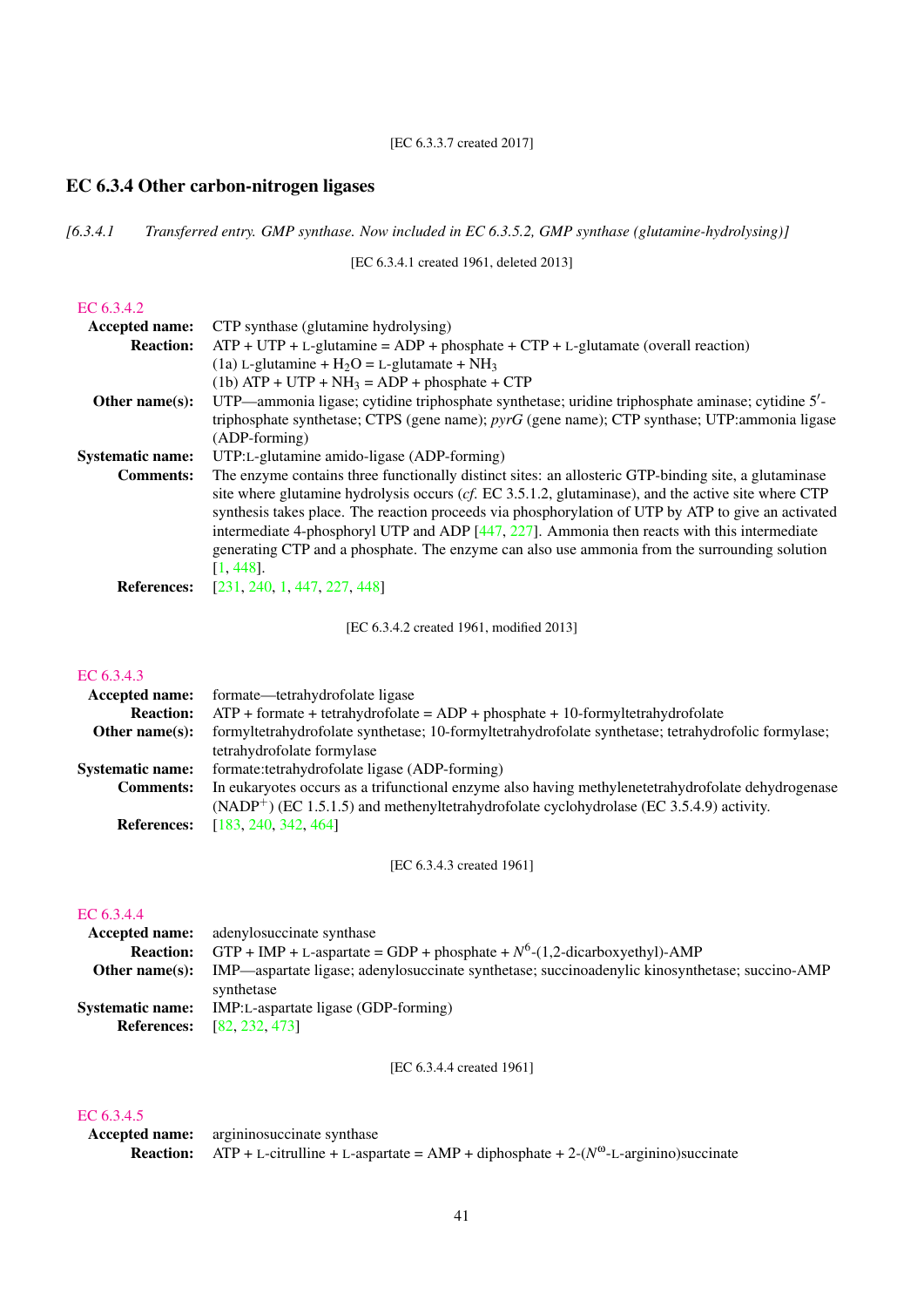[EC 6.3.3.7 created 2017]

## EC 6.3.4 Other carbon-nitrogen ligases

*[6.3.4.1 Transferred entry. GMP synthase. Now included in EC 6.3.5.2, GMP synthase (glutamine-hydrolysing)]*

[EC 6.3.4.1 created 1961, deleted 2013]

EC 6.3.4.2

**Accepted name:** CTP synthase (glutamine hydrolysing)

**Reaction:** ATP + UTP + L-glutamine = ADP + phosphate + CTP + L-glutamate (overall reaction)
(1a) L-glutamine + $H_2O$ = L-glutamate + $NH_3$
(1b) ATP + UTP + $NH_3$ = ADP + phosphate + CTP

**Other name(s):** UTP—ammonia ligase; cytidine triphosphate synthetase; uridine triphosphate aminase; cytidine 5′-triphosphate synthetase; CTPS (gene name); *pyrG* (gene name); CTP synthase; UTP:ammonia ligase (ADP-forming)

**Systematic name:** UTP:L-glutamine amido-ligase (ADP-forming)

**Comments:** The enzyme contains three functionally distinct sites: an allosteric GTP-binding site, a glutaminase site where glutamine hydrolysis occurs (*cf.* EC 3.5.1.2, glutaminase), and the active site where CTP synthesis takes place. The reaction proceeds via phosphorylation of UTP by ATP to give an activated intermediate 4-phosphoryl UTP and ADP [447, 227]. Ammonia then reacts with this intermediate generating CTP and a phosphate. The enzyme can also use ammonia from the surrounding solution [1, 448].

**References:** [231, 240, 1, 447, 227, 448]

[EC 6.3.4.2 created 1961, modified 2013]

EC 6.3.4.3

**Accepted name:** formate—tetrahydrofolate ligase

**Reaction:** ATP + formate + tetrahydrofolate = ADP + phosphate + 10-formyltetrahydrofolate

**Other name(s):** formyltetrahydrofolate synthetase; 10-formyltetrahydrofolate synthetase; tetrahydrofolic formylase; tetrahydrofolate formylase

**Systematic name:** formate:tetrahydrofolate ligase (ADP-forming)

**Comments:** In eukaryotes occurs as a trifunctional enzyme also having methylenetetrahydrofolate dehydrogenase ($NADP^+$) (EC 1.5.1.5) and methenyltetrahydrofolate cyclohydrolase (EC 3.5.4.9) activity.

**References:** [183, 240, 342, 464]

[EC 6.3.4.3 created 1961]

EC 6.3.4.4

**Accepted name:** adenylosuccinate synthase

**Reaction:** GTP + IMP + L-aspartate = GDP + phosphate + $N^6$-(1,2-dicarboxyethyl)-AMP

**Other name(s):** IMP—aspartate ligase; adenylosuccinate synthetase; succinoadenylic kinosynthetase; succino-AMP synthetase

**Systematic name:** IMP:L-aspartate ligase (GDP-forming)

**References:** [82, 232, 473]

[EC 6.3.4.4 created 1961]

EC 6.3.4.5

**Accepted name:** argininosuccinate synthase

**Reaction:** ATP + L-citrulline + L-aspartate = AMP + diphosphate + 2-($N^{\omega}$-L-arginino)succinate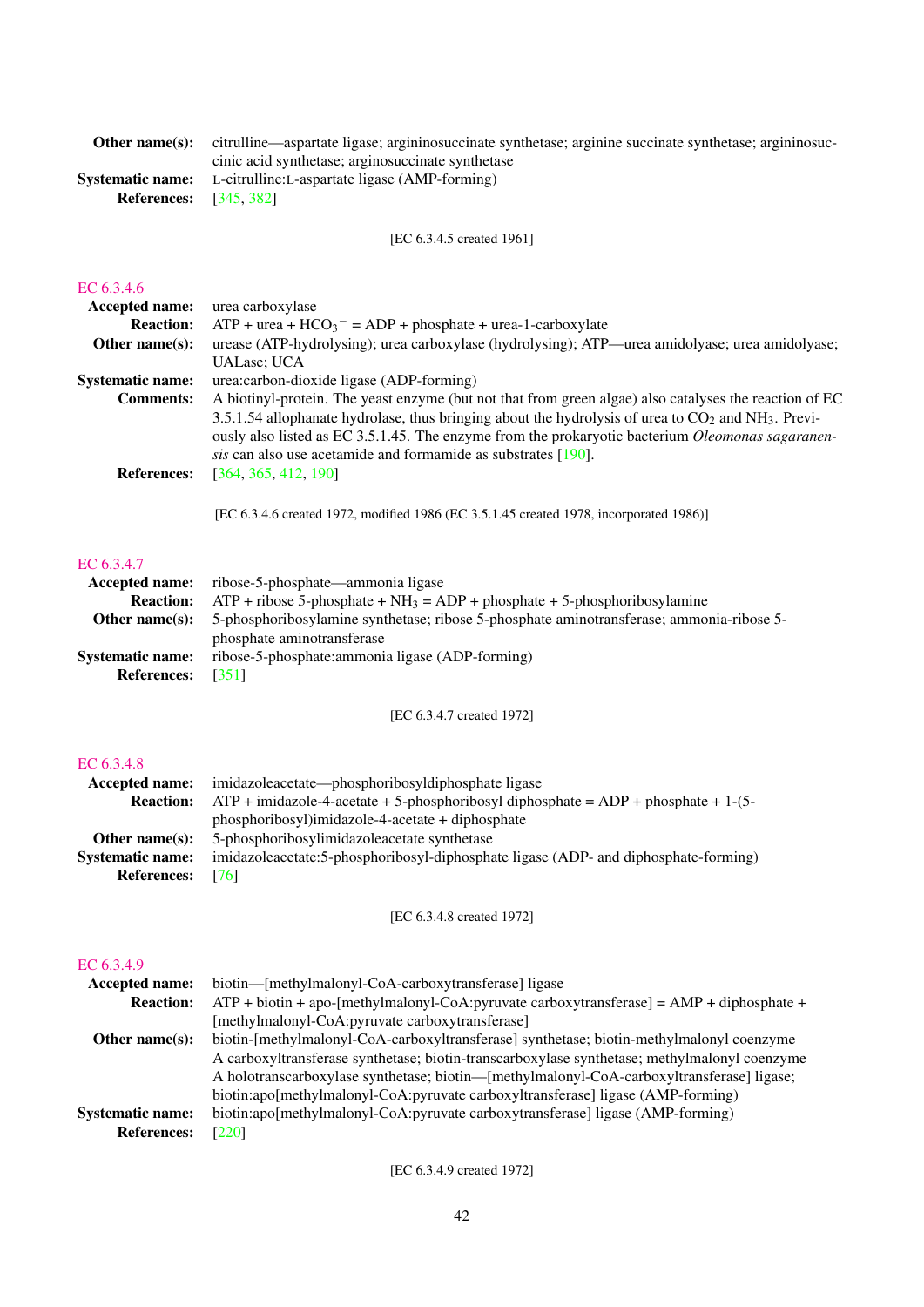**Other name(s):** citrulline—aspartate ligase; argininosuccinate synthetase; arginine succinate synthetase; argininosuccinic acid synthetase; arginosuccinate synthetase

**Systematic name:** L-citrulline:L-aspartate ligase (AMP-forming)

**References:** [345, 382]

[EC 6.3.4.5 created 1961]

## EC 6.3.4.6

**Accepted name:** urea carboxylase

**Reaction:** ATP + urea + $HCO_3^-$ = ADP + phosphate + urea-1-carboxylate

**Other name(s):** urease (ATP-hydrolysing); urea carboxylase (hydrolysing); ATP—urea amidolyase; urea amidolyase; UALase; UCA

**Systematic name:** urea:carbon-dioxide ligase (ADP-forming)

**Comments:** A biotinyl-protein. The yeast enzyme (but not that from green algae) also catalyses the reaction of EC 3.5.1.54 allophanate hydrolase, thus bringing about the hydrolysis of urea to $CO_2$ and $NH_3$. Previously also listed as EC 3.5.1.45. The enzyme from the prokaryotic bacterium *Oleomonas sagaranensis* can also use acetamide and formamide as substrates [190].

**References:** [364, 365, 412, 190]

[EC 6.3.4.6 created 1972, modified 1986 (EC 3.5.1.45 created 1978, incorporated 1986)]

## EC 6.3.4.7

**Accepted name:** ribose-5-phosphate—ammonia ligase

**Reaction:** ATP + ribose 5-phosphate + $NH_3$ = ADP + phosphate + 5-phosphoribosylamine

**Other name(s):** 5-phosphoribosylamine synthetase; ribose 5-phosphate aminotransferase; ammonia-ribose 5-phosphate aminotransferase

**Systematic name:** ribose-5-phosphate:ammonia ligase (ADP-forming)

**References:** [351]

[EC 6.3.4.7 created 1972]

## EC 6.3.4.8

**Accepted name:** imidazoleacetate—phosphoribosyldiphosphate ligase

**Reaction:** ATP + imidazole-4-acetate + 5-phosphoribosyl diphosphate = ADP + phosphate + 1-(5-phosphoribosyl)imidazole-4-acetate + diphosphate

**Other name(s):** 5-phosphoribosylimidazoleacetate synthetase

**Systematic name:** imidazoleacetate:5-phosphoribosyl-diphosphate ligase (ADP- and diphosphate-forming)

**References:** [76]

[EC 6.3.4.8 created 1972]

## EC 6.3.4.9

**Accepted name:** biotin—[methylmalonyl-CoA-carboxytransferase] ligase

**Reaction:** ATP + biotin + apo-[methylmalonyl-CoA:pyruvate carboxytransferase] = AMP + diphosphate + [methylmalonyl-CoA:pyruvate carboxytransferase]

**Other name(s):** biotin-[methylmalonyl-CoA-carboxyltransferase] synthetase; biotin-methylmalonyl coenzyme A carboxyltransferase synthetase; biotin-transcarboxylase synthetase; methylmalonyl coenzyme A holotranscarboxylase synthetase; biotin—[methylmalonyl-CoA-carboxyltransferase] ligase; biotin:apo[methylmalonyl-CoA:pyruvate carboxyltransferase] ligase (AMP-forming)

**Systematic name:** biotin:apo[methylmalonyl-CoA:pyruvate carboxytransferase] ligase (AMP-forming)

**References:** [220]

[EC 6.3.4.9 created 1972]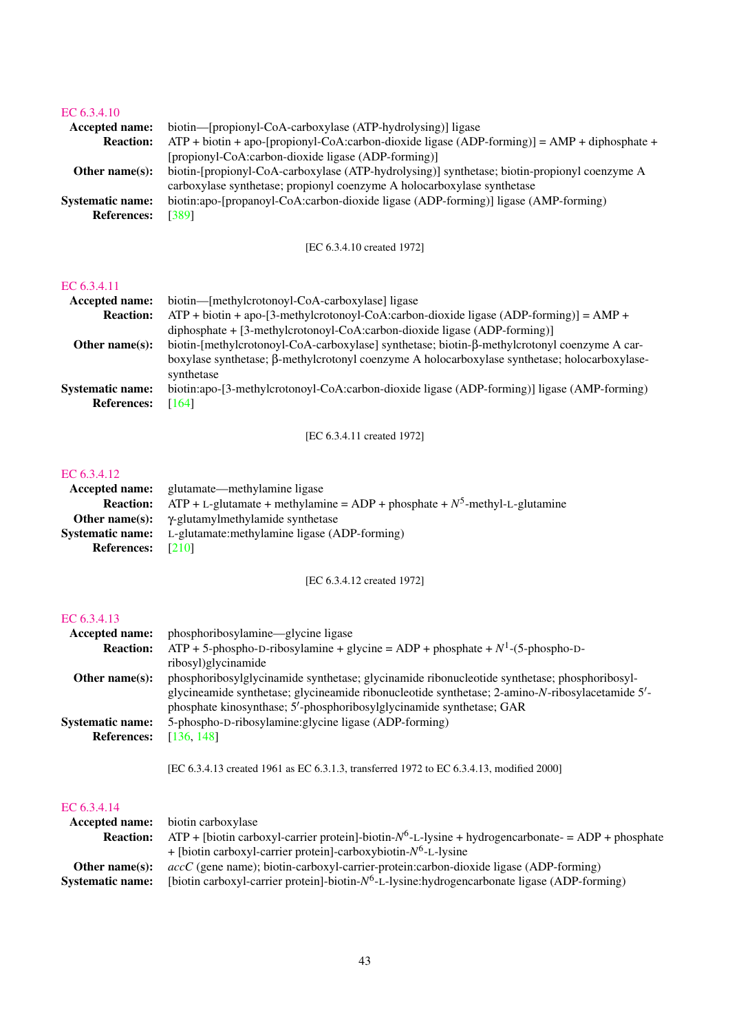## EC 6.3.4.10

**Accepted name:** biotin—[propionyl-CoA-carboxylase (ATP-hydrolysing)] ligase

**Reaction:** ATP + biotin + apo-[propionyl-CoA:carbon-dioxide ligase (ADP-forming)] = AMP + diphosphate + [propionyl-CoA:carbon-dioxide ligase (ADP-forming)]

**Other name(s):** biotin-[propionyl-CoA-carboxylase (ATP-hydrolysing)] synthetase; biotin-propionyl coenzyme A carboxylase synthetase; propionyl coenzyme A holocarboxylase synthetase

**Systematic name:** biotin:apo-[propanoyl-CoA:carbon-dioxide ligase (ADP-forming)] ligase (AMP-forming)

**References:** [389]

[EC 6.3.4.10 created 1972]

## EC 6.3.4.11

**Accepted name:** biotin—[methylcrotonoyl-CoA-carboxylase] ligase

**Reaction:** ATP + biotin + apo-[3-methylcrotonoyl-CoA:carbon-dioxide ligase (ADP-forming)] = AMP + diphosphate + [3-methylcrotonoyl-CoA:carbon-dioxide ligase (ADP-forming)]

**Other name(s):** biotin-[methylcrotonoyl-CoA-carboxylase] synthetase; biotin-β-methylcrotonyl coenzyme A carboxylase synthetase; β-methylcrotonyl coenzyme A holocarboxylase synthetase; holocarboxylase-synthetase

**Systematic name:** biotin:apo-[3-methylcrotonoyl-CoA:carbon-dioxide ligase (ADP-forming)] ligase (AMP-forming)

**References:** [164]

[EC 6.3.4.11 created 1972]

## EC 6.3.4.12

**Accepted name:** glutamate—methylamine ligase

**Reaction:** ATP + L-glutamate + methylamine = ADP + phosphate + $N^5$-methyl-L-glutamine

**Other name(s):** γ-glutamylmethylamide synthetase

**Systematic name:** L-glutamate:methylamine ligase (ADP-forming)

**References:** [210]

[EC 6.3.4.12 created 1972]

## EC 6.3.4.13

**Accepted name:** phosphoribosylamine—glycine ligase

**Reaction:** ATP + 5-phospho-D-ribosylamine + glycine = ADP + phosphate + $N^1$-(5-phospho-D-ribosyl)glycinamide

**Other name(s):** phosphoribosylglycinamide synthetase; glycinamide ribonucleotide synthetase; phosphoribosylglycineamide synthetase; glycineamide ribonucleotide synthetase; 2-amino-*N*-ribosylacetamide 5′-phosphate kinosynthase; 5′-phosphoribosylglycinamide synthetase; GAR

**Systematic name:** 5-phospho-D-ribosylamine:glycine ligase (ADP-forming)

**References:** [136, 148]

[EC 6.3.4.13 created 1961 as EC 6.3.1.3, transferred 1972 to EC 6.3.4.13, modified 2000]

## EC 6.3.4.14

**Accepted name:** biotin carboxylase

**Reaction:** ATP + [biotin carboxyl-carrier protein]-biotin-$N^6$-L-lysine + hydrogencarbonate- = ADP + phosphate + [biotin carboxyl-carrier protein]-carboxybiotin-$N^6$-L-lysine

**Other name(s):** *accC* (gene name); biotin-carboxyl-carrier-protein:carbon-dioxide ligase (ADP-forming)

**Systematic name:** [biotin carboxyl-carrier protein]-biotin-$N^6$-L-lysine:hydrogencarbonate ligase (ADP-forming)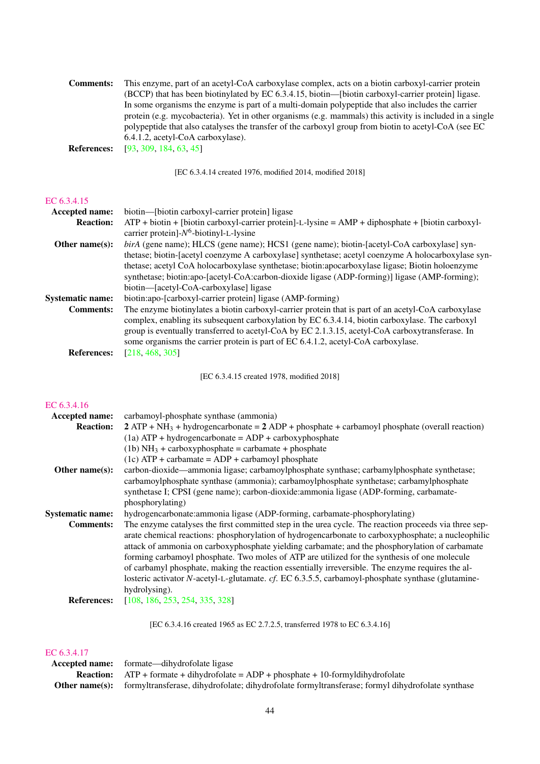**Comments:** This enzyme, part of an acetyl-CoA carboxylase complex, acts on a biotin carboxyl-carrier protein (BCCP) that has been biotinylated by EC 6.3.4.15, biotin—[biotin carboxyl-carrier protein] ligase. In some organisms the enzyme is part of a multi-domain polypeptide that also includes the carrier protein (e.g. mycobacteria). Yet in other organisms (e.g. mammals) this activity is included in a single polypeptide that also catalyses the transfer of the carboxyl group from biotin to acetyl-CoA (see EC 6.4.1.2, acetyl-CoA carboxylase).

**References:** [93, 309, 184, 63, 45]

[EC 6.3.4.14 created 1976, modified 2014, modified 2018]

## EC 6.3.4.15

**Accepted name:** biotin—[biotin carboxyl-carrier protein] ligase

**Reaction:** ATP + biotin + [biotin carboxyl-carrier protein]-L-lysine = AMP + diphosphate + [biotin carboxyl-carrier protein]-$N^6$-biotinyl-L-lysine

**Other name(s):** *birA* (gene name); HLCS (gene name); HCS1 (gene name); biotin-[acetyl-CoA carboxylase] synthetase; biotin-[acetyl coenzyme A carboxylase] synthetase; acetyl coenzyme A holocarboxylase synthetase; acetyl CoA holocarboxylase synthetase; biotin:apocarboxylase ligase; Biotin holoenzyme synthetase; biotin:apo-[acetyl-CoA:carbon-dioxide ligase (ADP-forming)] ligase (AMP-forming); biotin—[acetyl-CoA-carboxylase] ligase

**Systematic name:** biotin:apo-[carboxyl-carrier protein] ligase (AMP-forming)

**Comments:** The enzyme biotinylates a biotin carboxyl-carrier protein that is part of an acetyl-CoA carboxylase complex, enabling its subsequent carboxylation by EC 6.3.4.14, biotin carboxylase. The carboxyl group is eventually transferred to acetyl-CoA by EC 2.1.3.15, acetyl-CoA carboxytransferase. In some organisms the carrier protein is part of EC 6.4.1.2, acetyl-CoA carboxylase.

**References:** [218, 468, 305]

[EC 6.3.4.15 created 1978, modified 2018]

## EC 6.3.4.16

**Accepted name:** carbamoyl-phosphate synthase (ammonia)

**Reaction:** **2** ATP + $NH_3$ + hydrogencarbonate = **2** ADP + phosphate + carbamoyl phosphate (overall reaction)
(1a) ATP + hydrogencarbonate = ADP + carboxyphosphate
(1b) $NH_3$ + carboxyphosphate = carbamate + phosphate
(1c) ATP + carbamate = ADP + carbamoyl phosphate

**Other name(s):** carbon-dioxide—ammonia ligase; carbamoylphosphate synthase; carbamylphosphate synthetase; carbamoylphosphate synthase (ammonia); carbamoylphosphate synthetase; carbamylphosphate synthetase I; CPSI (gene name); carbon-dioxide:ammonia ligase (ADP-forming, carbamate-phosphorylating)

**Systematic name:** hydrogencarbonate:ammonia ligase (ADP-forming, carbamate-phosphorylating)

**Comments:** The enzyme catalyses the first committed step in the urea cycle. The reaction proceeds via three separate chemical reactions: phosphorylation of hydrogencarbonate to carboxyphosphate; a nucleophilic attack of ammonia on carboxyphosphate yielding carbamate; and the phosphorylation of carbamate forming carbamoyl phosphate. Two moles of ATP are utilized for the synthesis of one molecule of carbamyl phosphate, making the reaction essentially irreversible. The enzyme requires the allosteric activator *N*-acetyl-L-glutamate. *cf.* EC 6.3.5.5, carbamoyl-phosphate synthase (glutamine-hydrolysing).

**References:** [108, 186, 253, 254, 335, 328]

[EC 6.3.4.16 created 1965 as EC 2.7.2.5, transferred 1978 to EC 6.3.4.16]

## EC 6.3.4.17

**Accepted name:** formate—dihydrofolate ligase

**Reaction:** ATP + formate + dihydrofolate = ADP + phosphate + 10-formyldihydrofolate

**Other name(s):** formyltransferase, dihydrofolate; dihydrofolate formyltransferase; formyl dihydrofolate synthase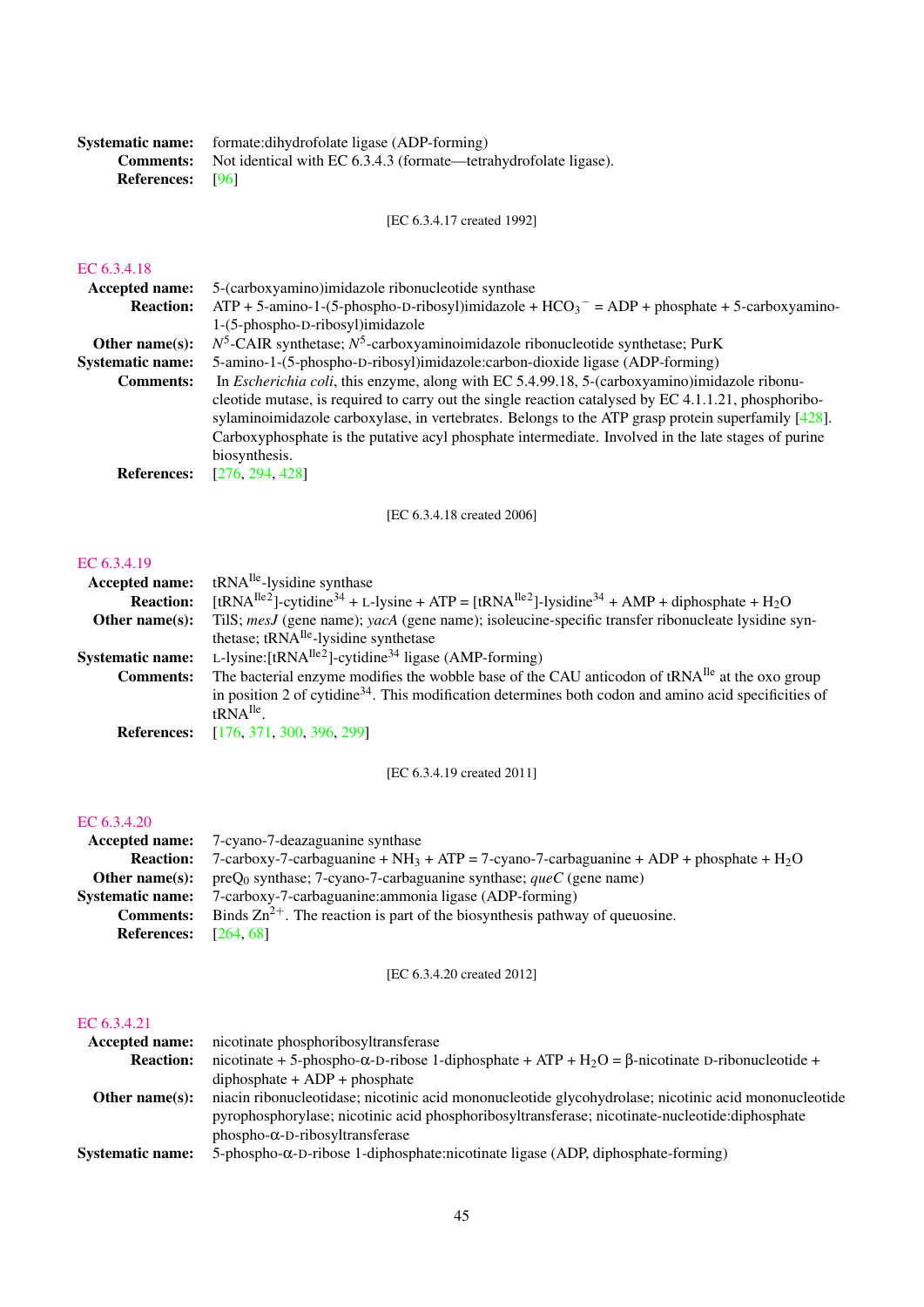**Systematic name:** formate:dihydrofolate ligase (ADP-forming)
**Comments:** Not identical with EC 6.3.4.3 (formate—tetrahydrofolate ligase).
**References:** [96]

[EC 6.3.4.17 created 1992]

### EC 6.3.4.18

**Accepted name:** 5-(carboxyamino)imidazole ribonucleotide synthase
**Reaction:** ATP + 5-amino-1-(5-phospho-D-ribosyl)imidazole + $HCO_3^-$ = ADP + phosphate + 5-carboxyamino-1-(5-phospho-D-ribosyl)imidazole
**Other name(s):** $N^5$-CAIR synthetase; $N^5$-carboxyaminoimidazole ribonucleotide synthetase; PurK
**Systematic name:** 5-amino-1-(5-phospho-D-ribosyl)imidazole:carbon-dioxide ligase (ADP-forming)
**Comments:** In *Escherichia coli*, this enzyme, along with EC 5.4.99.18, 5-(carboxyamino)imidazole ribonucleotide mutase, is required to carry out the single reaction catalysed by EC 4.1.1.21, phosphoribosylaminoimidazole carboxylase, in vertebrates. Belongs to the ATP grasp protein superfamily [428]. Carboxyphosphate is the putative acyl phosphate intermediate. Involved in the late stages of purine biosynthesis.
**References:** [276, 294, 428]

[EC 6.3.4.18 created 2006]

### EC 6.3.4.19

**Accepted name:** $tRNA^{Ile}$-lysidine synthase
**Reaction:** [$tRNA^{Ile2}$]-cytidine$^{34}$ + L-lysine + ATP = [$tRNA^{Ile2}$]-lysidine$^{34}$ + AMP + diphosphate + $H_2O$
**Other name(s):** TilS; *mesJ* (gene name); *yacA* (gene name); isoleucine-specific transfer ribonucleate lysidine synthetase; $tRNA^{Ile}$-lysidine synthetase
**Systematic name:** L-lysine:[$tRNA^{Ile2}$]-cytidine$^{34}$ ligase (AMP-forming)
**Comments:** The bacterial enzyme modifies the wobble base of the CAU anticodon of $tRNA^{Ile}$ at the oxo group in position 2 of cytidine$^{34}$. This modification determines both codon and amino acid specificities of $tRNA^{Ile}$.
**References:** [176, 371, 300, 396, 299]

[EC 6.3.4.19 created 2011]

### EC 6.3.4.20

**Accepted name:** 7-cyano-7-deazaguanine synthase
**Reaction:** 7-carboxy-7-carbaguanine + $NH_3$ + ATP = 7-cyano-7-carbaguanine + ADP + phosphate + $H_2O$
**Other name(s):** $preQ_0$ synthase; 7-cyano-7-carbaguanine synthase; *queC* (gene name)
**Systematic name:** 7-carboxy-7-carbaguanine:ammonia ligase (ADP-forming)
**Comments:** Binds $Zn^{2+}$. The reaction is part of the biosynthesis pathway of queuosine.
**References:** [264, 68]

[EC 6.3.4.20 created 2012]

### EC 6.3.4.21

**Accepted name:** nicotinate phosphoribosyltransferase
**Reaction:** nicotinate + 5-phospho-$\alpha$-D-ribose 1-diphosphate + ATP + $H_2O$ = $\beta$-nicotinate D-ribonucleotide + diphosphate + ADP + phosphate
**Other name(s):** niacin ribonucleotidase; nicotinic acid mononucleotide glycohydrolase; nicotinic acid mononucleotide pyrophosphorylase; nicotinic acid phosphoribosyltransferase; nicotinate-nucleotide:diphosphate phospho-$\alpha$-D-ribosyltransferase
**Systematic name:** 5-phospho-$\alpha$-D-ribose 1-diphosphate:nicotinate ligase (ADP, diphosphate-forming)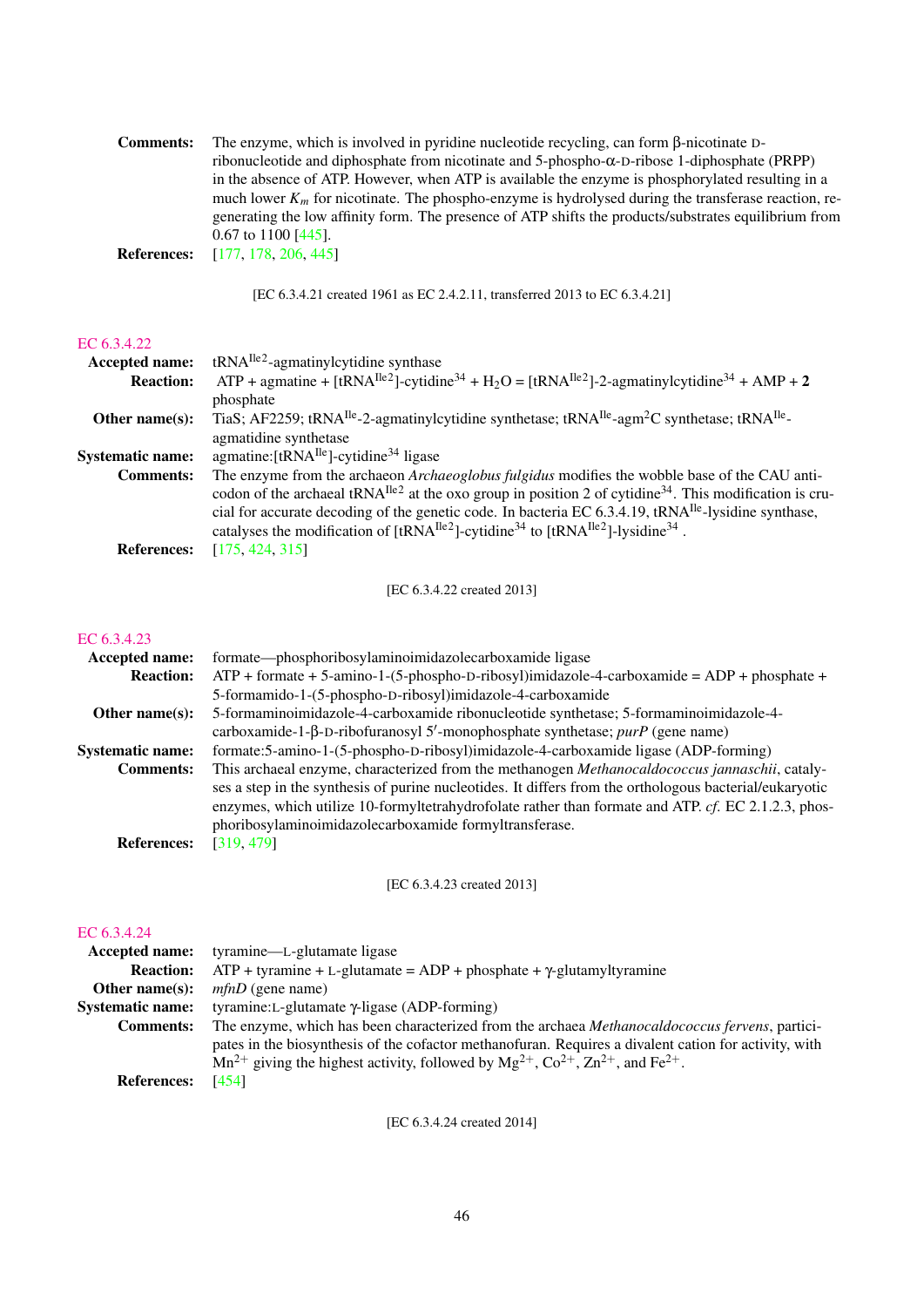**Comments:** The enzyme, which is involved in pyridine nucleotide recycling, can form β-nicotinate D-ribonucleotide and diphosphate from nicotinate and 5-phospho-α-D-ribose 1-diphosphate (PRPP) in the absence of ATP. However, when ATP is available the enzyme is phosphorylated resulting in a much lower $K_m$ for nicotinate. The phospho-enzyme is hydrolysed during the transferase reaction, regenerating the low affinity form. The presence of ATP shifts the products/substrates equilibrium from 0.67 to 1100 [445].

**References:** [177, 178, 206, 445]

[EC 6.3.4.21 created 1961 as EC 2.4.2.11, transferred 2013 to EC 6.3.4.21]

## EC 6.3.4.22

**Accepted name:** tRNA$^{Ile2}$-agmatinylcytidine synthase

**Reaction:** ATP + agmatine + [tRNA$^{Ile2}$]-cytidine$^{34}$ + $H_2O$ = [tRNA$^{Ile2}$]-2-agmatinylcytidine$^{34}$ + AMP + **2** phosphate

**Other name(s):** TiaS; AF2259; tRNA$^{Ile}$-2-agmatinylcytidine synthetase; tRNA$^{Ile}$-agm$^2$C synthetase; tRNA$^{Ile}$-agmatidine synthetase

**Systematic name:** agmatine:[tRNA$^{Ile}$]-cytidine$^{34}$ ligase

**Comments:** The enzyme from the archaeon *Archaeoglobus fulgidus* modifies the wobble base of the CAU anticodon of the archaeal tRNA$^{Ile2}$ at the oxo group in position 2 of cytidine$^{34}$. This modification is crucial for accurate decoding of the genetic code. In bacteria EC 6.3.4.19, tRNA$^{Ile}$-lysidine synthase, catalyses the modification of [tRNA$^{Ile2}$]-cytidine$^{34}$ to [tRNA$^{Ile2}$]-lysidine$^{34}$ .

**References:** [175, 424, 315]

[EC 6.3.4.22 created 2013]

## EC 6.3.4.23

**Accepted name:** formate—phosphoribosylaminoimidazolecarboxamide ligase

**Reaction:** ATP + formate + 5-amino-1-(5-phospho-D-ribosyl)imidazole-4-carboxamide = ADP + phosphate + 5-formamido-1-(5-phospho-D-ribosyl)imidazole-4-carboxamide

**Other name(s):** 5-formaminoimidazole-4-carboxamide ribonucleotide synthetase; 5-formaminoimidazole-4-carboxamide-1-β-D-ribofuranosyl 5′-monophosphate synthetase; *purP* (gene name)

**Systematic name:** formate:5-amino-1-(5-phospho-D-ribosyl)imidazole-4-carboxamide ligase (ADP-forming)

**Comments:** This archaeal enzyme, characterized from the methanogen *Methanocaldococcus jannaschii*, catalyses a step in the synthesis of purine nucleotides. It differs from the orthologous bacterial/eukaryotic enzymes, which utilize 10-formyltetrahydrofolate rather than formate and ATP. *cf.* EC 2.1.2.3, phosphoribosylaminoimidazolecarboxamide formyltransferase.

**References:** [319, 479]

[EC 6.3.4.23 created 2013]

## EC 6.3.4.24

**Accepted name:** tyramine—L-glutamate ligase

**Reaction:** ATP + tyramine + L-glutamate = ADP + phosphate + γ-glutamyltyramine

**Other name(s):** *mfnD* (gene name)

**Systematic name:** tyramine:L-glutamate γ-ligase (ADP-forming)

**Comments:** The enzyme, which has been characterized from the archaea *Methanocaldococcus fervens*, participates in the biosynthesis of the cofactor methanofuran. Requires a divalent cation for activity, with $Mn^{2+}$ giving the highest activity, followed by $Mg^{2+}$, $Co^{2+}$, $Zn^{2+}$, and $Fe^{2+}$.

**References:** [454]

[EC 6.3.4.24 created 2014]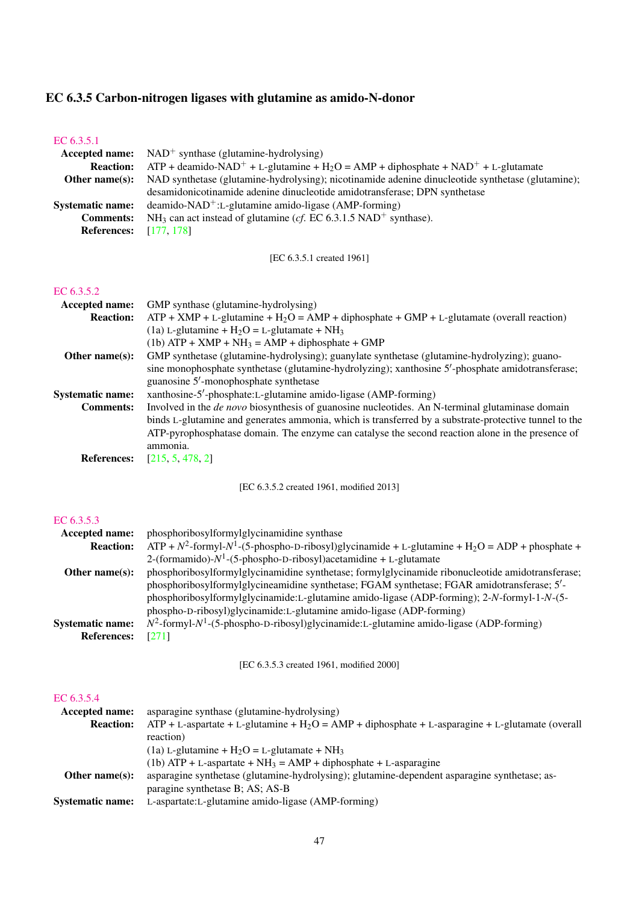## EC 6.3.5 Carbon-nitrogen ligases with glutamine as amido-N-donor

### EC 6.3.5.1

**Accepted name:** NAD$^+$ synthase (glutamine-hydrolysing)

**Reaction:** ATP + deamido-NAD$^+$ + L-glutamine + $H_2O$ = AMP + diphosphate + NAD$^+$ + L-glutamate

**Other name(s):** NAD synthetase (glutamine-hydrolysing); nicotinamide adenine dinucleotide synthetase (glutamine); desamidonicotinamide adenine dinucleotide amidotransferase; DPN synthetase

**Systematic name:** deamido-NAD$^+$:L-glutamine amido-ligase (AMP-forming)

**Comments:** $NH_3$ can act instead of glutamine (*cf.* EC 6.3.1.5 NAD$^+$ synthase).

**References:** [177, 178]

[EC 6.3.5.1 created 1961]

### EC 6.3.5.2

**Accepted name:** GMP synthase (glutamine-hydrolysing)

**Reaction:** ATP + XMP + L-glutamine + $H_2O$ = AMP + diphosphate + GMP + L-glutamate (overall reaction)
(1a) L-glutamine + $H_2O$ = L-glutamate + $NH_3$
(1b) ATP + XMP + $NH_3$ = AMP + diphosphate + GMP

**Other name(s):** GMP synthetase (glutamine-hydrolysing); guanylate synthetase (glutamine-hydrolyzing); guanosine monophosphate synthetase (glutamine-hydrolyzing); xanthosine 5′-phosphate amidotransferase; guanosine 5′-monophosphate synthetase

**Systematic name:** xanthosine-5′-phosphate:L-glutamine amido-ligase (AMP-forming)

**Comments:** Involved in the *de novo* biosynthesis of guanosine nucleotides. An N-terminal glutaminase domain binds L-glutamine and generates ammonia, which is transferred by a substrate-protective tunnel to the ATP-pyrophosphatase domain. The enzyme can catalyse the second reaction alone in the presence of ammonia.

**References:** [215, 5, 478, 2]

[EC 6.3.5.2 created 1961, modified 2013]

### EC 6.3.5.3

**Accepted name:** phosphoribosylformylglycinamidine synthase

**Reaction:** ATP + $N^2$-formyl-$N^1$-(5-phospho-D-ribosyl)glycinamide + L-glutamine + $H_2O$ = ADP + phosphate + 2-(formamido)-$N^1$-(5-phospho-D-ribosyl)acetamidine + L-glutamate

**Other name(s):** phosphoribosylformylglycinamidine synthetase; formylglycinamide ribonucleotide amidotransferase; phosphoribosylformylglycineamidine synthetase; FGAM synthetase; FGAR amidotransferase; 5′-phosphoribosylformylglycinamide:L-glutamine amido-ligase (ADP-forming); 2-*N*-formyl-1-*N*-(5-phospho-D-ribosyl)glycinamide:L-glutamine amido-ligase (ADP-forming)

**Systematic name:** $N^2$-formyl-$N^1$-(5-phospho-D-ribosyl)glycinamide:L-glutamine amido-ligase (ADP-forming)

**References:** [271]

[EC 6.3.5.3 created 1961, modified 2000]

### EC 6.3.5.4

**Accepted name:** asparagine synthase (glutamine-hydrolysing)

**Reaction:** ATP + L-aspartate + L-glutamine + $H_2O$ = AMP + diphosphate + L-asparagine + L-glutamate (overall reaction)
(1a) L-glutamine + $H_2O$ = L-glutamate + $NH_3$
(1b) ATP + L-aspartate + $NH_3$ = AMP + diphosphate + L-asparagine

**Other name(s):** asparagine synthetase (glutamine-hydrolysing); glutamine-dependent asparagine synthetase; asparagine synthetase B; AS; AS-B

**Systematic name:** L-aspartate:L-glutamine amido-ligase (AMP-forming)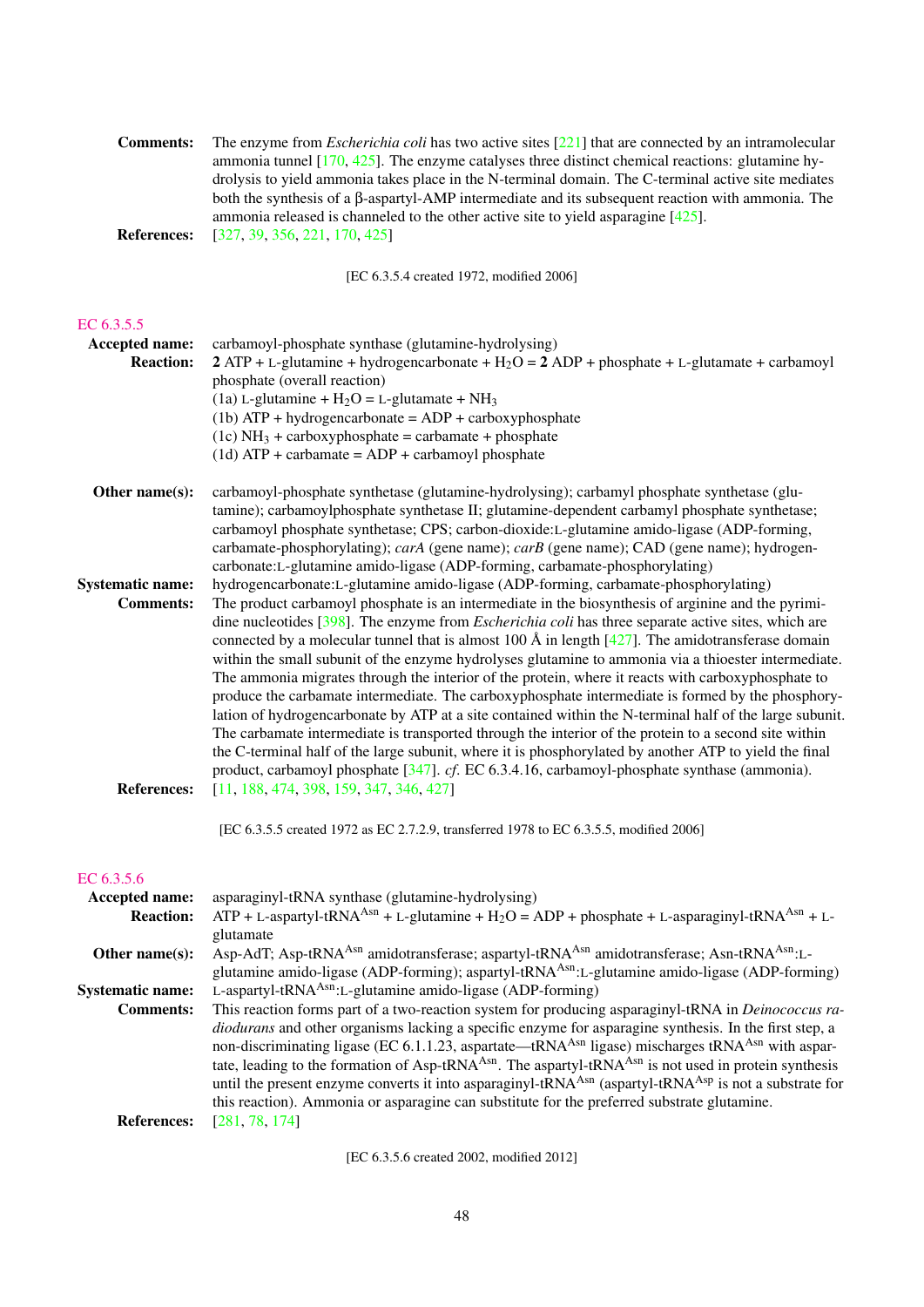**Comments:** The enzyme from *Escherichia coli* has two active sites [221] that are connected by an intramolecular ammonia tunnel [170, 425]. The enzyme catalyses three distinct chemical reactions: glutamine hydrolysis to yield ammonia takes place in the N-terminal domain. The C-terminal active site mediates both the synthesis of a β-aspartyl-AMP intermediate and its subsequent reaction with ammonia. The ammonia released is channeled to the other active site to yield asparagine [425].

**References:** [327, 39, 356, 221, 170, 425]

[EC 6.3.5.4 created 1972, modified 2006]

## EC 6.3.5.5

**Accepted name:** carbamoyl-phosphate synthase (glutamine-hydrolysing)

**Reaction:** **2** ATP + L-glutamine + hydrogencarbonate + $H_2O$ = **2** ADP + phosphate + L-glutamate + carbamoyl phosphate (overall reaction)
(1a) L-glutamine + $H_2O$ = L-glutamate + $NH_3$
(1b) ATP + hydrogencarbonate = ADP + carboxyphosphate
(1c) $NH_3$ + carboxyphosphate = carbamate + phosphate
(1d) ATP + carbamate = ADP + carbamoyl phosphate

**Other name(s):** carbamoyl-phosphate synthetase (glutamine-hydrolysing); carbamyl phosphate synthetase (glutamine); carbamoylphosphate synthetase II; glutamine-dependent carbamyl phosphate synthetase; carbamoyl phosphate synthetase; CPS; carbon-dioxide:L-glutamine amido-ligase (ADP-forming, carbamate-phosphorylating); *carA* (gene name); *carB* (gene name); CAD (gene name); hydrogencarbonate:L-glutamine amido-ligase (ADP-forming, carbamate-phosphorylating)

**Systematic name:** hydrogencarbonate:L-glutamine amido-ligase (ADP-forming, carbamate-phosphorylating)

**Comments:** The product carbamoyl phosphate is an intermediate in the biosynthesis of arginine and the pyrimidine nucleotides [398]. The enzyme from *Escherichia coli* has three separate active sites, which are connected by a molecular tunnel that is almost 100 Å in length [427]. The amidotransferase domain within the small subunit of the enzyme hydrolyses glutamine to ammonia via a thioester intermediate. The ammonia migrates through the interior of the protein, where it reacts with carboxyphosphate to produce the carbamate intermediate. The carboxyphosphate intermediate is formed by the phosphorylation of hydrogencarbonate by ATP at a site contained within the N-terminal half of the large subunit. The carbamate intermediate is transported through the interior of the protein to a second site within the C-terminal half of the large subunit, where it is phosphorylated by another ATP to yield the final product, carbamoyl phosphate [347]. *cf*. EC 6.3.4.16, carbamoyl-phosphate synthase (ammonia).

**References:** [11, 188, 474, 398, 159, 347, 346, 427]

[EC 6.3.5.5 created 1972 as EC 2.7.2.9, transferred 1978 to EC 6.3.5.5, modified 2006]

## EC 6.3.5.6

**Accepted name:** asparaginyl-tRNA synthase (glutamine-hydrolysing)

**Reaction:** ATP + L-aspartyl-$tRNA^{Asn}$ + L-glutamine + $H_2O$ = ADP + phosphate + L-asparaginyl-$tRNA^{Asn}$ + L-glutamate

**Other name(s):** Asp-AdT; Asp-$tRNA^{Asn}$ amidotransferase; aspartyl-$tRNA^{Asn}$ amidotransferase; Asn-$tRNA^{Asn}$:L-glutamine amido-ligase (ADP-forming); aspartyl-$tRNA^{Asn}$:L-glutamine amido-ligase (ADP-forming)

**Systematic name:** L-aspartyl-$tRNA^{Asn}$:L-glutamine amido-ligase (ADP-forming)

**Comments:** This reaction forms part of a two-reaction system for producing asparaginyl-tRNA in *Deinococcus radiodurans* and other organisms lacking a specific enzyme for asparagine synthesis. In the first step, a non-discriminating ligase (EC 6.1.1.23, aspartate—$tRNA^{Asn}$ ligase) mischarges $tRNA^{Asn}$ with aspartate, leading to the formation of Asp-$tRNA^{Asn}$. The aspartyl-$tRNA^{Asn}$ is not used in protein synthesis until the present enzyme converts it into asparaginyl-$tRNA^{Asn}$ (aspartyl-$tRNA^{Asp}$ is not a substrate for this reaction). Ammonia or asparagine can substitute for the preferred substrate glutamine.

**References:** [281, 78, 174]

[EC 6.3.5.6 created 2002, modified 2012]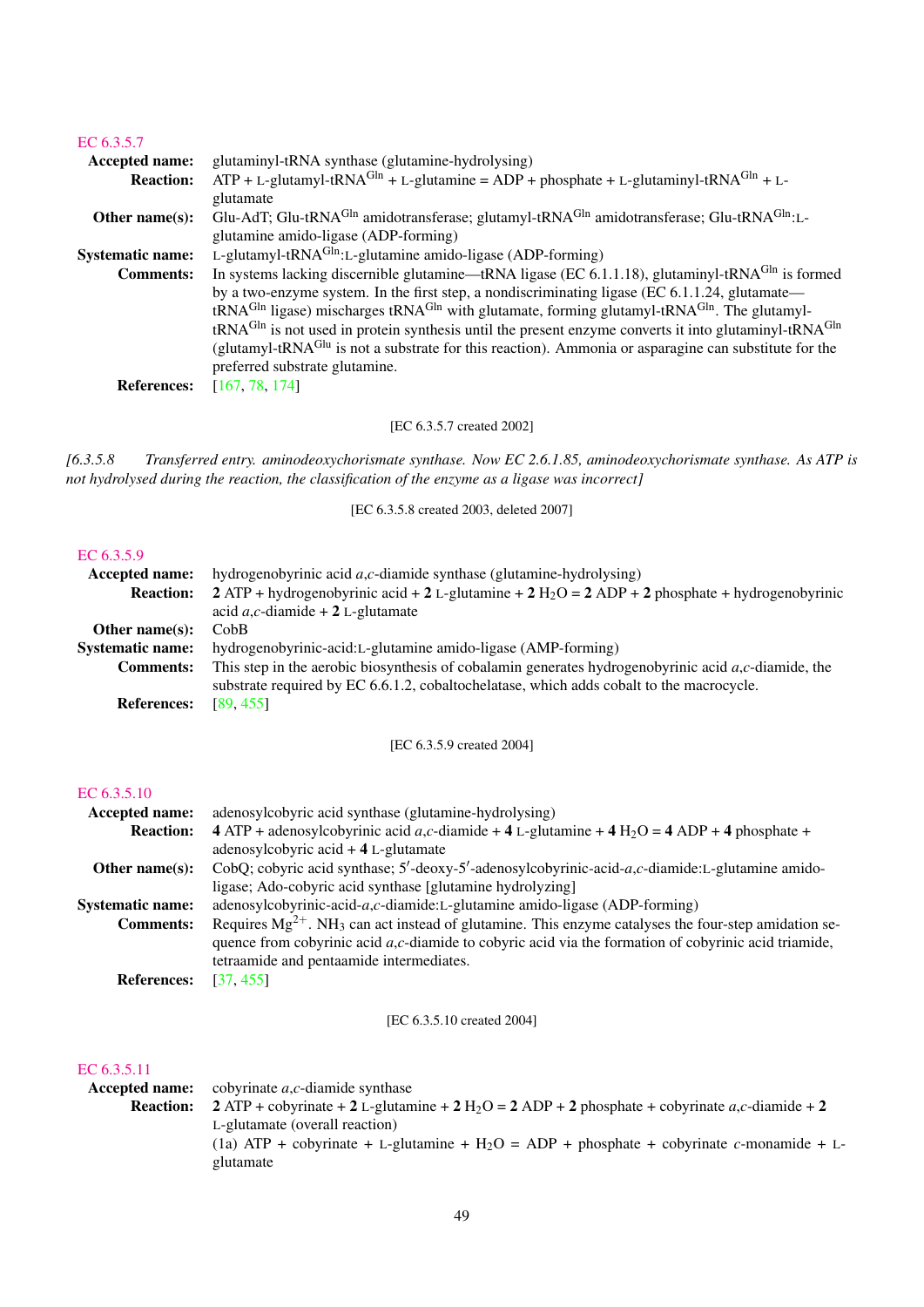## EC 6.3.5.7

**Accepted name:** glutaminyl-tRNA synthase (glutamine-hydrolysing)

**Reaction:** ATP + L-glutamyl-tRNA$^{Gln}$ + L-glutamine = ADP + phosphate + L-glutaminyl-tRNA$^{Gln}$ + L-glutamate

**Other name(s):** Glu-AdT; Glu-tRNA$^{Gln}$ amidotransferase; glutamyl-tRNA$^{Gln}$ amidotransferase; Glu-tRNA$^{Gln}$:L-glutamine amido-ligase (ADP-forming)

**Systematic name:** L-glutamyl-tRNA$^{Gln}$:L-glutamine amido-ligase (ADP-forming)

**Comments:** In systems lacking discernible glutamine—tRNA ligase (EC 6.1.1.18), glutaminyl-tRNA$^{Gln}$ is formed by a two-enzyme system. In the first step, a nondiscriminating ligase (EC 6.1.1.24, glutamate—tRNA$^{Gln}$ ligase) mischarges tRNA$^{Gln}$ with glutamate, forming glutamyl-tRNA$^{Gln}$. The glutamyl-tRNA$^{Gln}$ is not used in protein synthesis until the present enzyme converts it into glutaminyl-tRNA$^{Gln}$ (glutamyl-tRNA$^{Glu}$ is not a substrate for this reaction). Ammonia or asparagine can substitute for the preferred substrate glutamine.

**References:** [167, 78, 174]

[EC 6.3.5.7 created 2002]

*[6.3.5.8 Transferred entry. aminodeoxychorismate synthase. Now EC 2.6.1.85, aminodeoxychorismate synthase. As ATP is not hydrolysed during the reaction, the classification of the enzyme as a ligase was incorrect]*

[EC 6.3.5.8 created 2003, deleted 2007]

## EC 6.3.5.9

**Accepted name:** hydrogenobyrinic acid *a*,*c*-diamide synthase (glutamine-hydrolysing)

**Reaction:** **2** ATP + hydrogenobyrinic acid + **2** L-glutamine + **2** $H_2O$ = **2** ADP + **2** phosphate + hydrogenobyrinic acid *a*,*c*-diamide + **2** L-glutamate

**Other name(s):** CobB

**Systematic name:** hydrogenobyrinic-acid:L-glutamine amido-ligase (AMP-forming)

**Comments:** This step in the aerobic biosynthesis of cobalamin generates hydrogenobyrinic acid *a*,*c*-diamide, the substrate required by EC 6.6.1.2, cobaltochelatase, which adds cobalt to the macrocycle.

**References:** [89, 455]

[EC 6.3.5.9 created 2004]

## EC 6.3.5.10

**Accepted name:** adenosylcobyric acid synthase (glutamine-hydrolysing)

**Reaction:** **4** ATP + adenosylcobyrinic acid *a*,*c*-diamide + **4** L-glutamine + **4** $H_2O$ = **4** ADP + **4** phosphate + adenosylcobyric acid + **4** L-glutamate

**Other name(s):** CobQ; cobyric acid synthase; 5′-deoxy-5′-adenosylcobyrinic-acid-*a*,*c*-diamide:L-glutamine amido-ligase; Ado-cobyric acid synthase [glutamine hydrolyzing]

**Systematic name:** adenosylcobyrinic-acid-*a*,*c*-diamide:L-glutamine amido-ligase (ADP-forming)

**Comments:** Requires $Mg^{2+}$. $NH_3$ can act instead of glutamine. This enzyme catalyses the four-step amidation sequence from cobyrinic acid *a*,*c*-diamide to cobyric acid via the formation of cobyrinic acid triamide, tetraamide and pentaamide intermediates.

**References:** [37, 455]

[EC 6.3.5.10 created 2004]

## EC 6.3.5.11

**Accepted name:** cobyrinate *a*,*c*-diamide synthase

**Reaction:** **2** ATP + cobyrinate + **2** L-glutamine + **2** $H_2O$ = **2** ADP + **2** phosphate + cobyrinate *a*,*c*-diamide + **2** L-glutamate (overall reaction)

(1a) ATP + cobyrinate + L-glutamine + $H_2O$ = ADP + phosphate + cobyrinate *c*-monamide + L-glutamate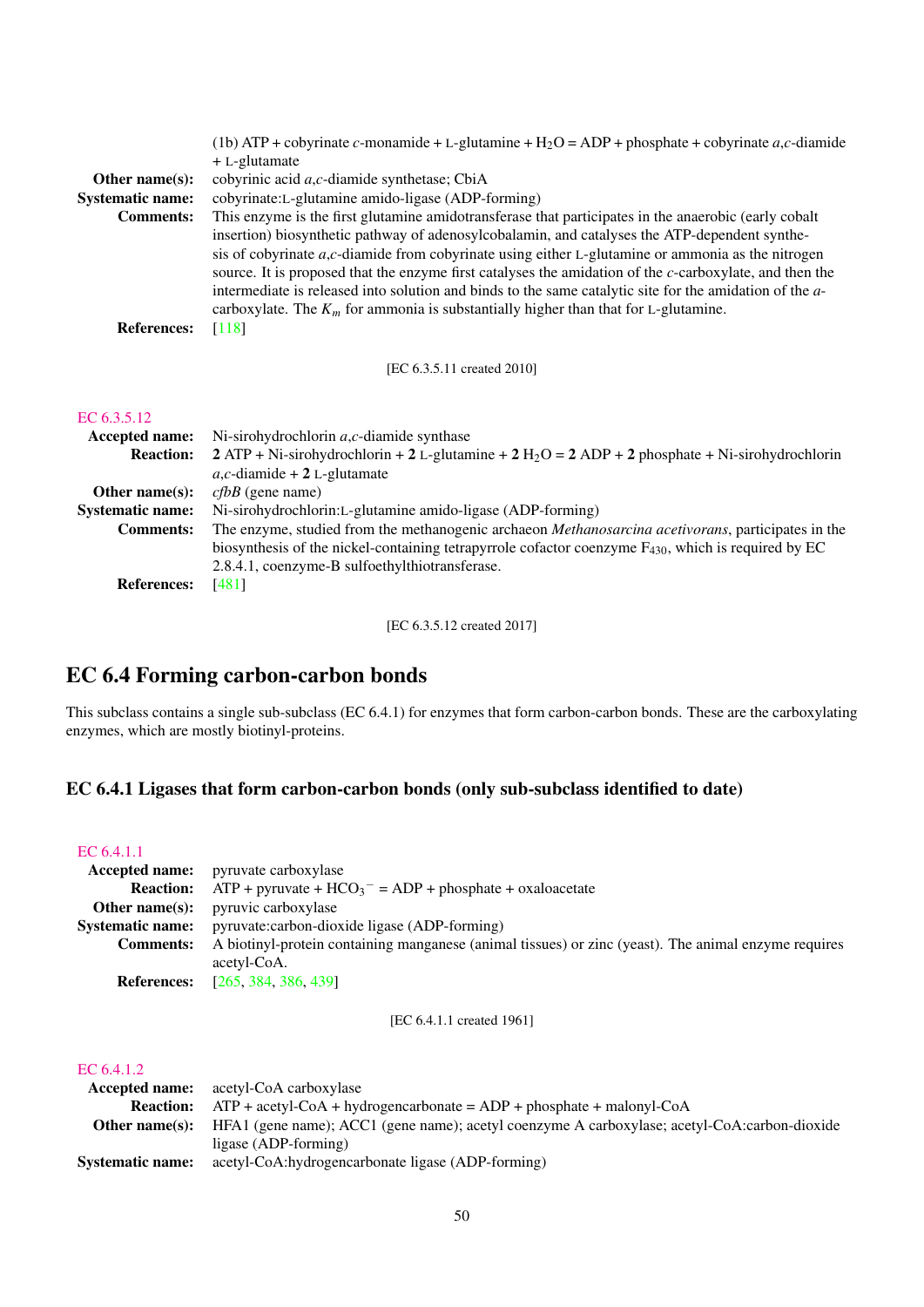(1b) ATP + cobyrinate *c*-monamide + L-glutamine + $H_2O$ = ADP + phosphate + cobyrinate *a*,*c*-diamide + L-glutamate

**Other name(s):** cobyrinic acid *a*,*c*-diamide synthetase; CbiA

**Systematic name:** cobyrinate:L-glutamine amido-ligase (ADP-forming)

**Comments:** This enzyme is the first glutamine amidotransferase that participates in the anaerobic (early cobalt insertion) biosynthetic pathway of adenosylcobalamin, and catalyses the ATP-dependent synthesis of cobyrinate *a*,*c*-diamide from cobyrinate using either L-glutamine or ammonia as the nitrogen source. It is proposed that the enzyme first catalyses the amidation of the *c*-carboxylate, and then the intermediate is released into solution and binds to the same catalytic site for the amidation of the *a*-carboxylate. The $K_m$ for ammonia is substantially higher than that for L-glutamine.

**References:** [118]

[EC 6.3.5.11 created 2010]

EC 6.3.5.12

**Accepted name:** Ni-sirohydrochlorin *a*,*c*-diamide synthase

**Reaction:** **2** ATP + Ni-sirohydrochlorin + **2** L-glutamine + **2** $H_2O$ = **2** ADP + **2** phosphate + Ni-sirohydrochlorin *a*,*c*-diamide + **2** L-glutamate

**Other name(s):** *cfbB* (gene name)

**Systematic name:** Ni-sirohydrochlorin:L-glutamine amido-ligase (ADP-forming)

**Comments:** The enzyme, studied from the methanogenic archaeon *Methanosarcina acetivorans*, participates in the biosynthesis of the nickel-containing tetrapyrrole cofactor coenzyme $F_{430}$, which is required by EC 2.8.4.1, coenzyme-B sulfoethylthiotransferase.

**References:** [481]

[EC 6.3.5.12 created 2017]

# EC 6.4 Forming carbon-carbon bonds

This subclass contains a single sub-subclass (EC 6.4.1) for enzymes that form carbon-carbon bonds. These are the carboxylating enzymes, which are mostly biotinyl-proteins.

## EC 6.4.1 Ligases that form carbon-carbon bonds (only sub-subclass identified to date)

EC 6.4.1.1

**Accepted name:** pyruvate carboxylase

**Reaction:** ATP + pyruvate + $HCO_3^-$ = ADP + phosphate + oxaloacetate

**Other name(s):** pyruvic carboxylase

**Systematic name:** pyruvate:carbon-dioxide ligase (ADP-forming)

**Comments:** A biotinyl-protein containing manganese (animal tissues) or zinc (yeast). The animal enzyme requires acetyl-CoA.

**References:** [265, 384, 386, 439]

[EC 6.4.1.1 created 1961]

EC 6.4.1.2

**Accepted name:** acetyl-CoA carboxylase

**Reaction:** ATP + acetyl-CoA + hydrogencarbonate = ADP + phosphate + malonyl-CoA

**Other name(s):** HFA1 (gene name); ACC1 (gene name); acetyl coenzyme A carboxylase; acetyl-CoA:carbon-dioxide ligase (ADP-forming)

**Systematic name:** acetyl-CoA:hydrogencarbonate ligase (ADP-forming)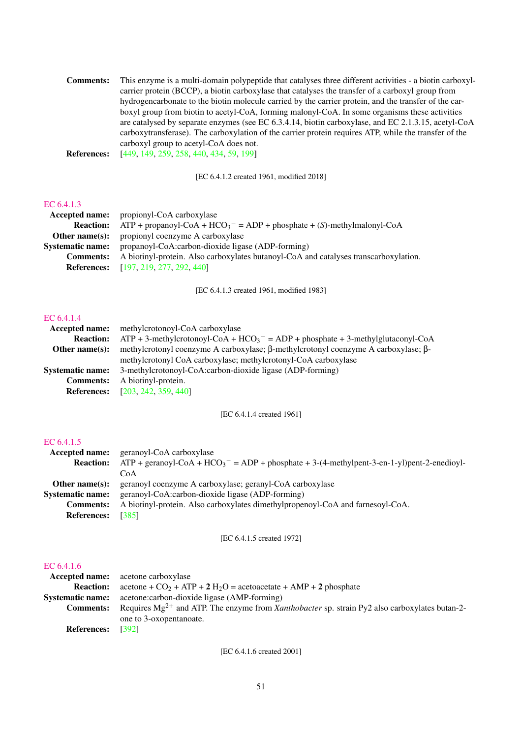**Comments:** This enzyme is a multi-domain polypeptide that catalyses three different activities - a biotin carboxyl-carrier protein (BCCP), a biotin carboxylase that catalyses the transfer of a carboxyl group from hydrogencarbonate to the biotin molecule carried by the carrier protein, and the transfer of the carboxyl group from biotin to acetyl-CoA, forming malonyl-CoA. In some organisms these activities are catalysed by separate enzymes (see EC 6.3.4.14, biotin carboxylase, and EC 2.1.3.15, acetyl-CoA carboxytransferase). The carboxylation of the carrier protein requires ATP, while the transfer of the carboxyl group to acetyl-CoA does not.

**References:** [449, 149, 259, 258, 440, 434, 59, 199]

[EC 6.4.1.2 created 1961, modified 2018]

## EC 6.4.1.3

**Accepted name:** propionyl-CoA carboxylase

**Reaction:** ATP + propanoyl-CoA + $HCO_3^-$ = ADP + phosphate + (*S*)-methylmalonyl-CoA

**Other name(s):** propionyl coenzyme A carboxylase

**Systematic name:** propanoyl-CoA:carbon-dioxide ligase (ADP-forming)

**Comments:** A biotinyl-protein. Also carboxylates butanoyl-CoA and catalyses transcarboxylation.

**References:** [197, 219, 277, 292, 440]

[EC 6.4.1.3 created 1961, modified 1983]

## EC 6.4.1.4

**Accepted name:** methylcrotonoyl-CoA carboxylase

**Reaction:** ATP + 3-methylcrotonoyl-CoA + $HCO_3^-$ = ADP + phosphate + 3-methylglutaconyl-CoA

**Other name(s):** methylcrotonyl coenzyme A carboxylase; β-methylcrotonyl coenzyme A carboxylase; β-methylcrotonyl CoA carboxylase; methylcrotonyl-CoA carboxylase

**Systematic name:** 3-methylcrotonoyl-CoA:carbon-dioxide ligase (ADP-forming)

**Comments:** A biotinyl-protein.

**References:** [203, 242, 359, 440]

[EC 6.4.1.4 created 1961]

## EC 6.4.1.5

**Accepted name:** geranoyl-CoA carboxylase

**Reaction:** ATP + geranoyl-CoA + $HCO_3^-$ = ADP + phosphate + 3-(4-methylpent-3-en-1-yl)pent-2-enedioyl-CoA

**Other name(s):** geranoyl coenzyme A carboxylase; geranyl-CoA carboxylase

**Systematic name:** geranoyl-CoA:carbon-dioxide ligase (ADP-forming)

**Comments:** A biotinyl-protein. Also carboxylates dimethylpropenoyl-CoA and farnesoyl-CoA.

**References:** [385]

[EC 6.4.1.5 created 1972]

## EC 6.4.1.6

**Accepted name:** acetone carboxylase

**Reaction:** acetone + $CO_2$ + ATP + **2** $H_2O$ = acetoacetate + AMP + **2** phosphate

**Systematic name:** acetone:carbon-dioxide ligase (AMP-forming)

**Comments:** Requires $Mg^{2+}$ and ATP. The enzyme from *Xanthobacter* sp. strain Py2 also carboxylates butan-2-one to 3-oxopentanoate.

**References:** [392]

[EC 6.4.1.6 created 2001]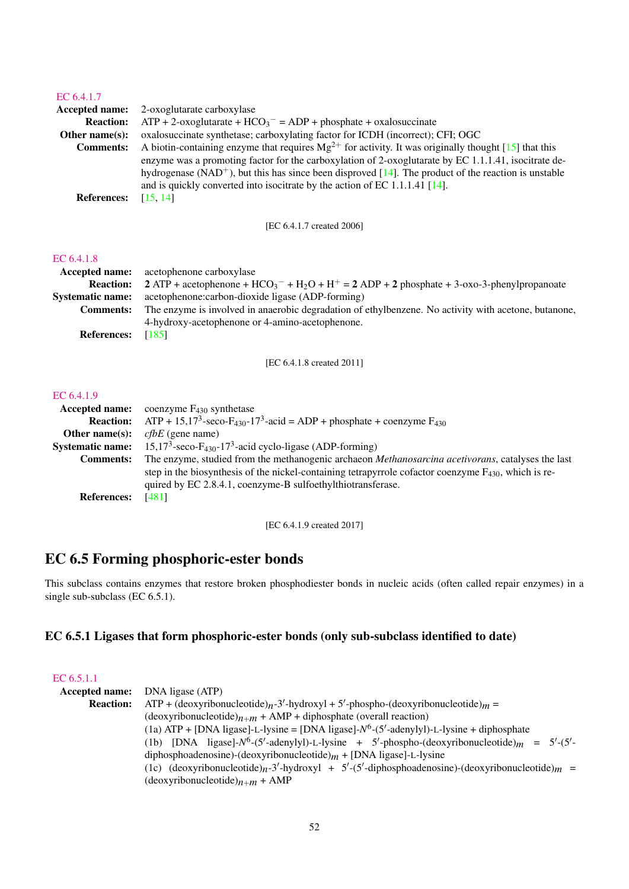EC 6.4.1.7

**Accepted name:** 2-oxoglutarate carboxylase

**Reaction:** ATP + 2-oxoglutarate + $HCO_3^-$ = ADP + phosphate + oxalosuccinate

**Other name(s):** oxalosuccinate synthetase; carboxylating factor for ICDH (incorrect); CFI; OGC

**Comments:** A biotin-containing enzyme that requires $Mg^{2+}$ for activity. It was originally thought [15] that this enzyme was a promoting factor for the carboxylation of 2-oxoglutarate by EC 1.1.1.41, isocitrate dehydrogenase ($NAD^+$), but this has since been disproved [14]. The product of the reaction is unstable and is quickly converted into isocitrate by the action of EC 1.1.1.41 [14].

**References:** [15, 14]

[EC 6.4.1.7 created 2006]

EC 6.4.1.8

**Accepted name:** acetophenone carboxylase

**Reaction:** **2** ATP + acetophenone + $HCO_3^-$ + $H_2O$ + $H^+$ = **2** ADP + **2** phosphate + 3-oxo-3-phenylpropanoate

**Systematic name:** acetophenone:carbon-dioxide ligase (ADP-forming)

**Comments:** The enzyme is involved in anaerobic degradation of ethylbenzene. No activity with acetone, butanone, 4-hydroxy-acetophenone or 4-amino-acetophenone.

**References:** [185]

[EC 6.4.1.8 created 2011]

EC 6.4.1.9

**Accepted name:** coenzyme $F_{430}$ synthetase

**Reaction:** ATP + 15,$17^3$-seco-$F_{430}$-$17^3$-acid = ADP + phosphate + coenzyme $F_{430}$

**Other name(s):** *cfbE* (gene name)

**Systematic name:** 15,$17^3$-seco-$F_{430}$-$17^3$-acid cyclo-ligase (ADP-forming)

**Comments:** The enzyme, studied from the methanogenic archaeon *Methanosarcina acetivorans*, catalyses the last step in the biosynthesis of the nickel-containing tetrapyrrole cofactor coenzyme $F_{430}$, which is required by EC 2.8.4.1, coenzyme-B sulfoethylthiotransferase.

**References:** [481]

[EC 6.4.1.9 created 2017]

# EC 6.5 Forming phosphoric-ester bonds

This subclass contains enzymes that restore broken phosphodiester bonds in nucleic acids (often called repair enzymes) in a single sub-subclass (EC 6.5.1).

## EC 6.5.1 Ligases that form phosphoric-ester bonds (only sub-subclass identified to date)

EC 6.5.1.1

**Accepted name:** DNA ligase (ATP)

**Reaction:** ATP + (deoxyribonucleotide)$_n$-3′-hydroxyl + 5′-phospho-(deoxyribonucleotide)$_m$ = (deoxyribonucleotide)$_{n+m}$ + AMP + diphosphate (overall reaction)
(1a) ATP + [DNA ligase]-L-lysine = [DNA ligase]-$N^6$-(5′-adenylyl)-L-lysine + diphosphate
(1b) [DNA ligase]-$N^6$-(5′-adenylyl)-L-lysine + 5′-phospho-(deoxyribonucleotide)$_m$ = 5′-(5′-diphosphoadenosine)-(deoxyribonucleotide)$_m$ + [DNA ligase]-L-lysine
(1c) (deoxyribonucleotide)$_n$-3′-hydroxyl + 5′-(5′-diphosphoadenosine)-(deoxyribonucleotide)$_m$ = (deoxyribonucleotide)$_{n+m}$ + AMP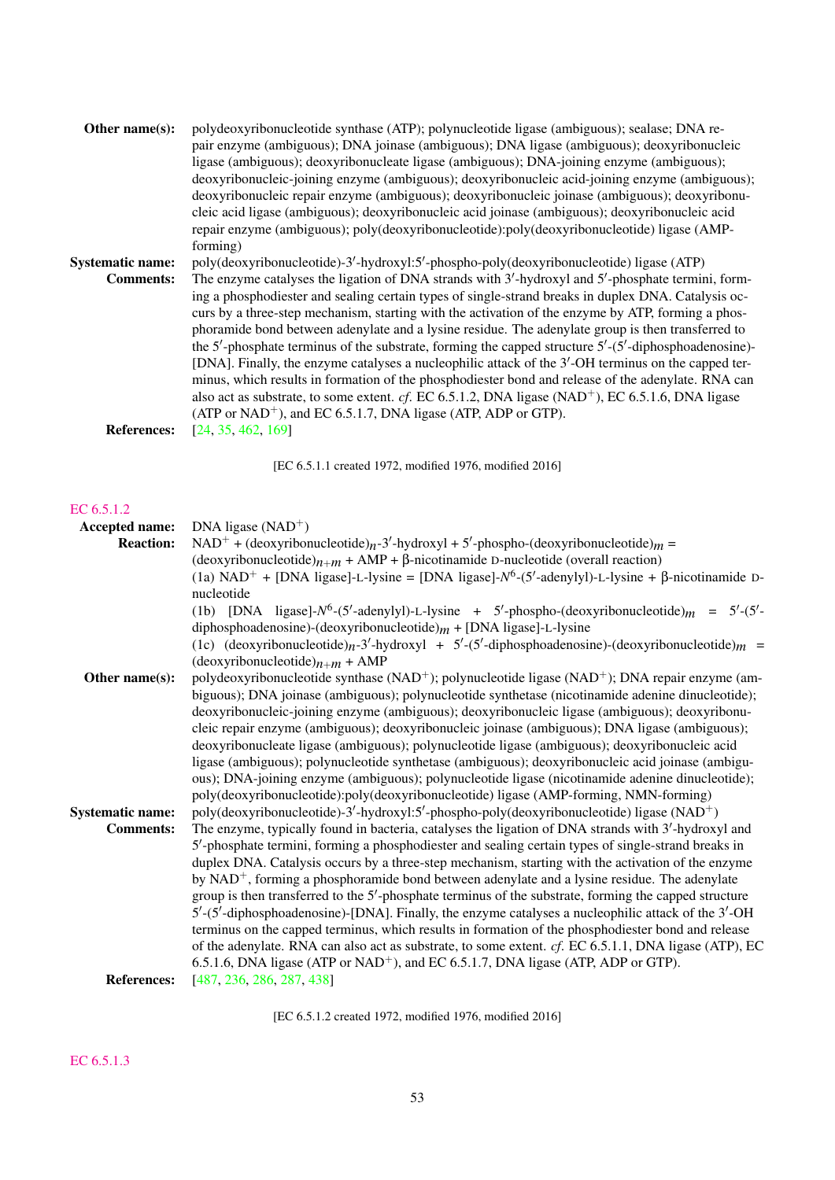**Other name(s):** polydeoxyribonucleotide synthase (ATP); polynucleotide ligase (ambiguous); sealase; DNA repair enzyme (ambiguous); DNA joinase (ambiguous); DNA ligase (ambiguous); deoxyribonucleic ligase (ambiguous); deoxyribonucleate ligase (ambiguous); DNA-joining enzyme (ambiguous); deoxyribonucleic-joining enzyme (ambiguous); deoxyribonucleic acid-joining enzyme (ambiguous); deoxyribonucleic repair enzyme (ambiguous); deoxyribonucleic joinase (ambiguous); deoxyribonucleic acid ligase (ambiguous); deoxyribonucleic acid joinase (ambiguous); deoxyribonucleic acid repair enzyme (ambiguous); poly(deoxyribonucleotide):poly(deoxyribonucleotide) ligase (AMP-forming)

**Systematic name:** poly(deoxyribonucleotide)-3′-hydroxyl:5′-phospho-poly(deoxyribonucleotide) ligase (ATP)

**Comments:** The enzyme catalyses the ligation of DNA strands with 3′-hydroxyl and 5′-phosphate termini, forming a phosphodiester and sealing certain types of single-strand breaks in duplex DNA. Catalysis occurs by a three-step mechanism, starting with the activation of the enzyme by ATP, forming a phosphoramide bond between adenylate and a lysine residue. The adenylate group is then transferred to the 5′-phosphate terminus of the substrate, forming the capped structure 5′-(5′-diphosphoadenosine)-[DNA]. Finally, the enzyme catalyses a nucleophilic attack of the 3′-OH terminus on the capped terminus, which results in formation of the phosphodiester bond and release of the adenylate. RNA can also act as substrate, to some extent. *cf.* EC 6.5.1.2, DNA ligase ($NAD^+$), EC 6.5.1.6, DNA ligase (ATP or $NAD^+$), and EC 6.5.1.7, DNA ligase (ATP, ADP or GTP).

**References:** [24, 35, 462, 169]

[EC 6.5.1.1 created 1972, modified 1976, modified 2016]

## EC 6.5.1.2

**Accepted name:** DNA ligase ($NAD^+$)

**Reaction:** $NAD^+$ + (deoxyribonucleotide)$_n$-3′-hydroxyl + 5′-phospho-(deoxyribonucleotide)$_m$ = (deoxyribonucleotide)$_{n+m}$ + AMP + β-nicotinamide D-nucleotide (overall reaction)
(1a) $NAD^+$ + [DNA ligase]-L-lysine = [DNA ligase]-$N^6$-(5′-adenylyl)-L-lysine + β-nicotinamide D-nucleotide
(1b) [DNA ligase]-$N^6$-(5′-adenylyl)-L-lysine + 5′-phospho-(deoxyribonucleotide)$_m$ = 5′-(5′-diphosphoadenosine)-(deoxyribonucleotide)$_m$ + [DNA ligase]-L-lysine
(1c) (deoxyribonucleotide)$_n$-3′-hydroxyl + 5′-(5′-diphosphoadenosine)-(deoxyribonucleotide)$_m$ = (deoxyribonucleotide)$_{n+m}$ + AMP

**Other name(s):** polydeoxyribonucleotide synthase ($NAD^+$); polynucleotide ligase ($NAD^+$); DNA repair enzyme (ambiguous); DNA joinase (ambiguous); polynucleotide synthetase (nicotinamide adenine dinucleotide); deoxyribonucleic-joining enzyme (ambiguous); deoxyribonucleic ligase (ambiguous); deoxyribonucleic repair enzyme (ambiguous); deoxyribonucleic joinase (ambiguous); DNA ligase (ambiguous); deoxyribonucleate ligase (ambiguous); polynucleotide ligase (ambiguous); deoxyribonucleic acid ligase (ambiguous); polynucleotide synthetase (ambiguous); deoxyribonucleic acid joinase (ambiguous); DNA-joining enzyme (ambiguous); polynucleotide ligase (nicotinamide adenine dinucleotide); poly(deoxyribonucleotide):poly(deoxyribonucleotide) ligase (AMP-forming, NMN-forming)

**Systematic name:** poly(deoxyribonucleotide)-3′-hydroxyl:5′-phospho-poly(deoxyribonucleotide) ligase ($NAD^+$)

**Comments:** The enzyme, typically found in bacteria, catalyses the ligation of DNA strands with 3′-hydroxyl and 5′-phosphate termini, forming a phosphodiester and sealing certain types of single-strand breaks in duplex DNA. Catalysis occurs by a three-step mechanism, starting with the activation of the enzyme by $NAD^+$, forming a phosphoramide bond between adenylate and a lysine residue. The adenylate group is then transferred to the 5′-phosphate terminus of the substrate, forming the capped structure 5′-(5′-diphosphoadenosine)-[DNA]. Finally, the enzyme catalyses a nucleophilic attack of the 3′-OH terminus on the capped terminus, which results in formation of the phosphodiester bond and release of the adenylate. RNA can also act as substrate, to some extent. *cf.* EC 6.5.1.1, DNA ligase (ATP), EC 6.5.1.6, DNA ligase (ATP or $NAD^+$), and EC 6.5.1.7, DNA ligase (ATP, ADP or GTP).

**References:** [487, 236, 286, 287, 438]

[EC 6.5.1.2 created 1972, modified 1976, modified 2016]

## EC 6.5.1.3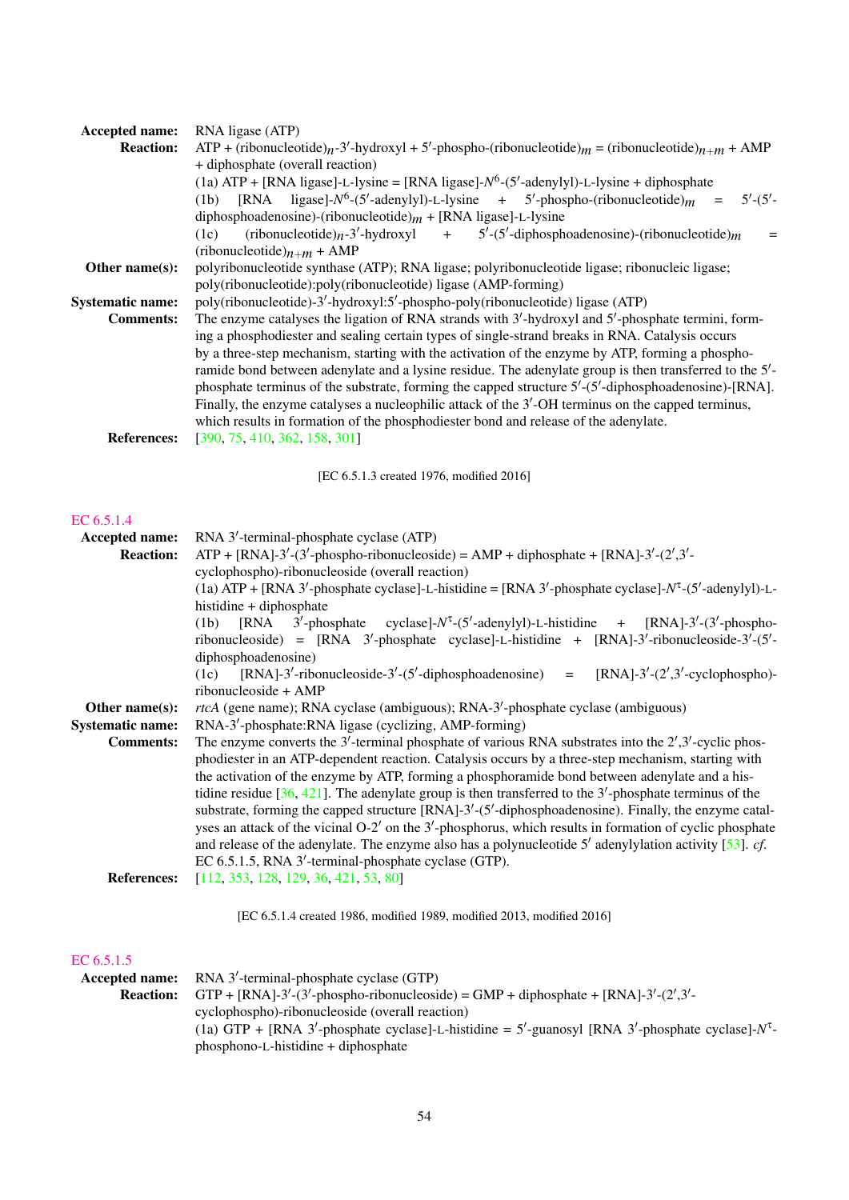**Accepted name:** RNA ligase (ATP)

**Reaction:** ATP + (ribonucleotide)$_n$-3′-hydroxyl + 5′-phospho-(ribonucleotide)$_m$ = (ribonucleotide)$_{n+m}$ + AMP + diphosphate (overall reaction)

(1a) ATP + [RNA ligase]-L-lysine = [RNA ligase]-$N^6$-(5′-adenylyl)-L-lysine + diphosphate

(1b) [RNA ligase]-$N^6$-(5′-adenylyl)-L-lysine + 5′-phospho-(ribonucleotide)$_m$ = 5′-(5′-diphosphoadenosine)-(ribonucleotide)$_m$ + [RNA ligase]-L-lysine

(1c) (ribonucleotide)$_n$-3′-hydroxyl + 5′-(5′-diphosphoadenosine)-(ribonucleotide)$_m$ = (ribonucleotide)$_{n+m}$ + AMP

**Other name(s):** polyribonucleotide synthase (ATP); RNA ligase; polyribonucleotide ligase; ribonucleic ligase; poly(ribonucleotide):poly(ribonucleotide) ligase (AMP-forming)

**Systematic name:** poly(ribonucleotide)-3′-hydroxyl:5′-phospho-poly(ribonucleotide) ligase (ATP)

**Comments:** The enzyme catalyses the ligation of RNA strands with 3′-hydroxyl and 5′-phosphate termini, forming a phosphodiester and sealing certain types of single-strand breaks in RNA. Catalysis occurs by a three-step mechanism, starting with the activation of the enzyme by ATP, forming a phosphoramide bond between adenylate and a lysine residue. The adenylate group is then transferred to the 5′-phosphate terminus of the substrate, forming the capped structure 5′-(5′-diphosphoadenosine)-[RNA]. Finally, the enzyme catalyses a nucleophilic attack of the 3′-OH terminus on the capped terminus, which results in formation of the phosphodiester bond and release of the adenylate.

**References:** [390, 75, 410, 362, 158, 301]

[EC 6.5.1.3 created 1976, modified 2016]

## EC 6.5.1.4

**Accepted name:** RNA 3′-terminal-phosphate cyclase (ATP)

**Reaction:** ATP + [RNA]-3′-(3′-phospho-ribonucleoside) = AMP + diphosphate + [RNA]-3′-(2′,3′-cyclophospho)-ribonucleoside (overall reaction)

(1a) ATP + [RNA 3′-phosphate cyclase]-L-histidine = [RNA 3′-phosphate cyclase]-$N^{\tau}$-(5′-adenylyl)-L-histidine + diphosphate

(1b) [RNA 3′-phosphate cyclase]-$N^{\tau}$-(5′-adenylyl)-L-histidine + [RNA]-3′-(3′-phospho-ribonucleoside) = [RNA 3′-phosphate cyclase]-L-histidine + [RNA]-3′-ribonucleoside-3′-(5′-diphosphoadenosine)

(1c) [RNA]-3′-ribonucleoside-3′-(5′-diphosphoadenosine) = [RNA]-3′-(2′,3′-cyclophospho)-ribonucleoside + AMP

**Other name(s):** *rtcA* (gene name); RNA cyclase (ambiguous); RNA-3′-phosphate cyclase (ambiguous)

**Systematic name:** RNA-3′-phosphate:RNA ligase (cyclizing, AMP-forming)

**Comments:** The enzyme converts the 3′-terminal phosphate of various RNA substrates into the 2′,3′-cyclic phosphodiester in an ATP-dependent reaction. Catalysis occurs by a three-step mechanism, starting with the activation of the enzyme by ATP, forming a phosphoramide bond between adenylate and a histidine residue [36, 421]. The adenylate group is then transferred to the 3′-phosphate terminus of the substrate, forming the capped structure [RNA]-3′-(5′-diphosphoadenosine). Finally, the enzyme catalyses an attack of the vicinal O-2′ on the 3′-phosphorus, which results in formation of cyclic phosphate and release of the adenylate. The enzyme also has a polynucleotide 5′ adenylylation activity [53]. *cf.* EC 6.5.1.5, RNA 3′-terminal-phosphate cyclase (GTP).

**References:** [112, 353, 128, 129, 36, 421, 53, 80]

[EC 6.5.1.4 created 1986, modified 1989, modified 2013, modified 2016]

## EC 6.5.1.5

**Accepted name:** RNA 3′-terminal-phosphate cyclase (GTP)

**Reaction:** GTP + [RNA]-3′-(3′-phospho-ribonucleoside) = GMP + diphosphate + [RNA]-3′-(2′,3′-cyclophospho)-ribonucleoside (overall reaction)

(1a) GTP + [RNA 3′-phosphate cyclase]-L-histidine = 5′-guanosyl [RNA 3′-phosphate cyclase]-$N^{\tau}$-phosphono-L-histidine + diphosphate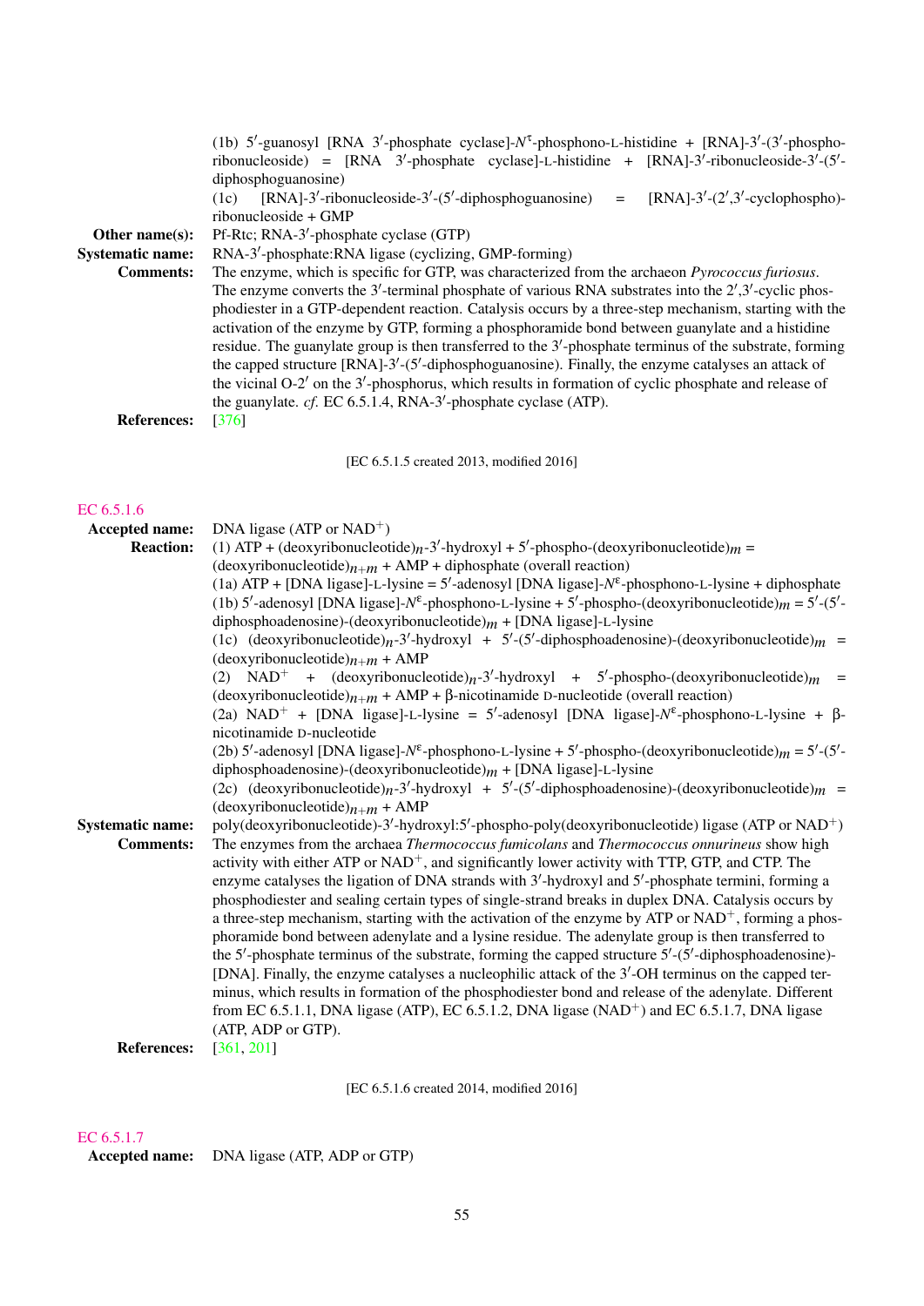(1b) 5′-guanosyl [RNA 3′-phosphate cyclase]-$N^{\tau}$-phosphono-L-histidine + [RNA]-3′-(3′-phosphoribonucleoside) = [RNA 3′-phosphate cyclase]-L-histidine + [RNA]-3′-ribonucleoside-3′-(5′-diphosphoguanosine)
(1c) [RNA]-3′-ribonucleoside-3′-(5′-diphosphoguanosine) = [RNA]-3′-(2′,3′-cyclophospho)-ribonucleoside + GMP

**Other name(s):** Pf-Rtc; RNA-3′-phosphate cyclase (GTP)

**Systematic name:** RNA-3′-phosphate:RNA ligase (cyclizing, GMP-forming)

**Comments:** The enzyme, which is specific for GTP, was characterized from the archaeon *Pyrococcus furiosus*. The enzyme converts the 3′-terminal phosphate of various RNA substrates into the 2′,3′-cyclic phosphodiester in a GTP-dependent reaction. Catalysis occurs by a three-step mechanism, starting with the activation of the enzyme by GTP, forming a phosphoramide bond between guanylate and a histidine residue. The guanylate group is then transferred to the 3′-phosphate terminus of the substrate, forming the capped structure [RNA]-3′-(5′-diphosphoguanosine). Finally, the enzyme catalyses an attack of the vicinal O-2′ on the 3′-phosphorus, which results in formation of cyclic phosphate and release of the guanylate. *cf.* EC 6.5.1.4, RNA-3′-phosphate cyclase (ATP).

**References:** [376]

[EC 6.5.1.5 created 2013, modified 2016]

## EC 6.5.1.6

**Accepted name:** DNA ligase (ATP or $NAD^+$)

**Reaction:** (1) ATP + (deoxyribonucleotide)$_n$-3′-hydroxyl + 5′-phospho-(deoxyribonucleotide)$_m$ = (deoxyribonucleotide)$_{n+m}$ + AMP + diphosphate (overall reaction)
(1a) ATP + [DNA ligase]-L-lysine = 5′-adenosyl [DNA ligase]-$N^{\varepsilon}$-phosphono-L-lysine + diphosphate
(1b) 5′-adenosyl [DNA ligase]-$N^{\varepsilon}$-phosphono-L-lysine + 5′-phospho-(deoxyribonucleotide)$_m$ = 5′-(5′-diphosphoadenosine)-(deoxyribonucleotide)$_m$ + [DNA ligase]-L-lysine
(1c) (deoxyribonucleotide)$_n$-3′-hydroxyl + 5′-(5′-diphosphoadenosine)-(deoxyribonucleotide)$_m$ = (deoxyribonucleotide)$_{n+m}$ + AMP
(2) $NAD^+$ + (deoxyribonucleotide)$_n$-3′-hydroxyl + 5′-phospho-(deoxyribonucleotide)$_m$ = (deoxyribonucleotide)$_{n+m}$ + AMP + β-nicotinamide D-nucleotide (overall reaction)
(2a) $NAD^+$ + [DNA ligase]-L-lysine = 5′-adenosyl [DNA ligase]-$N^{\varepsilon}$-phosphono-L-lysine + β-nicotinamide D-nucleotide
(2b) 5′-adenosyl [DNA ligase]-$N^{\varepsilon}$-phosphono-L-lysine + 5′-phospho-(deoxyribonucleotide)$_m$ = 5′-(5′-diphosphoadenosine)-(deoxyribonucleotide)$_m$ + [DNA ligase]-L-lysine
(2c) (deoxyribonucleotide)$_n$-3′-hydroxyl + 5′-(5′-diphosphoadenosine)-(deoxyribonucleotide)$_m$ = (deoxyribonucleotide)$_{n+m}$ + AMP

**Systematic name:** poly(deoxyribonucleotide)-3′-hydroxyl:5′-phospho-poly(deoxyribonucleotide) ligase (ATP or $NAD^+$)

**Comments:** The enzymes from the archaea *Thermococcus fumicolans* and *Thermococcus onnurineus* show high activity with either ATP or $NAD^+$, and significantly lower activity with TTP, GTP, and CTP. The enzyme catalyses the ligation of DNA strands with 3′-hydroxyl and 5′-phosphate termini, forming a phosphodiester and sealing certain types of single-strand breaks in duplex DNA. Catalysis occurs by a three-step mechanism, starting with the activation of the enzyme by ATP or $NAD^+$, forming a phosphoramide bond between adenylate and a lysine residue. The adenylate group is then transferred to the 5′-phosphate terminus of the substrate, forming the capped structure 5′-(5′-diphosphoadenosine)-[DNA]. Finally, the enzyme catalyses a nucleophilic attack of the 3′-OH terminus on the capped terminus, which results in formation of the phosphodiester bond and release of the adenylate. Different from EC 6.5.1.1, DNA ligase (ATP), EC 6.5.1.2, DNA ligase ($NAD^+$) and EC 6.5.1.7, DNA ligase (ATP, ADP or GTP).

**References:** [361, 201]

[EC 6.5.1.6 created 2014, modified 2016]

## EC 6.5.1.7

**Accepted name:** DNA ligase (ATP, ADP or GTP)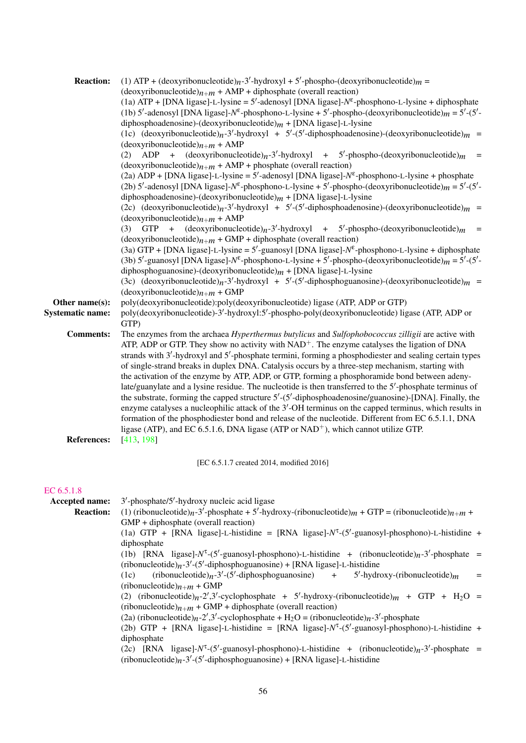**Reaction:** (1) ATP + (deoxyribonucleotide)$_n$-3′-hydroxyl + 5′-phospho-(deoxyribonucleotide)$_m$ = (deoxyribonucleotide)$_{n+m}$ + AMP + diphosphate (overall reaction)
(1a) ATP + [DNA ligase]-L-lysine = 5′-adenosyl [DNA ligase]-$N^{\varepsilon}$-phosphono-L-lysine + diphosphate
(1b) 5′-adenosyl [DNA ligase]-$N^{\varepsilon}$-phosphono-L-lysine + 5′-phospho-(deoxyribonucleotide)$_m$ = 5′-(5′-diphosphoadenosine)-(deoxyribonucleotide)$_m$ + [DNA ligase]-L-lysine
(1c) (deoxyribonucleotide)$_n$-3′-hydroxyl + 5′-(5′-diphosphoadenosine)-(deoxyribonucleotide)$_m$ = (deoxyribonucleotide)$_{n+m}$ + AMP
(2) ADP + (deoxyribonucleotide)$_n$-3′-hydroxyl + 5′-phospho-(deoxyribonucleotide)$_m$ = (deoxyribonucleotide)$_{n+m}$ + AMP + phosphate (overall reaction)
(2a) ADP + [DNA ligase]-L-lysine = 5′-adenosyl [DNA ligase]-$N^{\varepsilon}$-phosphono-L-lysine + phosphate
(2b) 5′-adenosyl [DNA ligase]-$N^{\varepsilon}$-phosphono-L-lysine + 5′-phospho-(deoxyribonucleotide)$_m$ = 5′-(5′-diphosphoadenosine)-(deoxyribonucleotide)$_m$ + [DNA ligase]-L-lysine
(2c) (deoxyribonucleotide)$_n$-3′-hydroxyl + 5′-(5′-diphosphoadenosine)-(deoxyribonucleotide)$_m$ = (deoxyribonucleotide)$_{n+m}$ + AMP
(3) GTP + (deoxyribonucleotide)$_n$-3′-hydroxyl + 5′-phospho-(deoxyribonucleotide)$_m$ = (deoxyribonucleotide)$_{n+m}$ + GMP + diphosphate (overall reaction)
(3a) GTP + [DNA ligase]-L-lysine = 5′-guanosyl [DNA ligase]-$N^{\varepsilon}$-phosphono-L-lysine + diphosphate
(3b) 5′-guanosyl [DNA ligase]-$N^{\varepsilon}$-phosphono-L-lysine + 5′-phospho-(deoxyribonucleotide)$_m$ = 5′-(5′-diphosphoguanosine)-(deoxyribonucleotide)$_m$ + [DNA ligase]-L-lysine
(3c) (deoxyribonucleotide)$_n$-3′-hydroxyl + 5′-(5′-diphosphoguanosine)-(deoxyribonucleotide)$_m$ = (deoxyribonucleotide)$_{n+m}$ + GMP

**Other name(s):** poly(deoxyribonucleotide):poly(deoxyribonucleotide) ligase (ATP, ADP or GTP)

**Systematic name:** poly(deoxyribonucleotide)-3′-hydroxyl:5′-phospho-poly(deoxyribonucleotide) ligase (ATP, ADP or GTP)

**Comments:** The enzymes from the archaea *Hyperthermus butylicus* and *Sulfophobococcus zilligii* are active with ATP, ADP or GTP. They show no activity with $NAD^+$. The enzyme catalyses the ligation of DNA strands with 3′-hydroxyl and 5′-phosphate termini, forming a phosphodiester and sealing certain types of single-strand breaks in duplex DNA. Catalysis occurs by a three-step mechanism, starting with the activation of the enzyme by ATP, ADP, or GTP, forming a phosphoramide bond between adenylate/guanylate and a lysine residue. The nucleotide is then transferred to the 5′-phosphate terminus of the substrate, forming the capped structure 5′-(5′-diphosphoadenosine/guanosine)-[DNA]. Finally, the enzyme catalyses a nucleophilic attack of the 3′-OH terminus on the capped terminus, which results in formation of the phosphodiester bond and release of the nucleotide. Different from EC 6.5.1.1, DNA ligase (ATP), and EC 6.5.1.6, DNA ligase (ATP or $NAD^+$), which cannot utilize GTP.

**References:** [413, 198]

[EC 6.5.1.7 created 2014, modified 2016]

## EC 6.5.1.8

**Accepted name:** 3′-phosphate/5′-hydroxy nucleic acid ligase

**Reaction:** (1) (ribonucleotide)$_n$-3′-phosphate + 5′-hydroxy-(ribonucleotide)$_m$ + GTP = (ribonucleotide)$_{n+m}$ + GMP + diphosphate (overall reaction)
(1a) GTP + [RNA ligase]-L-histidine = [RNA ligase]-$N^{\tau}$-(5′-guanosyl-phosphono)-L-histidine + diphosphate
(1b) [RNA ligase]-$N^{\tau}$-(5′-guanosyl-phosphono)-L-histidine + (ribonucleotide)$_n$-3′-phosphate = (ribonucleotide)$_n$-3′-(5′-diphosphoguanosine) + [RNA ligase]-L-histidine
(1c) (ribonucleotide)$_n$-3′-(5′-diphosphoguanosine) + 5′-hydroxy-(ribonucleotide)$_m$ = (ribonucleotide)$_{n+m}$ + GMP
(2) (ribonucleotide)$_n$-2′,3′-cyclophosphate + 5′-hydroxy-(ribonucleotide)$_m$ + GTP + $H_2O$ = (ribonucleotide)$_{n+m}$ + GMP + diphosphate (overall reaction)
(2a) (ribonucleotide)$_n$-2′,3′-cyclophosphate + $H_2O$ = (ribonucleotide)$_n$-3′-phosphate
(2b) GTP + [RNA ligase]-L-histidine = [RNA ligase]-$N^{\tau}$-(5′-guanosyl-phosphono)-L-histidine + diphosphate
(2c) [RNA ligase]-$N^{\tau}$-(5′-guanosyl-phosphono)-L-histidine + (ribonucleotide)$_n$-3′-phosphate = (ribonucleotide)$_n$-3′-(5′-diphosphoguanosine) + [RNA ligase]-L-histidine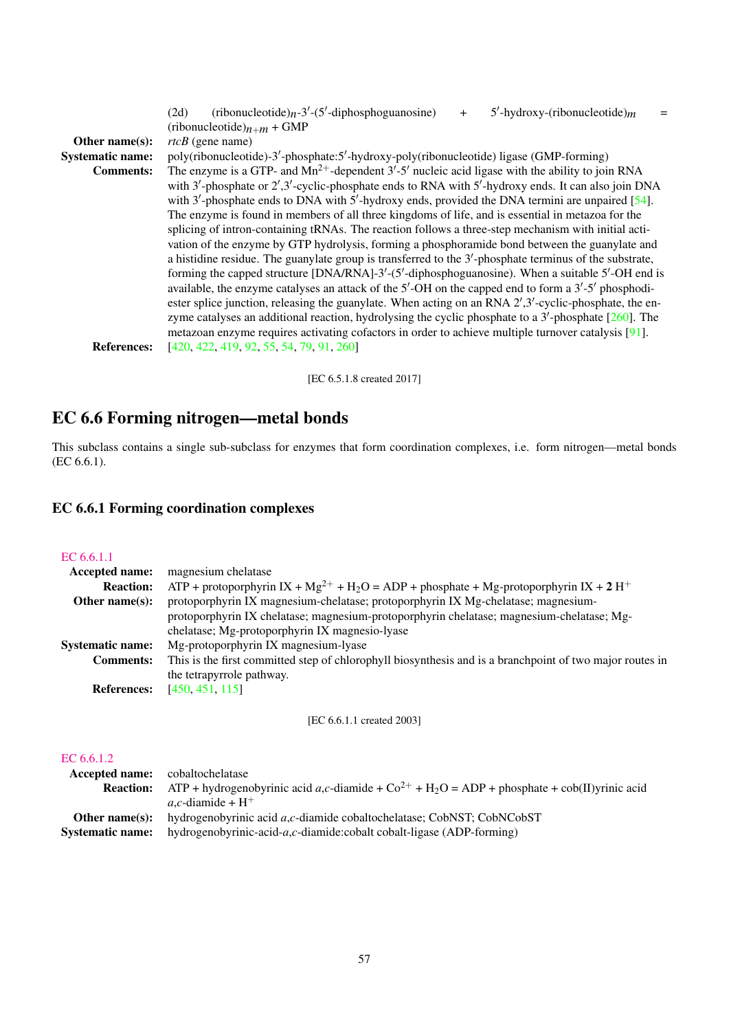(2d) (ribonucleotide)$_n$-3′-(5′-diphosphoguanosine) + 5′-hydroxy-(ribonucleotide)$_m$ = (ribonucleotide)$_{n+m}$ + GMP

**Other name(s):** *rtcB* (gene name)

**Systematic name:** poly(ribonucleotide)-3′-phosphate:5′-hydroxy-poly(ribonucleotide) ligase (GMP-forming)

**Comments:** The enzyme is a GTP- and $Mn^{2+}$-dependent 3′-5′ nucleic acid ligase with the ability to join RNA with 3′-phosphate or 2′,3′-cyclic-phosphate ends to RNA with 5′-hydroxy ends. It can also join DNA with 3′-phosphate ends to DNA with 5′-hydroxy ends, provided the DNA termini are unpaired [54]. The enzyme is found in members of all three kingdoms of life, and is essential in metazoa for the splicing of intron-containing tRNAs. The reaction follows a three-step mechanism with initial activation of the enzyme by GTP hydrolysis, forming a phosphoramide bond between the guanylate and a histidine residue. The guanylate group is transferred to the 3′-phosphate terminus of the substrate, forming the capped structure [DNA/RNA]-3′-(5′-diphosphoguanosine). When a suitable 5′-OH end is available, the enzyme catalyses an attack of the 5′-OH on the capped end to form a 3′-5′ phosphodiester splice junction, releasing the guanylate. When acting on an RNA 2′,3′-cyclic-phosphate, the enzyme catalyses an additional reaction, hydrolysing the cyclic phosphate to a 3′-phosphate [260]. The metazoan enzyme requires activating cofactors in order to achieve multiple turnover catalysis [91].

**References:** [420, 422, 419, 92, 55, 54, 79, 91, 260]

[EC 6.5.1.8 created 2017]

# EC 6.6 Forming nitrogen—metal bonds

This subclass contains a single sub-subclass for enzymes that form coordination complexes, i.e. form nitrogen—metal bonds (EC 6.6.1).

## EC 6.6.1 Forming coordination complexes

EC 6.6.1.1

**Accepted name:** magnesium chelatase

**Reaction:** ATP + protoporphyrin IX + $Mg^{2+}$ + $H_2O$ = ADP + phosphate + Mg-protoporphyrin IX + **2** $H^+$

**Other name(s):** protoporphyrin IX magnesium-chelatase; protoporphyrin IX Mg-chelatase; magnesium-protoporphyrin IX chelatase; magnesium-protoporphyrin chelatase; magnesium-chelatase; Mg-chelatase; Mg-protoporphyrin IX magnesio-lyase

**Systematic name:** Mg-protoporphyrin IX magnesium-lyase

**Comments:** This is the first committed step of chlorophyll biosynthesis and is a branchpoint of two major routes in the tetrapyrrole pathway.

**References:** [450, 451, 115]

[EC 6.6.1.1 created 2003]

EC 6.6.1.2

**Accepted name:** cobaltochelatase

**Reaction:** ATP + hydrogenobyrinic acid *a*,*c*-diamide + $Co^{2+}$ + $H_2O$ = ADP + phosphate + cob(II)yrinic acid *a*,*c*-diamide + $H^+$

**Other name(s):** hydrogenobyrinic acid *a*,*c*-diamide cobaltochelatase; CobNST; CobNCobST

**Systematic name:** hydrogenobyrinic-acid-*a*,*c*-diamide:cobalt cobalt-ligase (ADP-forming)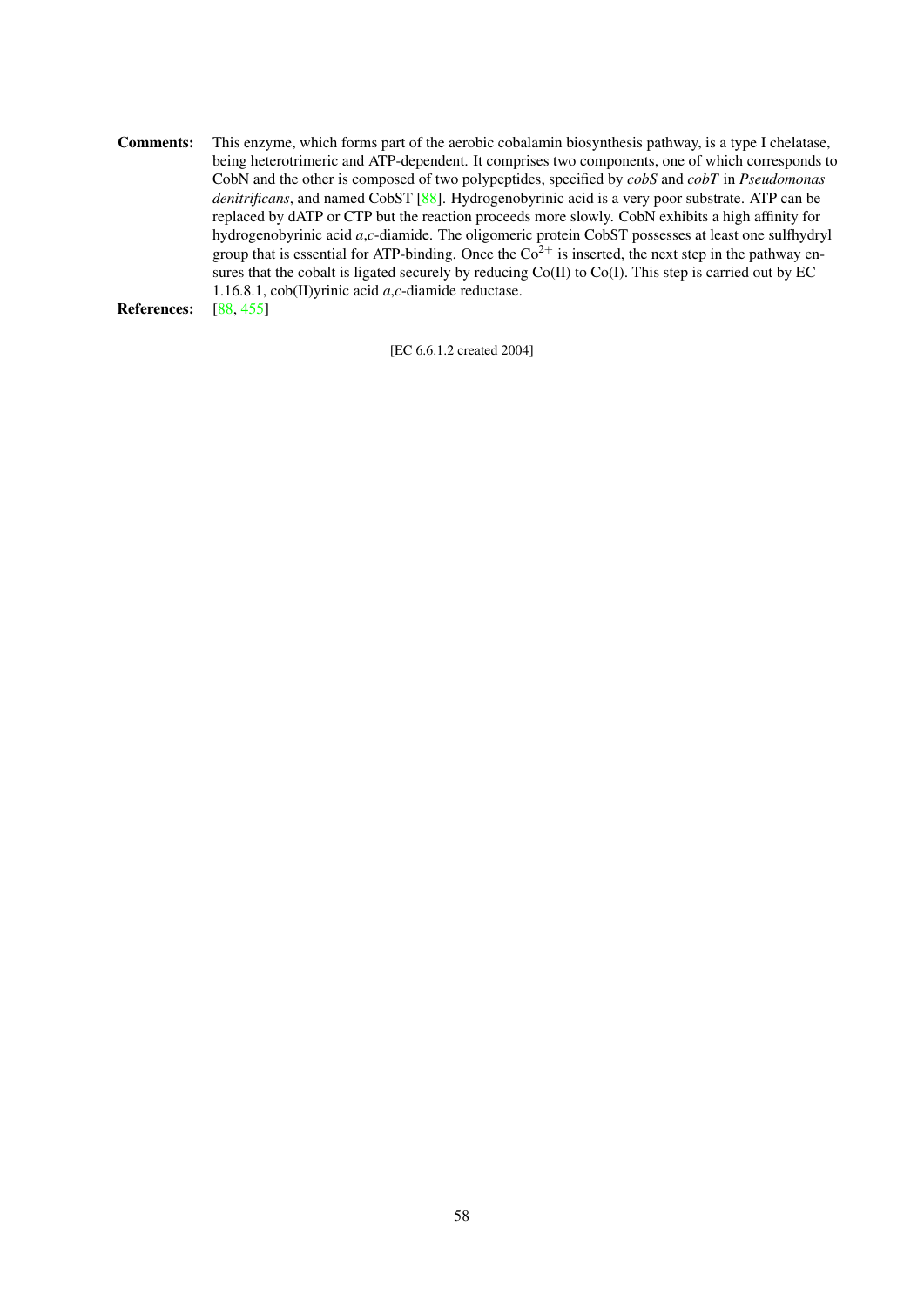**Comments:** This enzyme, which forms part of the aerobic cobalamin biosynthesis pathway, is a type I chelatase, being heterotrimeric and ATP-dependent. It comprises two components, one of which corresponds to CobN and the other is composed of two polypeptides, specified by *cobS* and *cobT* in *Pseudomonas denitrificans*, and named CobST [88]. Hydrogenobyrinic acid is a very poor substrate. ATP can be replaced by dATP or CTP but the reaction proceeds more slowly. CobN exhibits a high affinity for hydrogenobyrinic acid *a*,*c*-diamide. The oligomeric protein CobST possesses at least one sulfhydryl group that is essential for ATP-binding. Once the $Co^{2+}$ is inserted, the next step in the pathway ensures that the cobalt is ligated securely by reducing Co(II) to Co(I). This step is carried out by EC 1.16.8.1, cob(II)yrinic acid *a*,*c*-diamide reductase.

**References:** [88, 455]

[EC 6.6.1.2 created 2004]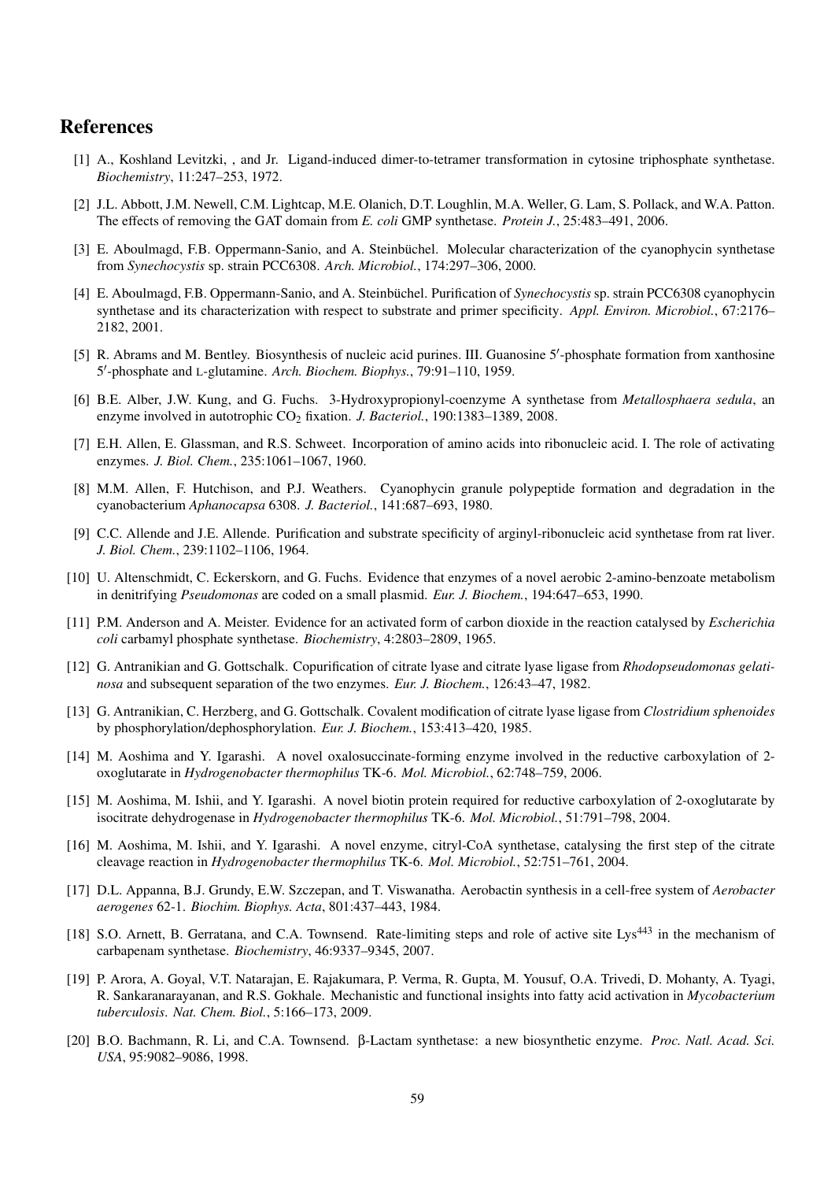# References

[1] A., Koshland Levitzki, , and Jr. Ligand-induced dimer-to-tetramer transformation in cytosine triphosphate synthetase. *Biochemistry*, 11:247–253, 1972.

[2] J.L. Abbott, J.M. Newell, C.M. Lightcap, M.E. Olanich, D.T. Loughlin, M.A. Weller, G. Lam, S. Pollack, and W.A. Patton. The effects of removing the GAT domain from *E. coli* GMP synthetase. *Protein J.*, 25:483–491, 2006.

[3] E. Aboulmagd, F.B. Oppermann-Sanio, and A. Steinbüchel. Molecular characterization of the cyanophycin synthetase from *Synechocystis* sp. strain PCC6308. *Arch. Microbiol.*, 174:297–306, 2000.

[4] E. Aboulmagd, F.B. Oppermann-Sanio, and A. Steinbüchel. Purification of *Synechocystis* sp. strain PCC6308 cyanophycin synthetase and its characterization with respect to substrate and primer specificity. *Appl. Environ. Microbiol.*, 67:2176–2182, 2001.

[5] R. Abrams and M. Bentley. Biosynthesis of nucleic acid purines. III. Guanosine 5′-phosphate formation from xanthosine 5′-phosphate and L-glutamine. *Arch. Biochem. Biophys.*, 79:91–110, 1959.

[6] B.E. Alber, J.W. Kung, and G. Fuchs. 3-Hydroxypropionyl-coenzyme A synthetase from *Metallosphaera sedula*, an enzyme involved in autotrophic $CO_2$ fixation. *J. Bacteriol.*, 190:1383–1389, 2008.

[7] E.H. Allen, E. Glassman, and R.S. Schweet. Incorporation of amino acids into ribonucleic acid. I. The role of activating enzymes. *J. Biol. Chem.*, 235:1061–1067, 1960.

[8] M.M. Allen, F. Hutchison, and P.J. Weathers. Cyanophycin granule polypeptide formation and degradation in the cyanobacterium *Aphanocapsa* 6308. *J. Bacteriol.*, 141:687–693, 1980.

[9] C.C. Allende and J.E. Allende. Purification and substrate specificity of arginyl-ribonucleic acid synthetase from rat liver. *J. Biol. Chem.*, 239:1102–1106, 1964.

[10] U. Altenschmidt, C. Eckerskorn, and G. Fuchs. Evidence that enzymes of a novel aerobic 2-amino-benzoate metabolism in denitrifying *Pseudomonas* are coded on a small plasmid. *Eur. J. Biochem.*, 194:647–653, 1990.

[11] P.M. Anderson and A. Meister. Evidence for an activated form of carbon dioxide in the reaction catalysed by *Escherichia coli* carbamyl phosphate synthetase. *Biochemistry*, 4:2803–2809, 1965.

[12] G. Antranikian and G. Gottschalk. Copurification of citrate lyase and citrate lyase ligase from *Rhodopseudomonas gelatinosa* and subsequent separation of the two enzymes. *Eur. J. Biochem.*, 126:43–47, 1982.

[13] G. Antranikian, C. Herzberg, and G. Gottschalk. Covalent modification of citrate lyase ligase from *Clostridium sphenoides* by phosphorylation/dephosphorylation. *Eur. J. Biochem.*, 153:413–420, 1985.

[14] M. Aoshima and Y. Igarashi. A novel oxalosuccinate-forming enzyme involved in the reductive carboxylation of 2-oxoglutarate in *Hydrogenobacter thermophilus* TK-6. *Mol. Microbiol.*, 62:748–759, 2006.

[15] M. Aoshima, M. Ishii, and Y. Igarashi. A novel biotin protein required for reductive carboxylation of 2-oxoglutarate by isocitrate dehydrogenase in *Hydrogenobacter thermophilus* TK-6. *Mol. Microbiol.*, 51:791–798, 2004.

[16] M. Aoshima, M. Ishii, and Y. Igarashi. A novel enzyme, citryl-CoA synthetase, catalysing the first step of the citrate cleavage reaction in *Hydrogenobacter thermophilus* TK-6. *Mol. Microbiol.*, 52:751–761, 2004.

[17] D.L. Appanna, B.J. Grundy, E.W. Szczepan, and T. Viswanatha. Aerobactin synthesis in a cell-free system of *Aerobacter aerogenes* 62-1. *Biochim. Biophys. Acta*, 801:437–443, 1984.

[18] S.O. Arnett, B. Gerratana, and C.A. Townsend. Rate-limiting steps and role of active site $Lys^{443}$ in the mechanism of carbapenam synthetase. *Biochemistry*, 46:9337–9345, 2007.

[19] P. Arora, A. Goyal, V.T. Natarajan, E. Rajakumara, P. Verma, R. Gupta, M. Yousuf, O.A. Trivedi, D. Mohanty, A. Tyagi, R. Sankaranarayanan, and R.S. Gokhale. Mechanistic and functional insights into fatty acid activation in *Mycobacterium tuberculosis*. *Nat. Chem. Biol.*, 5:166–173, 2009.

[20] B.O. Bachmann, R. Li, and C.A. Townsend. β-Lactam synthetase: a new biosynthetic enzyme. *Proc. Natl. Acad. Sci. USA*, 95:9082–9086, 1998.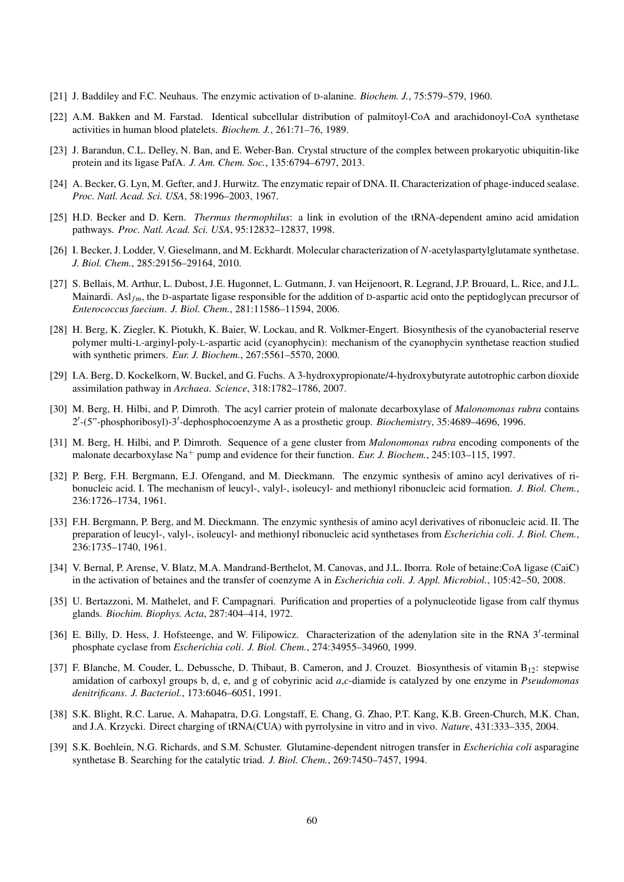[21] J. Baddiley and F.C. Neuhaus. The enzymic activation of D-alanine. *Biochem. J.*, 75:579–579, 1960.

[22] A.M. Bakken and M. Farstad. Identical subcellular distribution of palmitoyl-CoA and arachidonoyl-CoA synthetase activities in human blood platelets. *Biochem. J.*, 261:71–76, 1989.

[23] J. Barandun, C.L. Delley, N. Ban, and E. Weber-Ban. Crystal structure of the complex between prokaryotic ubiquitin-like protein and its ligase PafA. *J. Am. Chem. Soc.*, 135:6794–6797, 2013.

[24] A. Becker, G. Lyn, M. Gefter, and J. Hurwitz. The enzymatic repair of DNA. II. Characterization of phage-induced sealase. *Proc. Natl. Acad. Sci. USA*, 58:1996–2003, 1967.

[25] H.D. Becker and D. Kern. *Thermus thermophilus*: a link in evolution of the tRNA-dependent amino acid amidation pathways. *Proc. Natl. Acad. Sci. USA*, 95:12832–12837, 1998.

[26] I. Becker, J. Lodder, V. Gieselmann, and M. Eckhardt. Molecular characterization of *N*-acetylaspartylglutamate synthetase. *J. Biol. Chem.*, 285:29156–29164, 2010.

[27] S. Bellais, M. Arthur, L. Dubost, J.E. Hugonnet, L. Gutmann, J. van Heijenoort, R. Legrand, J.P. Brouard, L. Rice, and J.L. Mainardi. $\text{Asl}_{fm}$, the D-aspartate ligase responsible for the addition of D-aspartic acid onto the peptidoglycan precursor of *Enterococcus faecium*. *J. Biol. Chem.*, 281:11586–11594, 2006.

[28] H. Berg, K. Ziegler, K. Piotukh, K. Baier, W. Lockau, and R. Volkmer-Engert. Biosynthesis of the cyanobacterial reserve polymer multi-L-arginyl-poly-L-aspartic acid (cyanophycin): mechanism of the cyanophycin synthetase reaction studied with synthetic primers. *Eur. J. Biochem.*, 267:5561–5570, 2000.

[29] I.A. Berg, D. Kockelkorn, W. Buckel, and G. Fuchs. A 3-hydroxypropionate/4-hydroxybutyrate autotrophic carbon dioxide assimilation pathway in *Archaea*. *Science*, 318:1782–1786, 2007.

[30] M. Berg, H. Hilbi, and P. Dimroth. The acyl carrier protein of malonate decarboxylase of *Malonomonas rubra* contains 2′-(5”-phosphoribosyl)-3′-dephosphocoenzyme A as a prosthetic group. *Biochemistry*, 35:4689–4696, 1996.

[31] M. Berg, H. Hilbi, and P. Dimroth. Sequence of a gene cluster from *Malonomonas rubra* encoding components of the malonate decarboxylase $Na^+$ pump and evidence for their function. *Eur. J. Biochem.*, 245:103–115, 1997.

[32] P. Berg, F.H. Bergmann, E.J. Ofengand, and M. Dieckmann. The enzymic synthesis of amino acyl derivatives of ribonucleic acid. I. The mechanism of leucyl-, valyl-, isoleucyl- and methionyl ribonucleic acid formation. *J. Biol. Chem.*, 236:1726–1734, 1961.

[33] F.H. Bergmann, P. Berg, and M. Dieckmann. The enzymic synthesis of amino acyl derivatives of ribonucleic acid. II. The preparation of leucyl-, valyl-, isoleucyl- and methionyl ribonucleic acid synthetases from *Escherichia coli*. *J. Biol. Chem.*, 236:1735–1740, 1961.

[34] V. Bernal, P. Arense, V. Blatz, M.A. Mandrand-Berthelot, M. Canovas, and J.L. Iborra. Role of betaine:CoA ligase (CaiC) in the activation of betaines and the transfer of coenzyme A in *Escherichia coli*. *J. Appl. Microbiol.*, 105:42–50, 2008.

[35] U. Bertazzoni, M. Mathelet, and F. Campagnari. Purification and properties of a polynucleotide ligase from calf thymus glands. *Biochim. Biophys. Acta*, 287:404–414, 1972.

[36] E. Billy, D. Hess, J. Hofsteenge, and W. Filipowicz. Characterization of the adenylation site in the RNA 3′-terminal phosphate cyclase from *Escherichia coli*. *J. Biol. Chem.*, 274:34955–34960, 1999.

[37] F. Blanche, M. Couder, L. Debussche, D. Thibaut, B. Cameron, and J. Crouzet. Biosynthesis of vitamin $B_{12}$: stepwise amidation of carboxyl groups b, d, e, and g of cobyrinic acid *a*,*c*-diamide is catalyzed by one enzyme in *Pseudomonas denitrificans*. *J. Bacteriol.*, 173:6046–6051, 1991.

[38] S.K. Blight, R.C. Larue, A. Mahapatra, D.G. Longstaff, E. Chang, G. Zhao, P.T. Kang, K.B. Green-Church, M.K. Chan, and J.A. Krzycki. Direct charging of tRNA(CUA) with pyrrolysine in vitro and in vivo. *Nature*, 431:333–335, 2004.

[39] S.K. Boehlein, N.G. Richards, and S.M. Schuster. Glutamine-dependent nitrogen transfer in *Escherichia coli* asparagine synthetase B. Searching for the catalytic triad. *J. Biol. Chem.*, 269:7450–7457, 1994.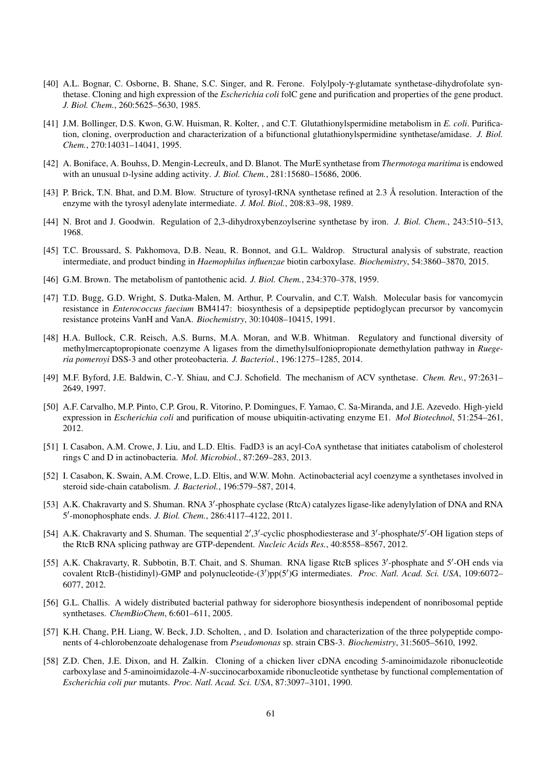[40] A.L. Bognar, C. Osborne, B. Shane, S.C. Singer, and R. Ferone. Folylpoly-γ-glutamate synthetase-dihydrofolate synthetase. Cloning and high expression of the *Escherichia coli* folC gene and purification and properties of the gene product. *J. Biol. Chem.*, 260:5625–5630, 1985.

[41] J.M. Bollinger, D.S. Kwon, G.W. Huisman, R. Kolter, , and C.T. Glutathionylspermidine metabolism in *E. coli*. Purification, cloning, overproduction and characterization of a bifunctional glutathionylspermidine synthetase/amidase. *J. Biol. Chem.*, 270:14031–14041, 1995.

[42] A. Boniface, A. Bouhss, D. Mengin-Lecreulx, and D. Blanot. The MurE synthetase from *Thermotoga maritima* is endowed with an unusual D-lysine adding activity. *J. Biol. Chem.*, 281:15680–15686, 2006.

[43] P. Brick, T.N. Bhat, and D.M. Blow. Structure of tyrosyl-tRNA synthetase refined at 2.3 Å resolution. Interaction of the enzyme with the tyrosyl adenylate intermediate. *J. Mol. Biol.*, 208:83–98, 1989.

[44] N. Brot and J. Goodwin. Regulation of 2,3-dihydroxybenzoylserine synthetase by iron. *J. Biol. Chem.*, 243:510–513, 1968.

[45] T.C. Broussard, S. Pakhomova, D.B. Neau, R. Bonnot, and G.L. Waldrop. Structural analysis of substrate, reaction intermediate, and product binding in *Haemophilus influenzae* biotin carboxylase. *Biochemistry*, 54:3860–3870, 2015.

[46] G.M. Brown. The metabolism of pantothenic acid. *J. Biol. Chem.*, 234:370–378, 1959.

[47] T.D. Bugg, G.D. Wright, S. Dutka-Malen, M. Arthur, P. Courvalin, and C.T. Walsh. Molecular basis for vancomycin resistance in *Enterococcus faecium* BM4147: biosynthesis of a depsipeptide peptidoglycan precursor by vancomycin resistance proteins VanH and VanA. *Biochemistry*, 30:10408–10415, 1991.

[48] H.A. Bullock, C.R. Reisch, A.S. Burns, M.A. Moran, and W.B. Whitman. Regulatory and functional diversity of methylmercaptopropionate coenzyme A ligases from the dimethylsulfoniopropionate demethylation pathway in *Ruegeria pomeroyi* DSS-3 and other proteobacteria. *J. Bacteriol.*, 196:1275–1285, 2014.

[49] M.F. Byford, J.E. Baldwin, C.-Y. Shiau, and C.J. Schofield. The mechanism of ACV synthetase. *Chem. Rev.*, 97:2631–2649, 1997.

[50] A.F. Carvalho, M.P. Pinto, C.P. Grou, R. Vitorino, P. Domingues, F. Yamao, C. Sa-Miranda, and J.E. Azevedo. High-yield expression in *Escherichia coli* and purification of mouse ubiquitin-activating enzyme E1. *Mol Biotechnol*, 51:254–261, 2012.

[51] I. Casabon, A.M. Crowe, J. Liu, and L.D. Eltis. FadD3 is an acyl-CoA synthetase that initiates catabolism of cholesterol rings C and D in actinobacteria. *Mol. Microbiol.*, 87:269–283, 2013.

[52] I. Casabon, K. Swain, A.M. Crowe, L.D. Eltis, and W.W. Mohn. Actinobacterial acyl coenzyme a synthetases involved in steroid side-chain catabolism. *J. Bacteriol.*, 196:579–587, 2014.

[53] A.K. Chakravarty and S. Shuman. RNA 3′-phosphate cyclase (RtcA) catalyzes ligase-like adenylylation of DNA and RNA 5′-monophosphate ends. *J. Biol. Chem.*, 286:4117–4122, 2011.

[54] A.K. Chakravarty and S. Shuman. The sequential 2′,3′-cyclic phosphodiesterase and 3′-phosphate/5′-OH ligation steps of the RtcB RNA splicing pathway are GTP-dependent. *Nucleic Acids Res.*, 40:8558–8567, 2012.

[55] A.K. Chakravarty, R. Subbotin, B.T. Chait, and S. Shuman. RNA ligase RtcB splices 3′-phosphate and 5′-OH ends via covalent RtcB-(histidinyl)-GMP and polynucleotide-(3′)pp(5′)G intermediates. *Proc. Natl. Acad. Sci. USA*, 109:6072–6077, 2012.

[56] G.L. Challis. A widely distributed bacterial pathway for siderophore biosynthesis independent of nonribosomal peptide synthetases. *ChemBioChem*, 6:601–611, 2005.

[57] K.H. Chang, P.H. Liang, W. Beck, J.D. Scholten, , and D. Isolation and characterization of the three polypeptide components of 4-chlorobenzoate dehalogenase from *Pseudomonas* sp. strain CBS-3. *Biochemistry*, 31:5605–5610, 1992.

[58] Z.D. Chen, J.E. Dixon, and H. Zalkin. Cloning of a chicken liver cDNA encoding 5-aminoimidazole ribonucleotide carboxylase and 5-aminoimidazole-4-*N*-succinocarboxamide ribonucleotide synthetase by functional complementation of *Escherichia coli pur* mutants. *Proc. Natl. Acad. Sci. USA*, 87:3097–3101, 1990.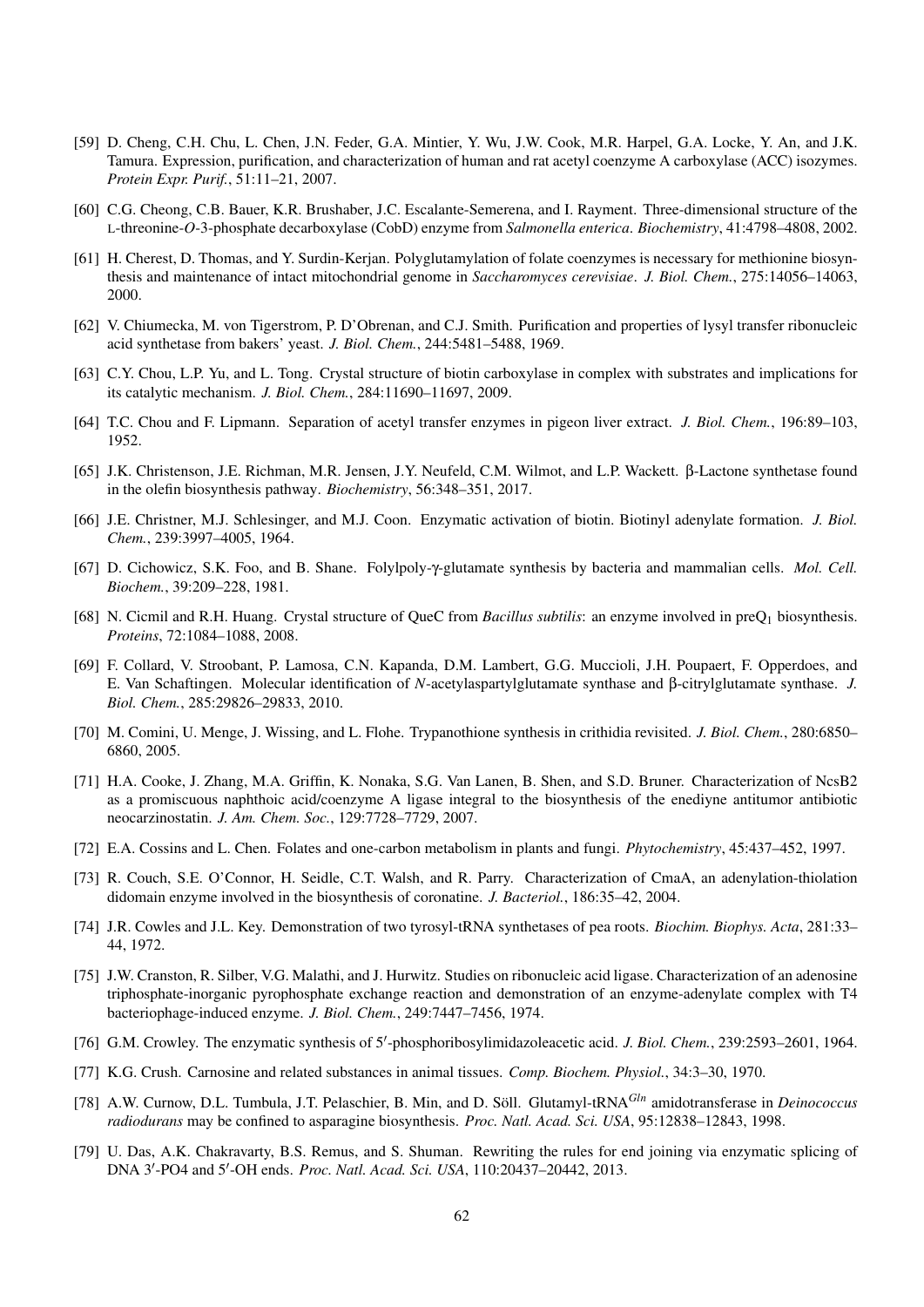[59] D. Cheng, C.H. Chu, L. Chen, J.N. Feder, G.A. Mintier, Y. Wu, J.W. Cook, M.R. Harpel, G.A. Locke, Y. An, and J.K. Tamura. Expression, purification, and characterization of human and rat acetyl coenzyme A carboxylase (ACC) isozymes. *Protein Expr. Purif.*, 51:11–21, 2007.

[60] C.G. Cheong, C.B. Bauer, K.R. Brushaber, J.C. Escalante-Semerena, and I. Rayment. Three-dimensional structure of the L-threonine-*O*-3-phosphate decarboxylase (CobD) enzyme from *Salmonella enterica*. *Biochemistry*, 41:4798–4808, 2002.

[61] H. Cherest, D. Thomas, and Y. Surdin-Kerjan. Polyglutamylation of folate coenzymes is necessary for methionine biosynthesis and maintenance of intact mitochondrial genome in *Saccharomyces cerevisiae*. *J. Biol. Chem.*, 275:14056–14063, 2000.

[62] V. Chiumecka, M. von Tigerstrom, P. D'Obrenan, and C.J. Smith. Purification and properties of lysyl transfer ribonucleic acid synthetase from bakers' yeast. *J. Biol. Chem.*, 244:5481–5488, 1969.

[63] C.Y. Chou, L.P. Yu, and L. Tong. Crystal structure of biotin carboxylase in complex with substrates and implications for its catalytic mechanism. *J. Biol. Chem.*, 284:11690–11697, 2009.

[64] T.C. Chou and F. Lipmann. Separation of acetyl transfer enzymes in pigeon liver extract. *J. Biol. Chem.*, 196:89–103, 1952.

[65] J.K. Christenson, J.E. Richman, M.R. Jensen, J.Y. Neufeld, C.M. Wilmot, and L.P. Wackett. β-Lactone synthetase found in the olefin biosynthesis pathway. *Biochemistry*, 56:348–351, 2017.

[66] J.E. Christner, M.J. Schlesinger, and M.J. Coon. Enzymatic activation of biotin. Biotinyl adenylate formation. *J. Biol. Chem.*, 239:3997–4005, 1964.

[67] D. Cichowicz, S.K. Foo, and B. Shane. Folylpoly-γ-glutamate synthesis by bacteria and mammalian cells. *Mol. Cell. Biochem.*, 39:209–228, 1981.

[68] N. Cicmil and R.H. Huang. Crystal structure of QueC from *Bacillus subtilis*: an enzyme involved in $preQ_1$ biosynthesis. *Proteins*, 72:1084–1088, 2008.

[69] F. Collard, V. Stroobant, P. Lamosa, C.N. Kapanda, D.M. Lambert, G.G. Muccioli, J.H. Poupaert, F. Opperdoes, and E. Van Schaftingen. Molecular identification of *N*-acetylaspartylglutamate synthase and β-citrylglutamate synthase. *J. Biol. Chem.*, 285:29826–29833, 2010.

[70] M. Comini, U. Menge, J. Wissing, and L. Flohe. Trypanothione synthesis in crithidia revisited. *J. Biol. Chem.*, 280:6850–6860, 2005.

[71] H.A. Cooke, J. Zhang, M.A. Griffin, K. Nonaka, S.G. Van Lanen, B. Shen, and S.D. Bruner. Characterization of NcsB2 as a promiscuous naphthoic acid/coenzyme A ligase integral to the biosynthesis of the enediyne antitumor antibiotic neocarzinostatin. *J. Am. Chem. Soc.*, 129:7728–7729, 2007.

[72] E.A. Cossins and L. Chen. Folates and one-carbon metabolism in plants and fungi. *Phytochemistry*, 45:437–452, 1997.

[73] R. Couch, S.E. O'Connor, H. Seidle, C.T. Walsh, and R. Parry. Characterization of CmaA, an adenylation-thiolation didomain enzyme involved in the biosynthesis of coronatine. *J. Bacteriol.*, 186:35–42, 2004.

[74] J.R. Cowles and J.L. Key. Demonstration of two tyrosyl-tRNA synthetases of pea roots. *Biochim. Biophys. Acta*, 281:33–44, 1972.

[75] J.W. Cranston, R. Silber, V.G. Malathi, and J. Hurwitz. Studies on ribonucleic acid ligase. Characterization of an adenosine triphosphate-inorganic pyrophosphate exchange reaction and demonstration of an enzyme-adenylate complex with T4 bacteriophage-induced enzyme. *J. Biol. Chem.*, 249:7447–7456, 1974.

[76] G.M. Crowley. The enzymatic synthesis of 5′-phosphoribosylimidazoleacetic acid. *J. Biol. Chem.*, 239:2593–2601, 1964.

[77] K.G. Crush. Carnosine and related substances in animal tissues. *Comp. Biochem. Physiol.*, 34:3–30, 1970.

[78] A.W. Curnow, D.L. Tumbula, J.T. Pelaschier, B. Min, and D. Söll. Glutamyl-$tRNA^{Gln}$ amidotransferase in *Deinococcus radiodurans* may be confined to asparagine biosynthesis. *Proc. Natl. Acad. Sci. USA*, 95:12838–12843, 1998.

[79] U. Das, A.K. Chakravarty, B.S. Remus, and S. Shuman. Rewriting the rules for end joining via enzymatic splicing of DNA 3′-PO4 and 5′-OH ends. *Proc. Natl. Acad. Sci. USA*, 110:20437–20442, 2013.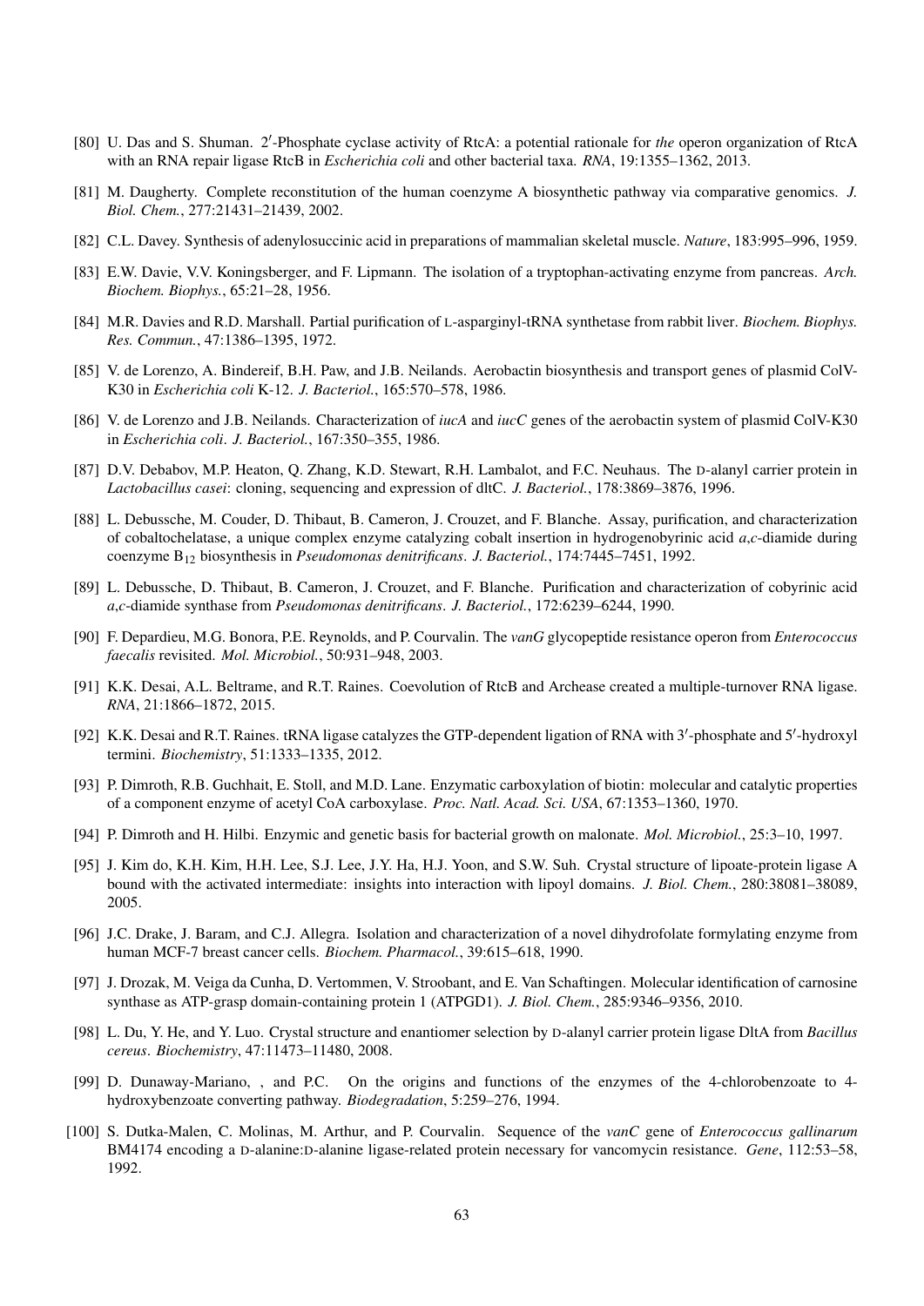[80] U. Das and S. Shuman. 2′-Phosphate cyclase activity of RtcA: a potential rationale for *the* operon organization of RtcA with an RNA repair ligase RtcB in *Escherichia coli* and other bacterial taxa. *RNA*, 19:1355–1362, 2013.

[81] M. Daugherty. Complete reconstitution of the human coenzyme A biosynthetic pathway via comparative genomics. *J. Biol. Chem.*, 277:21431–21439, 2002.

[82] C.L. Davey. Synthesis of adenylosuccinic acid in preparations of mammalian skeletal muscle. *Nature*, 183:995–996, 1959.

[83] E.W. Davie, V.V. Koningsberger, and F. Lipmann. The isolation of a tryptophan-activating enzyme from pancreas. *Arch. Biochem. Biophys.*, 65:21–28, 1956.

[84] M.R. Davies and R.D. Marshall. Partial purification of L-asparginyl-tRNA synthetase from rabbit liver. *Biochem. Biophys. Res. Commun.*, 47:1386–1395, 1972.

[85] V. de Lorenzo, A. Bindereif, B.H. Paw, and J.B. Neilands. Aerobactin biosynthesis and transport genes of plasmid ColV-K30 in *Escherichia coli* K-12. *J. Bacteriol.*, 165:570–578, 1986.

[86] V. de Lorenzo and J.B. Neilands. Characterization of *iucA* and *iucC* genes of the aerobactin system of plasmid ColV-K30 in *Escherichia coli*. *J. Bacteriol.*, 167:350–355, 1986.

[87] D.V. Debabov, M.P. Heaton, Q. Zhang, K.D. Stewart, R.H. Lambalot, and F.C. Neuhaus. The D-alanyl carrier protein in *Lactobacillus casei*: cloning, sequencing and expression of dltC. *J. Bacteriol.*, 178:3869–3876, 1996.

[88] L. Debussche, M. Couder, D. Thibaut, B. Cameron, J. Crouzet, and F. Blanche. Assay, purification, and characterization of cobaltochelatase, a unique complex enzyme catalyzing cobalt insertion in hydrogenobyrinic acid *a*,*c*-diamide during coenzyme $B_{12}$ biosynthesis in *Pseudomonas denitrificans*. *J. Bacteriol.*, 174:7445–7451, 1992.

[89] L. Debussche, D. Thibaut, B. Cameron, J. Crouzet, and F. Blanche. Purification and characterization of cobyrinic acid *a*,*c*-diamide synthase from *Pseudomonas denitrificans*. *J. Bacteriol.*, 172:6239–6244, 1990.

[90] F. Depardieu, M.G. Bonora, P.E. Reynolds, and P. Courvalin. The *vanG* glycopeptide resistance operon from *Enterococcus faecalis* revisited. *Mol. Microbiol.*, 50:931–948, 2003.

[91] K.K. Desai, A.L. Beltrame, and R.T. Raines. Coevolution of RtcB and Archease created a multiple-turnover RNA ligase. *RNA*, 21:1866–1872, 2015.

[92] K.K. Desai and R.T. Raines. tRNA ligase catalyzes the GTP-dependent ligation of RNA with 3′-phosphate and 5′-hydroxyl termini. *Biochemistry*, 51:1333–1335, 2012.

[93] P. Dimroth, R.B. Guchhait, E. Stoll, and M.D. Lane. Enzymatic carboxylation of biotin: molecular and catalytic properties of a component enzyme of acetyl CoA carboxylase. *Proc. Natl. Acad. Sci. USA*, 67:1353–1360, 1970.

[94] P. Dimroth and H. Hilbi. Enzymic and genetic basis for bacterial growth on malonate. *Mol. Microbiol.*, 25:3–10, 1997.

[95] J. Kim do, K.H. Kim, H.H. Lee, S.J. Lee, J.Y. Ha, H.J. Yoon, and S.W. Suh. Crystal structure of lipoate-protein ligase A bound with the activated intermediate: insights into interaction with lipoyl domains. *J. Biol. Chem.*, 280:38081–38089, 2005.

[96] J.C. Drake, J. Baram, and C.J. Allegra. Isolation and characterization of a novel dihydrofolate formylating enzyme from human MCF-7 breast cancer cells. *Biochem. Pharmacol.*, 39:615–618, 1990.

[97] J. Drozak, M. Veiga da Cunha, D. Vertommen, V. Stroobant, and E. Van Schaftingen. Molecular identification of carnosine synthase as ATP-grasp domain-containing protein 1 (ATPGD1). *J. Biol. Chem.*, 285:9346–9356, 2010.

[98] L. Du, Y. He, and Y. Luo. Crystal structure and enantiomer selection by D-alanyl carrier protein ligase DltA from *Bacillus cereus*. *Biochemistry*, 47:11473–11480, 2008.

[99] D. Dunaway-Mariano, , and P.C. On the origins and functions of the enzymes of the 4-chlorobenzoate to 4-hydroxybenzoate converting pathway. *Biodegradation*, 5:259–276, 1994.

[100] S. Dutka-Malen, C. Molinas, M. Arthur, and P. Courvalin. Sequence of the *vanC* gene of *Enterococcus gallinarum* BM4174 encoding a D-alanine:D-alanine ligase-related protein necessary for vancomycin resistance. *Gene*, 112:53–58, 1992.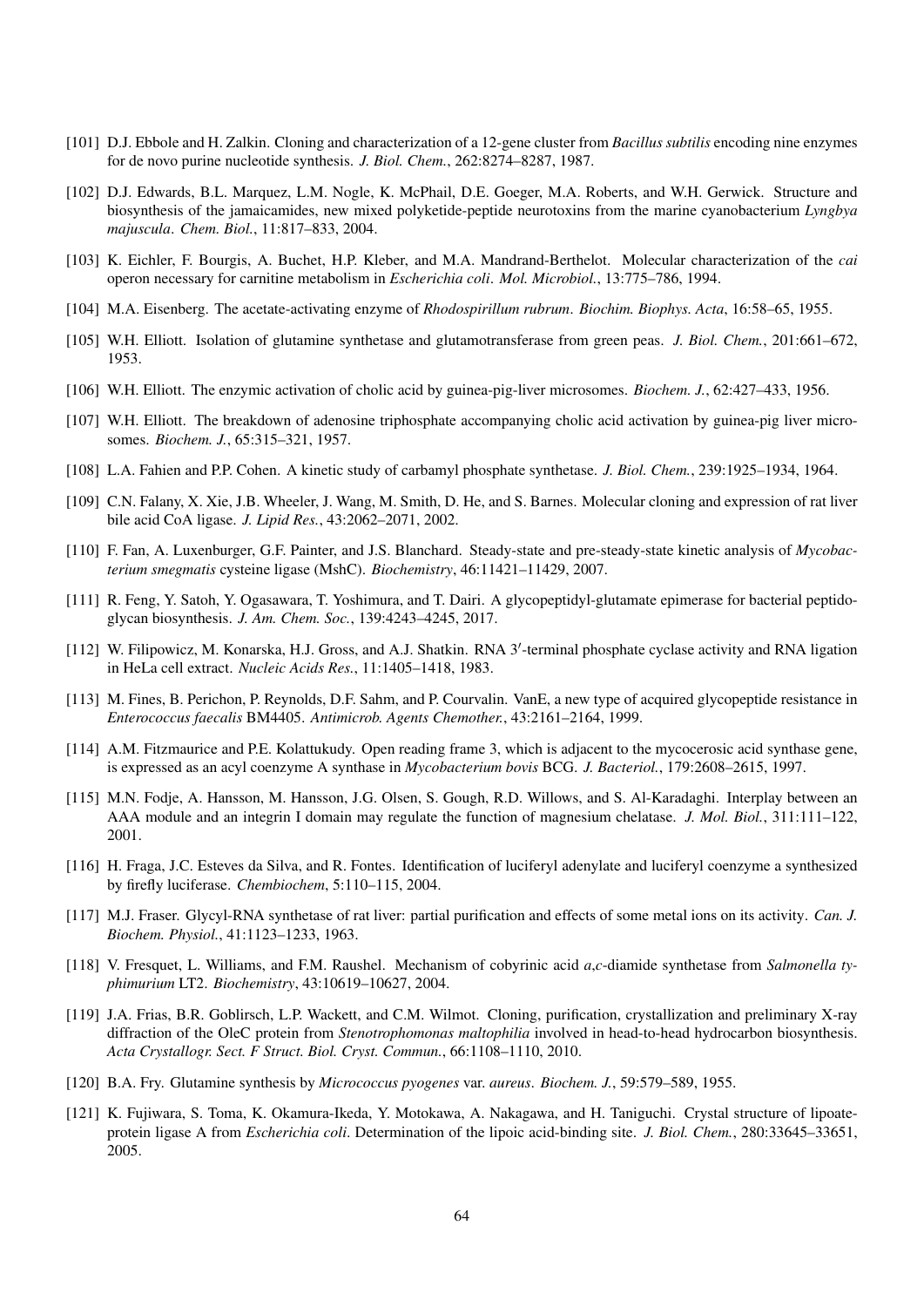[101] D.J. Ebbole and H. Zalkin. Cloning and characterization of a 12-gene cluster from *Bacillus subtilis* encoding nine enzymes for de novo purine nucleotide synthesis. *J. Biol. Chem.*, 262:8274–8287, 1987.

[102] D.J. Edwards, B.L. Marquez, L.M. Nogle, K. McPhail, D.E. Goeger, M.A. Roberts, and W.H. Gerwick. Structure and biosynthesis of the jamaicamides, new mixed polyketide-peptide neurotoxins from the marine cyanobacterium *Lyngbya majuscula*. *Chem. Biol.*, 11:817–833, 2004.

[103] K. Eichler, F. Bourgis, A. Buchet, H.P. Kleber, and M.A. Mandrand-Berthelot. Molecular characterization of the *cai* operon necessary for carnitine metabolism in *Escherichia coli*. *Mol. Microbiol.*, 13:775–786, 1994.

[104] M.A. Eisenberg. The acetate-activating enzyme of *Rhodospirillum rubrum*. *Biochim. Biophys. Acta*, 16:58–65, 1955.

[105] W.H. Elliott. Isolation of glutamine synthetase and glutamotransferase from green peas. *J. Biol. Chem.*, 201:661–672, 1953.

[106] W.H. Elliott. The enzymic activation of cholic acid by guinea-pig-liver microsomes. *Biochem. J.*, 62:427–433, 1956.

[107] W.H. Elliott. The breakdown of adenosine triphosphate accompanying cholic acid activation by guinea-pig liver microsomes. *Biochem. J.*, 65:315–321, 1957.

[108] L.A. Fahien and P.P. Cohen. A kinetic study of carbamyl phosphate synthetase. *J. Biol. Chem.*, 239:1925–1934, 1964.

[109] C.N. Falany, X. Xie, J.B. Wheeler, J. Wang, M. Smith, D. He, and S. Barnes. Molecular cloning and expression of rat liver bile acid CoA ligase. *J. Lipid Res.*, 43:2062–2071, 2002.

[110] F. Fan, A. Luxenburger, G.F. Painter, and J.S. Blanchard. Steady-state and pre-steady-state kinetic analysis of *Mycobacterium smegmatis* cysteine ligase (MshC). *Biochemistry*, 46:11421–11429, 2007.

[111] R. Feng, Y. Satoh, Y. Ogasawara, T. Yoshimura, and T. Dairi. A glycopeptidyl-glutamate epimerase for bacterial peptidoglycan biosynthesis. *J. Am. Chem. Soc.*, 139:4243–4245, 2017.

[112] W. Filipowicz, M. Konarska, H.J. Gross, and A.J. Shatkin. RNA 3′-terminal phosphate cyclase activity and RNA ligation in HeLa cell extract. *Nucleic Acids Res.*, 11:1405–1418, 1983.

[113] M. Fines, B. Perichon, P. Reynolds, D.F. Sahm, and P. Courvalin. VanE, a new type of acquired glycopeptide resistance in *Enterococcus faecalis* BM4405. *Antimicrob. Agents Chemother.*, 43:2161–2164, 1999.

[114] A.M. Fitzmaurice and P.E. Kolattukudy. Open reading frame 3, which is adjacent to the mycocerosic acid synthase gene, is expressed as an acyl coenzyme A synthase in *Mycobacterium bovis* BCG. *J. Bacteriol.*, 179:2608–2615, 1997.

[115] M.N. Fodje, A. Hansson, M. Hansson, J.G. Olsen, S. Gough, R.D. Willows, and S. Al-Karadaghi. Interplay between an AAA module and an integrin I domain may regulate the function of magnesium chelatase. *J. Mol. Biol.*, 311:111–122, 2001.

[116] H. Fraga, J.C. Esteves da Silva, and R. Fontes. Identification of luciferyl adenylate and luciferyl coenzyme a synthesized by firefly luciferase. *Chembiochem*, 5:110–115, 2004.

[117] M.J. Fraser. Glycyl-RNA synthetase of rat liver: partial purification and effects of some metal ions on its activity. *Can. J. Biochem. Physiol.*, 41:1123–1233, 1963.

[118] V. Fresquet, L. Williams, and F.M. Raushel. Mechanism of cobyrinic acid *a*,*c*-diamide synthetase from *Salmonella typhimurium* LT2. *Biochemistry*, 43:10619–10627, 2004.

[119] J.A. Frias, B.R. Goblirsch, L.P. Wackett, and C.M. Wilmot. Cloning, purification, crystallization and preliminary X-ray diffraction of the OleC protein from *Stenotrophomonas maltophilia* involved in head-to-head hydrocarbon biosynthesis. *Acta Crystallogr. Sect. F Struct. Biol. Cryst. Commun.*, 66:1108–1110, 2010.

[120] B.A. Fry. Glutamine synthesis by *Micrococcus pyogenes* var. *aureus*. *Biochem. J.*, 59:579–589, 1955.

[121] K. Fujiwara, S. Toma, K. Okamura-Ikeda, Y. Motokawa, A. Nakagawa, and H. Taniguchi. Crystal structure of lipoate-protein ligase A from *Escherichia coli*. Determination of the lipoic acid-binding site. *J. Biol. Chem.*, 280:33645–33651, 2005.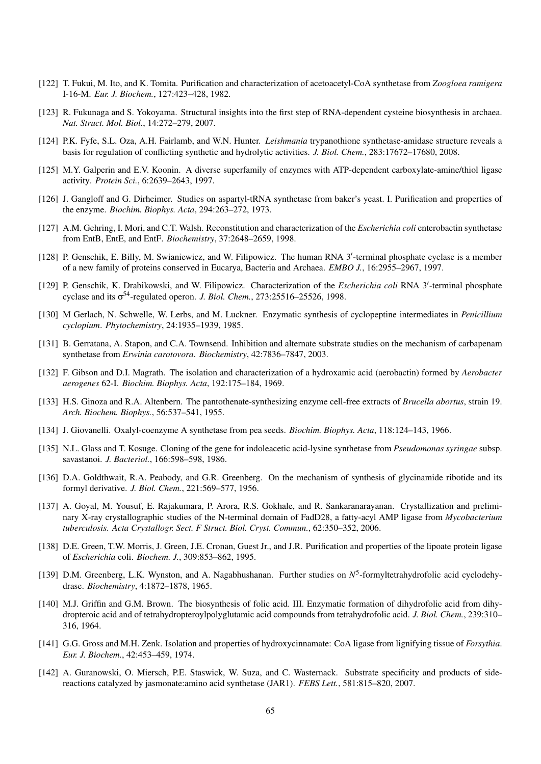[122] T. Fukui, M. Ito, and K. Tomita. Purification and characterization of acetoacetyl-CoA synthetase from *Zoogloea ramigera* I-16-M. *Eur. J. Biochem.*, 127:423–428, 1982.

[123] R. Fukunaga and S. Yokoyama. Structural insights into the first step of RNA-dependent cysteine biosynthesis in archaea. *Nat. Struct. Mol. Biol.*, 14:272–279, 2007.

[124] P.K. Fyfe, S.L. Oza, A.H. Fairlamb, and W.N. Hunter. *Leishmania* trypanothione synthetase-amidase structure reveals a basis for regulation of conflicting synthetic and hydrolytic activities. *J. Biol. Chem.*, 283:17672–17680, 2008.

[125] M.Y. Galperin and E.V. Koonin. A diverse superfamily of enzymes with ATP-dependent carboxylate-amine/thiol ligase activity. *Protein Sci.*, 6:2639–2643, 1997.

[126] J. Gangloff and G. Dirheimer. Studies on aspartyl-tRNA synthetase from baker's yeast. I. Purification and properties of the enzyme. *Biochim. Biophys. Acta*, 294:263–272, 1973.

[127] A.M. Gehring, I. Mori, and C.T. Walsh. Reconstitution and characterization of the *Escherichia coli* enterobactin synthetase from EntB, EntE, and EntF. *Biochemistry*, 37:2648–2659, 1998.

[128] P. Genschik, E. Billy, M. Swianiewicz, and W. Filipowicz. The human RNA 3′-terminal phosphate cyclase is a member of a new family of proteins conserved in Eucarya, Bacteria and Archaea. *EMBO J.*, 16:2955–2967, 1997.

[129] P. Genschik, K. Drabikowski, and W. Filipowicz. Characterization of the *Escherichia coli* RNA 3′-terminal phosphate cyclase and its $\sigma^{54}$-regulated operon. *J. Biol. Chem.*, 273:25516–25526, 1998.

[130] M Gerlach, N. Schwelle, W. Lerbs, and M. Luckner. Enzymatic synthesis of cyclopeptine intermediates in *Penicillium cyclopium*. *Phytochemistry*, 24:1935–1939, 1985.

[131] B. Gerratana, A. Stapon, and C.A. Townsend. Inhibition and alternate substrate studies on the mechanism of carbapenam synthetase from *Erwinia carotovora*. *Biochemistry*, 42:7836–7847, 2003.

[132] F. Gibson and D.I. Magrath. The isolation and characterization of a hydroxamic acid (aerobactin) formed by *Aerobacter aerogenes* 62-I. *Biochim. Biophys. Acta*, 192:175–184, 1969.

[133] H.S. Ginoza and R.A. Altenbern. The pantothenate-synthesizing enzyme cell-free extracts of *Brucella abortus*, strain 19. *Arch. Biochem. Biophys.*, 56:537–541, 1955.

[134] J. Giovanelli. Oxalyl-coenzyme A synthetase from pea seeds. *Biochim. Biophys. Acta*, 118:124–143, 1966.

[135] N.L. Glass and T. Kosuge. Cloning of the gene for indoleacetic acid-lysine synthetase from *Pseudomonas syringae* subsp. savastanoi. *J. Bacteriol.*, 166:598–598, 1986.

[136] D.A. Goldthwait, R.A. Peabody, and G.R. Greenberg. On the mechanism of synthesis of glycinamide ribotide and its formyl derivative. *J. Biol. Chem.*, 221:569–577, 1956.

[137] A. Goyal, M. Yousuf, E. Rajakumara, P. Arora, R.S. Gokhale, and R. Sankaranarayanan. Crystallization and preliminary X-ray crystallographic studies of the N-terminal domain of FadD28, a fatty-acyl AMP ligase from *Mycobacterium tuberculosis*. *Acta Crystallogr. Sect. F Struct. Biol. Cryst. Commun.*, 62:350–352, 2006.

[138] D.E. Green, T.W. Morris, J. Green, J.E. Cronan, Guest Jr., and J.R. Purification and properties of the lipoate protein ligase of *Escherichia* coli. *Biochem. J.*, 309:853–862, 1995.

[139] D.M. Greenberg, L.K. Wynston, and A. Nagabhushanan. Further studies on $N^5$-formyltetrahydrofolic acid cyclodehydrase. *Biochemistry*, 4:1872–1878, 1965.

[140] M.J. Griffin and G.M. Brown. The biosynthesis of folic acid. III. Enzymatic formation of dihydrofolic acid from dihydropteroic acid and of tetrahydropteroylpolyglutamic acid compounds from tetrahydrofolic acid. *J. Biol. Chem.*, 239:310–316, 1964.

[141] G.G. Gross and M.H. Zenk. Isolation and properties of hydroxycinnamate: CoA ligase from lignifying tissue of *Forsythia*. *Eur. J. Biochem.*, 42:453–459, 1974.

[142] A. Guranowski, O. Miersch, P.E. Staswick, W. Suza, and C. Wasternack. Substrate specificity and products of side-reactions catalyzed by jasmonate:amino acid synthetase (JAR1). *FEBS Lett.*, 581:815–820, 2007.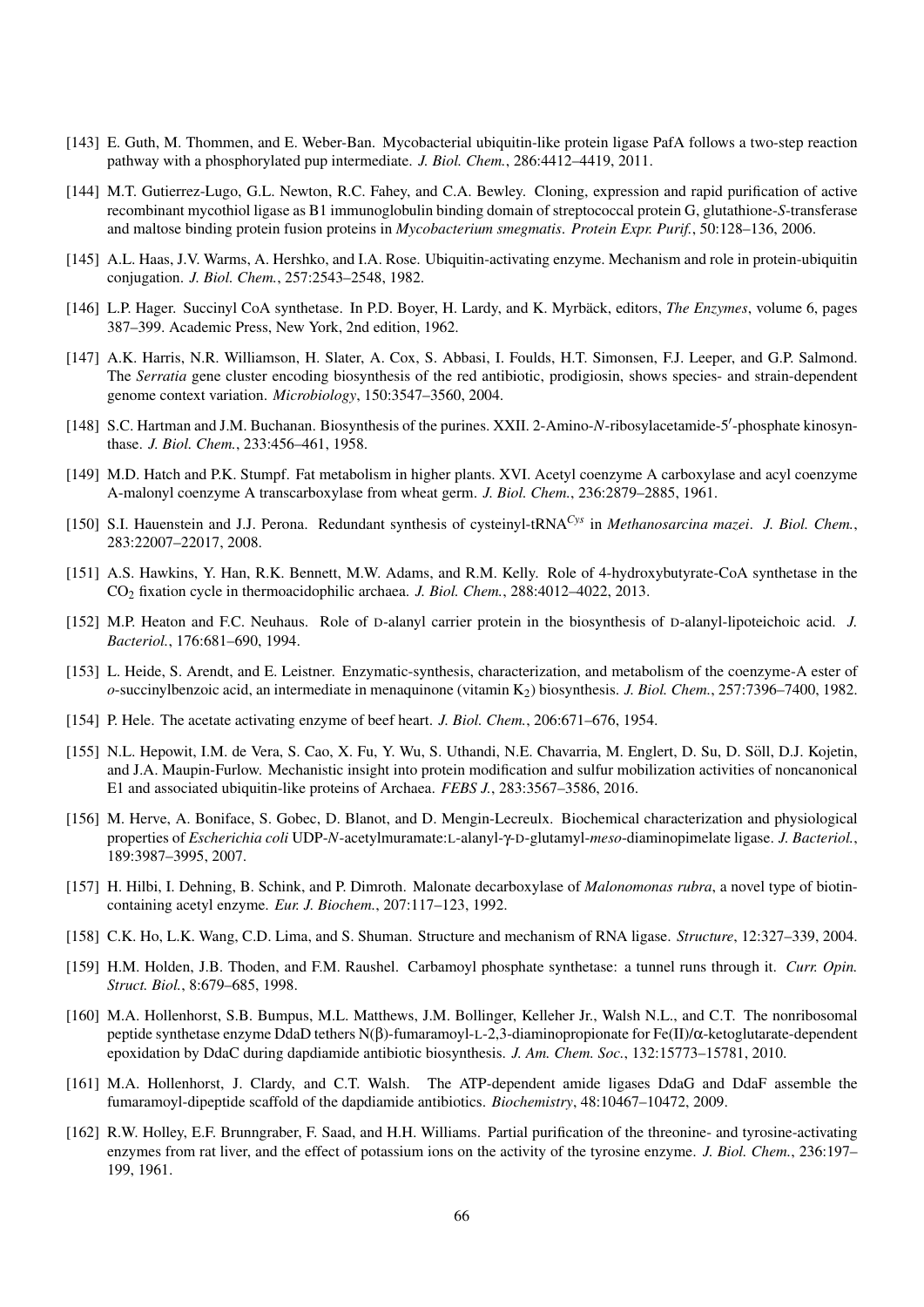[143] E. Guth, M. Thommen, and E. Weber-Ban. Mycobacterial ubiquitin-like protein ligase PafA follows a two-step reaction pathway with a phosphorylated pup intermediate. *J. Biol. Chem.*, 286:4412–4419, 2011.

[144] M.T. Gutierrez-Lugo, G.L. Newton, R.C. Fahey, and C.A. Bewley. Cloning, expression and rapid purification of active recombinant mycothiol ligase as B1 immunoglobulin binding domain of streptococcal protein G, glutathione-*S*-transferase and maltose binding protein fusion proteins in *Mycobacterium smegmatis*. *Protein Expr. Purif.*, 50:128–136, 2006.

[145] A.L. Haas, J.V. Warms, A. Hershko, and I.A. Rose. Ubiquitin-activating enzyme. Mechanism and role in protein-ubiquitin conjugation. *J. Biol. Chem.*, 257:2543–2548, 1982.

[146] L.P. Hager. Succinyl CoA synthetase. In P.D. Boyer, H. Lardy, and K. Myrbäck, editors, *The Enzymes*, volume 6, pages 387–399. Academic Press, New York, 2nd edition, 1962.

[147] A.K. Harris, N.R. Williamson, H. Slater, A. Cox, S. Abbasi, I. Foulds, H.T. Simonsen, F.J. Leeper, and G.P. Salmond. The *Serratia* gene cluster encoding biosynthesis of the red antibiotic, prodigiosin, shows species- and strain-dependent genome context variation. *Microbiology*, 150:3547–3560, 2004.

[148] S.C. Hartman and J.M. Buchanan. Biosynthesis of the purines. XXII. 2-Amino-*N*-ribosylacetamide-5′-phosphate kinosynthase. *J. Biol. Chem.*, 233:456–461, 1958.

[149] M.D. Hatch and P.K. Stumpf. Fat metabolism in higher plants. XVI. Acetyl coenzyme A carboxylase and acyl coenzyme A-malonyl coenzyme A transcarboxylase from wheat germ. *J. Biol. Chem.*, 236:2879–2885, 1961.

[150] S.I. Hauenstein and J.J. Perona. Redundant synthesis of cysteinyl-tRNA$^{Cys}$ in *Methanosarcina mazei*. *J. Biol. Chem.*, 283:22007–22017, 2008.

[151] A.S. Hawkins, Y. Han, R.K. Bennett, M.W. Adams, and R.M. Kelly. Role of 4-hydroxybutyrate-CoA synthetase in the $CO_2$ fixation cycle in thermoacidophilic archaea. *J. Biol. Chem.*, 288:4012–4022, 2013.

[152] M.P. Heaton and F.C. Neuhaus. Role of D-alanyl carrier protein in the biosynthesis of D-alanyl-lipoteichoic acid. *J. Bacteriol.*, 176:681–690, 1994.

[153] L. Heide, S. Arendt, and E. Leistner. Enzymatic-synthesis, characterization, and metabolism of the coenzyme-A ester of *o*-succinylbenzoic acid, an intermediate in menaquinone (vitamin $K_2$) biosynthesis. *J. Biol. Chem.*, 257:7396–7400, 1982.

[154] P. Hele. The acetate activating enzyme of beef heart. *J. Biol. Chem.*, 206:671–676, 1954.

[155] N.L. Hepowit, I.M. de Vera, S. Cao, X. Fu, Y. Wu, S. Uthandi, N.E. Chavarria, M. Englert, D. Su, D. Söll, D.J. Kojetin, and J.A. Maupin-Furlow. Mechanistic insight into protein modification and sulfur mobilization activities of noncanonical E1 and associated ubiquitin-like proteins of Archaea. *FEBS J.*, 283:3567–3586, 2016.

[156] M. Herve, A. Boniface, S. Gobec, D. Blanot, and D. Mengin-Lecreulx. Biochemical characterization and physiological properties of *Escherichia coli* UDP-*N*-acetylmuramate:L-alanyl-γ-D-glutamyl-*meso*-diaminopimelate ligase. *J. Bacteriol.*, 189:3987–3995, 2007.

[157] H. Hilbi, I. Dehning, B. Schink, and P. Dimroth. Malonate decarboxylase of *Malonomonas rubra*, a novel type of biotin-containing acetyl enzyme. *Eur. J. Biochem.*, 207:117–123, 1992.

[158] C.K. Ho, L.K. Wang, C.D. Lima, and S. Shuman. Structure and mechanism of RNA ligase. *Structure*, 12:327–339, 2004.

[159] H.M. Holden, J.B. Thoden, and F.M. Raushel. Carbamoyl phosphate synthetase: a tunnel runs through it. *Curr. Opin. Struct. Biol.*, 8:679–685, 1998.

[160] M.A. Hollenhorst, S.B. Bumpus, M.L. Matthews, J.M. Bollinger, Kelleher Jr., Walsh N.L., and C.T. The nonribosomal peptide synthetase enzyme DdaD tethers N(β)-fumaramoyl-L-2,3-diaminopropionate for Fe(II)/α-ketoglutarate-dependent epoxidation by DdaC during dapdiamide antibiotic biosynthesis. *J. Am. Chem. Soc.*, 132:15773–15781, 2010.

[161] M.A. Hollenhorst, J. Clardy, and C.T. Walsh. The ATP-dependent amide ligases DdaG and DdaF assemble the fumaramoyl-dipeptide scaffold of the dapdiamide antibiotics. *Biochemistry*, 48:10467–10472, 2009.

[162] R.W. Holley, E.F. Brunngraber, F. Saad, and H.H. Williams. Partial purification of the threonine- and tyrosine-activating enzymes from rat liver, and the effect of potassium ions on the activity of the tyrosine enzyme. *J. Biol. Chem.*, 236:197–199, 1961.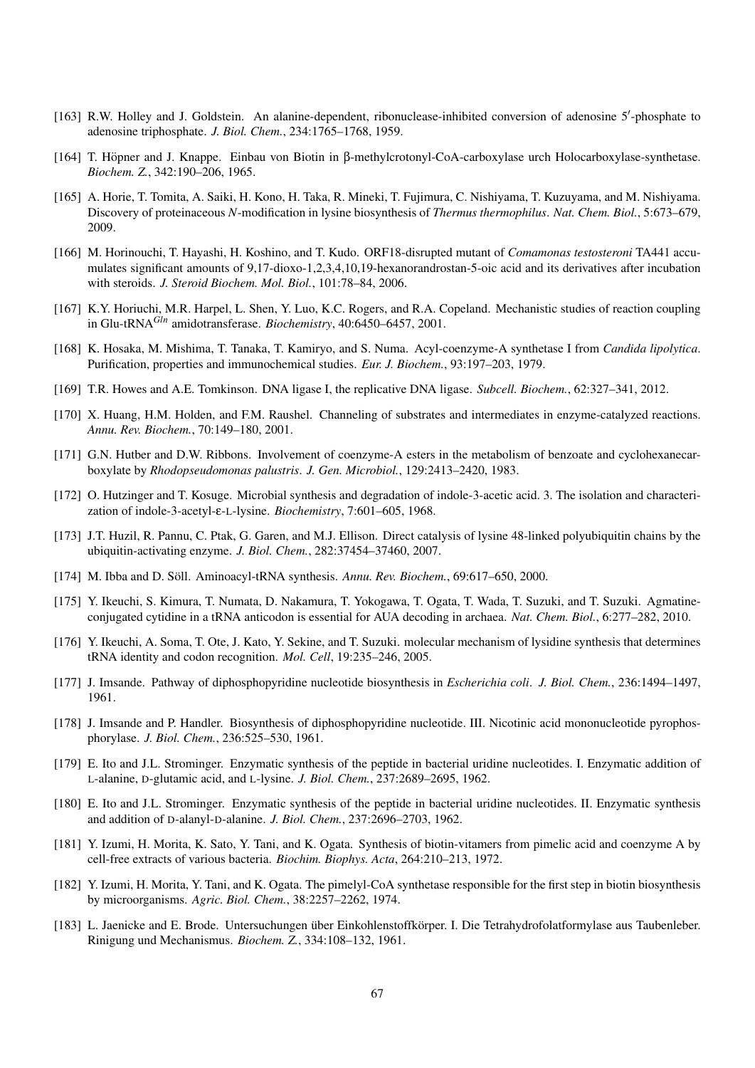[163] R.W. Holley and J. Goldstein. An alanine-dependent, ribonuclease-inhibited conversion of adenosine 5′-phosphate to adenosine triphosphate. *J. Biol. Chem.*, 234:1765–1768, 1959.

[164] T. Höpner and J. Knappe. Einbau von Biotin in β-methylcrotonyl-CoA-carboxylase urch Holocarboxylase-synthetase. *Biochem. Z.*, 342:190–206, 1965.

[165] A. Horie, T. Tomita, A. Saiki, H. Kono, H. Taka, R. Mineki, T. Fujimura, C. Nishiyama, T. Kuzuyama, and M. Nishiyama. Discovery of proteinaceous *N*-modification in lysine biosynthesis of *Thermus thermophilus*. *Nat. Chem. Biol.*, 5:673–679, 2009.

[166] M. Horinouchi, T. Hayashi, H. Koshino, and T. Kudo. ORF18-disrupted mutant of *Comamonas testosteroni* TA441 accumulates significant amounts of 9,17-dioxo-1,2,3,4,10,19-hexanorandrostan-5-oic acid and its derivatives after incubation with steroids. *J. Steroid Biochem. Mol. Biol.*, 101:78–84, 2006.

[167] K.Y. Horiuchi, M.R. Harpel, L. Shen, Y. Luo, K.C. Rogers, and R.A. Copeland. Mechanistic studies of reaction coupling in Glu-tRNA$^{Gln}$ amidotransferase. *Biochemistry*, 40:6450–6457, 2001.

[168] K. Hosaka, M. Mishima, T. Tanaka, T. Kamiryo, and S. Numa. Acyl-coenzyme-A synthetase I from *Candida lipolytica*. Purification, properties and immunochemical studies. *Eur. J. Biochem.*, 93:197–203, 1979.

[169] T.R. Howes and A.E. Tomkinson. DNA ligase I, the replicative DNA ligase. *Subcell. Biochem.*, 62:327–341, 2012.

[170] X. Huang, H.M. Holden, and F.M. Raushel. Channeling of substrates and intermediates in enzyme-catalyzed reactions. *Annu. Rev. Biochem.*, 70:149–180, 2001.

[171] G.N. Hutber and D.W. Ribbons. Involvement of coenzyme-A esters in the metabolism of benzoate and cyclohexanecarboxylate by *Rhodopseudomonas palustris*. *J. Gen. Microbiol.*, 129:2413–2420, 1983.

[172] O. Hutzinger and T. Kosuge. Microbial synthesis and degradation of indole-3-acetic acid. 3. The isolation and characterization of indole-3-acetyl-ε-L-lysine. *Biochemistry*, 7:601–605, 1968.

[173] J.T. Huzil, R. Pannu, C. Ptak, G. Garen, and M.J. Ellison. Direct catalysis of lysine 48-linked polyubiquitin chains by the ubiquitin-activating enzyme. *J. Biol. Chem.*, 282:37454–37460, 2007.

[174] M. Ibba and D. Söll. Aminoacyl-tRNA synthesis. *Annu. Rev. Biochem.*, 69:617–650, 2000.

[175] Y. Ikeuchi, S. Kimura, T. Numata, D. Nakamura, T. Yokogawa, T. Ogata, T. Wada, T. Suzuki, and T. Suzuki. Agmatine-conjugated cytidine in a tRNA anticodon is essential for AUA decoding in archaea. *Nat. Chem. Biol.*, 6:277–282, 2010.

[176] Y. Ikeuchi, A. Soma, T. Ote, J. Kato, Y. Sekine, and T. Suzuki. molecular mechanism of lysidine synthesis that determines tRNA identity and codon recognition. *Mol. Cell*, 19:235–246, 2005.

[177] J. Imsande. Pathway of diphosphopyridine nucleotide biosynthesis in *Escherichia coli*. *J. Biol. Chem.*, 236:1494–1497, 1961.

[178] J. Imsande and P. Handler. Biosynthesis of diphosphopyridine nucleotide. III. Nicotinic acid mononucleotide pyrophosphorylase. *J. Biol. Chem.*, 236:525–530, 1961.

[179] E. Ito and J.L. Strominger. Enzymatic synthesis of the peptide in bacterial uridine nucleotides. I. Enzymatic addition of L-alanine, D-glutamic acid, and L-lysine. *J. Biol. Chem.*, 237:2689–2695, 1962.

[180] E. Ito and J.L. Strominger. Enzymatic synthesis of the peptide in bacterial uridine nucleotides. II. Enzymatic synthesis and addition of D-alanyl-D-alanine. *J. Biol. Chem.*, 237:2696–2703, 1962.

[181] Y. Izumi, H. Morita, K. Sato, Y. Tani, and K. Ogata. Synthesis of biotin-vitamers from pimelic acid and coenzyme A by cell-free extracts of various bacteria. *Biochim. Biophys. Acta*, 264:210–213, 1972.

[182] Y. Izumi, H. Morita, Y. Tani, and K. Ogata. The pimelyl-CoA synthetase responsible for the first step in biotin biosynthesis by microorganisms. *Agric. Biol. Chem.*, 38:2257–2262, 1974.

[183] L. Jaenicke and E. Brode. Untersuchungen über Einkohlenstoffkörper. I. Die Tetrahydrofolatformylase aus Taubenleber. Rinigung und Mechanismus. *Biochem. Z.*, 334:108–132, 1961.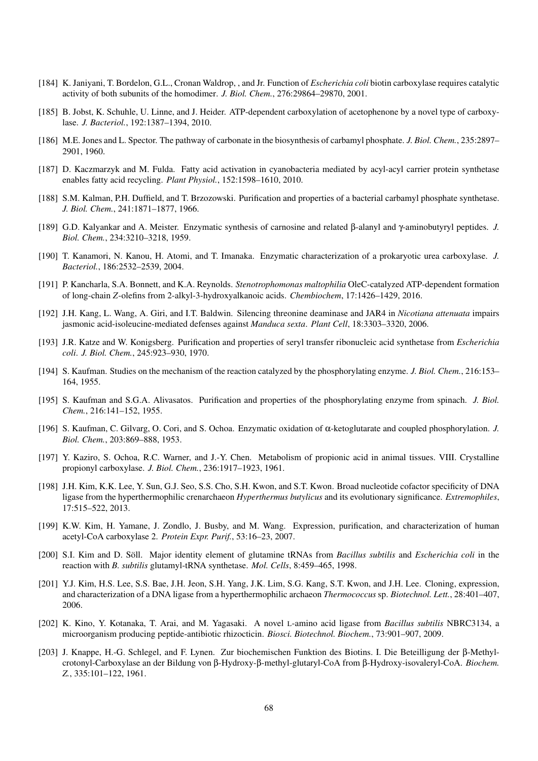[184] K. Janiyani, T. Bordelon, G.L., Cronan Waldrop, , and Jr. Function of *Escherichia coli* biotin carboxylase requires catalytic activity of both subunits of the homodimer. *J. Biol. Chem.*, 276:29864–29870, 2001.

[185] B. Jobst, K. Schuhle, U. Linne, and J. Heider. ATP-dependent carboxylation of acetophenone by a novel type of carboxylase. *J. Bacteriol.*, 192:1387–1394, 2010.

[186] M.E. Jones and L. Spector. The pathway of carbonate in the biosynthesis of carbamyl phosphate. *J. Biol. Chem.*, 235:2897–2901, 1960.

[187] D. Kaczmarzyk and M. Fulda. Fatty acid activation in cyanobacteria mediated by acyl-acyl carrier protein synthetase enables fatty acid recycling. *Plant Physiol.*, 152:1598–1610, 2010.

[188] S.M. Kalman, P.H. Duffield, and T. Brzozowski. Purification and properties of a bacterial carbamyl phosphate synthetase. *J. Biol. Chem.*, 241:1871–1877, 1966.

[189] G.D. Kalyankar and A. Meister. Enzymatic synthesis of carnosine and related β-alanyl and γ-aminobutyryl peptides. *J. Biol. Chem.*, 234:3210–3218, 1959.

[190] T. Kanamori, N. Kanou, H. Atomi, and T. Imanaka. Enzymatic characterization of a prokaryotic urea carboxylase. *J. Bacteriol.*, 186:2532–2539, 2004.

[191] P. Kancharla, S.A. Bonnett, and K.A. Reynolds. *Stenotrophomonas maltophilia* OleC-catalyzed ATP-dependent formation of long-chain *Z*-olefins from 2-alkyl-3-hydroxyalkanoic acids. *Chembiochem*, 17:1426–1429, 2016.

[192] J.H. Kang, L. Wang, A. Giri, and I.T. Baldwin. Silencing threonine deaminase and JAR4 in *Nicotiana attenuata* impairs jasmonic acid-isoleucine-mediated defenses against *Manduca sexta*. *Plant Cell*, 18:3303–3320, 2006.

[193] J.R. Katze and W. Konigsberg. Purification and properties of seryl transfer ribonucleic acid synthetase from *Escherichia coli*. *J. Biol. Chem.*, 245:923–930, 1970.

[194] S. Kaufman. Studies on the mechanism of the reaction catalyzed by the phosphorylating enzyme. *J. Biol. Chem.*, 216:153–164, 1955.

[195] S. Kaufman and S.G.A. Alivasatos. Purification and properties of the phosphorylating enzyme from spinach. *J. Biol. Chem.*, 216:141–152, 1955.

[196] S. Kaufman, C. Gilvarg, O. Cori, and S. Ochoa. Enzymatic oxidation of α-ketoglutarate and coupled phosphorylation. *J. Biol. Chem.*, 203:869–888, 1953.

[197] Y. Kaziro, S. Ochoa, R.C. Warner, and J.-Y. Chen. Metabolism of propionic acid in animal tissues. VIII. Crystalline propionyl carboxylase. *J. Biol. Chem.*, 236:1917–1923, 1961.

[198] J.H. Kim, K.K. Lee, Y. Sun, G.J. Seo, S.S. Cho, S.H. Kwon, and S.T. Kwon. Broad nucleotide cofactor specificity of DNA ligase from the hyperthermophilic crenarchaeon *Hyperthermus butylicus* and its evolutionary significance. *Extremophiles*, 17:515–522, 2013.

[199] K.W. Kim, H. Yamane, J. Zondlo, J. Busby, and M. Wang. Expression, purification, and characterization of human acetyl-CoA carboxylase 2. *Protein Expr. Purif.*, 53:16–23, 2007.

[200] S.I. Kim and D. Söll. Major identity element of glutamine tRNAs from *Bacillus subtilis* and *Escherichia coli* in the reaction with *B. subtilis* glutamyl-tRNA synthetase. *Mol. Cells*, 8:459–465, 1998.

[201] Y.J. Kim, H.S. Lee, S.S. Bae, J.H. Jeon, S.H. Yang, J.K. Lim, S.G. Kang, S.T. Kwon, and J.H. Lee. Cloning, expression, and characterization of a DNA ligase from a hyperthermophilic archaeon *Thermococcus* sp. *Biotechnol. Lett.*, 28:401–407, 2006.

[202] K. Kino, Y. Kotanaka, T. Arai, and M. Yagasaki. A novel L-amino acid ligase from *Bacillus subtilis* NBRC3134, a microorganism producing peptide-antibiotic rhizocticin. *Biosci. Biotechnol. Biochem.*, 73:901–907, 2009.

[203] J. Knappe, H.-G. Schlegel, and F. Lynen. Zur biochemischen Funktion des Biotins. I. Die Beteilligung der β-Methylcrotonyl-Carboxylase an der Bildung von β-Hydroxy-β-methyl-glutaryl-CoA from β-Hydroxy-isovaleryl-CoA. *Biochem. Z.*, 335:101–122, 1961.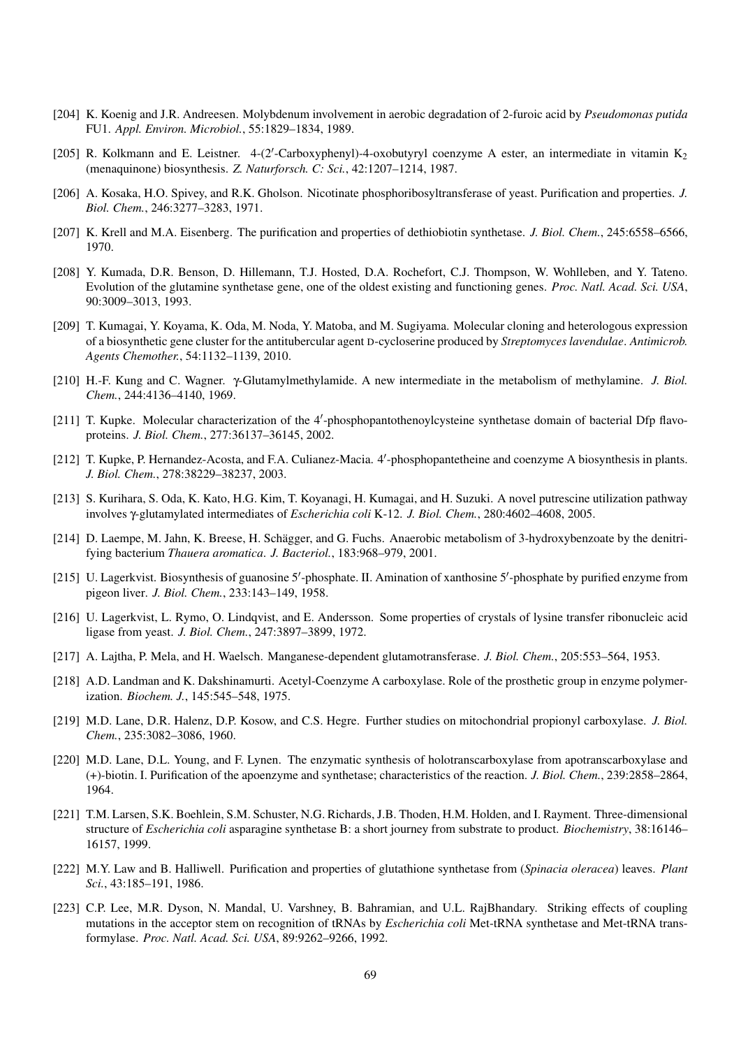[204] K. Koenig and J.R. Andreesen. Molybdenum involvement in aerobic degradation of 2-furoic acid by *Pseudomonas putida* FU1. *Appl. Environ. Microbiol.*, 55:1829–1834, 1989.

[205] R. Kolkmann and E. Leistner. 4-(2′-Carboxyphenyl)-4-oxobutyryl coenzyme A ester, an intermediate in vitamin $K_2$ (menaquinone) biosynthesis. *Z. Naturforsch. C: Sci.*, 42:1207–1214, 1987.

[206] A. Kosaka, H.O. Spivey, and R.K. Gholson. Nicotinate phosphoribosyltransferase of yeast. Purification and properties. *J. Biol. Chem.*, 246:3277–3283, 1971.

[207] K. Krell and M.A. Eisenberg. The purification and properties of dethiobiotin synthetase. *J. Biol. Chem.*, 245:6558–6566, 1970.

[208] Y. Kumada, D.R. Benson, D. Hillemann, T.J. Hosted, D.A. Rochefort, C.J. Thompson, W. Wohlleben, and Y. Tateno. Evolution of the glutamine synthetase gene, one of the oldest existing and functioning genes. *Proc. Natl. Acad. Sci. USA*, 90:3009–3013, 1993.

[209] T. Kumagai, Y. Koyama, K. Oda, M. Noda, Y. Matoba, and M. Sugiyama. Molecular cloning and heterologous expression of a biosynthetic gene cluster for the antitubercular agent D-cycloserine produced by *Streptomyces lavendulae*. *Antimicrob. Agents Chemother.*, 54:1132–1139, 2010.

[210] H.-F. Kung and C. Wagner. γ-Glutamylmethylamide. A new intermediate in the metabolism of methylamine. *J. Biol. Chem.*, 244:4136–4140, 1969.

[211] T. Kupke. Molecular characterization of the 4′-phosphopantothenoylcysteine synthetase domain of bacterial Dfp flavoproteins. *J. Biol. Chem.*, 277:36137–36145, 2002.

[212] T. Kupke, P. Hernandez-Acosta, and F.A. Culianez-Macia. 4′-phosphopantetheine and coenzyme A biosynthesis in plants. *J. Biol. Chem.*, 278:38229–38237, 2003.

[213] S. Kurihara, S. Oda, K. Kato, H.G. Kim, T. Koyanagi, H. Kumagai, and H. Suzuki. A novel putrescine utilization pathway involves γ-glutamylated intermediates of *Escherichia coli* K-12. *J. Biol. Chem.*, 280:4602–4608, 2005.

[214] D. Laempe, M. Jahn, K. Breese, H. Schägger, and G. Fuchs. Anaerobic metabolism of 3-hydroxybenzoate by the denitrifying bacterium *Thauera aromatica*. *J. Bacteriol.*, 183:968–979, 2001.

[215] U. Lagerkvist. Biosynthesis of guanosine 5′-phosphate. II. Amination of xanthosine 5′-phosphate by purified enzyme from pigeon liver. *J. Biol. Chem.*, 233:143–149, 1958.

[216] U. Lagerkvist, L. Rymo, O. Lindqvist, and E. Andersson. Some properties of crystals of lysine transfer ribonucleic acid ligase from yeast. *J. Biol. Chem.*, 247:3897–3899, 1972.

[217] A. Lajtha, P. Mela, and H. Waelsch. Manganese-dependent glutamotransferase. *J. Biol. Chem.*, 205:553–564, 1953.

[218] A.D. Landman and K. Dakshinamurti. Acetyl-Coenzyme A carboxylase. Role of the prosthetic group in enzyme polymerization. *Biochem. J.*, 145:545–548, 1975.

[219] M.D. Lane, D.R. Halenz, D.P. Kosow, and C.S. Hegre. Further studies on mitochondrial propionyl carboxylase. *J. Biol. Chem.*, 235:3082–3086, 1960.

[220] M.D. Lane, D.L. Young, and F. Lynen. The enzymatic synthesis of holotranscarboxylase from apotranscarboxylase and (+)-biotin. I. Purification of the apoenzyme and synthetase; characteristics of the reaction. *J. Biol. Chem.*, 239:2858–2864, 1964.

[221] T.M. Larsen, S.K. Boehlein, S.M. Schuster, N.G. Richards, J.B. Thoden, H.M. Holden, and I. Rayment. Three-dimensional structure of *Escherichia coli* asparagine synthetase B: a short journey from substrate to product. *Biochemistry*, 38:16146–16157, 1999.

[222] M.Y. Law and B. Halliwell. Purification and properties of glutathione synthetase from (*Spinacia oleracea*) leaves. *Plant Sci.*, 43:185–191, 1986.

[223] C.P. Lee, M.R. Dyson, N. Mandal, U. Varshney, B. Bahramian, and U.L. RajBhandary. Striking effects of coupling mutations in the acceptor stem on recognition of tRNAs by *Escherichia coli* Met-tRNA synthetase and Met-tRNA transformylase. *Proc. Natl. Acad. Sci. USA*, 89:9262–9266, 1992.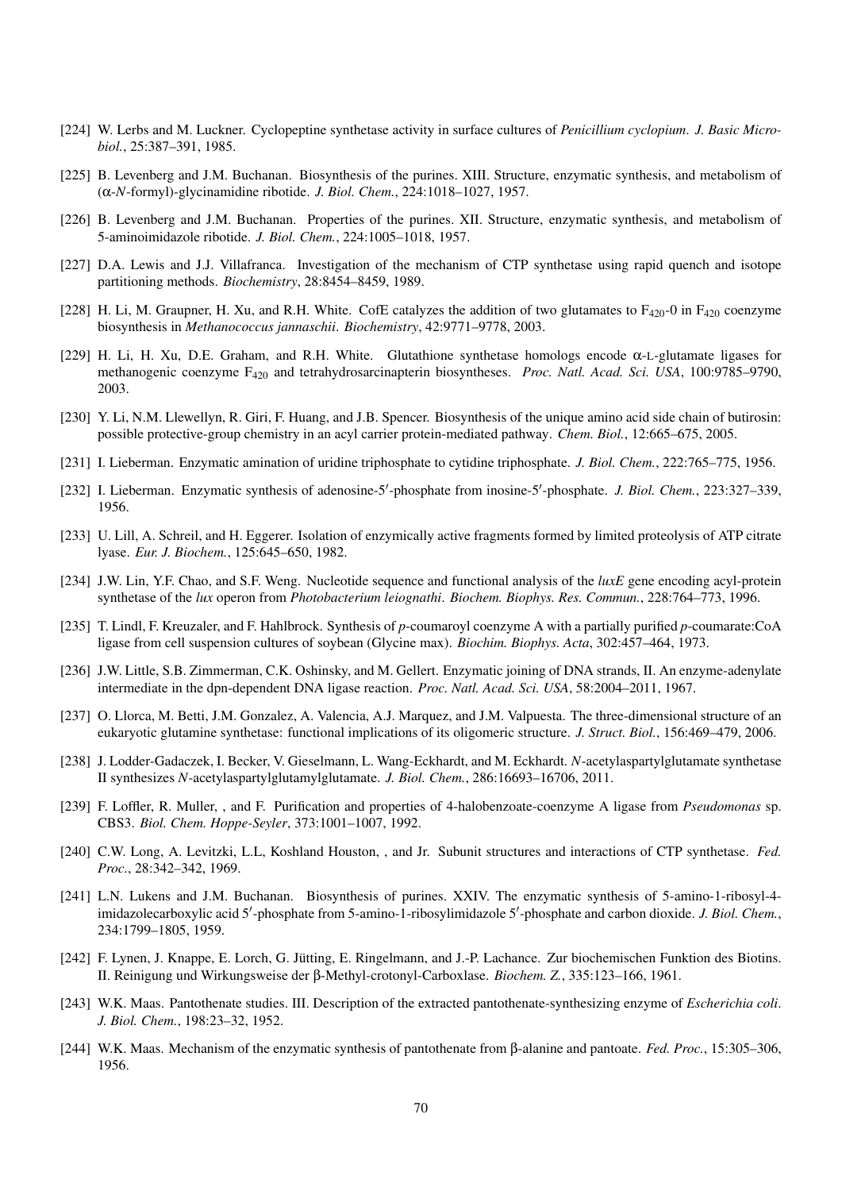[224] W. Lerbs and M. Luckner. Cyclopeptine synthetase activity in surface cultures of *Penicillium cyclopium*. *J. Basic Microbiol.*, 25:387–391, 1985.

[225] B. Levenberg and J.M. Buchanan. Biosynthesis of the purines. XIII. Structure, enzymatic synthesis, and metabolism of (α-*N*-formyl)-glycinamidine ribotide. *J. Biol. Chem.*, 224:1018–1027, 1957.

[226] B. Levenberg and J.M. Buchanan. Properties of the purines. XII. Structure, enzymatic synthesis, and metabolism of 5-aminoimidazole ribotide. *J. Biol. Chem.*, 224:1005–1018, 1957.

[227] D.A. Lewis and J.J. Villafranca. Investigation of the mechanism of CTP synthetase using rapid quench and isotope partitioning methods. *Biochemistry*, 28:8454–8459, 1989.

[228] H. Li, M. Graupner, H. Xu, and R.H. White. CofE catalyzes the addition of two glutamates to $F_{420}$-0 in $F_{420}$ coenzyme biosynthesis in *Methanococcus jannaschii*. *Biochemistry*, 42:9771–9778, 2003.

[229] H. Li, H. Xu, D.E. Graham, and R.H. White. Glutathione synthetase homologs encode α-L-glutamate ligases for methanogenic coenzyme $F_{420}$ and tetrahydrosarcinapterin biosyntheses. *Proc. Natl. Acad. Sci. USA*, 100:9785–9790, 2003.

[230] Y. Li, N.M. Llewellyn, R. Giri, F. Huang, and J.B. Spencer. Biosynthesis of the unique amino acid side chain of butirosin: possible protective-group chemistry in an acyl carrier protein-mediated pathway. *Chem. Biol.*, 12:665–675, 2005.

[231] I. Lieberman. Enzymatic amination of uridine triphosphate to cytidine triphosphate. *J. Biol. Chem.*, 222:765–775, 1956.

[232] I. Lieberman. Enzymatic synthesis of adenosine-5′-phosphate from inosine-5′-phosphate. *J. Biol. Chem.*, 223:327–339, 1956.

[233] U. Lill, A. Schreil, and H. Eggerer. Isolation of enzymically active fragments formed by limited proteolysis of ATP citrate lyase. *Eur. J. Biochem.*, 125:645–650, 1982.

[234] J.W. Lin, Y.F. Chao, and S.F. Weng. Nucleotide sequence and functional analysis of the *luxE* gene encoding acyl-protein synthetase of the *lux* operon from *Photobacterium leiognathi*. *Biochem. Biophys. Res. Commun.*, 228:764–773, 1996.

[235] T. Lindl, F. Kreuzaler, and F. Hahlbrock. Synthesis of *p*-coumaroyl coenzyme A with a partially purified *p*-coumarate:CoA ligase from cell suspension cultures of soybean (Glycine max). *Biochim. Biophys. Acta*, 302:457–464, 1973.

[236] J.W. Little, S.B. Zimmerman, C.K. Oshinsky, and M. Gellert. Enzymatic joining of DNA strands, II. An enzyme-adenylate intermediate in the dpn-dependent DNA ligase reaction. *Proc. Natl. Acad. Sci. USA*, 58:2004–2011, 1967.

[237] O. Llorca, M. Betti, J.M. Gonzalez, A. Valencia, A.J. Marquez, and J.M. Valpuesta. The three-dimensional structure of an eukaryotic glutamine synthetase: functional implications of its oligomeric structure. *J. Struct. Biol.*, 156:469–479, 2006.

[238] J. Lodder-Gadaczek, I. Becker, V. Gieselmann, L. Wang-Eckhardt, and M. Eckhardt. *N*-acetylaspartylglutamate synthetase II synthesizes *N*-acetylaspartylglutamylglutamate. *J. Biol. Chem.*, 286:16693–16706, 2011.

[239] F. Loffler, R. Muller, , and F. Purification and properties of 4-halobenzoate-coenzyme A ligase from *Pseudomonas* sp. CBS3. *Biol. Chem. Hoppe-Seyler*, 373:1001–1007, 1992.

[240] C.W. Long, A. Levitzki, L.L, Koshland Houston, , and Jr. Subunit structures and interactions of CTP synthetase. *Fed. Proc.*, 28:342–342, 1969.

[241] L.N. Lukens and J.M. Buchanan. Biosynthesis of purines. XXIV. The enzymatic synthesis of 5-amino-1-ribosyl-4-imidazolecarboxylic acid 5′-phosphate from 5-amino-1-ribosylimidazole 5′-phosphate and carbon dioxide. *J. Biol. Chem.*, 234:1799–1805, 1959.

[242] F. Lynen, J. Knappe, E. Lorch, G. Jütting, E. Ringelmann, and J.-P. Lachance. Zur biochemischen Funktion des Biotins. II. Reinigung und Wirkungsweise der β-Methyl-crotonyl-Carboxlase. *Biochem. Z.*, 335:123–166, 1961.

[243] W.K. Maas. Pantothenate studies. III. Description of the extracted pantothenate-synthesizing enzyme of *Escherichia coli*. *J. Biol. Chem.*, 198:23–32, 1952.

[244] W.K. Maas. Mechanism of the enzymatic synthesis of pantothenate from β-alanine and pantoate. *Fed. Proc.*, 15:305–306, 1956.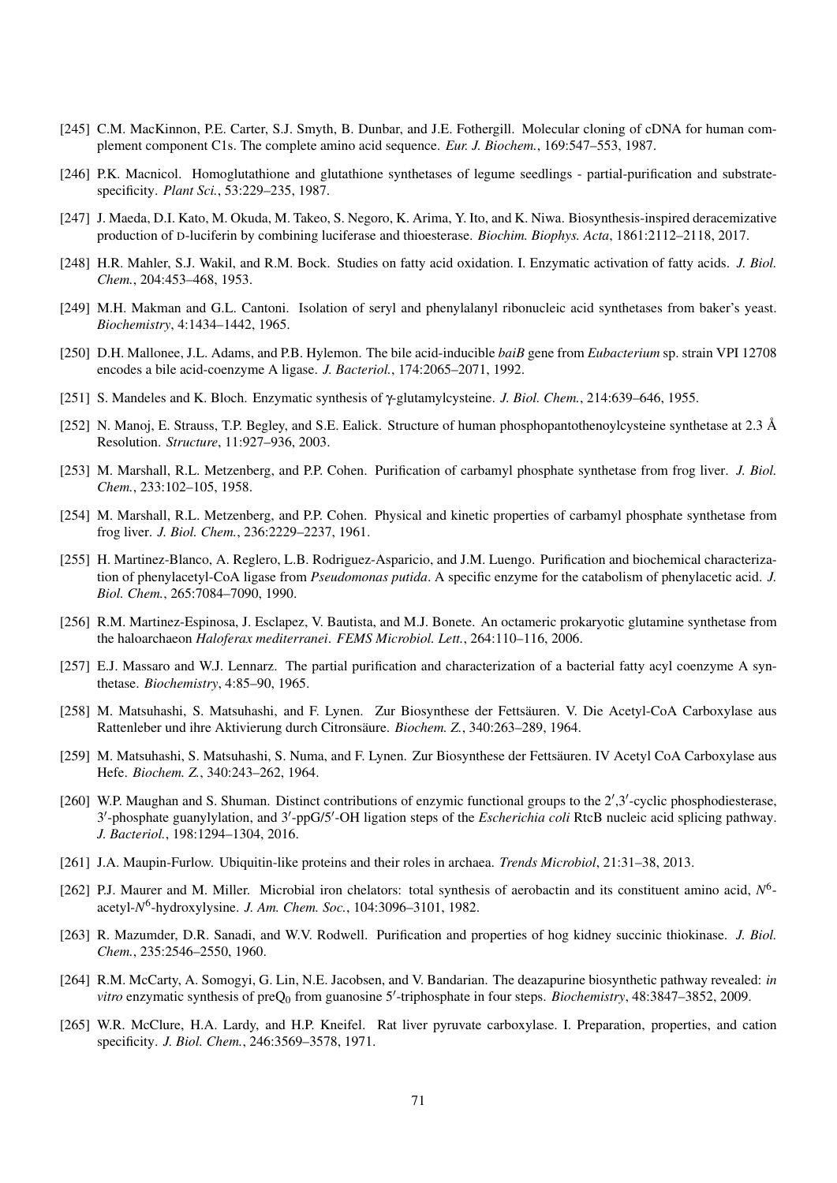[245] C.M. MacKinnon, P.E. Carter, S.J. Smyth, B. Dunbar, and J.E. Fothergill. Molecular cloning of cDNA for human complement component C1s. The complete amino acid sequence. *Eur. J. Biochem.*, 169:547–553, 1987.

[246] P.K. Macnicol. Homoglutathione and glutathione synthetases of legume seedlings - partial-purification and substrate-specificity. *Plant Sci.*, 53:229–235, 1987.

[247] J. Maeda, D.I. Kato, M. Okuda, M. Takeo, S. Negoro, K. Arima, Y. Ito, and K. Niwa. Biosynthesis-inspired deracemizative production of D-luciferin by combining luciferase and thioesterase. *Biochim. Biophys. Acta*, 1861:2112–2118, 2017.

[248] H.R. Mahler, S.J. Wakil, and R.M. Bock. Studies on fatty acid oxidation. I. Enzymatic activation of fatty acids. *J. Biol. Chem.*, 204:453–468, 1953.

[249] M.H. Makman and G.L. Cantoni. Isolation of seryl and phenylalanyl ribonucleic acid synthetases from baker's yeast. *Biochemistry*, 4:1434–1442, 1965.

[250] D.H. Mallonee, J.L. Adams, and P.B. Hylemon. The bile acid-inducible *baiB* gene from *Eubacterium* sp. strain VPI 12708 encodes a bile acid-coenzyme A ligase. *J. Bacteriol.*, 174:2065–2071, 1992.

[251] S. Mandeles and K. Bloch. Enzymatic synthesis of γ-glutamylcysteine. *J. Biol. Chem.*, 214:639–646, 1955.

[252] N. Manoj, E. Strauss, T.P. Begley, and S.E. Ealick. Structure of human phosphopantothenoylcysteine synthetase at 2.3 Å Resolution. *Structure*, 11:927–936, 2003.

[253] M. Marshall, R.L. Metzenberg, and P.P. Cohen. Purification of carbamyl phosphate synthetase from frog liver. *J. Biol. Chem.*, 233:102–105, 1958.

[254] M. Marshall, R.L. Metzenberg, and P.P. Cohen. Physical and kinetic properties of carbamyl phosphate synthetase from frog liver. *J. Biol. Chem.*, 236:2229–2237, 1961.

[255] H. Martinez-Blanco, A. Reglero, L.B. Rodriguez-Asparicio, and J.M. Luengo. Purification and biochemical characterization of phenylacetyl-CoA ligase from *Pseudomonas putida*. A specific enzyme for the catabolism of phenylacetic acid. *J. Biol. Chem.*, 265:7084–7090, 1990.

[256] R.M. Martinez-Espinosa, J. Esclapez, V. Bautista, and M.J. Bonete. An octameric prokaryotic glutamine synthetase from the haloarchaeon *Haloferax mediterranei*. *FEMS Microbiol. Lett.*, 264:110–116, 2006.

[257] E.J. Massaro and W.J. Lennarz. The partial purification and characterization of a bacterial fatty acyl coenzyme A synthetase. *Biochemistry*, 4:85–90, 1965.

[258] M. Matsuhashi, S. Matsuhashi, and F. Lynen. Zur Biosynthese der Fettsäuren. V. Die Acetyl-CoA Carboxylase aus Rattenleber und ihre Aktivierung durch Citronsäure. *Biochem. Z.*, 340:263–289, 1964.

[259] M. Matsuhashi, S. Matsuhashi, S. Numa, and F. Lynen. Zur Biosynthese der Fettsäuren. IV Acetyl CoA Carboxylase aus Hefe. *Biochem. Z.*, 340:243–262, 1964.

[260] W.P. Maughan and S. Shuman. Distinct contributions of enzymic functional groups to the 2′,3′-cyclic phosphodiesterase, 3′-phosphate guanylylation, and 3′-ppG/5′-OH ligation steps of the *Escherichia coli* RtcB nucleic acid splicing pathway. *J. Bacteriol.*, 198:1294–1304, 2016.

[261] J.A. Maupin-Furlow. Ubiquitin-like proteins and their roles in archaea. *Trends Microbiol*, 21:31–38, 2013.

[262] P.J. Maurer and M. Miller. Microbial iron chelators: total synthesis of aerobactin and its constituent amino acid, $N^6$-acetyl-$N^6$-hydroxylysine. *J. Am. Chem. Soc.*, 104:3096–3101, 1982.

[263] R. Mazumder, D.R. Sanadi, and W.V. Rodwell. Purification and properties of hog kidney succinic thiokinase. *J. Biol. Chem.*, 235:2546–2550, 1960.

[264] R.M. McCarty, A. Somogyi, G. Lin, N.E. Jacobsen, and V. Bandarian. The deazapurine biosynthetic pathway revealed: *in vitro* enzymatic synthesis of preQ$_0$ from guanosine 5′-triphosphate in four steps. *Biochemistry*, 48:3847–3852, 2009.

[265] W.R. McClure, H.A. Lardy, and H.P. Kneifel. Rat liver pyruvate carboxylase. I. Preparation, properties, and cation specificity. *J. Biol. Chem.*, 246:3569–3578, 1971.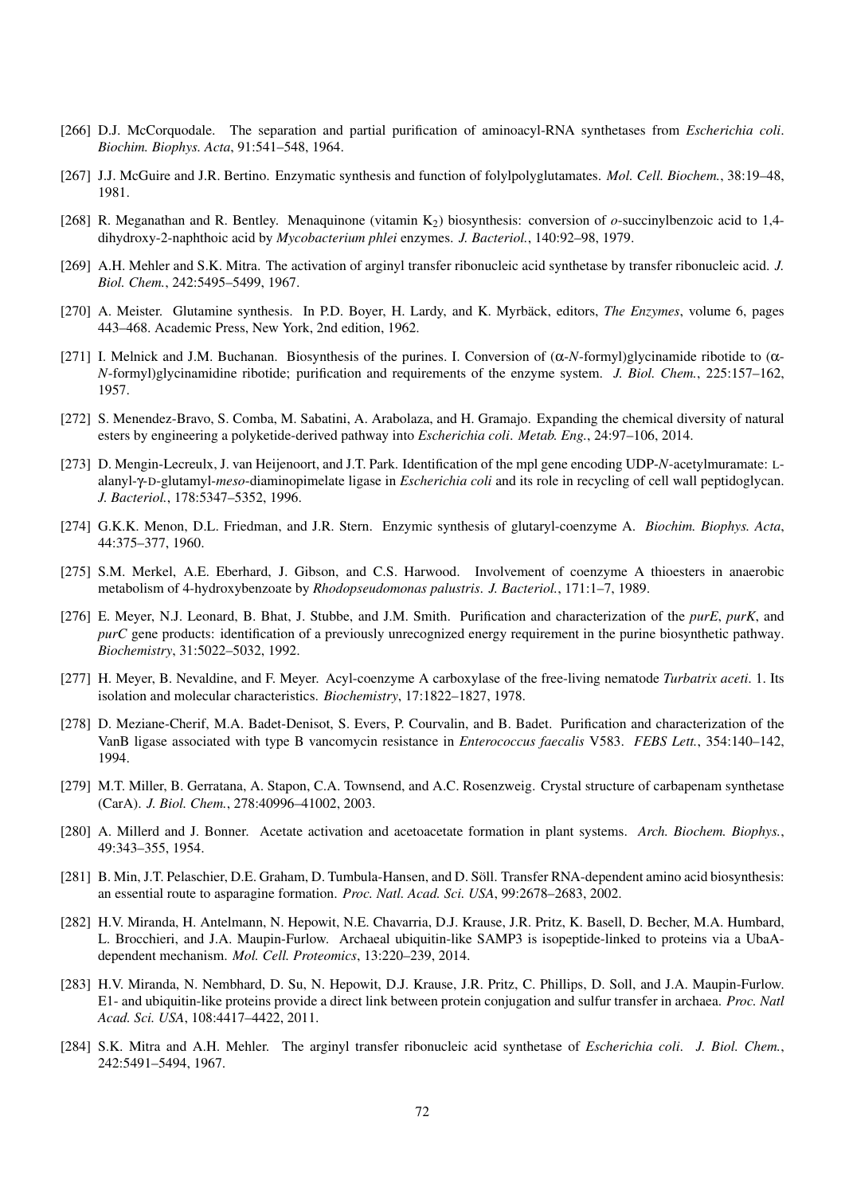[266] D.J. McCorquodale. The separation and partial purification of aminoacyl-RNA synthetases from *Escherichia coli*. *Biochim. Biophys. Acta*, 91:541–548, 1964.

[267] J.J. McGuire and J.R. Bertino. Enzymatic synthesis and function of folylpolyglutamates. *Mol. Cell. Biochem.*, 38:19–48, 1981.

[268] R. Meganathan and R. Bentley. Menaquinone (vitamin $K_2$) biosynthesis: conversion of *o*-succinylbenzoic acid to 1,4-dihydroxy-2-naphthoic acid by *Mycobacterium phlei* enzymes. *J. Bacteriol.*, 140:92–98, 1979.

[269] A.H. Mehler and S.K. Mitra. The activation of arginyl transfer ribonucleic acid synthetase by transfer ribonucleic acid. *J. Biol. Chem.*, 242:5495–5499, 1967.

[270] A. Meister. Glutamine synthesis. In P.D. Boyer, H. Lardy, and K. Myrbäck, editors, *The Enzymes*, volume 6, pages 443–468. Academic Press, New York, 2nd edition, 1962.

[271] I. Melnick and J.M. Buchanan. Biosynthesis of the purines. I. Conversion of (α-*N*-formyl)glycinamide ribotide to (α-*N*-formyl)glycinamidine ribotide; purification and requirements of the enzyme system. *J. Biol. Chem.*, 225:157–162, 1957.

[272] S. Menendez-Bravo, S. Comba, M. Sabatini, A. Arabolaza, and H. Gramajo. Expanding the chemical diversity of natural esters by engineering a polyketide-derived pathway into *Escherichia coli*. *Metab. Eng.*, 24:97–106, 2014.

[273] D. Mengin-Lecreulx, J. van Heijenoort, and J.T. Park. Identification of the mpl gene encoding UDP-*N*-acetylmuramate: L-alanyl-γ-D-glutamyl-*meso*-diaminopimelate ligase in *Escherichia coli* and its role in recycling of cell wall peptidoglycan. *J. Bacteriol.*, 178:5347–5352, 1996.

[274] G.K.K. Menon, D.L. Friedman, and J.R. Stern. Enzymic synthesis of glutaryl-coenzyme A. *Biochim. Biophys. Acta*, 44:375–377, 1960.

[275] S.M. Merkel, A.E. Eberhard, J. Gibson, and C.S. Harwood. Involvement of coenzyme A thioesters in anaerobic metabolism of 4-hydroxybenzoate by *Rhodopseudomonas palustris*. *J. Bacteriol.*, 171:1–7, 1989.

[276] E. Meyer, N.J. Leonard, B. Bhat, J. Stubbe, and J.M. Smith. Purification and characterization of the *purE*, *purK*, and *purC* gene products: identification of a previously unrecognized energy requirement in the purine biosynthetic pathway. *Biochemistry*, 31:5022–5032, 1992.

[277] H. Meyer, B. Nevaldine, and F. Meyer. Acyl-coenzyme A carboxylase of the free-living nematode *Turbatrix aceti*. 1. Its isolation and molecular characteristics. *Biochemistry*, 17:1822–1827, 1978.

[278] D. Meziane-Cherif, M.A. Badet-Denisot, S. Evers, P. Courvalin, and B. Badet. Purification and characterization of the VanB ligase associated with type B vancomycin resistance in *Enterococcus faecalis* V583. *FEBS Lett.*, 354:140–142, 1994.

[279] M.T. Miller, B. Gerratana, A. Stapon, C.A. Townsend, and A.C. Rosenzweig. Crystal structure of carbapenam synthetase (CarA). *J. Biol. Chem.*, 278:40996–41002, 2003.

[280] A. Millerd and J. Bonner. Acetate activation and acetoacetate formation in plant systems. *Arch. Biochem. Biophys.*, 49:343–355, 1954.

[281] B. Min, J.T. Pelaschier, D.E. Graham, D. Tumbula-Hansen, and D. Söll. Transfer RNA-dependent amino acid biosynthesis: an essential route to asparagine formation. *Proc. Natl. Acad. Sci. USA*, 99:2678–2683, 2002.

[282] H.V. Miranda, H. Antelmann, N. Hepowit, N.E. Chavarria, D.J. Krause, J.R. Pritz, K. Basell, D. Becher, M.A. Humbard, L. Brocchieri, and J.A. Maupin-Furlow. Archaeal ubiquitin-like SAMP3 is isopeptide-linked to proteins via a UbaA-dependent mechanism. *Mol. Cell. Proteomics*, 13:220–239, 2014.

[283] H.V. Miranda, N. Nembhard, D. Su, N. Hepowit, D.J. Krause, J.R. Pritz, C. Phillips, D. Soll, and J.A. Maupin-Furlow. E1- and ubiquitin-like proteins provide a direct link between protein conjugation and sulfur transfer in archaea. *Proc. Natl Acad. Sci. USA*, 108:4417–4422, 2011.

[284] S.K. Mitra and A.H. Mehler. The arginyl transfer ribonucleic acid synthetase of *Escherichia coli*. *J. Biol. Chem.*, 242:5491–5494, 1967.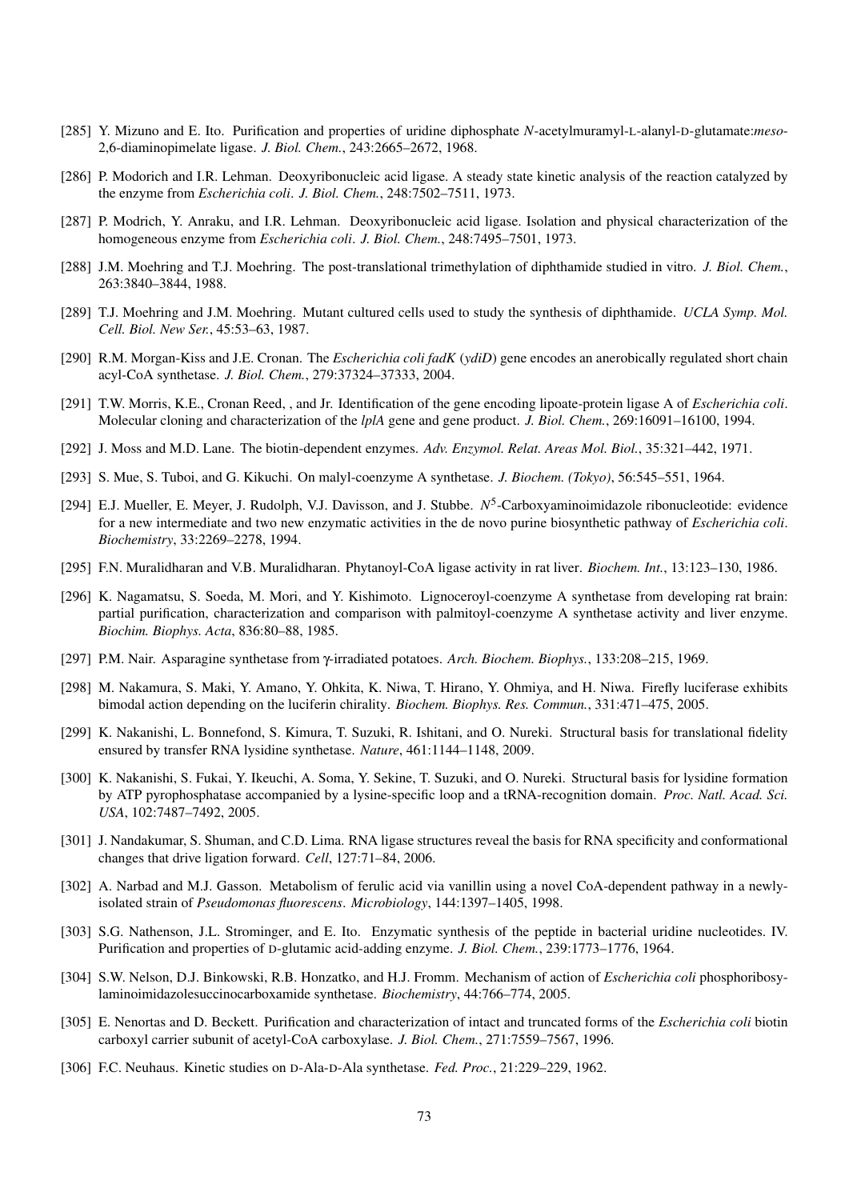[285] Y. Mizuno and E. Ito. Purification and properties of uridine diphosphate *N*-acetylmuramyl-L-alanyl-D-glutamate:*meso*-2,6-diaminopimelate ligase. *J. Biol. Chem.*, 243:2665–2672, 1968.

[286] P. Modorich and I.R. Lehman. Deoxyribonucleic acid ligase. A steady state kinetic analysis of the reaction catalyzed by the enzyme from *Escherichia coli*. *J. Biol. Chem.*, 248:7502–7511, 1973.

[287] P. Modrich, Y. Anraku, and I.R. Lehman. Deoxyribonucleic acid ligase. Isolation and physical characterization of the homogeneous enzyme from *Escherichia coli*. *J. Biol. Chem.*, 248:7495–7501, 1973.

[288] J.M. Moehring and T.J. Moehring. The post-translational trimethylation of diphthamide studied in vitro. *J. Biol. Chem.*, 263:3840–3844, 1988.

[289] T.J. Moehring and J.M. Moehring. Mutant cultured cells used to study the synthesis of diphthamide. *UCLA Symp. Mol. Cell. Biol. New Ser.*, 45:53–63, 1987.

[290] R.M. Morgan-Kiss and J.E. Cronan. The *Escherichia coli fadK* (*ydiD*) gene encodes an anerobically regulated short chain acyl-CoA synthetase. *J. Biol. Chem.*, 279:37324–37333, 2004.

[291] T.W. Morris, K.E., Cronan Reed, , and Jr. Identification of the gene encoding lipoate-protein ligase A of *Escherichia coli*. Molecular cloning and characterization of the *lplA* gene and gene product. *J. Biol. Chem.*, 269:16091–16100, 1994.

[292] J. Moss and M.D. Lane. The biotin-dependent enzymes. *Adv. Enzymol. Relat. Areas Mol. Biol.*, 35:321–442, 1971.

[293] S. Mue, S. Tuboi, and G. Kikuchi. On malyl-coenzyme A synthetase. *J. Biochem. (Tokyo)*, 56:545–551, 1964.

[294] E.J. Mueller, E. Meyer, J. Rudolph, V.J. Davisson, and J. Stubbe. $N^5$-Carboxyaminoimidazole ribonucleotide: evidence for a new intermediate and two new enzymatic activities in the de novo purine biosynthetic pathway of *Escherichia coli*. *Biochemistry*, 33:2269–2278, 1994.

[295] F.N. Muralidharan and V.B. Muralidharan. Phytanoyl-CoA ligase activity in rat liver. *Biochem. Int.*, 13:123–130, 1986.

[296] K. Nagamatsu, S. Soeda, M. Mori, and Y. Kishimoto. Lignoceroyl-coenzyme A synthetase from developing rat brain: partial purification, characterization and comparison with palmitoyl-coenzyme A synthetase activity and liver enzyme. *Biochim. Biophys. Acta*, 836:80–88, 1985.

[297] P.M. Nair. Asparagine synthetase from γ-irradiated potatoes. *Arch. Biochem. Biophys.*, 133:208–215, 1969.

[298] M. Nakamura, S. Maki, Y. Amano, Y. Ohkita, K. Niwa, T. Hirano, Y. Ohmiya, and H. Niwa. Firefly luciferase exhibits bimodal action depending on the luciferin chirality. *Biochem. Biophys. Res. Commun.*, 331:471–475, 2005.

[299] K. Nakanishi, L. Bonnefond, S. Kimura, T. Suzuki, R. Ishitani, and O. Nureki. Structural basis for translational fidelity ensured by transfer RNA lysidine synthetase. *Nature*, 461:1144–1148, 2009.

[300] K. Nakanishi, S. Fukai, Y. Ikeuchi, A. Soma, Y. Sekine, T. Suzuki, and O. Nureki. Structural basis for lysidine formation by ATP pyrophosphatase accompanied by a lysine-specific loop and a tRNA-recognition domain. *Proc. Natl. Acad. Sci. USA*, 102:7487–7492, 2005.

[301] J. Nandakumar, S. Shuman, and C.D. Lima. RNA ligase structures reveal the basis for RNA specificity and conformational changes that drive ligation forward. *Cell*, 127:71–84, 2006.

[302] A. Narbad and M.J. Gasson. Metabolism of ferulic acid via vanillin using a novel CoA-dependent pathway in a newly-isolated strain of *Pseudomonas fluorescens*. *Microbiology*, 144:1397–1405, 1998.

[303] S.G. Nathenson, J.L. Strominger, and E. Ito. Enzymatic synthesis of the peptide in bacterial uridine nucleotides. IV. Purification and properties of D-glutamic acid-adding enzyme. *J. Biol. Chem.*, 239:1773–1776, 1964.

[304] S.W. Nelson, D.J. Binkowski, R.B. Honzatko, and H.J. Fromm. Mechanism of action of *Escherichia coli* phosphoribosylaminoimidazolesuccinocarboxamide synthetase. *Biochemistry*, 44:766–774, 2005.

[305] E. Nenortas and D. Beckett. Purification and characterization of intact and truncated forms of the *Escherichia coli* biotin carboxyl carrier subunit of acetyl-CoA carboxylase. *J. Biol. Chem.*, 271:7559–7567, 1996.

[306] F.C. Neuhaus. Kinetic studies on D-Ala-D-Ala synthetase. *Fed. Proc.*, 21:229–229, 1962.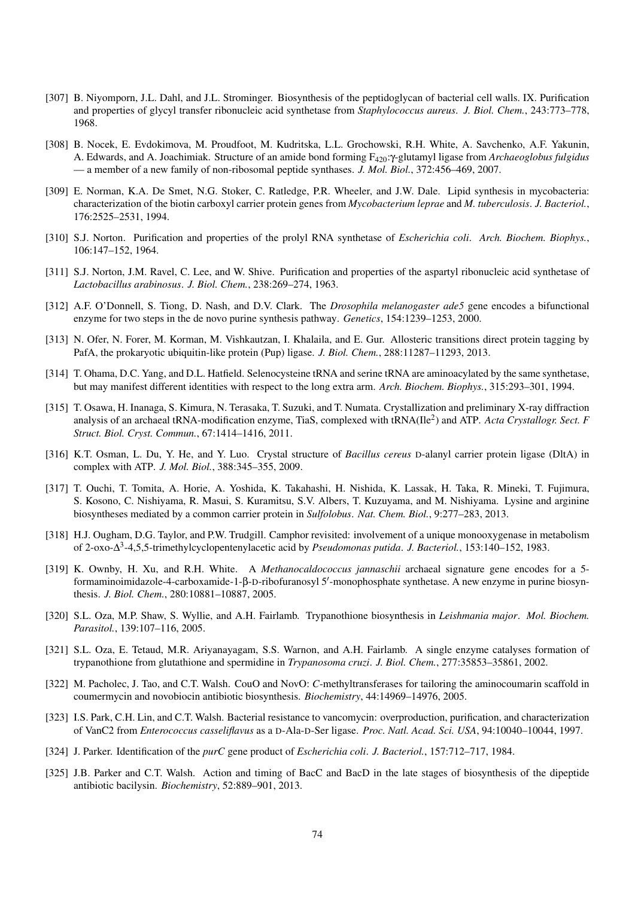[307] B. Niyomporn, J.L. Dahl, and J.L. Strominger. Biosynthesis of the peptidoglycan of bacterial cell walls. IX. Purification and properties of glycyl transfer ribonucleic acid synthetase from *Staphylococcus aureus*. *J. Biol. Chem.*, 243:773–778, 1968.

[308] B. Nocek, E. Evdokimova, M. Proudfoot, M. Kudritska, L.L. Grochowski, R.H. White, A. Savchenko, A.F. Yakunin, A. Edwards, and A. Joachimiak. Structure of an amide bond forming $F_{420}$:γ-glutamyl ligase from *Archaeoglobus fulgidus* — a member of a new family of non-ribosomal peptide synthases. *J. Mol. Biol.*, 372:456–469, 2007.

[309] E. Norman, K.A. De Smet, N.G. Stoker, C. Ratledge, P.R. Wheeler, and J.W. Dale. Lipid synthesis in mycobacteria: characterization of the biotin carboxyl carrier protein genes from *Mycobacterium leprae* and *M. tuberculosis*. *J. Bacteriol.*, 176:2525–2531, 1994.

[310] S.J. Norton. Purification and properties of the prolyl RNA synthetase of *Escherichia coli*. *Arch. Biochem. Biophys.*, 106:147–152, 1964.

[311] S.J. Norton, J.M. Ravel, C. Lee, and W. Shive. Purification and properties of the aspartyl ribonucleic acid synthetase of *Lactobacillus arabinosus*. *J. Biol. Chem.*, 238:269–274, 1963.

[312] A.F. O'Donnell, S. Tiong, D. Nash, and D.V. Clark. The *Drosophila melanogaster ade5* gene encodes a bifunctional enzyme for two steps in the de novo purine synthesis pathway. *Genetics*, 154:1239–1253, 2000.

[313] N. Ofer, N. Forer, M. Korman, M. Vishkautzan, I. Khalaila, and E. Gur. Allosteric transitions direct protein tagging by PafA, the prokaryotic ubiquitin-like protein (Pup) ligase. *J. Biol. Chem.*, 288:11287–11293, 2013.

[314] T. Ohama, D.C. Yang, and D.L. Hatfield. Selenocysteine tRNA and serine tRNA are aminoacylated by the same synthetase, but may manifest different identities with respect to the long extra arm. *Arch. Biochem. Biophys.*, 315:293–301, 1994.

[315] T. Osawa, H. Inanaga, S. Kimura, N. Terasaka, T. Suzuki, and T. Numata. Crystallization and preliminary X-ray diffraction analysis of an archaeal tRNA-modification enzyme, TiaS, complexed with tRNA(Ile$^2$) and ATP. *Acta Crystallogr. Sect. F Struct. Biol. Cryst. Commun.*, 67:1414–1416, 2011.

[316] K.T. Osman, L. Du, Y. He, and Y. Luo. Crystal structure of *Bacillus cereus* D-alanyl carrier protein ligase (DltA) in complex with ATP. *J. Mol. Biol.*, 388:345–355, 2009.

[317] T. Ouchi, T. Tomita, A. Horie, A. Yoshida, K. Takahashi, H. Nishida, K. Lassak, H. Taka, R. Mineki, T. Fujimura, S. Kosono, C. Nishiyama, R. Masui, S. Kuramitsu, S.V. Albers, T. Kuzuyama, and M. Nishiyama. Lysine and arginine biosyntheses mediated by a common carrier protein in *Sulfolobus*. *Nat. Chem. Biol.*, 9:277–283, 2013.

[318] H.J. Ougham, D.G. Taylor, and P.W. Trudgill. Camphor revisited: involvement of a unique monooxygenase in metabolism of 2-oxo-$\Delta^3$-4,5,5-trimethylcyclopentenylacetic acid by *Pseudomonas putida*. *J. Bacteriol.*, 153:140–152, 1983.

[319] K. Ownby, H. Xu, and R.H. White. A *Methanocaldococcus jannaschii* archaeal signature gene encodes for a 5-formaminoimidazole-4-carboxamide-1-β-D-ribofuranosyl 5′-monophosphate synthetase. A new enzyme in purine biosynthesis. *J. Biol. Chem.*, 280:10881–10887, 2005.

[320] S.L. Oza, M.P. Shaw, S. Wyllie, and A.H. Fairlamb. Trypanothione biosynthesis in *Leishmania major*. *Mol. Biochem. Parasitol.*, 139:107–116, 2005.

[321] S.L. Oza, E. Tetaud, M.R. Ariyanayagam, S.S. Warnon, and A.H. Fairlamb. A single enzyme catalyses formation of trypanothione from glutathione and spermidine in *Trypanosoma cruzi*. *J. Biol. Chem.*, 277:35853–35861, 2002.

[322] M. Pacholec, J. Tao, and C.T. Walsh. CouO and NovO: *C*-methyltransferases for tailoring the aminocoumarin scaffold in coumermycin and novobiocin antibiotic biosynthesis. *Biochemistry*, 44:14969–14976, 2005.

[323] I.S. Park, C.H. Lin, and C.T. Walsh. Bacterial resistance to vancomycin: overproduction, purification, and characterization of VanC2 from *Enterococcus casseliflavus* as a D-Ala-D-Ser ligase. *Proc. Natl. Acad. Sci. USA*, 94:10040–10044, 1997.

[324] J. Parker. Identification of the *purC* gene product of *Escherichia coli*. *J. Bacteriol.*, 157:712–717, 1984.

[325] J.B. Parker and C.T. Walsh. Action and timing of BacC and BacD in the late stages of biosynthesis of the dipeptide antibiotic bacilysin. *Biochemistry*, 52:889–901, 2013.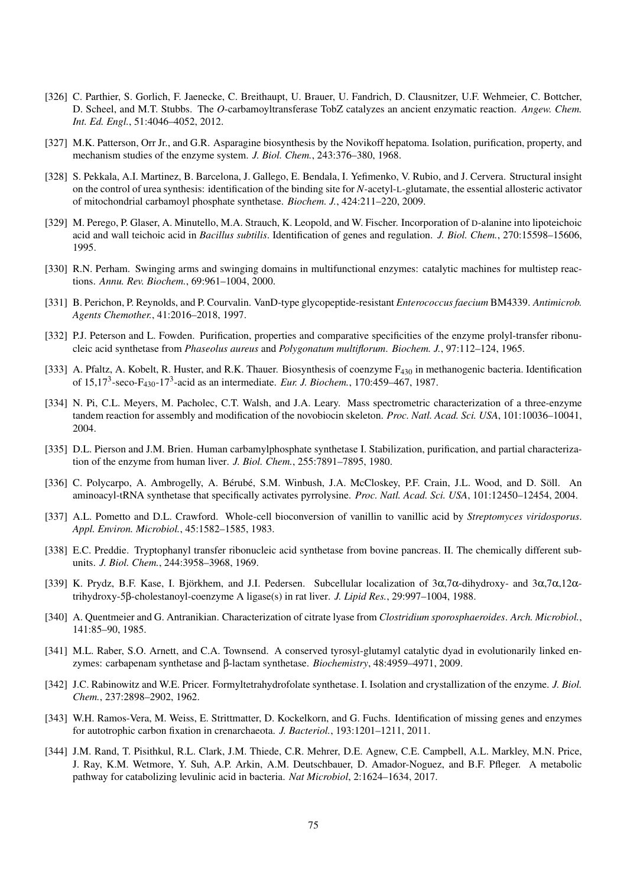[326] C. Parthier, S. Gorlich, F. Jaenecke, C. Breithaupt, U. Brauer, U. Fandrich, D. Clausnitzer, U.F. Wehmeier, C. Bottcher, D. Scheel, and M.T. Stubbs. The *O*-carbamoyltransferase TobZ catalyzes an ancient enzymatic reaction. *Angew. Chem. Int. Ed. Engl.*, 51:4046–4052, 2012.

[327] M.K. Patterson, Orr Jr., and G.R. Asparagine biosynthesis by the Novikoff hepatoma. Isolation, purification, property, and mechanism studies of the enzyme system. *J. Biol. Chem.*, 243:376–380, 1968.

[328] S. Pekkala, A.I. Martinez, B. Barcelona, J. Gallego, E. Bendala, I. Yefimenko, V. Rubio, and J. Cervera. Structural insight on the control of urea synthesis: identification of the binding site for *N*-acetyl-L-glutamate, the essential allosteric activator of mitochondrial carbamoyl phosphate synthetase. *Biochem. J.*, 424:211–220, 2009.

[329] M. Perego, P. Glaser, A. Minutello, M.A. Strauch, K. Leopold, and W. Fischer. Incorporation of D-alanine into lipoteichoic acid and wall teichoic acid in *Bacillus subtilis*. Identification of genes and regulation. *J. Biol. Chem.*, 270:15598–15606, 1995.

[330] R.N. Perham. Swinging arms and swinging domains in multifunctional enzymes: catalytic machines for multistep reactions. *Annu. Rev. Biochem.*, 69:961–1004, 2000.

[331] B. Perichon, P. Reynolds, and P. Courvalin. VanD-type glycopeptide-resistant *Enterococcus faecium* BM4339. *Antimicrob. Agents Chemother.*, 41:2016–2018, 1997.

[332] P.J. Peterson and L. Fowden. Purification, properties and comparative specificities of the enzyme prolyl-transfer ribonucleic acid synthetase from *Phaseolus aureus* and *Polygonatum multiflorum*. *Biochem. J.*, 97:112–124, 1965.

[333] A. Pfaltz, A. Kobelt, R. Huster, and R.K. Thauer. Biosynthesis of coenzyme $F_{430}$ in methanogenic bacteria. Identification of $15,17^3$-seco-$F_{430}$-$17^3$-acid as an intermediate. *Eur. J. Biochem.*, 170:459–467, 1987.

[334] N. Pi, C.L. Meyers, M. Pacholec, C.T. Walsh, and J.A. Leary. Mass spectrometric characterization of a three-enzyme tandem reaction for assembly and modification of the novobiocin skeleton. *Proc. Natl. Acad. Sci. USA*, 101:10036–10041, 2004.

[335] D.L. Pierson and J.M. Brien. Human carbamylphosphate synthetase I. Stabilization, purification, and partial characterization of the enzyme from human liver. *J. Biol. Chem.*, 255:7891–7895, 1980.

[336] C. Polycarpo, A. Ambrogelly, A. Bérubé, S.M. Winbush, J.A. McCloskey, P.F. Crain, J.L. Wood, and D. Söll. An aminoacyl-tRNA synthetase that specifically activates pyrrolysine. *Proc. Natl. Acad. Sci. USA*, 101:12450–12454, 2004.

[337] A.L. Pometto and D.L. Crawford. Whole-cell bioconversion of vanillin to vanillic acid by *Streptomyces viridosporus*. *Appl. Environ. Microbiol.*, 45:1582–1585, 1983.

[338] E.C. Preddie. Tryptophanyl transfer ribonucleic acid synthetase from bovine pancreas. II. The chemically different subunits. *J. Biol. Chem.*, 244:3958–3968, 1969.

[339] K. Prydz, B.F. Kase, I. Björkhem, and J.I. Pedersen. Subcellular localization of $3\alpha,7\alpha$-dihydroxy- and $3\alpha,7\alpha,12\alpha$-trihydroxy-$5\beta$-cholestanoyl-coenzyme A ligase(s) in rat liver. *J. Lipid Res.*, 29:997–1004, 1988.

[340] A. Quentmeier and G. Antranikian. Characterization of citrate lyase from *Clostridium sporosphaeroides*. *Arch. Microbiol.*, 141:85–90, 1985.

[341] M.L. Raber, S.O. Arnett, and C.A. Townsend. A conserved tyrosyl-glutamyl catalytic dyad in evolutionarily linked enzymes: carbapenam synthetase and $\beta$-lactam synthetase. *Biochemistry*, 48:4959–4971, 2009.

[342] J.C. Rabinowitz and W.E. Pricer. Formyltetrahydrofolate synthetase. I. Isolation and crystallization of the enzyme. *J. Biol. Chem.*, 237:2898–2902, 1962.

[343] W.H. Ramos-Vera, M. Weiss, E. Strittmatter, D. Kockelkorn, and G. Fuchs. Identification of missing genes and enzymes for autotrophic carbon fixation in crenarchaeota. *J. Bacteriol.*, 193:1201–1211, 2011.

[344] J.M. Rand, T. Pisithkul, R.L. Clark, J.M. Thiede, C.R. Mehrer, D.E. Agnew, C.E. Campbell, A.L. Markley, M.N. Price, J. Ray, K.M. Wetmore, Y. Suh, A.P. Arkin, A.M. Deutschbauer, D. Amador-Noguez, and B.F. Pfleger. A metabolic pathway for catabolizing levulinic acid in bacteria. *Nat Microbiol*, 2:1624–1634, 2017.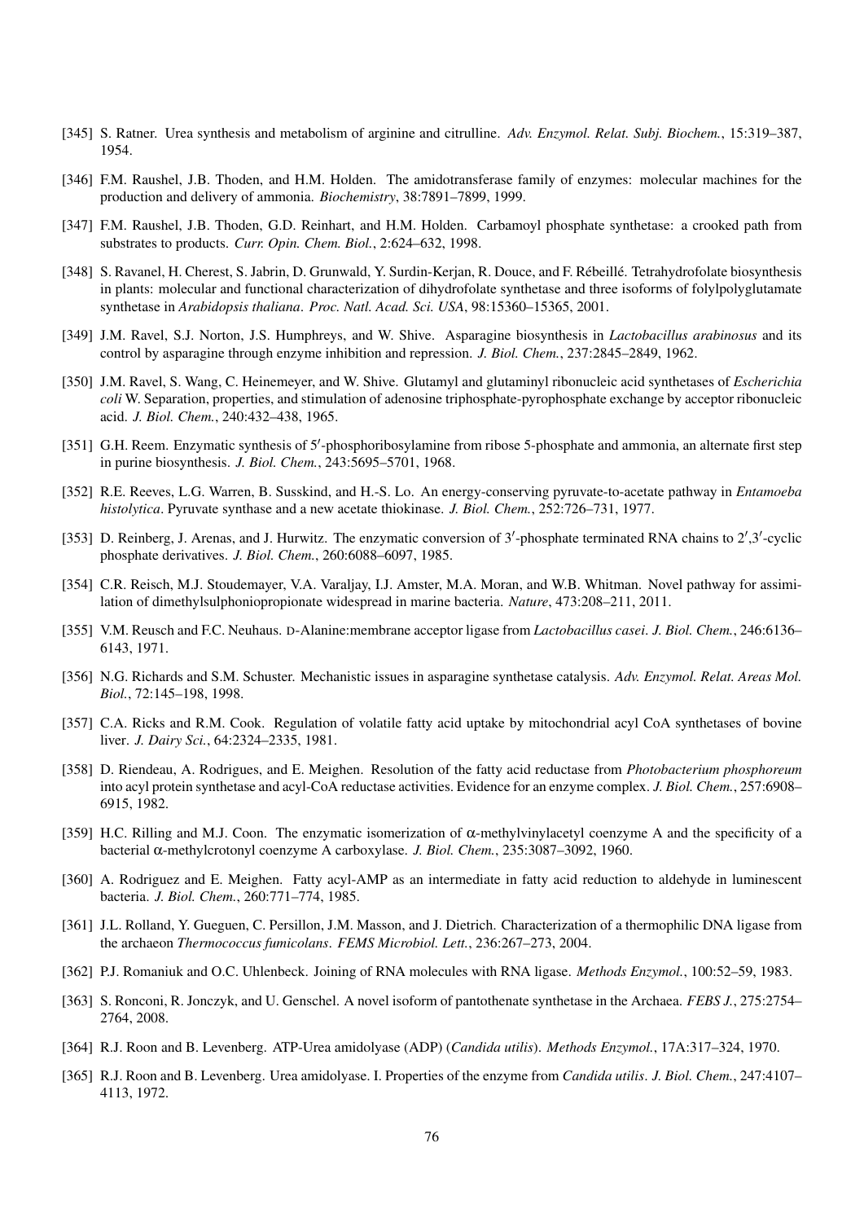[345] S. Ratner. Urea synthesis and metabolism of arginine and citrulline. *Adv. Enzymol. Relat. Subj. Biochem.*, 15:319–387, 1954.

[346] F.M. Raushel, J.B. Thoden, and H.M. Holden. The amidotransferase family of enzymes: molecular machines for the production and delivery of ammonia. *Biochemistry*, 38:7891–7899, 1999.

[347] F.M. Raushel, J.B. Thoden, G.D. Reinhart, and H.M. Holden. Carbamoyl phosphate synthetase: a crooked path from substrates to products. *Curr. Opin. Chem. Biol.*, 2:624–632, 1998.

[348] S. Ravanel, H. Cherest, S. Jabrin, D. Grunwald, Y. Surdin-Kerjan, R. Douce, and F. Rébeillé. Tetrahydrofolate biosynthesis in plants: molecular and functional characterization of dihydrofolate synthetase and three isoforms of folylpolyglutamate synthetase in *Arabidopsis thaliana*. *Proc. Natl. Acad. Sci. USA*, 98:15360–15365, 2001.

[349] J.M. Ravel, S.J. Norton, J.S. Humphreys, and W. Shive. Asparagine biosynthesis in *Lactobacillus arabinosus* and its control by asparagine through enzyme inhibition and repression. *J. Biol. Chem.*, 237:2845–2849, 1962.

[350] J.M. Ravel, S. Wang, C. Heinemeyer, and W. Shive. Glutamyl and glutaminyl ribonucleic acid synthetases of *Escherichia coli* W. Separation, properties, and stimulation of adenosine triphosphate-pyrophosphate exchange by acceptor ribonucleic acid. *J. Biol. Chem.*, 240:432–438, 1965.

[351] G.H. Reem. Enzymatic synthesis of 5′-phosphoribosylamine from ribose 5-phosphate and ammonia, an alternate first step in purine biosynthesis. *J. Biol. Chem.*, 243:5695–5701, 1968.

[352] R.E. Reeves, L.G. Warren, B. Susskind, and H.-S. Lo. An energy-conserving pyruvate-to-acetate pathway in *Entamoeba histolytica*. Pyruvate synthase and a new acetate thiokinase. *J. Biol. Chem.*, 252:726–731, 1977.

[353] D. Reinberg, J. Arenas, and J. Hurwitz. The enzymatic conversion of 3′-phosphate terminated RNA chains to 2′,3′-cyclic phosphate derivatives. *J. Biol. Chem.*, 260:6088–6097, 1985.

[354] C.R. Reisch, M.J. Stoudemayer, V.A. Varaljay, I.J. Amster, M.A. Moran, and W.B. Whitman. Novel pathway for assimilation of dimethylsulphoniopropionate widespread in marine bacteria. *Nature*, 473:208–211, 2011.

[355] V.M. Reusch and F.C. Neuhaus. D-Alanine:membrane acceptor ligase from *Lactobacillus casei*. *J. Biol. Chem.*, 246:6136–6143, 1971.

[356] N.G. Richards and S.M. Schuster. Mechanistic issues in asparagine synthetase catalysis. *Adv. Enzymol. Relat. Areas Mol. Biol.*, 72:145–198, 1998.

[357] C.A. Ricks and R.M. Cook. Regulation of volatile fatty acid uptake by mitochondrial acyl CoA synthetases of bovine liver. *J. Dairy Sci.*, 64:2324–2335, 1981.

[358] D. Riendeau, A. Rodrigues, and E. Meighen. Resolution of the fatty acid reductase from *Photobacterium phosphoreum* into acyl protein synthetase and acyl-CoA reductase activities. Evidence for an enzyme complex. *J. Biol. Chem.*, 257:6908–6915, 1982.

[359] H.C. Rilling and M.J. Coon. The enzymatic isomerization of α-methylvinylacetyl coenzyme A and the specificity of a bacterial α-methylcrotonyl coenzyme A carboxylase. *J. Biol. Chem.*, 235:3087–3092, 1960.

[360] A. Rodriguez and E. Meighen. Fatty acyl-AMP as an intermediate in fatty acid reduction to aldehyde in luminescent bacteria. *J. Biol. Chem.*, 260:771–774, 1985.

[361] J.L. Rolland, Y. Gueguen, C. Persillon, J.M. Masson, and J. Dietrich. Characterization of a thermophilic DNA ligase from the archaeon *Thermococcus fumicolans*. *FEMS Microbiol. Lett.*, 236:267–273, 2004.

[362] P.J. Romaniuk and O.C. Uhlenbeck. Joining of RNA molecules with RNA ligase. *Methods Enzymol.*, 100:52–59, 1983.

[363] S. Ronconi, R. Jonczyk, and U. Genschel. A novel isoform of pantothenate synthetase in the Archaea. *FEBS J.*, 275:2754–2764, 2008.

[364] R.J. Roon and B. Levenberg. ATP-Urea amidolyase (ADP) (*Candida utilis*). *Methods Enzymol.*, 17A:317–324, 1970.

[365] R.J. Roon and B. Levenberg. Urea amidolyase. I. Properties of the enzyme from *Candida utilis*. *J. Biol. Chem.*, 247:4107–4113, 1972.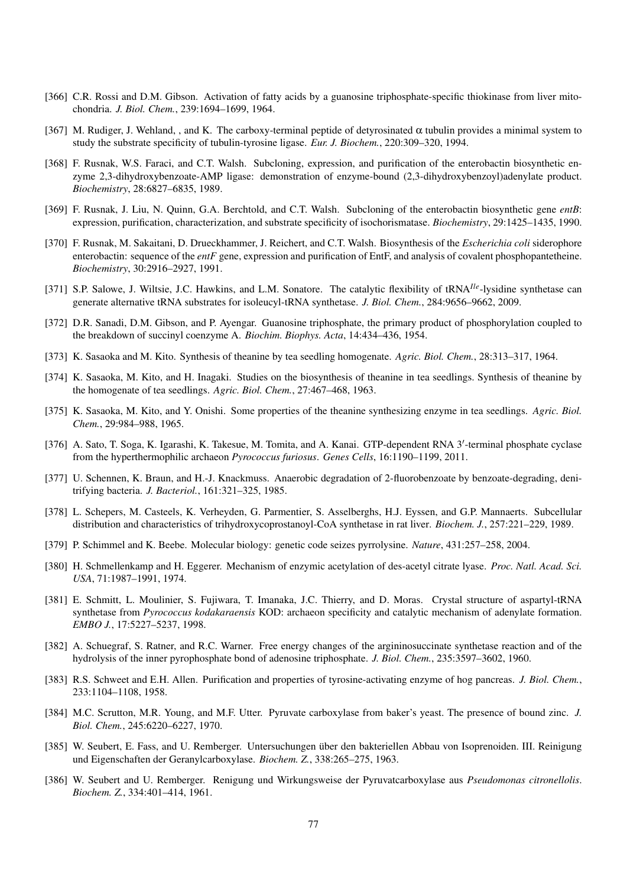[366] C.R. Rossi and D.M. Gibson. Activation of fatty acids by a guanosine triphosphate-specific thiokinase from liver mitochondria. *J. Biol. Chem.*, 239:1694–1699, 1964.

[367] M. Rudiger, J. Wehland, , and K. The carboxy-terminal peptide of detyrosinated $\alpha$ tubulin provides a minimal system to study the substrate specificity of tubulin-tyrosine ligase. *Eur. J. Biochem.*, 220:309–320, 1994.

[368] F. Rusnak, W.S. Faraci, and C.T. Walsh. Subcloning, expression, and purification of the enterobactin biosynthetic enzyme 2,3-dihydroxybenzoate-AMP ligase: demonstration of enzyme-bound (2,3-dihydroxybenzoyl)adenylate product. *Biochemistry*, 28:6827–6835, 1989.

[369] F. Rusnak, J. Liu, N. Quinn, G.A. Berchtold, and C.T. Walsh. Subcloning of the enterobactin biosynthetic gene *entB*: expression, purification, characterization, and substrate specificity of isochorismatase. *Biochemistry*, 29:1425–1435, 1990.

[370] F. Rusnak, M. Sakaitani, D. Drueckhammer, J. Reichert, and C.T. Walsh. Biosynthesis of the *Escherichia coli* siderophore enterobactin: sequence of the *entF* gene, expression and purification of EntF, and analysis of covalent phosphopantetheine. *Biochemistry*, 30:2916–2927, 1991.

[371] S.P. Salowe, J. Wiltsie, J.C. Hawkins, and L.M. Sonatore. The catalytic flexibility of tRNA$^{Ile}$-lysidine synthetase can generate alternative tRNA substrates for isoleucyl-tRNA synthetase. *J. Biol. Chem.*, 284:9656–9662, 2009.

[372] D.R. Sanadi, D.M. Gibson, and P. Ayengar. Guanosine triphosphate, the primary product of phosphorylation coupled to the breakdown of succinyl coenzyme A. *Biochim. Biophys. Acta*, 14:434–436, 1954.

[373] K. Sasaoka and M. Kito. Synthesis of theanine by tea seedling homogenate. *Agric. Biol. Chem.*, 28:313–317, 1964.

[374] K. Sasaoka, M. Kito, and H. Inagaki. Studies on the biosynthesis of theanine in tea seedlings. Synthesis of theanine by the homogenate of tea seedlings. *Agric. Biol. Chem.*, 27:467–468, 1963.

[375] K. Sasaoka, M. Kito, and Y. Onishi. Some properties of the theanine synthesizing enzyme in tea seedlings. *Agric. Biol. Chem.*, 29:984–988, 1965.

[376] A. Sato, T. Soga, K. Igarashi, K. Takesue, M. Tomita, and A. Kanai. GTP-dependent RNA 3′-terminal phosphate cyclase from the hyperthermophilic archaeon *Pyrococcus furiosus*. *Genes Cells*, 16:1190–1199, 2011.

[377] U. Schennen, K. Braun, and H.-J. Knackmuss. Anaerobic degradation of 2-fluorobenzoate by benzoate-degrading, denitrifying bacteria. *J. Bacteriol.*, 161:321–325, 1985.

[378] L. Schepers, M. Casteels, K. Verheyden, G. Parmentier, S. Asselberghs, H.J. Eyssen, and G.P. Mannaerts. Subcellular distribution and characteristics of trihydroxycoprostanoyl-CoA synthetase in rat liver. *Biochem. J.*, 257:221–229, 1989.

[379] P. Schimmel and K. Beebe. Molecular biology: genetic code seizes pyrrolysine. *Nature*, 431:257–258, 2004.

[380] H. Schmellenkamp and H. Eggerer. Mechanism of enzymic acetylation of des-acetyl citrate lyase. *Proc. Natl. Acad. Sci. USA*, 71:1987–1991, 1974.

[381] E. Schmitt, L. Moulinier, S. Fujiwara, T. Imanaka, J.C. Thierry, and D. Moras. Crystal structure of aspartyl-tRNA synthetase from *Pyrococcus kodakaraensis* KOD: archaeon specificity and catalytic mechanism of adenylate formation. *EMBO J.*, 17:5227–5237, 1998.

[382] A. Schuegraf, S. Ratner, and R.C. Warner. Free energy changes of the argininosuccinate synthetase reaction and of the hydrolysis of the inner pyrophosphate bond of adenosine triphosphate. *J. Biol. Chem.*, 235:3597–3602, 1960.

[383] R.S. Schweet and E.H. Allen. Purification and properties of tyrosine-activating enzyme of hog pancreas. *J. Biol. Chem.*, 233:1104–1108, 1958.

[384] M.C. Scrutton, M.R. Young, and M.F. Utter. Pyruvate carboxylase from baker's yeast. The presence of bound zinc. *J. Biol. Chem.*, 245:6220–6227, 1970.

[385] W. Seubert, E. Fass, and U. Remberger. Untersuchungen über den bakteriellen Abbau von Isoprenoiden. III. Reinigung und Eigenschaften der Geranylcarboxylase. *Biochem. Z.*, 338:265–275, 1963.

[386] W. Seubert and U. Remberger. Renigung und Wirkungsweise der Pyruvatcarboxylase aus *Pseudomonas citronellolis*. *Biochem. Z.*, 334:401–414, 1961.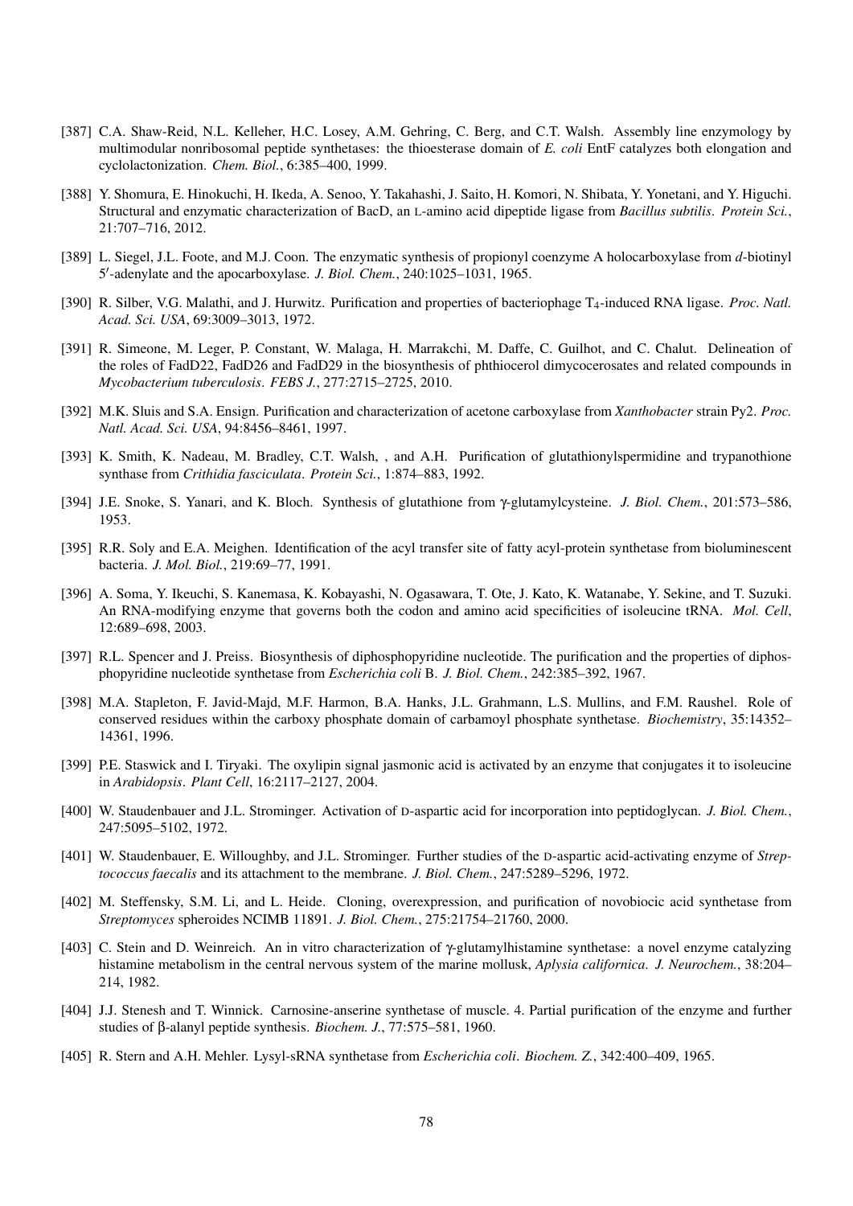[387] C.A. Shaw-Reid, N.L. Kelleher, H.C. Losey, A.M. Gehring, C. Berg, and C.T. Walsh. Assembly line enzymology by multimodular nonribosomal peptide synthetases: the thioesterase domain of *E. coli* EntF catalyzes both elongation and cyclolactonization. *Chem. Biol.*, 6:385–400, 1999.

[388] Y. Shomura, E. Hinokuchi, H. Ikeda, A. Senoo, Y. Takahashi, J. Saito, H. Komori, N. Shibata, Y. Yonetani, and Y. Higuchi. Structural and enzymatic characterization of BacD, an L-amino acid dipeptide ligase from *Bacillus subtilis*. *Protein Sci.*, 21:707–716, 2012.

[389] L. Siegel, J.L. Foote, and M.J. Coon. The enzymatic synthesis of propionyl coenzyme A holocarboxylase from *d*-biotinyl 5′-adenylate and the apocarboxylase. *J. Biol. Chem.*, 240:1025–1031, 1965.

[390] R. Silber, V.G. Malathi, and J. Hurwitz. Purification and properties of bacteriophage $T_4$-induced RNA ligase. *Proc. Natl. Acad. Sci. USA*, 69:3009–3013, 1972.

[391] R. Simeone, M. Leger, P. Constant, W. Malaga, H. Marrakchi, M. Daffe, C. Guilhot, and C. Chalut. Delineation of the roles of FadD22, FadD26 and FadD29 in the biosynthesis of phthiocerol dimycocerosates and related compounds in *Mycobacterium tuberculosis*. *FEBS J.*, 277:2715–2725, 2010.

[392] M.K. Sluis and S.A. Ensign. Purification and characterization of acetone carboxylase from *Xanthobacter* strain Py2. *Proc. Natl. Acad. Sci. USA*, 94:8456–8461, 1997.

[393] K. Smith, K. Nadeau, M. Bradley, C.T. Walsh, , and A.H. Purification of glutathionylspermidine and trypanothione synthase from *Crithidia fasciculata*. *Protein Sci.*, 1:874–883, 1992.

[394] J.E. Snoke, S. Yanari, and K. Bloch. Synthesis of glutathione from γ-glutamylcysteine. *J. Biol. Chem.*, 201:573–586, 1953.

[395] R.R. Soly and E.A. Meighen. Identification of the acyl transfer site of fatty acyl-protein synthetase from bioluminescent bacteria. *J. Mol. Biol.*, 219:69–77, 1991.

[396] A. Soma, Y. Ikeuchi, S. Kanemasa, K. Kobayashi, N. Ogasawara, T. Ote, J. Kato, K. Watanabe, Y. Sekine, and T. Suzuki. An RNA-modifying enzyme that governs both the codon and amino acid specificities of isoleucine tRNA. *Mol. Cell*, 12:689–698, 2003.

[397] R.L. Spencer and J. Preiss. Biosynthesis of diphosphopyridine nucleotide. The purification and the properties of diphosphopyridine nucleotide synthetase from *Escherichia coli* B. *J. Biol. Chem.*, 242:385–392, 1967.

[398] M.A. Stapleton, F. Javid-Majd, M.F. Harmon, B.A. Hanks, J.L. Grahmann, L.S. Mullins, and F.M. Raushel. Role of conserved residues within the carboxy phosphate domain of carbamoyl phosphate synthetase. *Biochemistry*, 35:14352–14361, 1996.

[399] P.E. Staswick and I. Tiryaki. The oxylipin signal jasmonic acid is activated by an enzyme that conjugates it to isoleucine in *Arabidopsis*. *Plant Cell*, 16:2117–2127, 2004.

[400] W. Staudenbauer and J.L. Strominger. Activation of D-aspartic acid for incorporation into peptidoglycan. *J. Biol. Chem.*, 247:5095–5102, 1972.

[401] W. Staudenbauer, E. Willoughby, and J.L. Strominger. Further studies of the D-aspartic acid-activating enzyme of *Streptococcus faecalis* and its attachment to the membrane. *J. Biol. Chem.*, 247:5289–5296, 1972.

[402] M. Steffensky, S.M. Li, and L. Heide. Cloning, overexpression, and purification of novobiocic acid synthetase from *Streptomyces* spheroides NCIMB 11891. *J. Biol. Chem.*, 275:21754–21760, 2000.

[403] C. Stein and D. Weinreich. An in vitro characterization of γ-glutamylhistamine synthetase: a novel enzyme catalyzing histamine metabolism in the central nervous system of the marine mollusk, *Aplysia californica*. *J. Neurochem.*, 38:204–214, 1982.

[404] J.J. Stenesh and T. Winnick. Carnosine-anserine synthetase of muscle. 4. Partial purification of the enzyme and further studies of β-alanyl peptide synthesis. *Biochem. J.*, 77:575–581, 1960.

[405] R. Stern and A.H. Mehler. Lysyl-sRNA synthetase from *Escherichia coli*. *Biochem. Z.*, 342:400–409, 1965.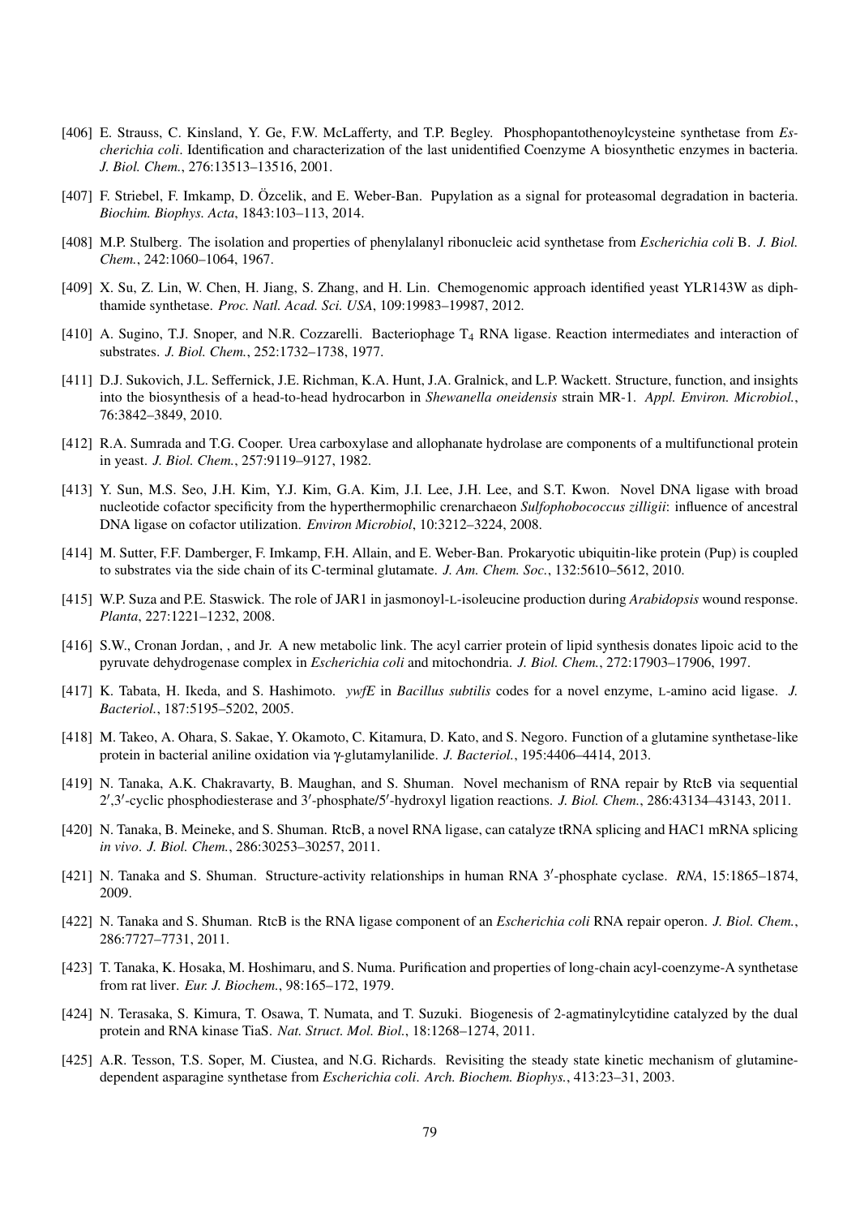[406] E. Strauss, C. Kinsland, Y. Ge, F.W. McLafferty, and T.P. Begley. Phosphopantothenoylcysteine synthetase from *Escherichia coli*. Identification and characterization of the last unidentified Coenzyme A biosynthetic enzymes in bacteria. *J. Biol. Chem.*, 276:13513–13516, 2001.

[407] F. Striebel, F. Imkamp, D. Özcelik, and E. Weber-Ban. Pupylation as a signal for proteasomal degradation in bacteria. *Biochim. Biophys. Acta*, 1843:103–113, 2014.

[408] M.P. Stulberg. The isolation and properties of phenylalanyl ribonucleic acid synthetase from *Escherichia coli* B. *J. Biol. Chem.*, 242:1060–1064, 1967.

[409] X. Su, Z. Lin, W. Chen, H. Jiang, S. Zhang, and H. Lin. Chemogenomic approach identified yeast YLR143W as diphthamide synthetase. *Proc. Natl. Acad. Sci. USA*, 109:19983–19987, 2012.

[410] A. Sugino, T.J. Snoper, and N.R. Cozzarelli. Bacteriophage $T_4$ RNA ligase. Reaction intermediates and interaction of substrates. *J. Biol. Chem.*, 252:1732–1738, 1977.

[411] D.J. Sukovich, J.L. Seffernick, J.E. Richman, K.A. Hunt, J.A. Gralnick, and L.P. Wackett. Structure, function, and insights into the biosynthesis of a head-to-head hydrocarbon in *Shewanella oneidensis* strain MR-1. *Appl. Environ. Microbiol.*, 76:3842–3849, 2010.

[412] R.A. Sumrada and T.G. Cooper. Urea carboxylase and allophanate hydrolase are components of a multifunctional protein in yeast. *J. Biol. Chem.*, 257:9119–9127, 1982.

[413] Y. Sun, M.S. Seo, J.H. Kim, Y.J. Kim, G.A. Kim, J.I. Lee, J.H. Lee, and S.T. Kwon. Novel DNA ligase with broad nucleotide cofactor specificity from the hyperthermophilic crenarchaeon *Sulfophobococcus zilligii*: influence of ancestral DNA ligase on cofactor utilization. *Environ Microbiol*, 10:3212–3224, 2008.

[414] M. Sutter, F.F. Damberger, F. Imkamp, F.H. Allain, and E. Weber-Ban. Prokaryotic ubiquitin-like protein (Pup) is coupled to substrates via the side chain of its C-terminal glutamate. *J. Am. Chem. Soc.*, 132:5610–5612, 2010.

[415] W.P. Suza and P.E. Staswick. The role of JAR1 in jasmonoyl-L-isoleucine production during *Arabidopsis* wound response. *Planta*, 227:1221–1232, 2008.

[416] S.W., Cronan Jordan, , and Jr. A new metabolic link. The acyl carrier protein of lipid synthesis donates lipoic acid to the pyruvate dehydrogenase complex in *Escherichia coli* and mitochondria. *J. Biol. Chem.*, 272:17903–17906, 1997.

[417] K. Tabata, H. Ikeda, and S. Hashimoto. *ywfE* in *Bacillus subtilis* codes for a novel enzyme, L-amino acid ligase. *J. Bacteriol.*, 187:5195–5202, 2005.

[418] M. Takeo, A. Ohara, S. Sakae, Y. Okamoto, C. Kitamura, D. Kato, and S. Negoro. Function of a glutamine synthetase-like protein in bacterial aniline oxidation via γ-glutamylanilide. *J. Bacteriol.*, 195:4406–4414, 2013.

[419] N. Tanaka, A.K. Chakravarty, B. Maughan, and S. Shuman. Novel mechanism of RNA repair by RtcB via sequential 2′,3′-cyclic phosphodiesterase and 3′-phosphate/5′-hydroxyl ligation reactions. *J. Biol. Chem.*, 286:43134–43143, 2011.

[420] N. Tanaka, B. Meineke, and S. Shuman. RtcB, a novel RNA ligase, can catalyze tRNA splicing and HAC1 mRNA splicing *in vivo*. *J. Biol. Chem.*, 286:30253–30257, 2011.

[421] N. Tanaka and S. Shuman. Structure-activity relationships in human RNA 3′-phosphate cyclase. *RNA*, 15:1865–1874, 2009.

[422] N. Tanaka and S. Shuman. RtcB is the RNA ligase component of an *Escherichia coli* RNA repair operon. *J. Biol. Chem.*, 286:7727–7731, 2011.

[423] T. Tanaka, K. Hosaka, M. Hoshimaru, and S. Numa. Purification and properties of long-chain acyl-coenzyme-A synthetase from rat liver. *Eur. J. Biochem.*, 98:165–172, 1979.

[424] N. Terasaka, S. Kimura, T. Osawa, T. Numata, and T. Suzuki. Biogenesis of 2-agmatinylcytidine catalyzed by the dual protein and RNA kinase TiaS. *Nat. Struct. Mol. Biol.*, 18:1268–1274, 2011.

[425] A.R. Tesson, T.S. Soper, M. Ciustea, and N.G. Richards. Revisiting the steady state kinetic mechanism of glutamine-dependent asparagine synthetase from *Escherichia coli*. *Arch. Biochem. Biophys.*, 413:23–31, 2003.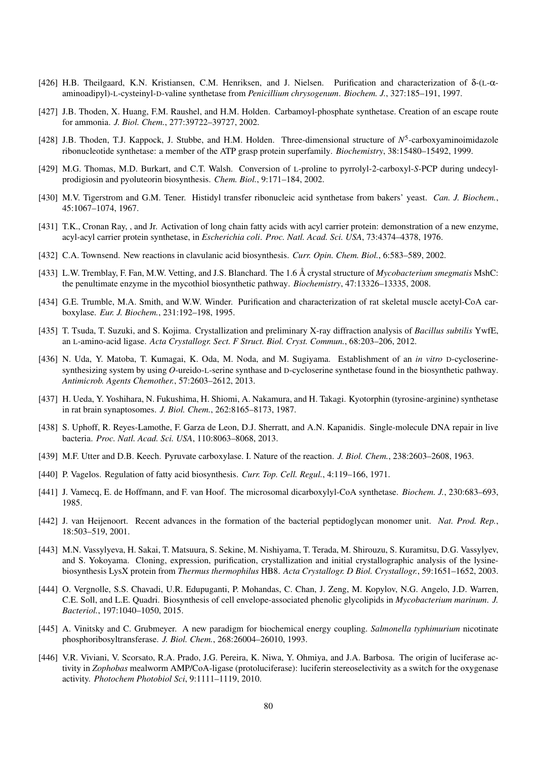[426] H.B. Theilgaard, K.N. Kristiansen, C.M. Henriksen, and J. Nielsen. Purification and characterization of δ-(L-α-aminoadipyl)-L-cysteinyl-D-valine synthetase from *Penicillium chrysogenum*. *Biochem. J.*, 327:185–191, 1997.

[427] J.B. Thoden, X. Huang, F.M. Raushel, and H.M. Holden. Carbamoyl-phosphate synthetase. Creation of an escape route for ammonia. *J. Biol. Chem.*, 277:39722–39727, 2002.

[428] J.B. Thoden, T.J. Kappock, J. Stubbe, and H.M. Holden. Three-dimensional structure of $N^5$-carboxyaminoimidazole ribonucleotide synthetase: a member of the ATP grasp protein superfamily. *Biochemistry*, 38:15480–15492, 1999.

[429] M.G. Thomas, M.D. Burkart, and C.T. Walsh. Conversion of L-proline to pyrrolyl-2-carboxyl-*S*-PCP during undecylprodigiosin and pyoluteorin biosynthesis. *Chem. Biol.*, 9:171–184, 2002.

[430] M.V. Tigerstrom and G.M. Tener. Histidyl transfer ribonucleic acid synthetase from bakers' yeast. *Can. J. Biochem.*, 45:1067–1074, 1967.

[431] T.K., Cronan Ray, , and Jr. Activation of long chain fatty acids with acyl carrier protein: demonstration of a new enzyme, acyl-acyl carrier protein synthetase, in *Escherichia coli*. *Proc. Natl. Acad. Sci. USA*, 73:4374–4378, 1976.

[432] C.A. Townsend. New reactions in clavulanic acid biosynthesis. *Curr. Opin. Chem. Biol.*, 6:583–589, 2002.

[433] L.W. Tremblay, F. Fan, M.W. Vetting, and J.S. Blanchard. The 1.6 Å crystal structure of *Mycobacterium smegmatis* MshC: the penultimate enzyme in the mycothiol biosynthetic pathway. *Biochemistry*, 47:13326–13335, 2008.

[434] G.E. Trumble, M.A. Smith, and W.W. Winder. Purification and characterization of rat skeletal muscle acetyl-CoA carboxylase. *Eur. J. Biochem.*, 231:192–198, 1995.

[435] T. Tsuda, T. Suzuki, and S. Kojima. Crystallization and preliminary X-ray diffraction analysis of *Bacillus subtilis* YwfE, an L-amino-acid ligase. *Acta Crystallogr. Sect. F Struct. Biol. Cryst. Commun.*, 68:203–206, 2012.

[436] N. Uda, Y. Matoba, T. Kumagai, K. Oda, M. Noda, and M. Sugiyama. Establishment of an *in vitro* D-cycloserine-synthesizing system by using *O*-ureido-L-serine synthase and D-cycloserine synthetase found in the biosynthetic pathway. *Antimicrob. Agents Chemother.*, 57:2603–2612, 2013.

[437] H. Ueda, Y. Yoshihara, N. Fukushima, H. Shiomi, A. Nakamura, and H. Takagi. Kyotorphin (tyrosine-arginine) synthetase in rat brain synaptosomes. *J. Biol. Chem.*, 262:8165–8173, 1987.

[438] S. Uphoff, R. Reyes-Lamothe, F. Garza de Leon, D.J. Sherratt, and A.N. Kapanidis. Single-molecule DNA repair in live bacteria. *Proc. Natl. Acad. Sci. USA*, 110:8063–8068, 2013.

[439] M.F. Utter and D.B. Keech. Pyruvate carboxylase. I. Nature of the reaction. *J. Biol. Chem.*, 238:2603–2608, 1963.

[440] P. Vagelos. Regulation of fatty acid biosynthesis. *Curr. Top. Cell. Regul.*, 4:119–166, 1971.

[441] J. Vamecq, E. de Hoffmann, and F. van Hoof. The microsomal dicarboxylyl-CoA synthetase. *Biochem. J.*, 230:683–693, 1985.

[442] J. van Heijenoort. Recent advances in the formation of the bacterial peptidoglycan monomer unit. *Nat. Prod. Rep.*, 18:503–519, 2001.

[443] M.N. Vassylyeva, H. Sakai, T. Matsuura, S. Sekine, M. Nishiyama, T. Terada, M. Shirouzu, S. Kuramitsu, D.G. Vassylyev, and S. Yokoyama. Cloning, expression, purification, crystallization and initial crystallographic analysis of the lysine-biosynthesis LysX protein from *Thermus thermophilus* HB8. *Acta Crystallogr. D Biol. Crystallogr.*, 59:1651–1652, 2003.

[444] O. Vergnolle, S.S. Chavadi, U.R. Edupuganti, P. Mohandas, C. Chan, J. Zeng, M. Kopylov, N.G. Angelo, J.D. Warren, C.E. Soll, and L.E. Quadri. Biosynthesis of cell envelope-associated phenolic glycolipids in *Mycobacterium marinum*. *J. Bacteriol.*, 197:1040–1050, 2015.

[445] A. Vinitsky and C. Grubmeyer. A new paradigm for biochemical energy coupling. *Salmonella typhimurium* nicotinate phosphoribosyltransferase. *J. Biol. Chem.*, 268:26004–26010, 1993.

[446] V.R. Viviani, V. Scorsato, R.A. Prado, J.G. Pereira, K. Niwa, Y. Ohmiya, and J.A. Barbosa. The origin of luciferase activity in *Zophobas* mealworm AMP/CoA-ligase (protoluciferase): luciferin stereoselectivity as a switch for the oxygenase activity. *Photochem Photobiol Sci*, 9:1111–1119, 2010.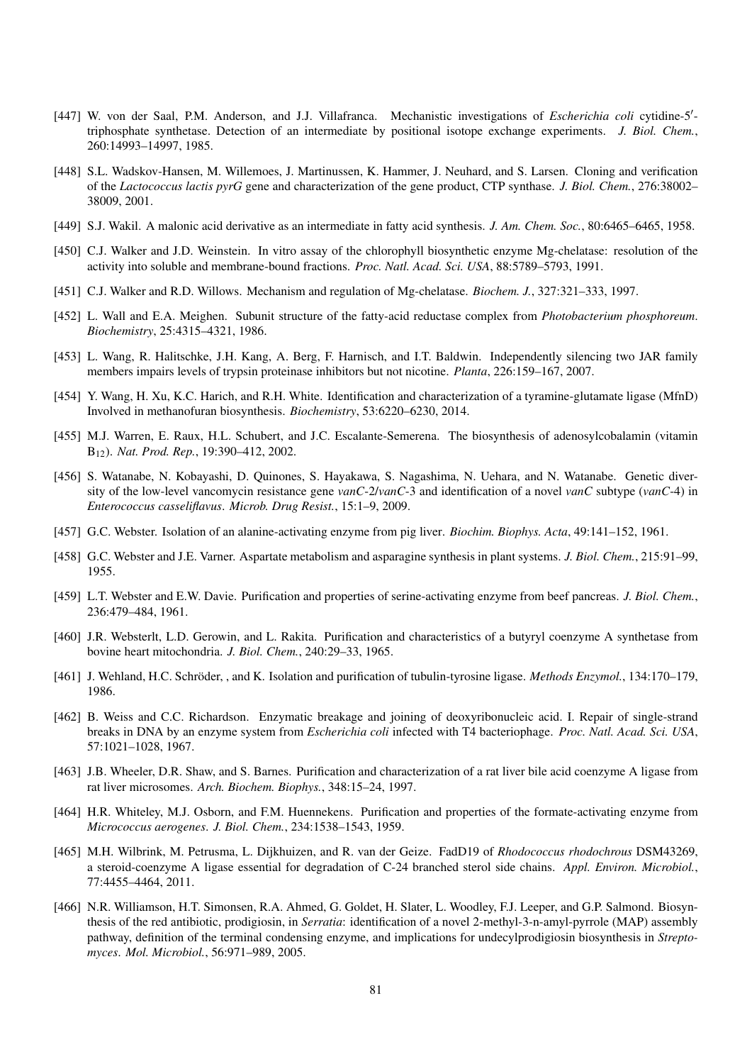[447] W. von der Saal, P.M. Anderson, and J.J. Villafranca. Mechanistic investigations of *Escherichia coli* cytidine-5′-triphosphate synthetase. Detection of an intermediate by positional isotope exchange experiments. *J. Biol. Chem.*, 260:14993–14997, 1985.

[448] S.L. Wadskov-Hansen, M. Willemoes, J. Martinussen, K. Hammer, J. Neuhard, and S. Larsen. Cloning and verification of the *Lactococcus lactis pyrG* gene and characterization of the gene product, CTP synthase. *J. Biol. Chem.*, 276:38002–38009, 2001.

[449] S.J. Wakil. A malonic acid derivative as an intermediate in fatty acid synthesis. *J. Am. Chem. Soc.*, 80:6465–6465, 1958.

[450] C.J. Walker and J.D. Weinstein. In vitro assay of the chlorophyll biosynthetic enzyme Mg-chelatase: resolution of the activity into soluble and membrane-bound fractions. *Proc. Natl. Acad. Sci. USA*, 88:5789–5793, 1991.

[451] C.J. Walker and R.D. Willows. Mechanism and regulation of Mg-chelatase. *Biochem. J.*, 327:321–333, 1997.

[452] L. Wall and E.A. Meighen. Subunit structure of the fatty-acid reductase complex from *Photobacterium phosphoreum*. *Biochemistry*, 25:4315–4321, 1986.

[453] L. Wang, R. Halitschke, J.H. Kang, A. Berg, F. Harnisch, and I.T. Baldwin. Independently silencing two JAR family members impairs levels of trypsin proteinase inhibitors but not nicotine. *Planta*, 226:159–167, 2007.

[454] Y. Wang, H. Xu, K.C. Harich, and R.H. White. Identification and characterization of a tyramine-glutamate ligase (MfnD) Involved in methanofuran biosynthesis. *Biochemistry*, 53:6220–6230, 2014.

[455] M.J. Warren, E. Raux, H.L. Schubert, and J.C. Escalante-Semerena. The biosynthesis of adenosylcobalamin (vitamin $B_{12}$). *Nat. Prod. Rep.*, 19:390–412, 2002.

[456] S. Watanabe, N. Kobayashi, D. Quinones, S. Hayakawa, S. Nagashima, N. Uehara, and N. Watanabe. Genetic diversity of the low-level vancomycin resistance gene *vanC*-2/*vanC*-3 and identification of a novel *vanC* subtype (*vanC*-4) in *Enterococcus casseliflavus*. *Microb. Drug Resist.*, 15:1–9, 2009.

[457] G.C. Webster. Isolation of an alanine-activating enzyme from pig liver. *Biochim. Biophys. Acta*, 49:141–152, 1961.

[458] G.C. Webster and J.E. Varner. Aspartate metabolism and asparagine synthesis in plant systems. *J. Biol. Chem.*, 215:91–99, 1955.

[459] L.T. Webster and E.W. Davie. Purification and properties of serine-activating enzyme from beef pancreas. *J. Biol. Chem.*, 236:479–484, 1961.

[460] J.R. Websterlt, L.D. Gerowin, and L. Rakita. Purification and characteristics of a butyryl coenzyme A synthetase from bovine heart mitochondria. *J. Biol. Chem.*, 240:29–33, 1965.

[461] J. Wehland, H.C. Schröder, , and K. Isolation and purification of tubulin-tyrosine ligase. *Methods Enzymol.*, 134:170–179, 1986.

[462] B. Weiss and C.C. Richardson. Enzymatic breakage and joining of deoxyribonucleic acid. I. Repair of single-strand breaks in DNA by an enzyme system from *Escherichia coli* infected with T4 bacteriophage. *Proc. Natl. Acad. Sci. USA*, 57:1021–1028, 1967.

[463] J.B. Wheeler, D.R. Shaw, and S. Barnes. Purification and characterization of a rat liver bile acid coenzyme A ligase from rat liver microsomes. *Arch. Biochem. Biophys.*, 348:15–24, 1997.

[464] H.R. Whiteley, M.J. Osborn, and F.M. Huennekens. Purification and properties of the formate-activating enzyme from *Micrococcus aerogenes*. *J. Biol. Chem.*, 234:1538–1543, 1959.

[465] M.H. Wilbrink, M. Petrusma, L. Dijkhuizen, and R. van der Geize. FadD19 of *Rhodococcus rhodochrous* DSM43269, a steroid-coenzyme A ligase essential for degradation of C-24 branched sterol side chains. *Appl. Environ. Microbiol.*, 77:4455–4464, 2011.

[466] N.R. Williamson, H.T. Simonsen, R.A. Ahmed, G. Goldet, H. Slater, L. Woodley, F.J. Leeper, and G.P. Salmond. Biosynthesis of the red antibiotic, prodigiosin, in *Serratia*: identification of a novel 2-methyl-3-n-amyl-pyrrole (MAP) assembly pathway, definition of the terminal condensing enzyme, and implications for undecylprodigiosin biosynthesis in *Streptomyces*. *Mol. Microbiol.*, 56:971–989, 2005.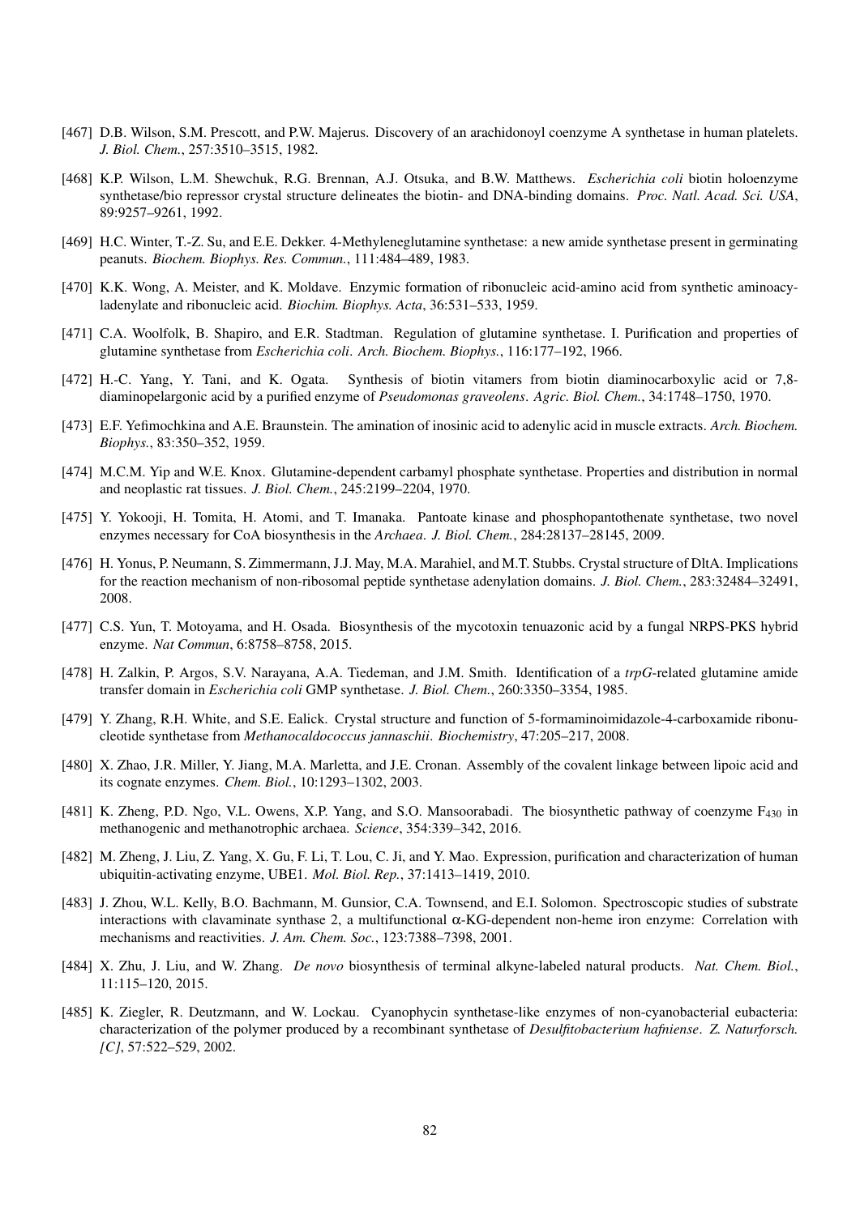[467] D.B. Wilson, S.M. Prescott, and P.W. Majerus. Discovery of an arachidonoyl coenzyme A synthetase in human platelets. *J. Biol. Chem.*, 257:3510–3515, 1982.

[468] K.P. Wilson, L.M. Shewchuk, R.G. Brennan, A.J. Otsuka, and B.W. Matthews. *Escherichia coli* biotin holoenzyme synthetase/bio repressor crystal structure delineates the biotin- and DNA-binding domains. *Proc. Natl. Acad. Sci. USA*, 89:9257–9261, 1992.

[469] H.C. Winter, T.-Z. Su, and E.E. Dekker. 4-Methyleneglutamine synthetase: a new amide synthetase present in germinating peanuts. *Biochem. Biophys. Res. Commun.*, 111:484–489, 1983.

[470] K.K. Wong, A. Meister, and K. Moldave. Enzymic formation of ribonucleic acid-amino acid from synthetic aminoacyladenylate and ribonucleic acid. *Biochim. Biophys. Acta*, 36:531–533, 1959.

[471] C.A. Woolfolk, B. Shapiro, and E.R. Stadtman. Regulation of glutamine synthetase. I. Purification and properties of glutamine synthetase from *Escherichia coli*. *Arch. Biochem. Biophys.*, 116:177–192, 1966.

[472] H.-C. Yang, Y. Tani, and K. Ogata. Synthesis of biotin vitamers from biotin diaminocarboxylic acid or 7,8-diaminopelargonic acid by a purified enzyme of *Pseudomonas graveolens*. *Agric. Biol. Chem.*, 34:1748–1750, 1970.

[473] E.F. Yefimochkina and A.E. Braunstein. The amination of inosinic acid to adenylic acid in muscle extracts. *Arch. Biochem. Biophys.*, 83:350–352, 1959.

[474] M.C.M. Yip and W.E. Knox. Glutamine-dependent carbamyl phosphate synthetase. Properties and distribution in normal and neoplastic rat tissues. *J. Biol. Chem.*, 245:2199–2204, 1970.

[475] Y. Yokooji, H. Tomita, H. Atomi, and T. Imanaka. Pantoate kinase and phosphopantothenate synthetase, two novel enzymes necessary for CoA biosynthesis in the *Archaea*. *J. Biol. Chem.*, 284:28137–28145, 2009.

[476] H. Yonus, P. Neumann, S. Zimmermann, J.J. May, M.A. Marahiel, and M.T. Stubbs. Crystal structure of DltA. Implications for the reaction mechanism of non-ribosomal peptide synthetase adenylation domains. *J. Biol. Chem.*, 283:32484–32491, 2008.

[477] C.S. Yun, T. Motoyama, and H. Osada. Biosynthesis of the mycotoxin tenuazonic acid by a fungal NRPS-PKS hybrid enzyme. *Nat Commun*, 6:8758–8758, 2015.

[478] H. Zalkin, P. Argos, S.V. Narayana, A.A. Tiedeman, and J.M. Smith. Identification of a *trpG*-related glutamine amide transfer domain in *Escherichia coli* GMP synthetase. *J. Biol. Chem.*, 260:3350–3354, 1985.

[479] Y. Zhang, R.H. White, and S.E. Ealick. Crystal structure and function of 5-formaminoimidazole-4-carboxamide ribonucleotide synthetase from *Methanocaldococcus jannaschii*. *Biochemistry*, 47:205–217, 2008.

[480] X. Zhao, J.R. Miller, Y. Jiang, M.A. Marletta, and J.E. Cronan. Assembly of the covalent linkage between lipoic acid and its cognate enzymes. *Chem. Biol.*, 10:1293–1302, 2003.

[481] K. Zheng, P.D. Ngo, V.L. Owens, X.P. Yang, and S.O. Mansoorabadi. The biosynthetic pathway of coenzyme $F_{430}$ in methanogenic and methanotrophic archaea. *Science*, 354:339–342, 2016.

[482] M. Zheng, J. Liu, Z. Yang, X. Gu, F. Li, T. Lou, C. Ji, and Y. Mao. Expression, purification and characterization of human ubiquitin-activating enzyme, UBE1. *Mol. Biol. Rep.*, 37:1413–1419, 2010.

[483] J. Zhou, W.L. Kelly, B.O. Bachmann, M. Gunsior, C.A. Townsend, and E.I. Solomon. Spectroscopic studies of substrate interactions with clavaminate synthase 2, a multifunctional $\alpha$-KG-dependent non-heme iron enzyme: Correlation with mechanisms and reactivities. *J. Am. Chem. Soc.*, 123:7388–7398, 2001.

[484] X. Zhu, J. Liu, and W. Zhang. *De novo* biosynthesis of terminal alkyne-labeled natural products. *Nat. Chem. Biol.*, 11:115–120, 2015.

[485] K. Ziegler, R. Deutzmann, and W. Lockau. Cyanophycin synthetase-like enzymes of non-cyanobacterial eubacteria: characterization of the polymer produced by a recombinant synthetase of *Desulfitobacterium hafniense*. *Z. Naturforsch. [C]*, 57:522–529, 2002.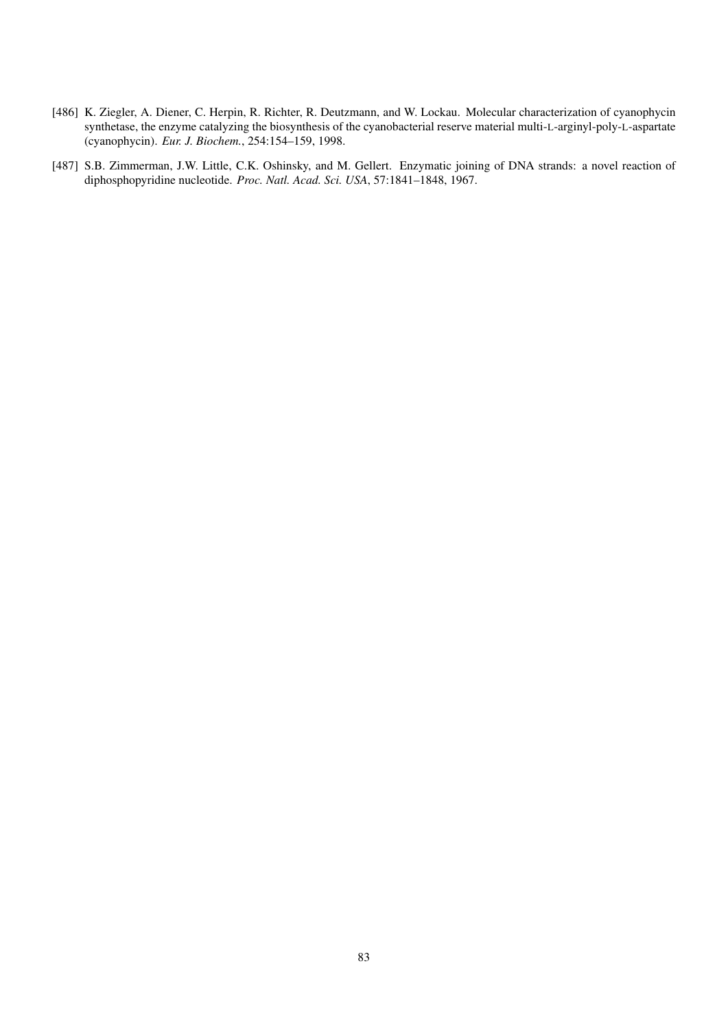[486] K. Ziegler, A. Diener, C. Herpin, R. Richter, R. Deutzmann, and W. Lockau. Molecular characterization of cyanophycin synthetase, the enzyme catalyzing the biosynthesis of the cyanobacterial reserve material multi-L-arginyl-poly-L-aspartate (cyanophycin). *Eur. J. Biochem.*, 254:154–159, 1998.

[487] S.B. Zimmerman, J.W. Little, C.K. Oshinsky, and M. Gellert. Enzymatic joining of DNA strands: a novel reaction of diphosphopyridine nucleotide. *Proc. Natl. Acad. Sci. USA*, 57:1841–1848, 1967.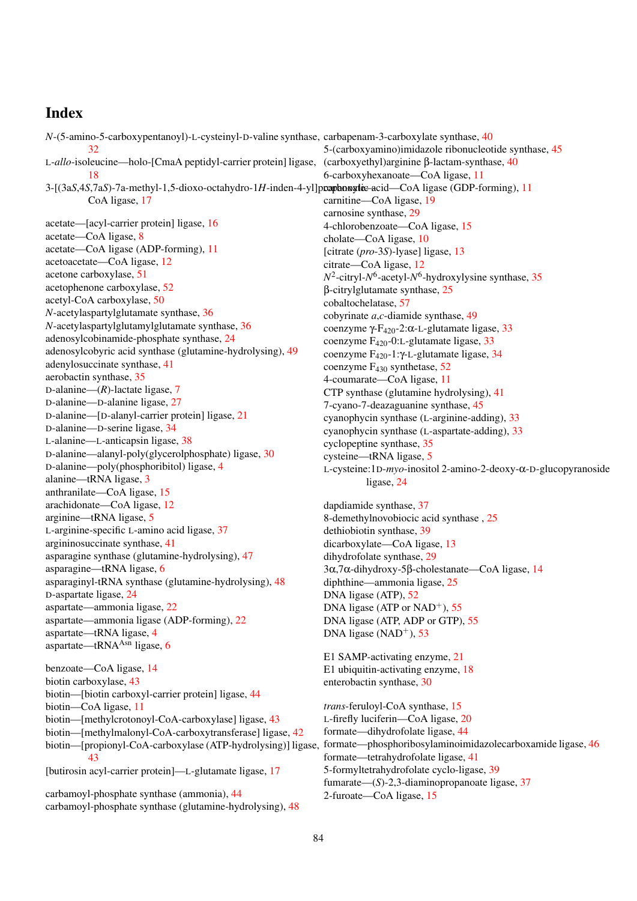# Index

$N$-(5-amino-5-carboxypentanoyl)-L-cysteinyl-D-valine synthase, 32
L-*allo*-isoleucine—holo-[CmaA peptidyl-carrier protein] ligase, 18
3-[(3a$S$,4$S$,7a$S$)-7a-methyl-1,5-dioxo-octahydro-1$H$-inden-4-yl]propanoate—CoA ligase, 17

acetate—[acyl-carrier protein] ligase, 16
acetate—CoA ligase, 8
acetate—CoA ligase (ADP-forming), 11
acetoacetate—CoA ligase, 12
acetone carboxylase, 51
acetophenone carboxylase, 52
acetyl-CoA carboxylase, 50
$N$-acetylaspartylglutamate synthase, 36
$N$-acetylaspartylglutamylglutamate synthase, 36
adenosylcobinamide-phosphate synthase, 24
adenosylcobyric acid synthase (glutamine-hydrolysing), 49
adenylosuccinate synthase, 41
aerobactin synthase, 35
D-alanine—($R$)-lactate ligase, 7
D-alanine—D-alanine ligase, 27
D-alanine—[D-alanyl-carrier protein] ligase, 21
D-alanine—D-serine ligase, 34
L-alanine—L-anticapsin ligase, 38
D-alanine—alanyl-poly(glycerolphosphate) ligase, 30
D-alanine—poly(phosphoribitol) ligase, 4
alanine—tRNA ligase, 3
anthranilate—CoA ligase, 15
arachidonate—CoA ligase, 12
arginine—tRNA ligase, 5
L-arginine-specific L-amino acid ligase, 37
argininosuccinate synthase, 41
asparagine synthase (glutamine-hydrolysing), 47
asparagine—tRNA ligase, 6
asparaginyl-tRNA synthase (glutamine-hydrolysing), 48
D-aspartate ligase, 24
aspartate—ammonia ligase, 22
aspartate—ammonia ligase (ADP-forming), 22
aspartate—tRNA ligase, 4
aspartate—tRNA$^{Asn}$ ligase, 6

benzoate—CoA ligase, 14
biotin carboxylase, 43
biotin—[biotin carboxyl-carrier protein] ligase, 44
biotin—CoA ligase, 11
biotin—[methylcrotonoyl-CoA-carboxylase] ligase, 43
biotin—[methylmalonyl-CoA-carboxytransferase] ligase, 42
biotin—[propionyl-CoA-carboxylase (ATP-hydrolysing)] ligase, 43
[butirosin acyl-carrier protein]—L-glutamate ligase, 17

carbamoyl-phosphate synthase (ammonia), 44
carbamoyl-phosphate synthase (glutamine-hydrolysing), 48
carbapenam-3-carboxylate synthase, 40
5-(carboxyamino)imidazole ribonucleotide synthase, 45
(carboxyethyl)arginine β-lactam-synthase, 40
6-carboxyhexanoate—CoA ligase, 11
carboxylic acid—CoA ligase (GDP-forming), 11
carnitine—CoA ligase, 19
carnosine synthase, 29
4-chlorobenzoate—CoA ligase, 15
cholate—CoA ligase, 10
[citrate (*pro*-3$S$)-lyase] ligase, 13
citrate—CoA ligase, 12
$N^2$-cityl-$N^6$-acetyl-$N^6$-hydroxylysine synthase, 35
β-citrylglutamate synthase, 25
cobaltochelatase, 57
cobyrinate $a$,$c$-diamide synthase, 49
coenzyme γ-$F_{420}$-2:α-L-glutamate ligase, 33
coenzyme $F_{420}$-0:L-glutamate ligase, 33
coenzyme $F_{420}$-1:γ-L-glutamate ligase, 34
coenzyme $F_{430}$ synthetase, 52
4-coumarate—CoA ligase, 11
CTP synthase (glutamine hydrolysing), 41
7-cyano-7-deazaguanine synthase, 45
cyanophycin synthase (L-arginine-adding), 33
cyanophycin synthase (L-aspartate-adding), 33
cyclopeptine synthase, 35
cysteine—tRNA ligase, 5
L-cysteine:1D-*myo*-inositol 2-amino-2-deoxy-α-D-glucopyranoside ligase, 24

dapdiamide synthase, 37
8-demethylnovobiocic acid synthase , 25
dethiobiotin synthase, 39
dicarboxylate—CoA ligase, 13
dihydrofolate synthase, 29
3α,7α-dihydroxy-5β-cholestanate—CoA ligase, 14
diphthine—ammonia ligase, 25
DNA ligase (ATP), 52
DNA ligase (ATP or NAD$^+$), 55
DNA ligase (ATP, ADP or GTP), 55
DNA ligase (NAD$^+$), 53

E1 SAMP-activating enzyme, 21
E1 ubiquitin-activating enzyme, 18
enterobactin synthase, 30

*trans*-feruloyl-CoA synthase, 15
L-firefly luciferin—CoA ligase, 20
formate—dihydrofolate ligase, 44
formate—phosphoribosylaminoimidazolecarboxamide ligase, 46
formate—tetrahydrofolate ligase, 41
5-formyltetrahydrofolate cyclo-ligase, 39
fumarate—($S$)-2,3-diaminopropanoate ligase, 37
2-furoate—CoA ligase, 15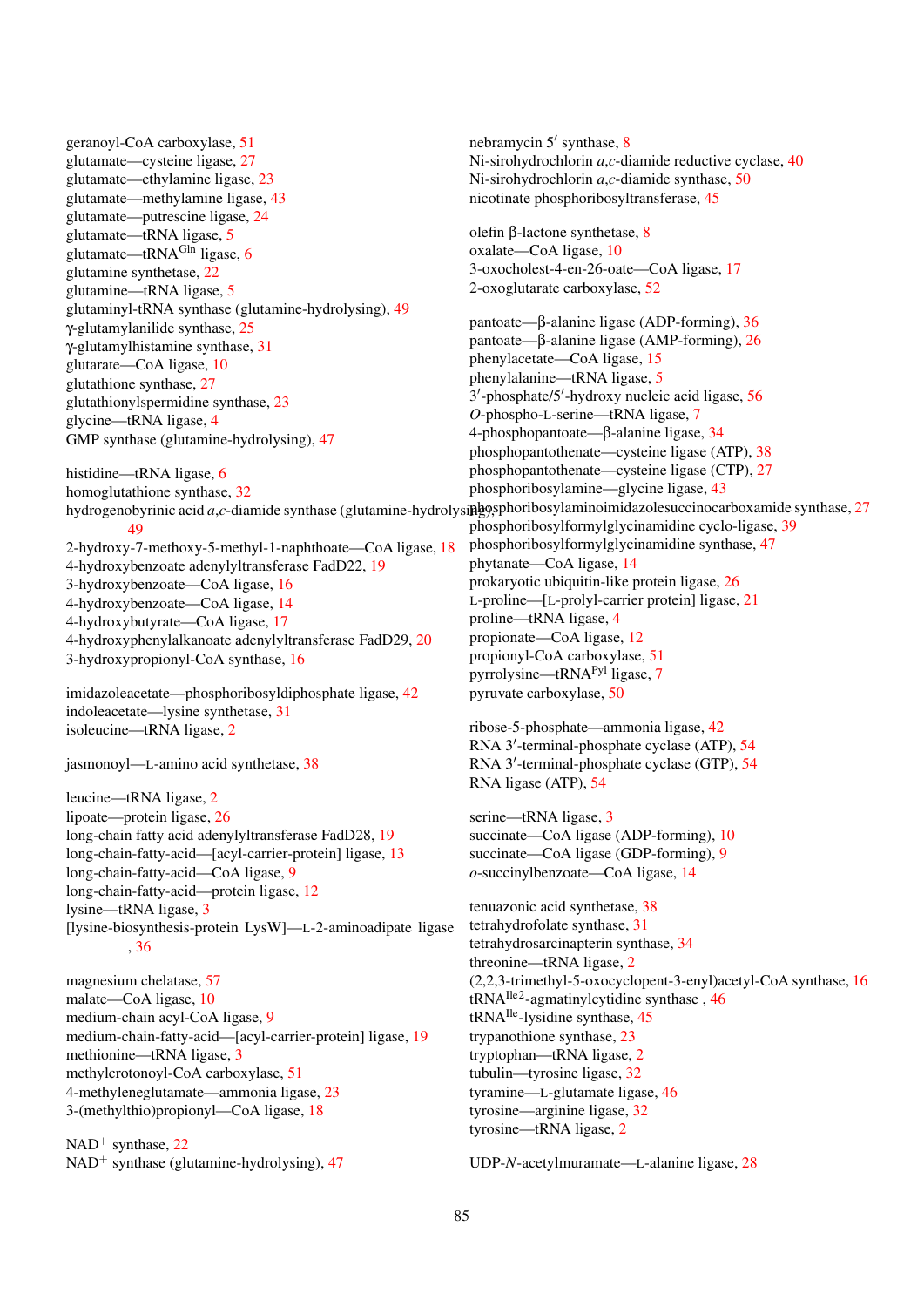geranoyl-CoA carboxylase, 51
glutamate—cysteine ligase, 27
glutamate—ethylamine ligase, 23
glutamate—methylamine ligase, 43
glutamate—putrescine ligase, 24
glutamate—tRNA ligase, 5
glutamate—tRNA$^{Gln}$ ligase, 6
glutamine synthetase, 22
glutamine—tRNA ligase, 5
glutaminyl-tRNA synthase (glutamine-hydrolysing), 49
γ-glutamylanilide synthase, 25
γ-glutamylhistamine synthase, 31
glutarate—CoA ligase, 10
glutathione synthase, 27
glutathionylspermidine synthase, 23
glycine—tRNA ligase, 4
GMP synthase (glutamine-hydrolysing), 47

histidine—tRNA ligase, 6
homoglutathione synthase, 32
hydrogenobyrinic acid *a*,*c*-diamide synthase (glutamine-hydrolysing), 49
2-hydroxy-7-methoxy-5-methyl-1-naphthoate—CoA ligase, 18
4-hydroxybenzoate adenylyltransferase FadD22, 19
3-hydroxybenzoate—CoA ligase, 16
4-hydroxybenzoate—CoA ligase, 14
4-hydroxybutyrate—CoA ligase, 17
4-hydroxyphenylalkanoate adenylyltransferase FadD29, 20
3-hydroxypropionyl-CoA synthase, 16

imidazoleacetate—phosphoribosyldiphosphate ligase, 42
indoleacetate—lysine synthetase, 31
isoleucine—tRNA ligase, 2

jasmonoyl—L-amino acid synthetase, 38

leucine—tRNA ligase, 2
lipoate—protein ligase, 26
long-chain fatty acid adenylyltransferase FadD28, 19
long-chain-fatty-acid—[acyl-carrier-protein] ligase, 13
long-chain-fatty-acid—CoA ligase, 9
long-chain-fatty-acid—protein ligase, 12
lysine—tRNA ligase, 3
[lysine-biosynthesis-protein LysW]—L-2-aminoadipate ligase, 36

magnesium chelatase, 57
malate—CoA ligase, 10
medium-chain acyl-CoA ligase, 9
medium-chain-fatty-acid—[acyl-carrier-protein] ligase, 19
methionine—tRNA ligase, 3
methylcrotonoyl-CoA carboxylase, 51
4-methyleneglutamate—ammonia ligase, 23
3-(methylthio)propionyl—CoA ligase, 18

NAD$^+$ synthase, 22
NAD$^+$ synthase (glutamine-hydrolysing), 47

nebramycin 5′ synthase, 8
Ni-sirohydrochlorin *a*,*c*-diamide reductive cyclase, 40
Ni-sirohydrochlorin *a*,*c*-diamide synthase, 50
nicotinate phosphoribosyltransferase, 45

olefin β-lactone synthetase, 8
oxalate—CoA ligase, 10
3-oxocholest-4-en-26-oate—CoA ligase, 17
2-oxoglutarate carboxylase, 52

pantoate—β-alanine ligase (ADP-forming), 36
pantoate—β-alanine ligase (AMP-forming), 26
phenylacetate—CoA ligase, 15
phenylalanine—tRNA ligase, 5
3′-phosphate/5′-hydroxy nucleic acid ligase, 56
*O*-phospho-L-serine—tRNA ligase, 7
4-phosphopantoate—β-alanine ligase, 34
phosphopantothenate—cysteine ligase (ATP), 38
phosphopantothenate—cysteine ligase (CTP), 27
phosphoribosylamine—glycine ligase, 43
phosphoribosylaminoimidazolesuccinocarboxamide synthase, 27
phosphoribosylformylglycinamidine cyclo-ligase, 39
phosphoribosylformylglycinamidine synthase, 47
phytanate—CoA ligase, 14
prokaryotic ubiquitin-like protein ligase, 26
L-proline—[L-prolyl-carrier protein] ligase, 21
proline—tRNA ligase, 4
propionate—CoA ligase, 12
propionyl-CoA carboxylase, 51
pyrrolysine—tRNA$^{Pyl}$ ligase, 7
pyruvate carboxylase, 50

ribose-5-phosphate—ammonia ligase, 42
RNA 3′-terminal-phosphate cyclase (ATP), 54
RNA 3′-terminal-phosphate cyclase (GTP), 54
RNA ligase (ATP), 54

serine—tRNA ligase, 3
succinate—CoA ligase (ADP-forming), 10
succinate—CoA ligase (GDP-forming), 9
*o*-succinylbenzoate—CoA ligase, 14

tenuazonic acid synthetase, 38
tetrahydrofolate synthase, 31
tetrahydrosarcinapterin synthase, 34
threonine—tRNA ligase, 2
(2,2,3-trimethyl-5-oxocyclopent-3-enyl)acetyl-CoA synthase, 16
tRNA$^{Ile2}$-agmatinylcytidine synthase , 46
tRNA$^{Ile}$-lysidine synthase, 45
trypanothione synthase, 23
tryptophan—tRNA ligase, 2
tubulin—tyrosine ligase, 32
tyramine—L-glutamate ligase, 46
tyrosine—arginine ligase, 32
tyrosine—tRNA ligase, 2

UDP-*N*-acetylmuramate—L-alanine ligase, 28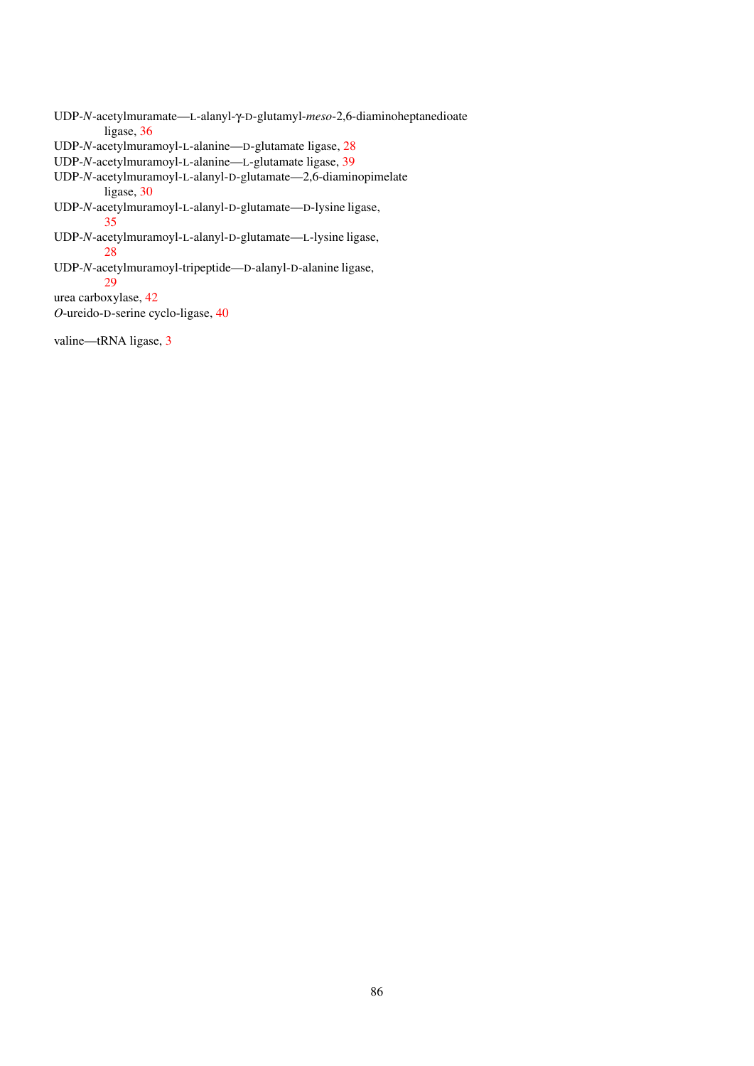UDP-*N*-acetylmuramate—L-alanyl-γ-D-glutamyl-*meso*-2,6-diaminoheptanedioate ligase, 36

UDP-*N*-acetylmuramoyl-L-alanine—D-glutamate ligase, 28

UDP-*N*-acetylmuramoyl-L-alanine—L-glutamate ligase, 39

UDP-*N*-acetylmuramoyl-L-alanyl-D-glutamate—2,6-diaminopimelate ligase, 30

UDP-*N*-acetylmuramoyl-L-alanyl-D-glutamate—D-lysine ligase, 35

UDP-*N*-acetylmuramoyl-L-alanyl-D-glutamate—L-lysine ligase, 28

UDP-*N*-acetylmuramoyl-tripeptide—D-alanyl-D-alanine ligase, 29

urea carboxylase, 42

*O*-ureido-D-serine cyclo-ligase, 40

valine—tRNA ligase, 3